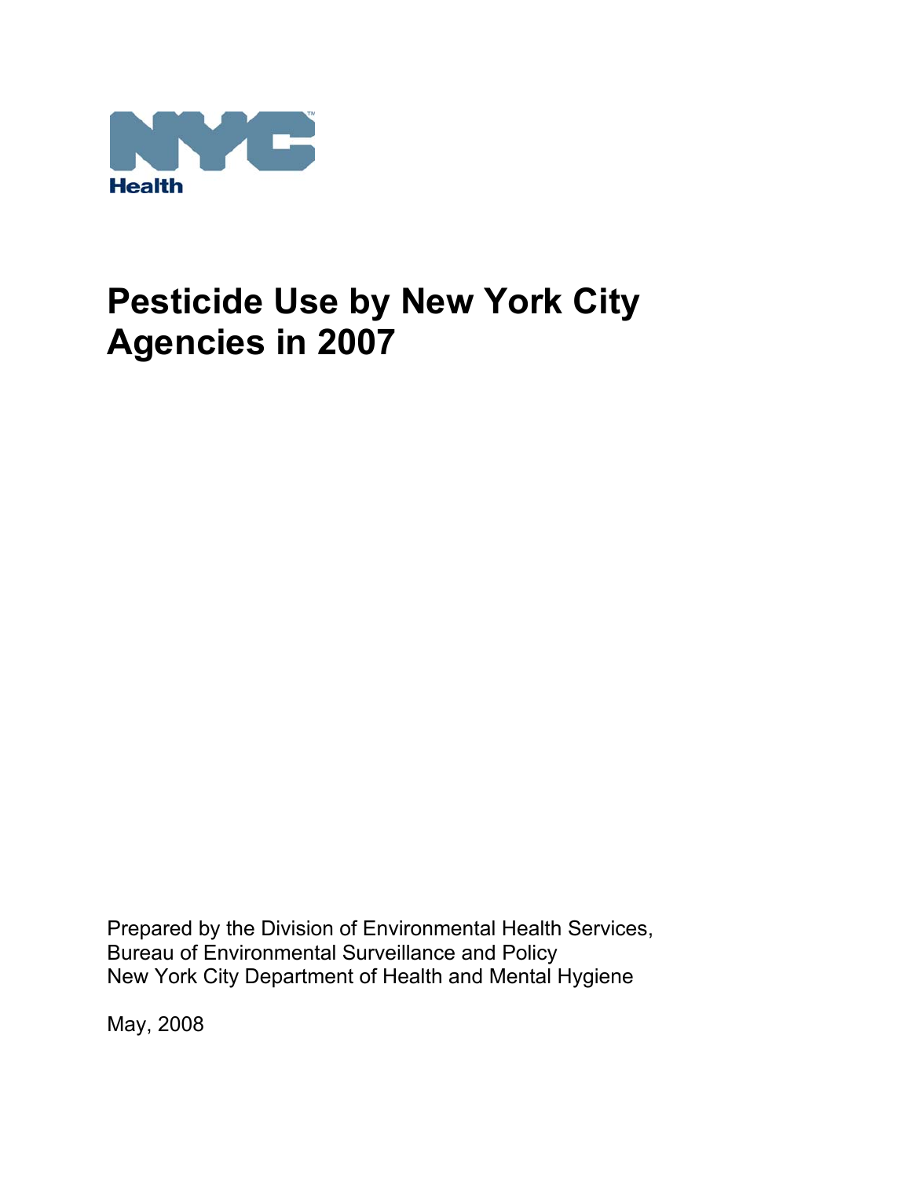NYC Health

# Pesticide Use by New York City Agencies in 2007

Prepared by the Division of Environmental Health Services,
Bureau of Environmental Surveillance and Policy
New York City Department of Health and Mental Hygiene

May, 2008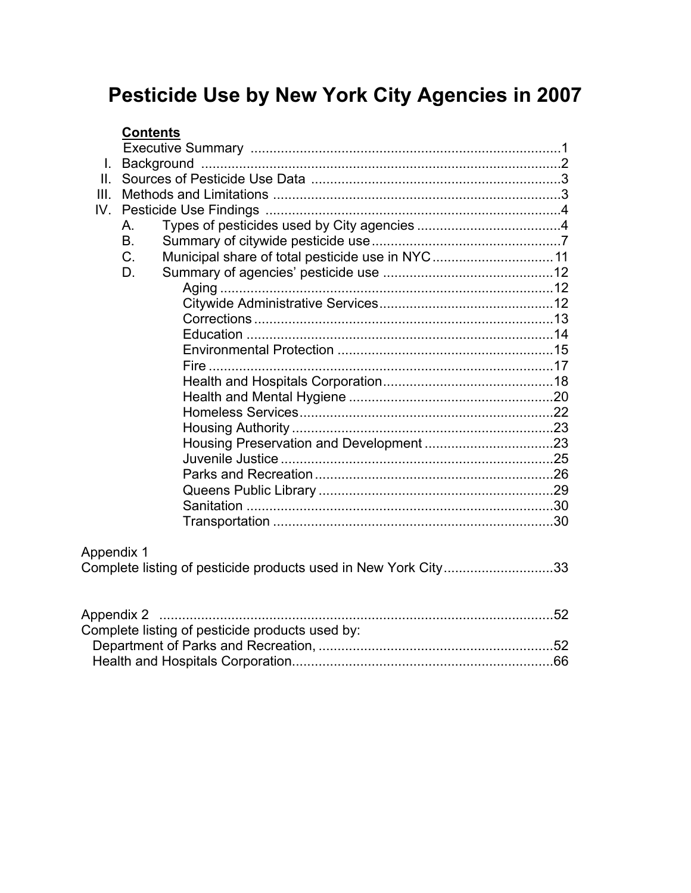# Pesticide Use by New York City Agencies in 2007

**Contents**

Executive Summary ........................................................................................1

- I. Background ........................................................................................2
- II. Sources of Pesticide Use Data ........................................................................................3
- III. Methods and Limitations ........................................................................................3
- IV. Pesticide Use Findings ........................................................................................4
  - A. Types of pesticides used by City agencies ........................................4
  - B. Summary of citywide pesticide use ........................................7
  - C. Municipal share of total pesticide use in NYC ........................................11
  - D. Summary of agencies' pesticide use ........................................12
    - Aging ........................................................................................12
    - Citywide Administrative Services ........................................12
    - Corrections ........................................................................................13
    - Education ........................................................................................14
    - Environmental Protection ........................................................................................15
    - Fire ........................................................................................17
    - Health and Hospitals Corporation ........................................18
    - Health and Mental Hygiene ........................................20
    - Homeless Services ........................................................................................22
    - Housing Authority ........................................................................................23
    - Housing Preservation and Development ........................................23
    - Juvenile Justice ........................................................................................25
    - Parks and Recreation ........................................................................................26
    - Queens Public Library ........................................................................................29
    - Sanitation ........................................................................................30
    - Transportation ........................................................................................30

Appendix 1
Complete listing of pesticide products used in New York City ........................................33

Appendix 2 ........................................................................................52
Complete listing of pesticide products used by:
Department of Parks and Recreation, ........................................52
Health and Hospitals Corporation........................................66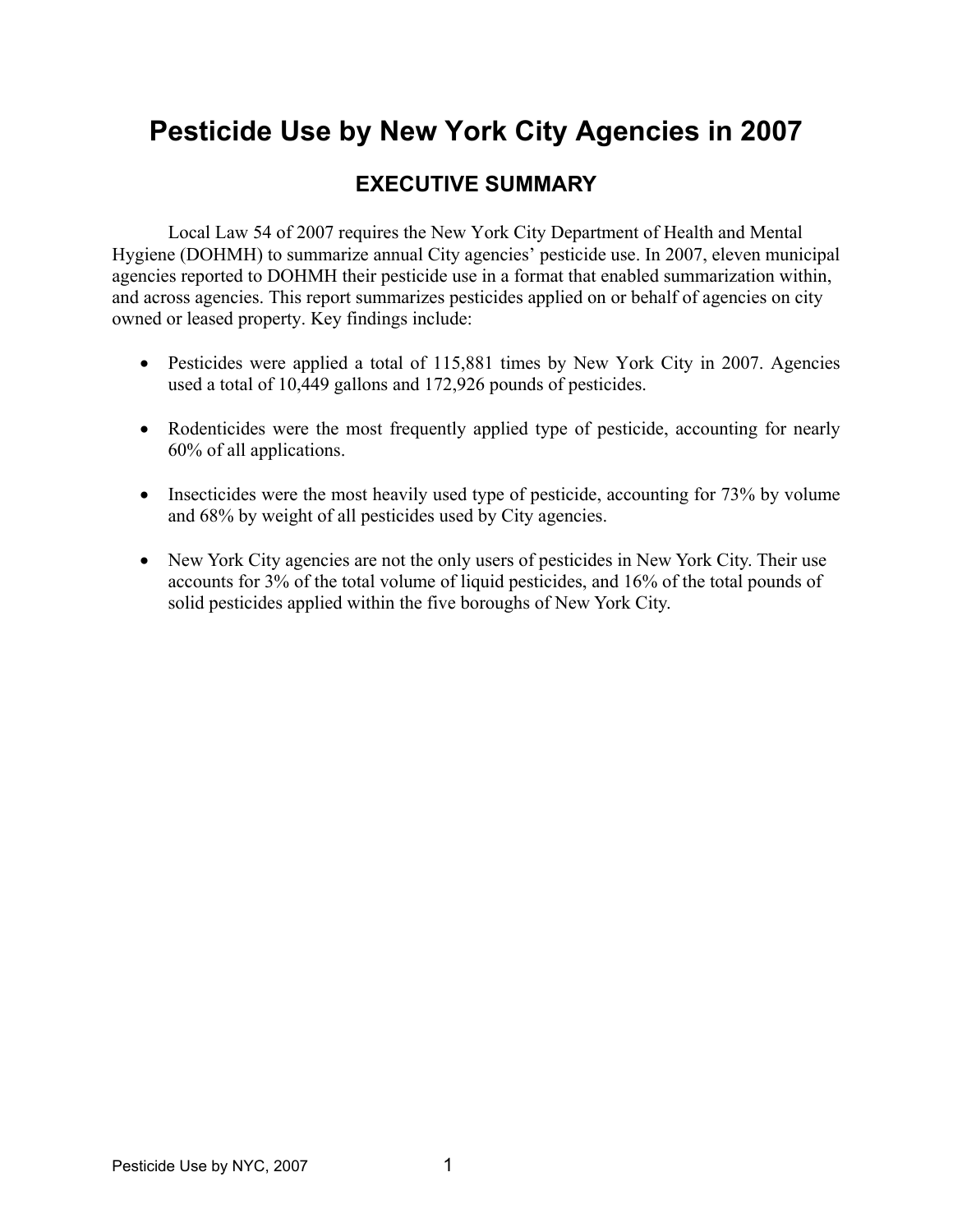# Pesticide Use by New York City Agencies in 2007

## EXECUTIVE SUMMARY

Local Law 54 of 2007 requires the New York City Department of Health and Mental Hygiene (DOHMH) to summarize annual City agencies' pesticide use. In 2007, eleven municipal agencies reported to DOHMH their pesticide use in a format that enabled summarization within, and across agencies. This report summarizes pesticides applied on or behalf of agencies on city owned or leased property. Key findings include:

- Pesticides were applied a total of 115,881 times by New York City in 2007. Agencies used a total of 10,449 gallons and 172,926 pounds of pesticides.
- Rodenticides were the most frequently applied type of pesticide, accounting for nearly 60% of all applications.
- Insecticides were the most heavily used type of pesticide, accounting for 73% by volume and 68% by weight of all pesticides used by City agencies.
- New York City agencies are not the only users of pesticides in New York City. Their use accounts for 3% of the total volume of liquid pesticides, and 16% of the total pounds of solid pesticides applied within the five boroughs of New York City.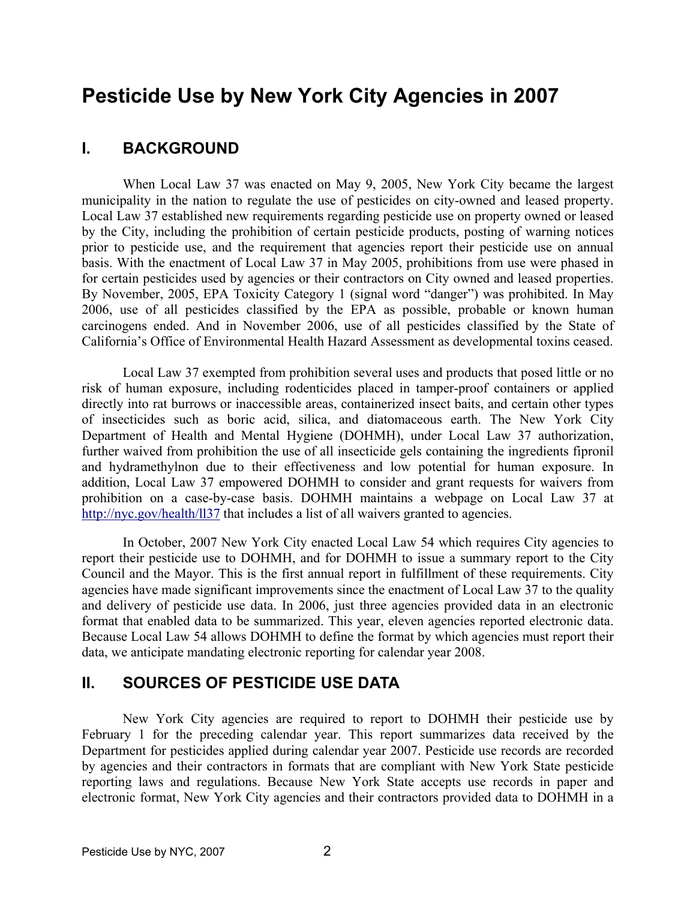# Pesticide Use by New York City Agencies in 2007

## I. BACKGROUND

When Local Law 37 was enacted on May 9, 2005, New York City became the largest municipality in the nation to regulate the use of pesticides on city-owned and leased property. Local Law 37 established new requirements regarding pesticide use on property owned or leased by the City, including the prohibition of certain pesticide products, posting of warning notices prior to pesticide use, and the requirement that agencies report their pesticide use on annual basis. With the enactment of Local Law 37 in May 2005, prohibitions from use were phased in for certain pesticides used by agencies or their contractors on City owned and leased properties. By November, 2005, EPA Toxicity Category 1 (signal word "danger") was prohibited. In May 2006, use of all pesticides classified by the EPA as possible, probable or known human carcinogens ended. And in November 2006, use of all pesticides classified by the State of California's Office of Environmental Health Hazard Assessment as developmental toxins ceased.

Local Law 37 exempted from prohibition several uses and products that posed little or no risk of human exposure, including rodenticides placed in tamper-proof containers or applied directly into rat burrows or inaccessible areas, containerized insect baits, and certain other types of insecticides such as boric acid, silica, and diatomaceous earth. The New York City Department of Health and Mental Hygiene (DOHMH), under Local Law 37 authorization, further waived from prohibition the use of all insecticide gels containing the ingredients fipronil and hydramethylnon due to their effectiveness and low potential for human exposure. In addition, Local Law 37 empowered DOHMH to consider and grant requests for waivers from prohibition on a case-by-case basis. DOHMH maintains a webpage on Local Law 37 at http://nyc.gov/health/ll37 that includes a list of all waivers granted to agencies.

In October, 2007 New York City enacted Local Law 54 which requires City agencies to report their pesticide use to DOHMH, and for DOHMH to issue a summary report to the City Council and the Mayor. This is the first annual report in fulfillment of these requirements. City agencies have made significant improvements since the enactment of Local Law 37 to the quality and delivery of pesticide use data. In 2006, just three agencies provided data in an electronic format that enabled data to be summarized. This year, eleven agencies reported electronic data. Because Local Law 54 allows DOHMH to define the format by which agencies must report their data, we anticipate mandating electronic reporting for calendar year 2008.

## II. SOURCES OF PESTICIDE USE DATA

New York City agencies are required to report to DOHMH their pesticide use by February 1 for the preceding calendar year. This report summarizes data received by the Department for pesticides applied during calendar year 2007. Pesticide use records are recorded by agencies and their contractors in formats that are compliant with New York State pesticide reporting laws and regulations. Because New York State accepts use records in paper and electronic format, New York City agencies and their contractors provided data to DOHMH in a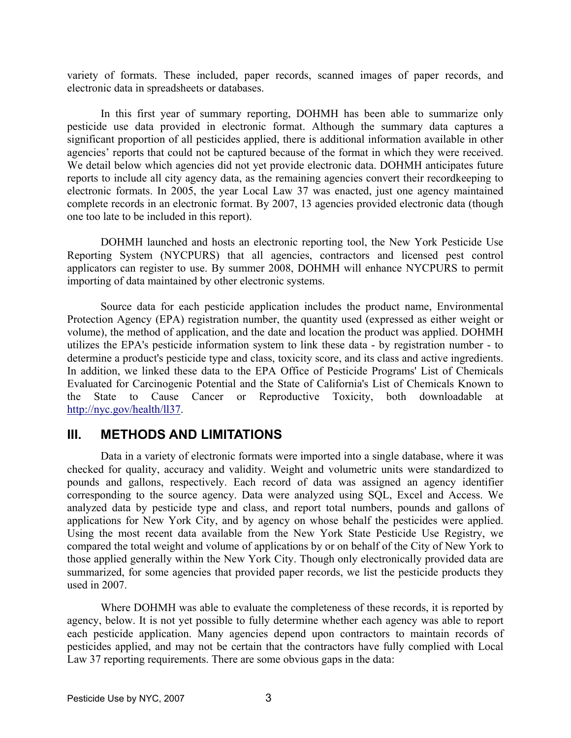variety of formats. These included, paper records, scanned images of paper records, and electronic data in spreadsheets or databases.

In this first year of summary reporting, DOHMH has been able to summarize only pesticide use data provided in electronic format. Although the summary data captures a significant proportion of all pesticides applied, there is additional information available in other agencies' reports that could not be captured because of the format in which they were received. We detail below which agencies did not yet provide electronic data. DOHMH anticipates future reports to include all city agency data, as the remaining agencies convert their recordkeeping to electronic formats. In 2005, the year Local Law 37 was enacted, just one agency maintained complete records in an electronic format. By 2007, 13 agencies provided electronic data (though one too late to be included in this report).

DOHMH launched and hosts an electronic reporting tool, the New York Pesticide Use Reporting System (NYCPURS) that all agencies, contractors and licensed pest control applicators can register to use. By summer 2008, DOHMH will enhance NYCPURS to permit importing of data maintained by other electronic systems.

Source data for each pesticide application includes the product name, Environmental Protection Agency (EPA) registration number, the quantity used (expressed as either weight or volume), the method of application, and the date and location the product was applied. DOHMH utilizes the EPA's pesticide information system to link these data - by registration number - to determine a product's pesticide type and class, toxicity score, and its class and active ingredients. In addition, we linked these data to the EPA Office of Pesticide Programs' List of Chemicals Evaluated for Carcinogenic Potential and the State of California's List of Chemicals Known to the State to Cause Cancer or Reproductive Toxicity, both downloadable at http://nyc.gov/health/ll37.

## III. METHODS AND LIMITATIONS

Data in a variety of electronic formats were imported into a single database, where it was checked for quality, accuracy and validity. Weight and volumetric units were standardized to pounds and gallons, respectively. Each record of data was assigned an agency identifier corresponding to the source agency. Data were analyzed using SQL, Excel and Access. We analyzed data by pesticide type and class, and report total numbers, pounds and gallons of applications for New York City, and by agency on whose behalf the pesticides were applied. Using the most recent data available from the New York State Pesticide Use Registry, we compared the total weight and volume of applications by or on behalf of the City of New York to those applied generally within the New York City. Though only electronically provided data are summarized, for some agencies that provided paper records, we list the pesticide products they used in 2007.

Where DOHMH was able to evaluate the completeness of these records, it is reported by agency, below. It is not yet possible to fully determine whether each agency was able to report each pesticide application. Many agencies depend upon contractors to maintain records of pesticides applied, and may not be certain that the contractors have fully complied with Local Law 37 reporting requirements. There are some obvious gaps in the data: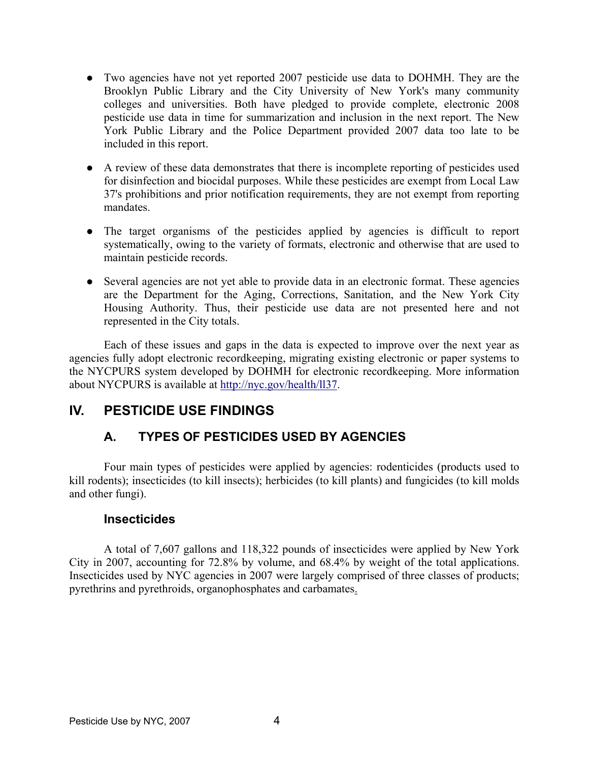- Two agencies have not yet reported 2007 pesticide use data to DOHMH. They are the Brooklyn Public Library and the City University of New York's many community colleges and universities. Both have pledged to provide complete, electronic 2008 pesticide use data in time for summarization and inclusion in the next report. The New York Public Library and the Police Department provided 2007 data too late to be included in this report.

- A review of these data demonstrates that there is incomplete reporting of pesticides used for disinfection and biocidal purposes. While these pesticides are exempt from Local Law 37's prohibitions and prior notification requirements, they are not exempt from reporting mandates.

- The target organisms of the pesticides applied by agencies is difficult to report systematically, owing to the variety of formats, electronic and otherwise that are used to maintain pesticide records.

- Several agencies are not yet able to provide data in an electronic format. These agencies are the Department for the Aging, Corrections, Sanitation, and the New York City Housing Authority. Thus, their pesticide use data are not presented here and not represented in the City totals.

Each of these issues and gaps in the data is expected to improve over the next year as agencies fully adopt electronic recordkeeping, migrating existing electronic or paper systems to the NYCPURS system developed by DOHMH for electronic recordkeeping. More information about NYCPURS is available at http://nyc.gov/health/ll37.

# IV. PESTICIDE USE FINDINGS

## A. TYPES OF PESTICIDES USED BY AGENCIES

Four main types of pesticides were applied by agencies: rodenticides (products used to kill rodents); insecticides (to kill insects); herbicides (to kill plants) and fungicides (to kill molds and other fungi).

### Insecticides

A total of 7,607 gallons and 118,322 pounds of insecticides were applied by New York City in 2007, accounting for 72.8% by volume, and 68.4% by weight of the total applications. Insecticides used by NYC agencies in 2007 were largely comprised of three classes of products; pyrethrins and pyrethroids, organophosphates and carbamates.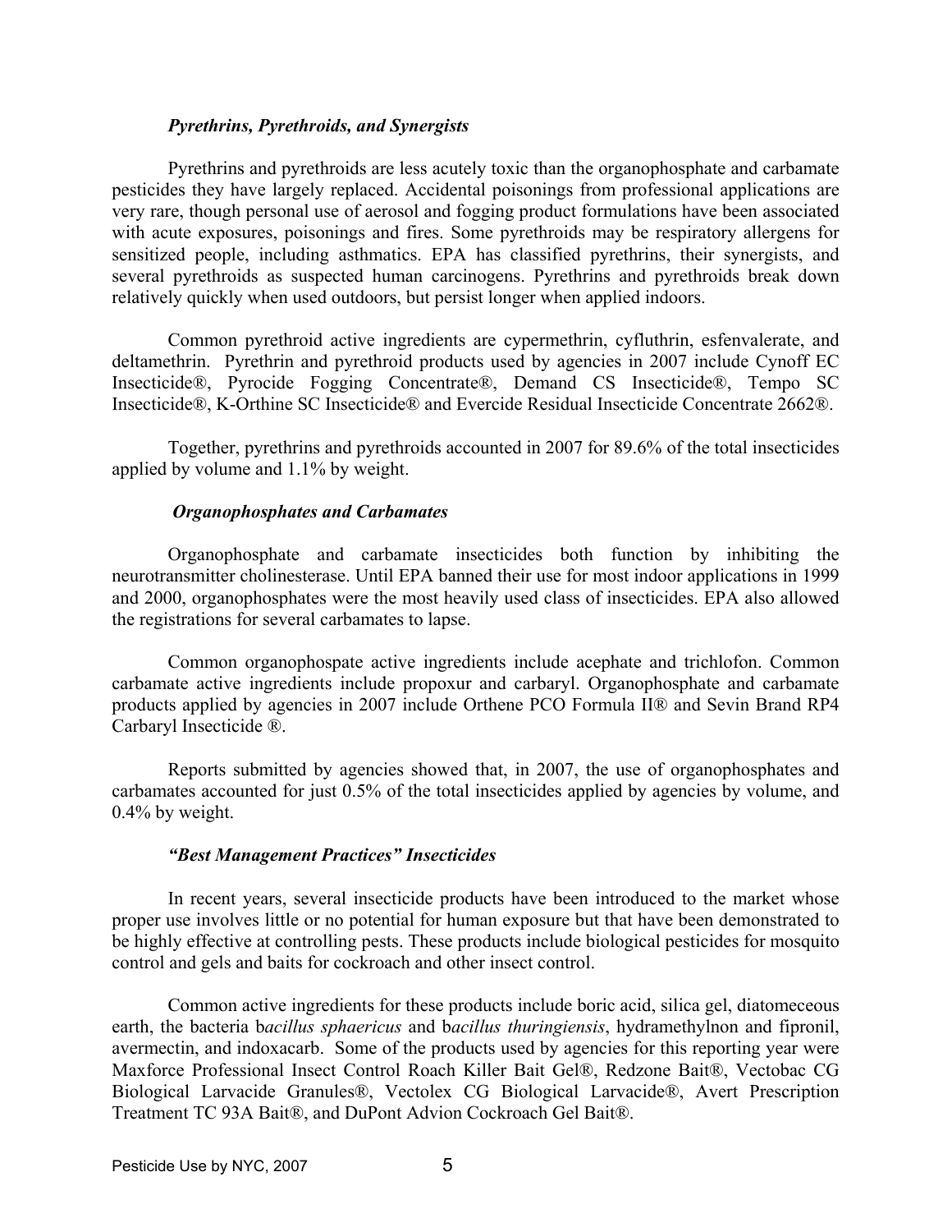### *Pyrethrins, Pyrethroids, and Synergists*

Pyrethrins and pyrethroids are less acutely toxic than the organophosphate and carbamate pesticides they have largely replaced. Accidental poisonings from professional applications are very rare, though personal use of aerosol and fogging product formulations have been associated with acute exposures, poisonings and fires. Some pyrethroids may be respiratory allergens for sensitized people, including asthmatics. EPA has classified pyrethrins, their synergists, and several pyrethroids as suspected human carcinogens. Pyrethrins and pyrethroids break down relatively quickly when used outdoors, but persist longer when applied indoors.

Common pyrethroid active ingredients are cypermethrin, cyfluthrin, esfenvalerate, and deltamethrin. Pyrethrin and pyrethroid products used by agencies in 2007 include Cynoff EC Insecticide®, Pyrocide Fogging Concentrate®, Demand CS Insecticide®, Tempo SC Insecticide®, K-Orthine SC Insecticide® and Evercide Residual Insecticide Concentrate 2662®.

Together, pyrethrins and pyrethroids accounted in 2007 for 89.6% of the total insecticides applied by volume and 1.1% by weight.

### *Organophosphates and Carbamates*

Organophosphate and carbamate insecticides both function by inhibiting the neurotransmitter cholinesterase. Until EPA banned their use for most indoor applications in 1999 and 2000, organophosphates were the most heavily used class of insecticides. EPA also allowed the registrations for several carbamates to lapse.

Common organophospate active ingredients include acephate and trichlofon. Common carbamate active ingredients include propoxur and carbaryl. Organophosphate and carbamate products applied by agencies in 2007 include Orthene PCO Formula II® and Sevin Brand RP4 Carbaryl Insecticide ®.

Reports submitted by agencies showed that, in 2007, the use of organophosphates and carbamates accounted for just 0.5% of the total insecticides applied by agencies by volume, and 0.4% by weight.

### *"Best Management Practices" Insecticides*

In recent years, several insecticide products have been introduced to the market whose proper use involves little or no potential for human exposure but that have been demonstrated to be highly effective at controlling pests. These products include biological pesticides for mosquito control and gels and baits for cockroach and other insect control.

Common active ingredients for these products include boric acid, silica gel, diatomeceous earth, the bacteria b*acillus sphaericus* and b*acillus thuringiensis*, hydramethylnon and fipronil, avermectin, and indoxacarb. Some of the products used by agencies for this reporting year were Maxforce Professional Insect Control Roach Killer Bait Gel®, Redzone Bait®, Vectobac CG Biological Larvacide Granules®, Vectolex CG Biological Larvacide®, Avert Prescription Treatment TC 93A Bait®, and DuPont Advion Cockroach Gel Bait®.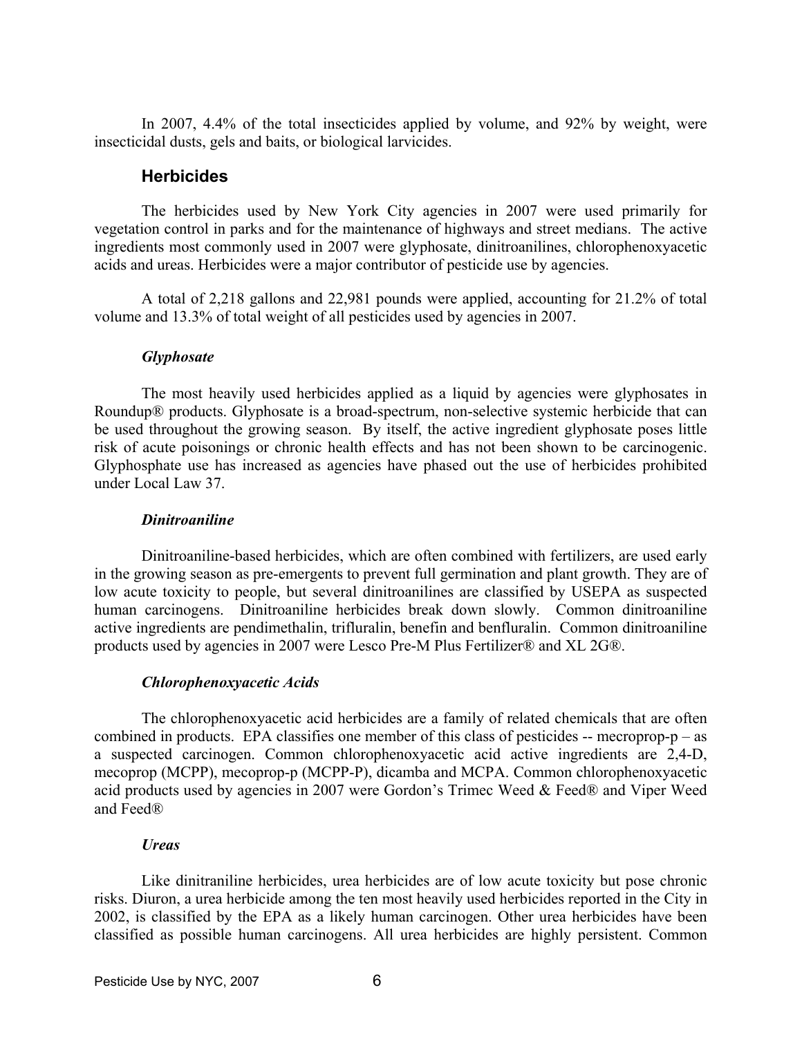In 2007, 4.4% of the total insecticides applied by volume, and 92% by weight, were insecticidal dusts, gels and baits, or biological larvicides.

## Herbicides

The herbicides used by New York City agencies in 2007 were used primarily for vegetation control in parks and for the maintenance of highways and street medians. The active ingredients most commonly used in 2007 were glyphosate, dinitroanilines, chlorophenoxyacetic acids and ureas. Herbicides were a major contributor of pesticide use by agencies.

A total of 2,218 gallons and 22,981 pounds were applied, accounting for 21.2% of total volume and 13.3% of total weight of all pesticides used by agencies in 2007.

### *Glyphosate*

The most heavily used herbicides applied as a liquid by agencies were glyphosates in Roundup® products. Glyphosate is a broad-spectrum, non-selective systemic herbicide that can be used throughout the growing season. By itself, the active ingredient glyphosate poses little risk of acute poisonings or chronic health effects and has not been shown to be carcinogenic. Glyphosphate use has increased as agencies have phased out the use of herbicides prohibited under Local Law 37.

### *Dinitroaniline*

Dinitroaniline-based herbicides, which are often combined with fertilizers, are used early in the growing season as pre-emergents to prevent full germination and plant growth. They are of low acute toxicity to people, but several dinitroanilines are classified by USEPA as suspected human carcinogens. Dinitroaniline herbicides break down slowly. Common dinitroaniline active ingredients are pendimethalin, trifluralin, benefin and benfluralin. Common dinitroaniline products used by agencies in 2007 were Lesco Pre-M Plus Fertilizer® and XL 2G®.

### *Chlorophenoxyacetic Acids*

The chlorophenoxyacetic acid herbicides are a family of related chemicals that are often combined in products. EPA classifies one member of this class of pesticides -- mecroprop-p – as a suspected carcinogen. Common chlorophenoxyacetic acid active ingredients are 2,4-D, mecoprop (MCPP), mecoprop-p (MCPP-P), dicamba and MCPA. Common chlorophenoxyacetic acid products used by agencies in 2007 were Gordon's Trimec Weed & Feed® and Viper Weed and Feed®

### *Ureas*

Like dinitraniline herbicides, urea herbicides are of low acute toxicity but pose chronic risks. Diuron, a urea herbicide among the ten most heavily used herbicides reported in the City in 2002, is classified by the EPA as a likely human carcinogen. Other urea herbicides have been classified as possible human carcinogens. All urea herbicides are highly persistent. Common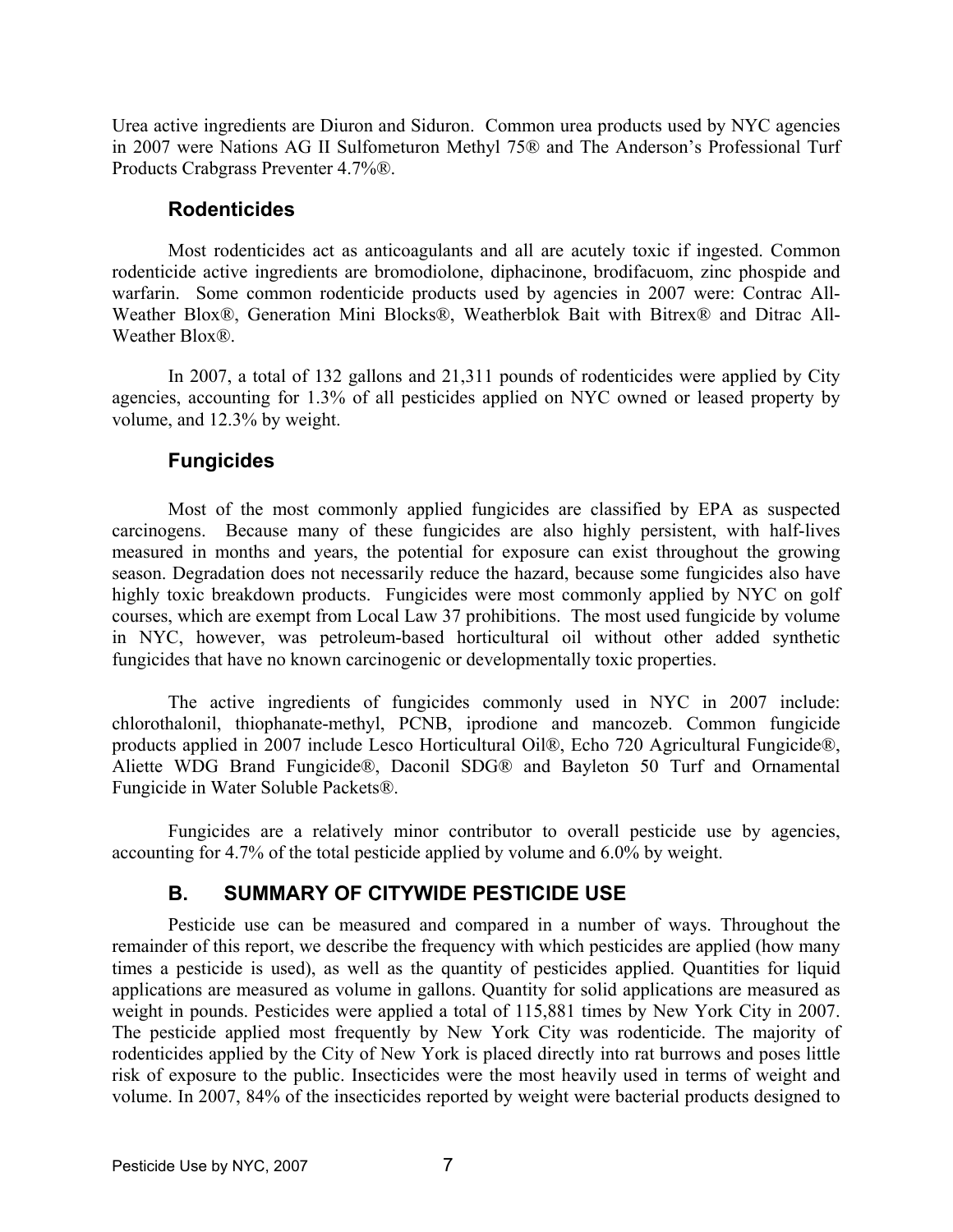Urea active ingredients are Diuron and Siduron. Common urea products used by NYC agencies in 2007 were Nations AG II Sulfometuron Methyl 75® and The Anderson's Professional Turf Products Crabgrass Preventer 4.7%®.

### Rodenticides

Most rodenticides act as anticoagulants and all are acutely toxic if ingested. Common rodenticide active ingredients are bromodiolone, diphacinone, brodifacuom, zinc phospide and warfarin. Some common rodenticide products used by agencies in 2007 were: Contrac All-Weather Blox®, Generation Mini Blocks®, Weatherblok Bait with Bitrex® and Ditrac All-Weather Blox®.

In 2007, a total of 132 gallons and 21,311 pounds of rodenticides were applied by City agencies, accounting for 1.3% of all pesticides applied on NYC owned or leased property by volume, and 12.3% by weight.

### Fungicides

Most of the most commonly applied fungicides are classified by EPA as suspected carcinogens. Because many of these fungicides are also highly persistent, with half-lives measured in months and years, the potential for exposure can exist throughout the growing season. Degradation does not necessarily reduce the hazard, because some fungicides also have highly toxic breakdown products. Fungicides were most commonly applied by NYC on golf courses, which are exempt from Local Law 37 prohibitions. The most used fungicide by volume in NYC, however, was petroleum-based horticultural oil without other added synthetic fungicides that have no known carcinogenic or developmentally toxic properties.

The active ingredients of fungicides commonly used in NYC in 2007 include: chlorothalonil, thiophanate-methyl, PCNB, iprodione and mancozeb. Common fungicide products applied in 2007 include Lesco Horticultural Oil®, Echo 720 Agricultural Fungicide®, Aliette WDG Brand Fungicide®, Daconil SDG® and Bayleton 50 Turf and Ornamental Fungicide in Water Soluble Packets®.

Fungicides are a relatively minor contributor to overall pesticide use by agencies, accounting for 4.7% of the total pesticide applied by volume and 6.0% by weight.

## B. SUMMARY OF CITYWIDE PESTICIDE USE

Pesticide use can be measured and compared in a number of ways. Throughout the remainder of this report, we describe the frequency with which pesticides are applied (how many times a pesticide is used), as well as the quantity of pesticides applied. Quantities for liquid applications are measured as volume in gallons. Quantity for solid applications are measured as weight in pounds. Pesticides were applied a total of 115,881 times by New York City in 2007. The pesticide applied most frequently by New York City was rodenticide. The majority of rodenticides applied by the City of New York is placed directly into rat burrows and poses little risk of exposure to the public. Insecticides were the most heavily used in terms of weight and volume. In 2007, 84% of the insecticides reported by weight were bacterial products designed to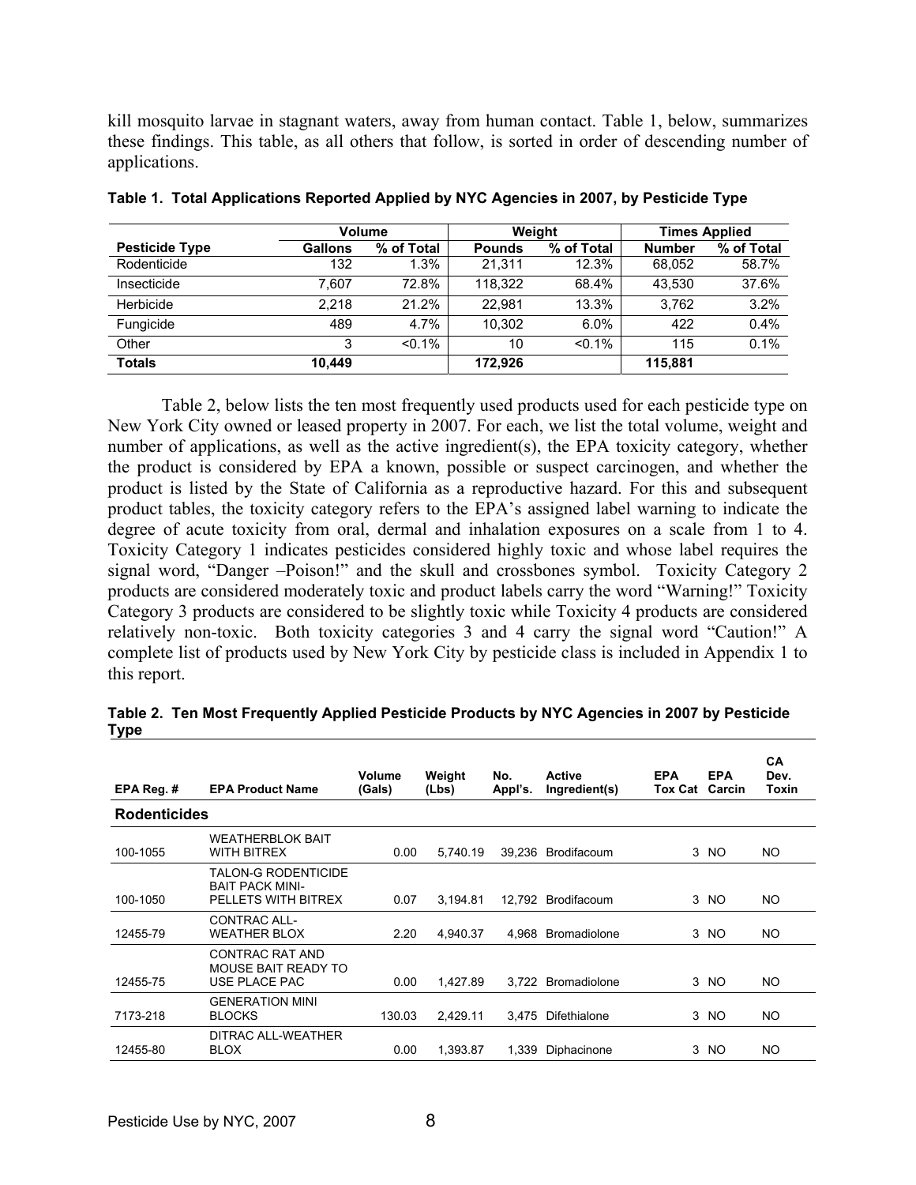kill mosquito larvae in stagnant waters, away from human contact. Table 1, below, summarizes these findings. This table, as all others that follow, is sorted in order of descending number of applications.

**Table 1. Total Applications Reported Applied by NYC Agencies in 2007, by Pesticide Type**

| | Volume | | Weight | | Times Applied | |
|---|---|---|---|---|---|---|
| **Pesticide Type** | **Gallons** | **% of Total** | **Pounds** | **% of Total** | **Number** | **% of Total** |
| Rodenticide | 132 | 1.3% | 21,311 | 12.3% | 68,052 | 58.7% |
| Insecticide | 7,607 | 72.8% | 118,322 | 68.4% | 43,530 | 37.6% |
| Herbicide | 2,218 | 21.2% | 22,981 | 13.3% | 3,762 | 3.2% |
| Fungicide | 489 | 4.7% | 10,302 | 6.0% | 422 | 0.4% |
| Other | 3 | <0.1% | 10 | <0.1% | 115 | 0.1% |
| **Totals** | **10,449** | | **172,926** | | **115,881** | |

Table 2, below lists the ten most frequently used products used for each pesticide type on New York City owned or leased property in 2007. For each, we list the total volume, weight and number of applications, as well as the active ingredient(s), the EPA toxicity category, whether the product is considered by EPA a known, possible or suspect carcinogen, and whether the product is listed by the State of California as a reproductive hazard. For this and subsequent product tables, the toxicity category refers to the EPA's assigned label warning to indicate the degree of acute toxicity from oral, dermal and inhalation exposures on a scale from 1 to 4. Toxicity Category 1 indicates pesticides considered highly toxic and whose label requires the signal word, "Danger –Poison!" and the skull and crossbones symbol. Toxicity Category 2 products are considered moderately toxic and product labels carry the word "Warning!" Toxicity Category 3 products are considered to be slightly toxic while Toxicity 4 products are considered relatively non-toxic. Both toxicity categories 3 and 4 carry the signal word "Caution!" A complete list of products used by New York City by pesticide class is included in Appendix 1 to this report.

**Table 2. Ten Most Frequently Applied Pesticide Products by NYC Agencies in 2007 by Pesticide Type**

| EPA Reg. # | EPA Product Name | Volume (Gals) | Weight (Lbs) | No. Appl's. | Active Ingredient(s) | EPA Tox Cat | EPA Carcin | CA Dev. Toxin |
|---|---|---|---|---|---|---|---|---|
| **Rodenticides** | | | | | | | | |
| 100-1055 | WEATHERBLOK BAIT WITH BITREX | 0.00 | 5,740.19 | 39,236 | Brodifacoum | 3 | NO | NO |
| 100-1050 | TALON-G RODENTICIDE BAIT PACK MINI-PELLETS WITH BITREX | 0.07 | 3,194.81 | 12,792 | Brodifacoum | 3 | NO | NO |
| 12455-79 | CONTRAC ALL-WEATHER BLOX | 2.20 | 4,940.37 | 4,968 | Bromadiolone | 3 | NO | NO |
| 12455-75 | CONTRAC RAT AND MOUSE BAIT READY TO USE PLACE PAC | 0.00 | 1,427.89 | 3,722 | Bromadiolone | 3 | NO | NO |
| 7173-218 | GENERATION MINI BLOCKS | 130.03 | 2,429.11 | 3,475 | Difethialone | 3 | NO | NO |
| 12455-80 | DITRAC ALL-WEATHER BLOX | 0.00 | 1,393.87 | 1,339 | Diphacinone | 3 | NO | NO |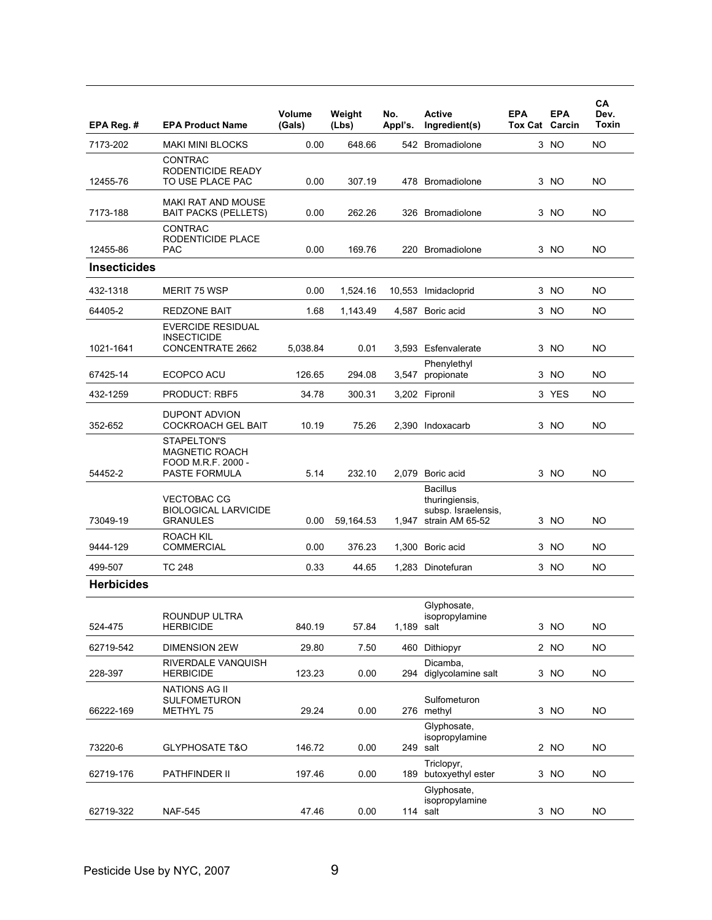| EPA Reg. # | EPA Product Name | Volume (Gals) | Weight (Lbs) | No. Appl's. | Active Ingredient(s) | EPA Tox Cat | EPA Carcin | CA Dev. Toxin |
|---|---|---|---|---|---|---|---|---|
| 7173-202 | MAKI MINI BLOCKS | 0.00 | 648.66 | 542 | Bromadiolone | 3 | NO | NO |
| 12455-76 | CONTRAC RODENTICIDE READY TO USE PLACE PAC | 0.00 | 307.19 | 478 | Bromadiolone | 3 | NO | NO |
| 7173-188 | MAKI RAT AND MOUSE BAIT PACKS (PELLETS) | 0.00 | 262.26 | 326 | Bromadiolone | 3 | NO | NO |
| 12455-86 | CONTRAC RODENTICIDE PLACE PAC | 0.00 | 169.76 | 220 | Bromadiolone | 3 | NO | NO |
| **Insecticides** | | | | | | | | |
| 432-1318 | MERIT 75 WSP | 0.00 | 1,524.16 | 10,553 | Imidacloprid | 3 | NO | NO |
| 64405-2 | REDZONE BAIT | 1.68 | 1,143.49 | 4,587 | Boric acid | 3 | NO | NO |
| 1021-1641 | EVERCIDE RESIDUAL INSECTICIDE CONCENTRATE 2662 | 5,038.84 | 0.01 | 3,593 | Esfenvalerate | 3 | NO | NO |
| 67425-14 | ECOPCO ACU | 126.65 | 294.08 | 3,547 | Phenylethyl propionate | 3 | NO | NO |
| 432-1259 | PRODUCT: RBF5 | 34.78 | 300.31 | 3,202 | Fipronil | 3 | YES | NO |
| 352-652 | DUPONT ADVION COCKROACH GEL BAIT | 10.19 | 75.26 | 2,390 | Indoxacarb | 3 | NO | NO |
| 54452-2 | STAPELTON'S MAGNETIC ROACH FOOD M.R.F. 2000 - PASTE FORMULA | 5.14 | 232.10 | 2,079 | Boric acid | 3 | NO | NO |
| 73049-19 | VECTOBAC CG BIOLOGICAL LARVICIDE GRANULES | 0.00 | 59,164.53 | 1,947 | Bacillus thuringiensis, subsp. Israelensis, strain AM 65-52 | 3 | NO | NO |
| 9444-129 | ROACH KIL COMMERCIAL | 0.00 | 376.23 | 1,300 | Boric acid | 3 | NO | NO |
| 499-507 | TC 248 | 0.33 | 44.65 | 1,283 | Dinotefuran | 3 | NO | NO |
| **Herbicides** | | | | | | | | |
| 524-475 | ROUNDUP ULTRA HERBICIDE | 840.19 | 57.84 | 1,189 | Glyphosate, isopropylamine salt | 3 | NO | NO |
| 62719-542 | DIMENSION 2EW | 29.80 | 7.50 | 460 | Dithiopyr | 2 | NO | NO |
| 228-397 | RIVERDALE VANQUISH HERBICIDE | 123.23 | 0.00 | 294 | Dicamba, diglycolamine salt | 3 | NO | NO |
| 66222-169 | NATIONS AG II SULFOMETURON METHYL 75 | 29.24 | 0.00 | 276 | Sulfometuron methyl | 3 | NO | NO |
| 73220-6 | GLYPHOSATE T&O | 146.72 | 0.00 | 249 | Glyphosate, isopropylamine salt | 2 | NO | NO |
| 62719-176 | PATHFINDER II | 197.46 | 0.00 | 189 | Triclopyr, butoxyethyl ester | 3 | NO | NO |
| 62719-322 | NAF-545 | 47.46 | 0.00 | 114 | Glyphosate, isopropylamine salt | 3 | NO | NO |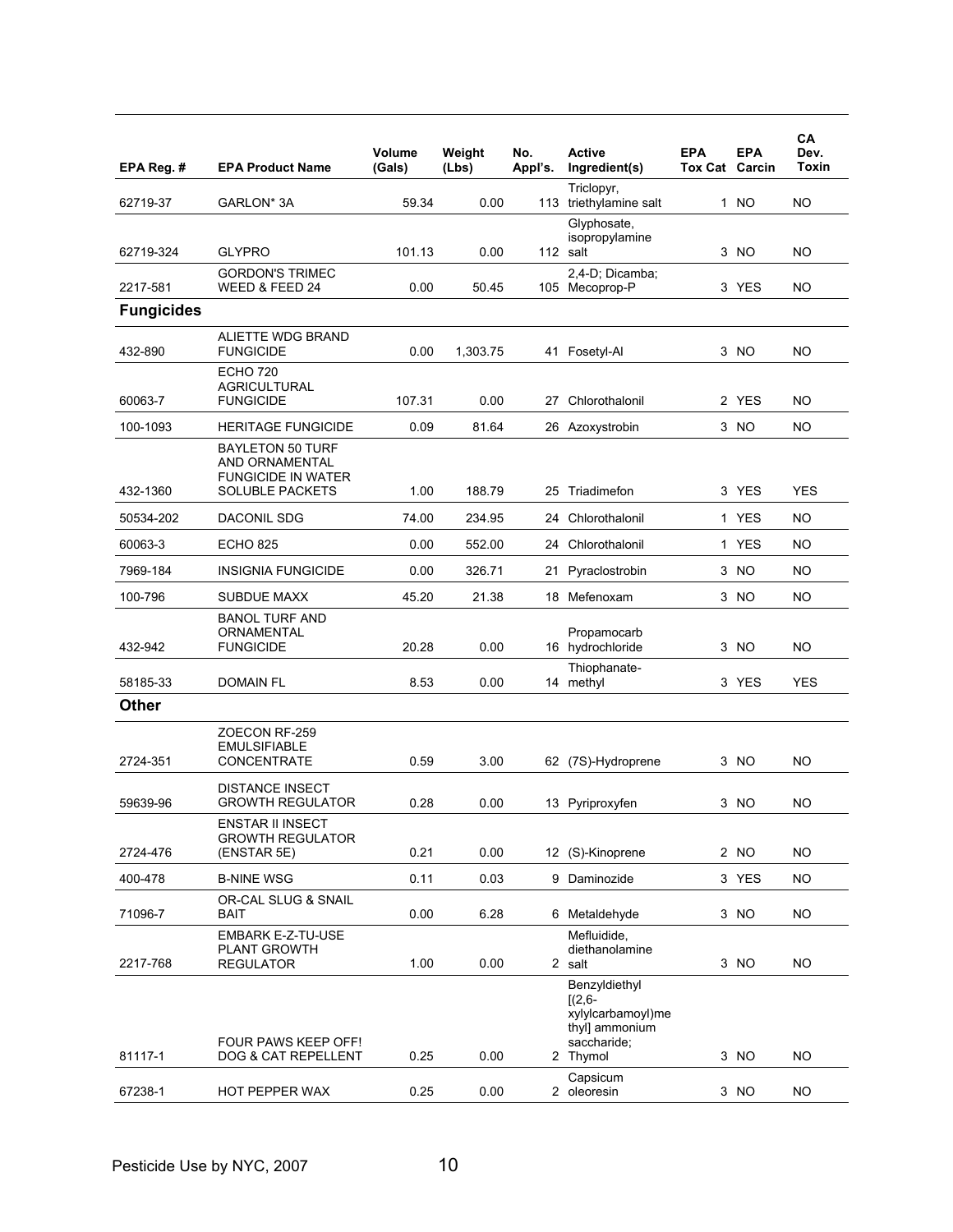| EPA Reg. # | EPA Product Name | Volume (Gals) | Weight (Lbs) | No. Appl's. | Active Ingredient(s) | EPA Tox Cat | EPA Carcin | CA Dev. Toxin |
|---|---|---|---|---|---|---|---|---|
| 62719-37 | GARLON* 3A | 59.34 | 0.00 | 113 | Triclopyr, triethylamine salt | 1 | NO | NO |
| 62719-324 | GLYPRO | 101.13 | 0.00 | 112 | Glyphosate, isopropylamine salt | 3 | NO | NO |
| 2217-581 | GORDON'S TRIMEC WEED & FEED 24 | 0.00 | 50.45 | 105 | 2,4-D; Dicamba; Mecoprop-P | 3 | YES | NO |
| **Fungicides** | | | | | | | | |
| 432-890 | ALIETTE WDG BRAND FUNGICIDE | 0.00 | 1,303.75 | 41 | Fosetyl-Al | 3 | NO | NO |
| 60063-7 | ECHO 720 AGRICULTURAL FUNGICIDE | 107.31 | 0.00 | 27 | Chlorothalonil | 2 | YES | NO |
| 100-1093 | HERITAGE FUNGICIDE | 0.09 | 81.64 | 26 | Azoxystrobin | 3 | NO | NO |
| 432-1360 | BAYLETON 50 TURF AND ORNAMENTAL FUNGICIDE IN WATER SOLUBLE PACKETS | 1.00 | 188.79 | 25 | Triadimefon | 3 | YES | YES |
| 50534-202 | DACONIL SDG | 74.00 | 234.95 | 24 | Chlorothalonil | 1 | YES | NO |
| 60063-3 | ECHO 825 | 0.00 | 552.00 | 24 | Chlorothalonil | 1 | YES | NO |
| 7969-184 | INSIGNIA FUNGICIDE | 0.00 | 326.71 | 21 | Pyraclostrobin | 3 | NO | NO |
| 100-796 | SUBDUE MAXX | 45.20 | 21.38 | 18 | Mefenoxam | 3 | NO | NO |
| 432-942 | BANOL TURF AND ORNAMENTAL FUNGICIDE | 20.28 | 0.00 | 16 | Propamocarb hydrochloride | 3 | NO | NO |
| 58185-33 | DOMAIN FL | 8.53 | 0.00 | 14 | Thiophanate-methyl | 3 | YES | YES |
| **Other** | | | | | | | | |
| 2724-351 | ZOECON RF-259 EMULSIFIABLE CONCENTRATE | 0.59 | 3.00 | 62 | (7S)-Hydroprene | 3 | NO | NO |
| 59639-96 | DISTANCE INSECT GROWTH REGULATOR | 0.28 | 0.00 | 13 | Pyriproxyfen | 3 | NO | NO |
| 2724-476 | ENSTAR II INSECT GROWTH REGULATOR (ENSTAR 5E) | 0.21 | 0.00 | 12 | (S)-Kinoprene | 2 | NO | NO |
| 400-478 | B-NINE WSG | 0.11 | 0.03 | 9 | Daminozide | 3 | YES | NO |
| 71096-7 | OR-CAL SLUG & SNAIL BAIT | 0.00 | 6.28 | 6 | Metaldehyde | 3 | NO | NO |
| 2217-768 | EMBARK E-Z-TU-USE PLANT GROWTH REGULATOR | 1.00 | 0.00 | 2 | Mefluidide, diethanolamine salt | 3 | NO | NO |
| 81117-1 | FOUR PAWS KEEP OFF! DOG & CAT REPELLENT | 0.25 | 0.00 | 2 | Benzyldiethyl [(2,6-xylylcarbamoyl)methyl] ammonium saccharide; Thymol | 3 | NO | NO |
| 67238-1 | HOT PEPPER WAX | 0.25 | 0.00 | 2 | Capsicum oleoresin | 3 | NO | NO |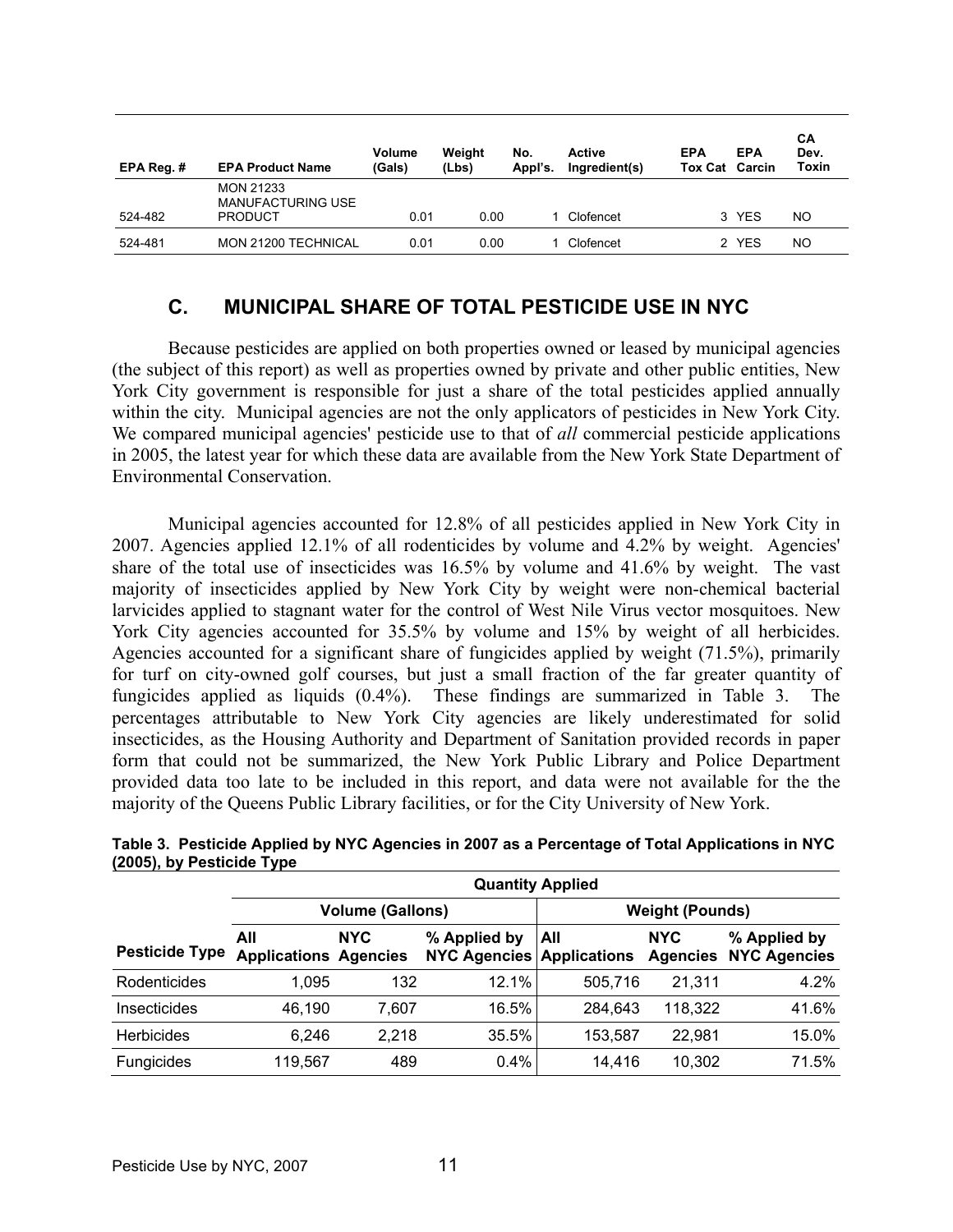| EPA Reg. # | EPA Product Name | Volume (Gals) | Weight (Lbs) | No. Appl's. | Active Ingredient(s) | EPA Tox Cat | EPA Carcin | CA Dev. Toxin |
|---|---|---|---|---|---|---|---|---|
| 524-482 | MON 21233 MANUFACTURING USE PRODUCT | 0.01 | 0.00 | 1 | Clofencet | 3 | YES | NO |
| 524-481 | MON 21200 TECHNICAL | 0.01 | 0.00 | 1 | Clofencet | 2 | YES | NO |

## C. MUNICIPAL SHARE OF TOTAL PESTICIDE USE IN NYC

Because pesticides are applied on both properties owned or leased by municipal agencies (the subject of this report) as well as properties owned by private and other public entities, New York City government is responsible for just a share of the total pesticides applied annually within the city. Municipal agencies are not the only applicators of pesticides in New York City. We compared municipal agencies' pesticide use to that of *all* commercial pesticide applications in 2005, the latest year for which these data are available from the New York State Department of Environmental Conservation.

Municipal agencies accounted for 12.8% of all pesticides applied in New York City in 2007. Agencies applied 12.1% of all rodenticides by volume and 4.2% by weight. Agencies' share of the total use of insecticides was 16.5% by volume and 41.6% by weight. The vast majority of insecticides applied by New York City by weight were non-chemical bacterial larvicides applied to stagnant water for the control of West Nile Virus vector mosquitoes. New York City agencies accounted for 35.5% by volume and 15% by weight of all herbicides. Agencies accounted for a significant share of fungicides applied by weight (71.5%), primarily for turf on city-owned golf courses, but just a small fraction of the far greater quantity of fungicides applied as liquids (0.4%). These findings are summarized in Table 3. The percentages attributable to New York City agencies are likely underestimated for solid insecticides, as the Housing Authority and Department of Sanitation provided records in paper form that could not be summarized, the New York Public Library and Police Department provided data too late to be included in this report, and data were not available for the the majority of the Queens Public Library facilities, or for the City University of New York.

**Table 3. Pesticide Applied by NYC Agencies in 2007 as a Percentage of Total Applications in NYC (2005), by Pesticide Type**

| | Quantity Applied | | | | | |
|---|---|---|---|---|---|---|
| | Volume (Gallons) | | | Weight (Pounds) | | |
| Pesticide Type | All Applications | NYC Agencies | % Applied by NYC Agencies | All Applications | NYC Agencies | % Applied by NYC Agencies |
| Rodenticides | 1,095 | 132 | 12.1% | 505,716 | 21,311 | 4.2% |
| Insecticides | 46,190 | 7,607 | 16.5% | 284,643 | 118,322 | 41.6% |
| Herbicides | 6,246 | 2,218 | 35.5% | 153,587 | 22,981 | 15.0% |
| Fungicides | 119,567 | 489 | 0.4% | 14,416 | 10,302 | 71.5% |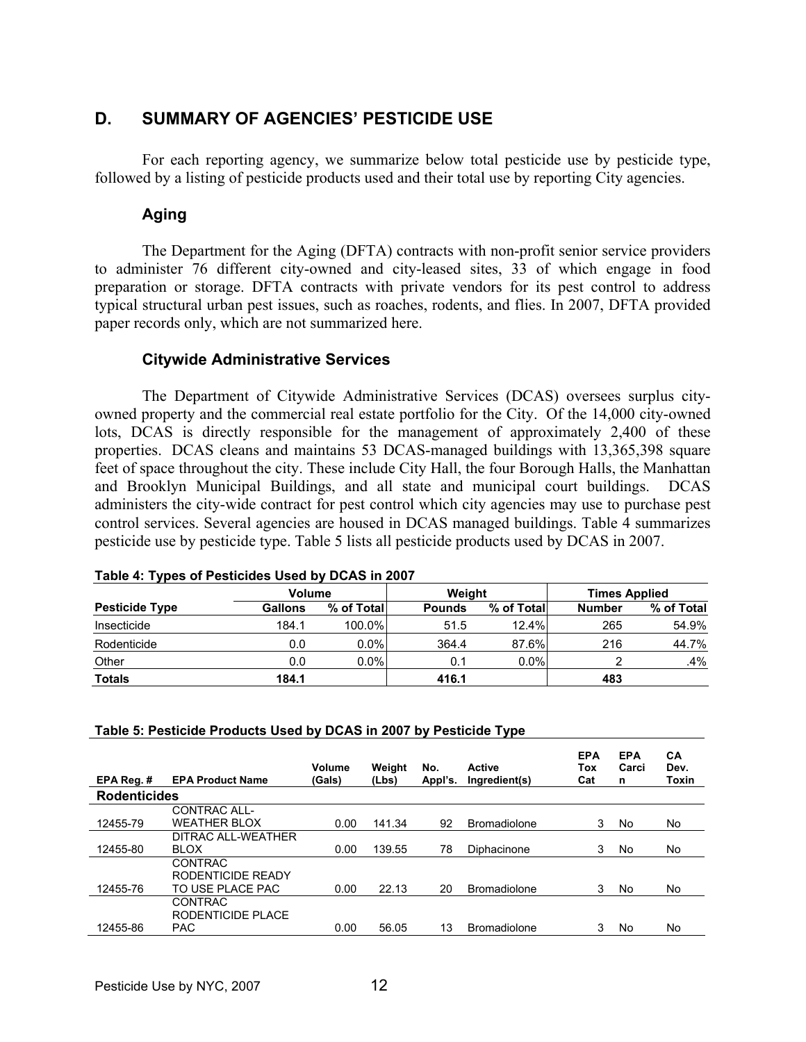## D. SUMMARY OF AGENCIES' PESTICIDE USE

For each reporting agency, we summarize below total pesticide use by pesticide type, followed by a listing of pesticide products used and their total use by reporting City agencies.

### Aging

The Department for the Aging (DFTA) contracts with non-profit senior service providers to administer 76 different city-owned and city-leased sites, 33 of which engage in food preparation or storage. DFTA contracts with private vendors for its pest control to address typical structural urban pest issues, such as roaches, rodents, and flies. In 2007, DFTA provided paper records only, which are not summarized here.

### Citywide Administrative Services

The Department of Citywide Administrative Services (DCAS) oversees surplus city-owned property and the commercial real estate portfolio for the City. Of the 14,000 city-owned lots, DCAS is directly responsible for the management of approximately 2,400 of these properties. DCAS cleans and maintains 53 DCAS-managed buildings with 13,365,398 square feet of space throughout the city. These include City Hall, the four Borough Halls, the Manhattan and Brooklyn Municipal Buildings, and all state and municipal court buildings. DCAS administers the city-wide contract for pest control which city agencies may use to purchase pest control services. Several agencies are housed in DCAS managed buildings. Table 4 summarizes pesticide use by pesticide type. Table 5 lists all pesticide products used by DCAS in 2007.

**Table 4: Types of Pesticides Used by DCAS in 2007**

| | Volume | | Weight | | Times Applied | |
|---|---|---|---|---|---|---|
| **Pesticide Type** | **Gallons** | **% of Total** | **Pounds** | **% of Total** | **Number** | **% of Total** |
| Insecticide | 184.1 | 100.0% | 51.5 | 12.4% | 265 | 54.9% |
| Rodenticide | 0.0 | 0.0% | 364.4 | 87.6% | 216 | 44.7% |
| Other | 0.0 | 0.0% | 0.1 | 0.0% | 2 | .4% |
| **Totals** | **184.1** | | **416.1** | | **483** | |

**Table 5: Pesticide Products Used by DCAS in 2007 by Pesticide Type**

| EPA Reg. # | EPA Product Name | Volume (Gals) | Weight (Lbs) | No. Appl's. | Active Ingredient(s) | EPA Tox Cat | EPA Carcin | CA Dev. Toxin |
|---|---|---|---|---|---|---|---|---|
| **Rodenticides** | | | | | | | | |
| 12455-79 | CONTRAC ALL-WEATHER BLOX | 0.00 | 141.34 | 92 | Bromadiolone | 3 | No | No |
| 12455-80 | DITRAC ALL-WEATHER BLOX | 0.00 | 139.55 | 78 | Diphacinone | 3 | No | No |
| 12455-76 | CONTRAC RODENTICIDE READY TO USE PLACE PAC | 0.00 | 22.13 | 20 | Bromadiolone | 3 | No | No |
| 12455-86 | CONTRAC RODENTICIDE PLACE PAC | 0.00 | 56.05 | 13 | Bromadiolone | 3 | No | No |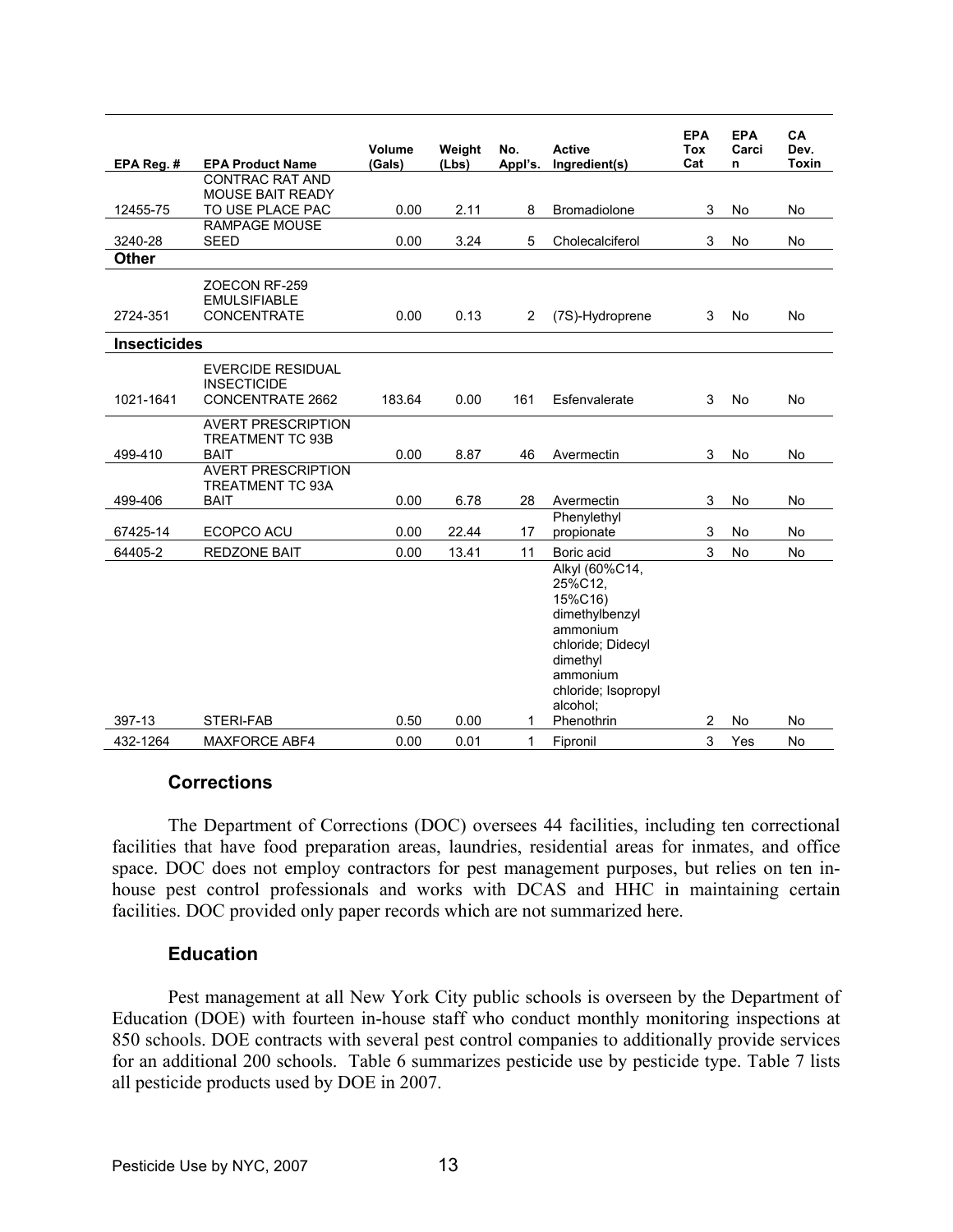| EPA Reg. # | EPA Product Name | Volume (Gals) | Weight (Lbs) | No. Appl's. | Active Ingredient(s) | EPA Tox Cat | EPA Carcin | CA Dev. Toxin |
|---|---|---|---|---|---|---|---|---|
| 12455-75 | CONTRAC RAT AND MOUSE BAIT READY TO USE PLACE PAC | 0.00 | 2.11 | 8 | Bromadiolone | 3 | No | No |
| 3240-28 | RAMPAGE MOUSE SEED | 0.00 | 3.24 | 5 | Cholecalciferol | 3 | No | No |
| **Other** | | | | | | | | |
| 2724-351 | ZOECON RF-259 EMULSIFIABLE CONCENTRATE | 0.00 | 0.13 | 2 | (7S)-Hydroprene | 3 | No | No |
| **Insecticides** | | | | | | | | |
| 1021-1641 | EVERCIDE RESIDUAL INSECTICIDE CONCENTRATE 2662 | 183.64 | 0.00 | 161 | Esfenvalerate | 3 | No | No |
| 499-410 | AVERT PRESCRIPTION TREATMENT TC 93B BAIT | 0.00 | 8.87 | 46 | Avermectin | 3 | No | No |
| 499-406 | AVERT PRESCRIPTION TREATMENT TC 93A BAIT | 0.00 | 6.78 | 28 | Avermectin | 3 | No | No |
| 67425-14 | ECOPCO ACU | 0.00 | 22.44 | 17 | Phenylethyl propionate | 3 | No | No |
| 64405-2 | REDZONE BAIT | 0.00 | 13.41 | 11 | Boric acid | 3 | No | No |
| 397-13 | STERI-FAB | 0.50 | 0.00 | 1 | Alkyl (60%C14, 25%C12, 15%C16) dimethylbenzyl ammonium chloride; Didecyl dimethyl ammonium chloride; Isopropyl alcohol; Phenothrin | 2 | No | No |
| 432-1264 | MAXFORCE ABF4 | 0.00 | 0.01 | 1 | Fipronil | 3 | Yes | No |

### Corrections

The Department of Corrections (DOC) oversees 44 facilities, including ten correctional facilities that have food preparation areas, laundries, residential areas for inmates, and office space. DOC does not employ contractors for pest management purposes, but relies on ten in-house pest control professionals and works with DCAS and HHC in maintaining certain facilities. DOC provided only paper records which are not summarized here.

### Education

Pest management at all New York City public schools is overseen by the Department of Education (DOE) with fourteen in-house staff who conduct monthly monitoring inspections at 850 schools. DOE contracts with several pest control companies to additionally provide services for an additional 200 schools. Table 6 summarizes pesticide use by pesticide type. Table 7 lists all pesticide products used by DOE in 2007.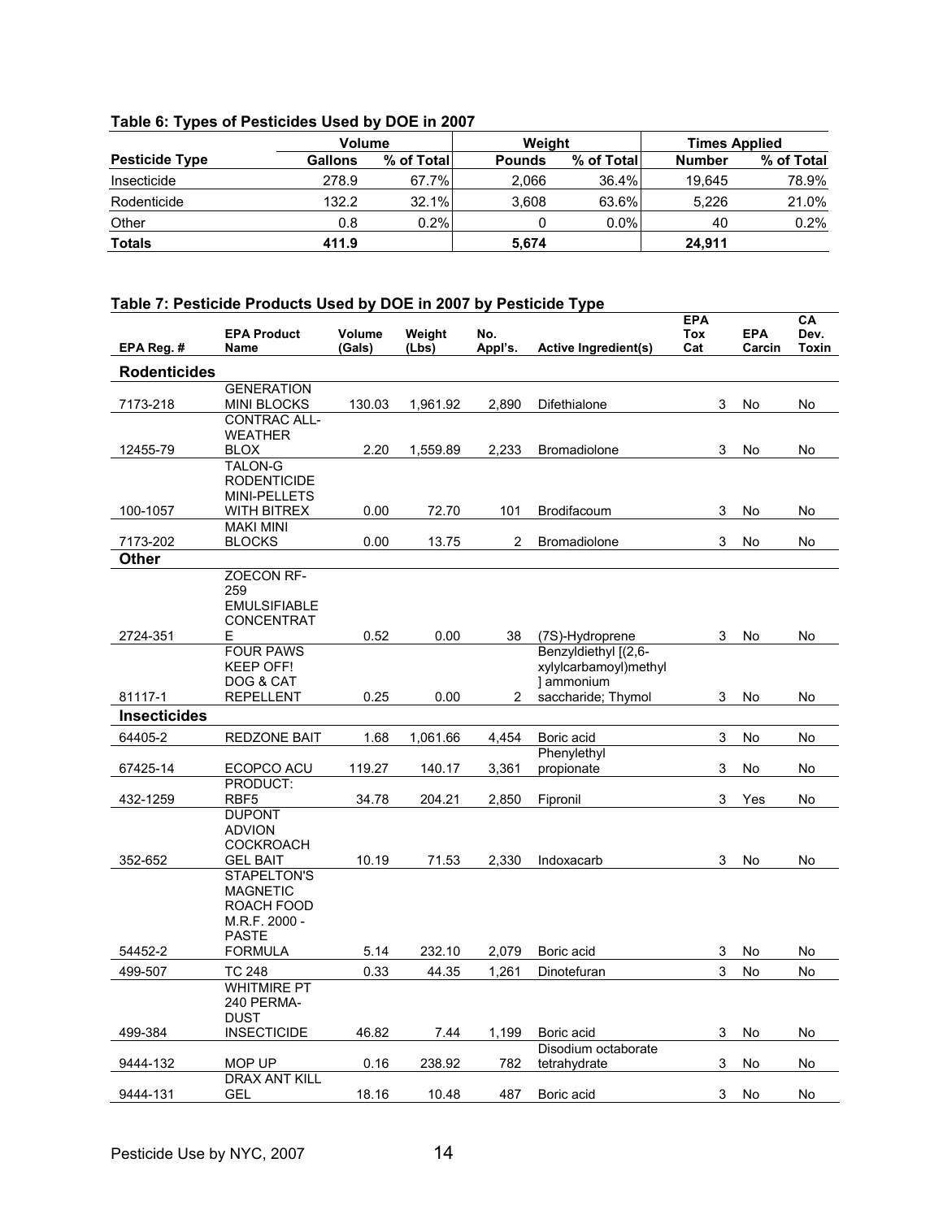**Table 6: Types of Pesticides Used by DOE in 2007**

| | Volume | | Weight | | Times Applied | |
|---|---|---|---|---|---|---|
| **Pesticide Type** | **Gallons** | **% of Total** | **Pounds** | **% of Total** | **Number** | **% of Total** |
| Insecticide | 278.9 | 67.7% | 2,066 | 36.4% | 19,645 | 78.9% |
| Rodenticide | 132.2 | 32.1% | 3,608 | 63.6% | 5,226 | 21.0% |
| Other | 0.8 | 0.2% | 0 | 0.0% | 40 | 0.2% |
| **Totals** | **411.9** | | **5,674** | | **24,911** | |

**Table 7: Pesticide Products Used by DOE in 2007 by Pesticide Type**

| EPA Reg. # | EPA Product Name | Volume (Gals) | Weight (Lbs) | No. Appl's. | Active Ingredient(s) | EPA Tox Cat | EPA Carcin | CA Dev. Toxin |
|---|---|---|---|---|---|---|---|---|
| **Rodenticides** | | | | | | | | |
| 7173-218 | GENERATION MINI BLOCKS | 130.03 | 1,961.92 | 2,890 | Difethialone | 3 | No | No |
| 12455-79 | CONTRAC ALL-WEATHER BLOX | 2.20 | 1,559.89 | 2,233 | Bromadiolone | 3 | No | No |
| 100-1057 | TALON-G RODENTICIDE MINI-PELLETS WITH BITREX | 0.00 | 72.70 | 101 | Brodifacoum | 3 | No | No |
| 7173-202 | MAKI MINI BLOCKS | 0.00 | 13.75 | 2 | Bromadiolone | 3 | No | No |
| **Other** | | | | | | | | |
| 2724-351 | ZOECON RF-259 EMULSIFIABLE CONCENTRATE | 0.52 | 0.00 | 38 | (7S)-Hydroprene | 3 | No | No |
| 81117-1 | FOUR PAWS KEEP OFF! DOG & CAT REPELLENT | 0.25 | 0.00 | 2 | Benzyldiethyl [(2,6-xylylcarbamoyl)methyl] ammonium saccharide; Thymol | 3 | No | No |
| **Insecticides** | | | | | | | | |
| 64405-2 | REDZONE BAIT | 1.68 | 1,061.66 | 4,454 | Boric acid | 3 | No | No |
| 67425-14 | ECOPCO ACU | 119.27 | 140.17 | 3,361 | Phenylethyl propionate | 3 | No | No |
| 432-1259 | PRODUCT: RBF5 | 34.78 | 204.21 | 2,850 | Fipronil | 3 | Yes | No |
| 352-652 | DUPONT ADVION COCKROACH GEL BAIT | 10.19 | 71.53 | 2,330 | Indoxacarb | 3 | No | No |
| 54452-2 | STAPELTON'S MAGNETIC ROACH FOOD M.R.F. 2000 - PASTE FORMULA | 5.14 | 232.10 | 2,079 | Boric acid | 3 | No | No |
| 499-507 | TC 248 | 0.33 | 44.35 | 1,261 | Dinotefuran | 3 | No | No |
| 499-384 | WHITMIRE PT 240 PERMA-DUST INSECTICIDE | 46.82 | 7.44 | 1,199 | Boric acid | 3 | No | No |
| 9444-132 | MOP UP | 0.16 | 238.92 | 782 | Disodium octaborate tetrahydrate | 3 | No | No |
| 9444-131 | DRAX ANT KILL GEL | 18.16 | 10.48 | 487 | Boric acid | 3 | No | No |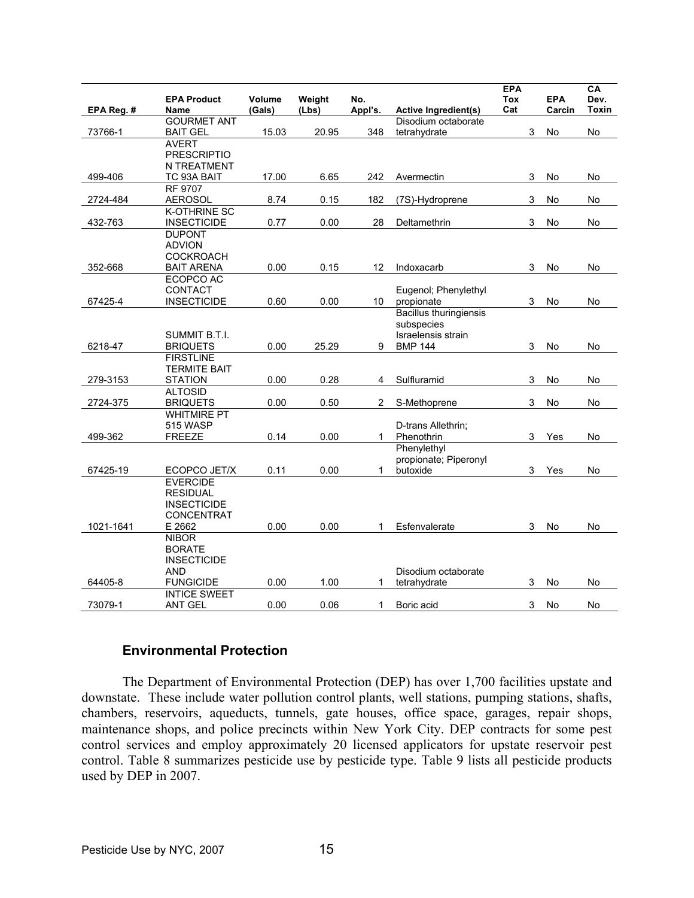| EPA Reg. # | EPA Product Name | Volume (Gals) | Weight (Lbs) | No. Appl's. | Active Ingredient(s) | EPA Tox Cat | EPA Carcin | CA Dev. Toxin |
|---|---|---|---|---|---|---|---|---|
| 73766-1 | GOURMET ANT BAIT GEL | 15.03 | 20.95 | 348 | Disodium octaborate tetrahydrate | 3 | No | No |
| 499-406 | AVERT PRESCRIPTIO N TREATMENT TC 93A BAIT | 17.00 | 6.65 | 242 | Avermectin | 3 | No | No |
| 2724-484 | RF 9707 AEROSOL | 8.74 | 0.15 | 182 | (7S)-Hydroprene | 3 | No | No |
| 432-763 | K-OTHRINE SC INSECTICIDE | 0.77 | 0.00 | 28 | Deltamethrin | 3 | No | No |
| 352-668 | DUPONT ADVION COCKROACH BAIT ARENA | 0.00 | 0.15 | 12 | Indoxacarb | 3 | No | No |
| 67425-4 | ECOPCO AC CONTACT INSECTICIDE | 0.60 | 0.00 | 10 | Eugenol; Phenylethyl propionate | 3 | No | No |
| 6218-47 | SUMMIT B.T.I. BRIQUETS | 0.00 | 25.29 | 9 | Bacillus thuringiensis subspecies Israelensis strain BMP 144 | 3 | No | No |
| 279-3153 | FIRSTLINE TERMITE BAIT STATION | 0.00 | 0.28 | 4 | Sulfluramid | 3 | No | No |
| 2724-375 | ALTOSID BRIQUETS | 0.00 | 0.50 | 2 | S-Methoprene | 3 | No | No |
| 499-362 | WHITMIRE PT 515 WASP FREEZE | 0.14 | 0.00 | 1 | D-trans Allethrin; Phenothrin | 3 | Yes | No |
| 67425-19 | ECOPCO JET/X | 0.11 | 0.00 | 1 | Phenylethyl propionate; Piperonyl butoxide | 3 | Yes | No |
| 1021-1641 | EVERCIDE RESIDUAL INSECTICIDE CONCENTRAT E 2662 | 0.00 | 0.00 | 1 | Esfenvalerate | 3 | No | No |
| 64405-8 | NIBOR BORATE INSECTICIDE AND FUNGICIDE | 0.00 | 1.00 | 1 | Disodium octaborate tetrahydrate | 3 | No | No |
| 73079-1 | INTICE SWEET ANT GEL | 0.00 | 0.06 | 1 | Boric acid | 3 | No | No |

### Environmental Protection

The Department of Environmental Protection (DEP) has over 1,700 facilities upstate and downstate. These include water pollution control plants, well stations, pumping stations, shafts, chambers, reservoirs, aqueducts, tunnels, gate houses, office space, garages, repair shops, maintenance shops, and police precincts within New York City. DEP contracts for some pest control services and employ approximately 20 licensed applicators for upstate reservoir pest control. Table 8 summarizes pesticide use by pesticide type. Table 9 lists all pesticide products used by DEP in 2007.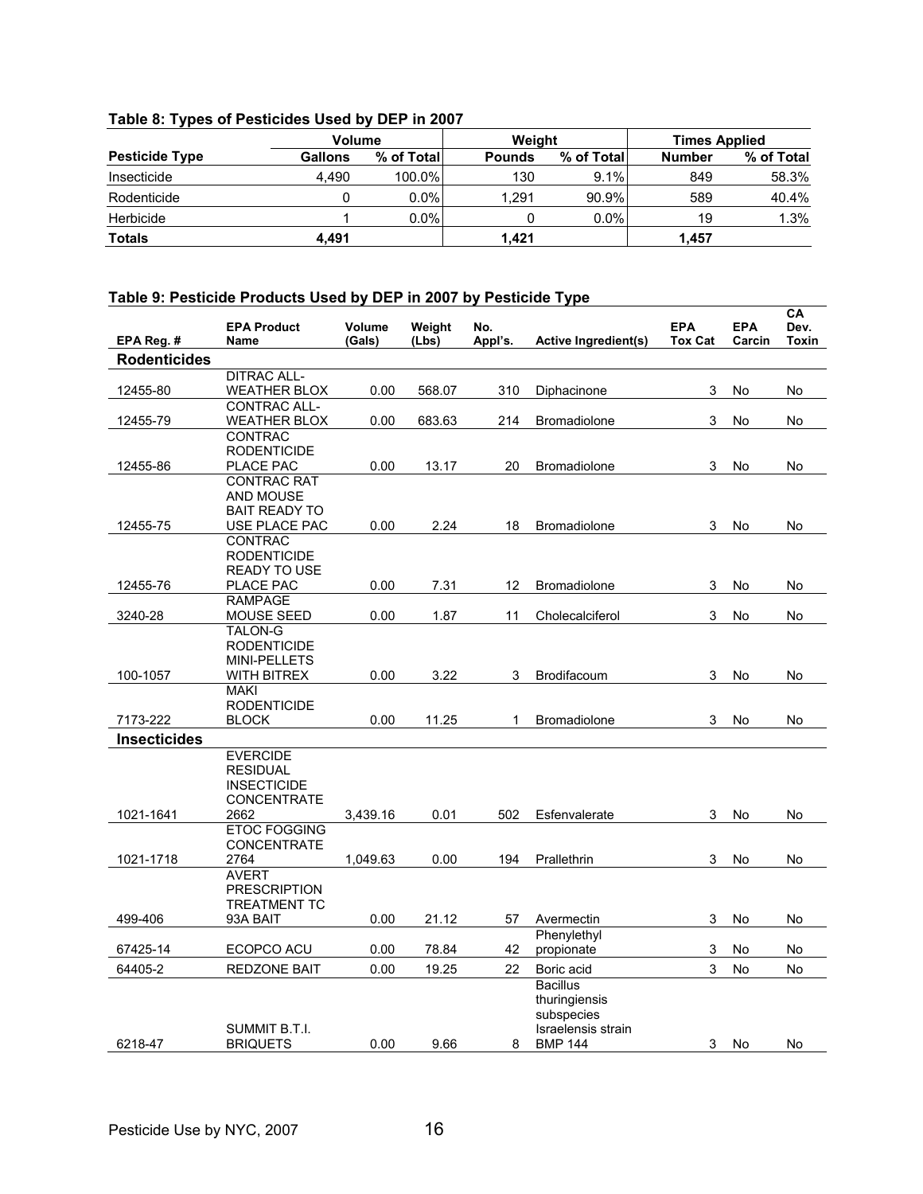### Table 8: Types of Pesticides Used by DEP in 2007

| | Volume | | Weight | | Times Applied | |
|---|---|---|---|---|---|---|
| **Pesticide Type** | **Gallons** | **% of Total** | **Pounds** | **% of Total** | **Number** | **% of Total** |
| Insecticide | 4,490 | 100.0% | 130 | 9.1% | 849 | 58.3% |
| Rodenticide | 0 | 0.0% | 1,291 | 90.9% | 589 | 40.4% |
| Herbicide | 1 | 0.0% | 0 | 0.0% | 19 | 1.3% |
| **Totals** | **4,491** | | **1,421** | | **1,457** | |

### Table 9: Pesticide Products Used by DEP in 2007 by Pesticide Type

| EPA Reg. # | EPA Product Name | Volume (Gals) | Weight (Lbs) | No. Appl's. | Active Ingredient(s) | EPA Tox Cat | EPA Carcin | CA Dev. Toxin |
|---|---|---|---|---|---|---|---|---|
| **Rodenticides** | | | | | | | | |
| 12455-80 | DITRAC ALL-WEATHER BLOX | 0.00 | 568.07 | 310 | Diphacinone | 3 | No | No |
| 12455-79 | CONTRAC ALL-WEATHER BLOX | 0.00 | 683.63 | 214 | Bromadiolone | 3 | No | No |
| 12455-86 | CONTRAC RODENTICIDE PLACE PAC | 0.00 | 13.17 | 20 | Bromadiolone | 3 | No | No |
| 12455-75 | CONTRAC RAT AND MOUSE BAIT READY TO USE PLACE PAC | 0.00 | 2.24 | 18 | Bromadiolone | 3 | No | No |
| 12455-76 | CONTRAC RODENTICIDE READY TO USE PLACE PAC | 0.00 | 7.31 | 12 | Bromadiolone | 3 | No | No |
| 3240-28 | RAMPAGE MOUSE SEED | 0.00 | 1.87 | 11 | Cholecalciferol | 3 | No | No |
| 100-1057 | TALON-G RODENTICIDE MINI-PELLETS WITH BITREX | 0.00 | 3.22 | 3 | Brodifacoum | 3 | No | No |
| 7173-222 | MAKI RODENTICIDE BLOCK | 0.00 | 11.25 | 1 | Bromadiolone | 3 | No | No |
| **Insecticides** | | | | | | | | |
| 1021-1641 | EVERCIDE RESIDUAL INSECTICIDE CONCENTRATE 2662 | 3,439.16 | 0.01 | 502 | Esfenvalerate | 3 | No | No |
| 1021-1718 | ETOC FOGGING CONCENTRATE 2764 | 1,049.63 | 0.00 | 194 | Prallethrin | 3 | No | No |
| 499-406 | AVERT PRESCRIPTION TREATMENT TC 93A BAIT | 0.00 | 21.12 | 57 | Avermectin | 3 | No | No |
| 67425-14 | ECOPCO ACU | 0.00 | 78.84 | 42 | Phenylethyl propionate | 3 | No | No |
| 64405-2 | REDZONE BAIT | 0.00 | 19.25 | 22 | Boric acid | 3 | No | No |
| 6218-47 | SUMMIT B.T.I. BRIQUETS | 0.00 | 9.66 | 8 | Bacillus thuringiensis subspecies Israelensis strain BMP 144 | 3 | No | No |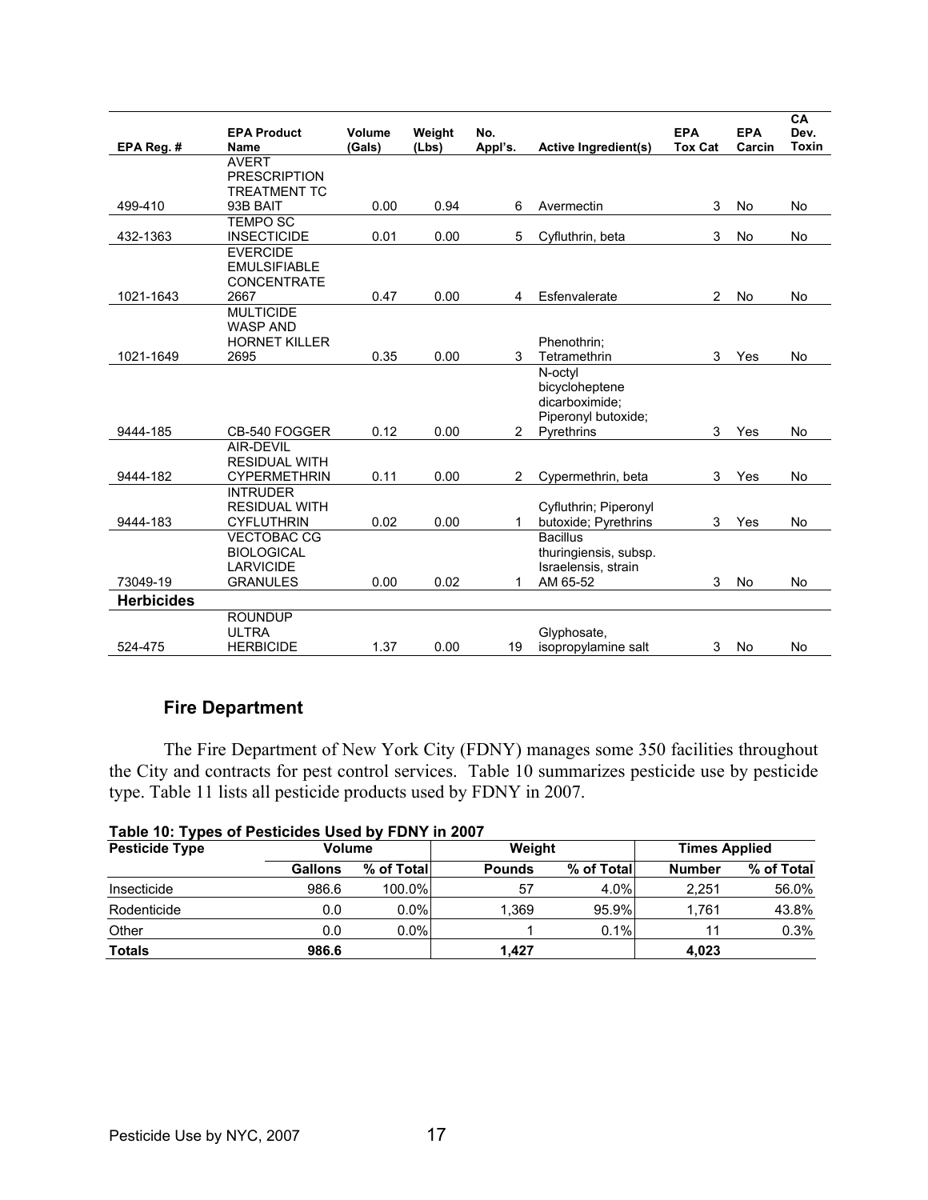| EPA Reg. # | EPA Product Name | Volume (Gals) | Weight (Lbs) | No. Appl's. | Active Ingredient(s) | EPA Tox Cat | EPA Carcin | CA Dev. Toxin |
|---|---|---|---|---|---|---|---|---|
| 499-410 | AVERT PRESCRIPTION TREATMENT TC 93B BAIT | 0.00 | 0.94 | 6 | Avermectin | 3 | No | No |
| 432-1363 | TEMPO SC INSECTICIDE | 0.01 | 0.00 | 5 | Cyfluthrin, beta | 3 | No | No |
| 1021-1643 | EVERCIDE EMULSIFIABLE CONCENTRATE 2667 | 0.47 | 0.00 | 4 | Esfenvalerate | 2 | No | No |
| 1021-1649 | MULTICIDE WASP AND HORNET KILLER 2695 | 0.35 | 0.00 | 3 | Phenothrin; Tetramethrin | 3 | Yes | No |
| 9444-185 | CB-540 FOGGER | 0.12 | 0.00 | 2 | N-octyl bicycloheptene dicarboximide; Piperonyl butoxide; Pyrethrins | 3 | Yes | No |
| 9444-182 | AIR-DEVIL RESIDUAL WITH CYPERMETHRIN | 0.11 | 0.00 | 2 | Cypermethrin, beta | 3 | Yes | No |
| 9444-183 | INTRUDER RESIDUAL WITH CYFLUTHRIN | 0.02 | 0.00 | 1 | Cyfluthrin; Piperonyl butoxide; Pyrethrins | 3 | Yes | No |
| 73049-19 | VECTOBAC CG BIOLOGICAL LARVICIDE GRANULES | 0.00 | 0.02 | 1 | Bacillus thuringiensis, subsp. Israelensis, strain AM 65-52 | 3 | No | No |
| **Herbicides** | | | | | | | | |
| 524-475 | ROUNDUP ULTRA HERBICIDE | 1.37 | 0.00 | 19 | Glyphosate, isopropylamine salt | 3 | No | No |

## Fire Department

The Fire Department of New York City (FDNY) manages some 350 facilities throughout the City and contracts for pest control services. Table 10 summarizes pesticide use by pesticide type. Table 11 lists all pesticide products used by FDNY in 2007.

**Table 10: Types of Pesticides Used by FDNY in 2007**

| Pesticide Type | Volume | | Weight | | Times Applied | |
|---|---|---|---|---|---|---|
| | Gallons | % of Total | Pounds | % of Total | Number | % of Total |
| Insecticide | 986.6 | 100.0% | 57 | 4.0% | 2,251 | 56.0% |
| Rodenticide | 0.0 | 0.0% | 1,369 | 95.9% | 1,761 | 43.8% |
| Other | 0.0 | 0.0% | 1 | 0.1% | 11 | 0.3% |
| **Totals** | **986.6** | | **1,427** | | **4,023** | |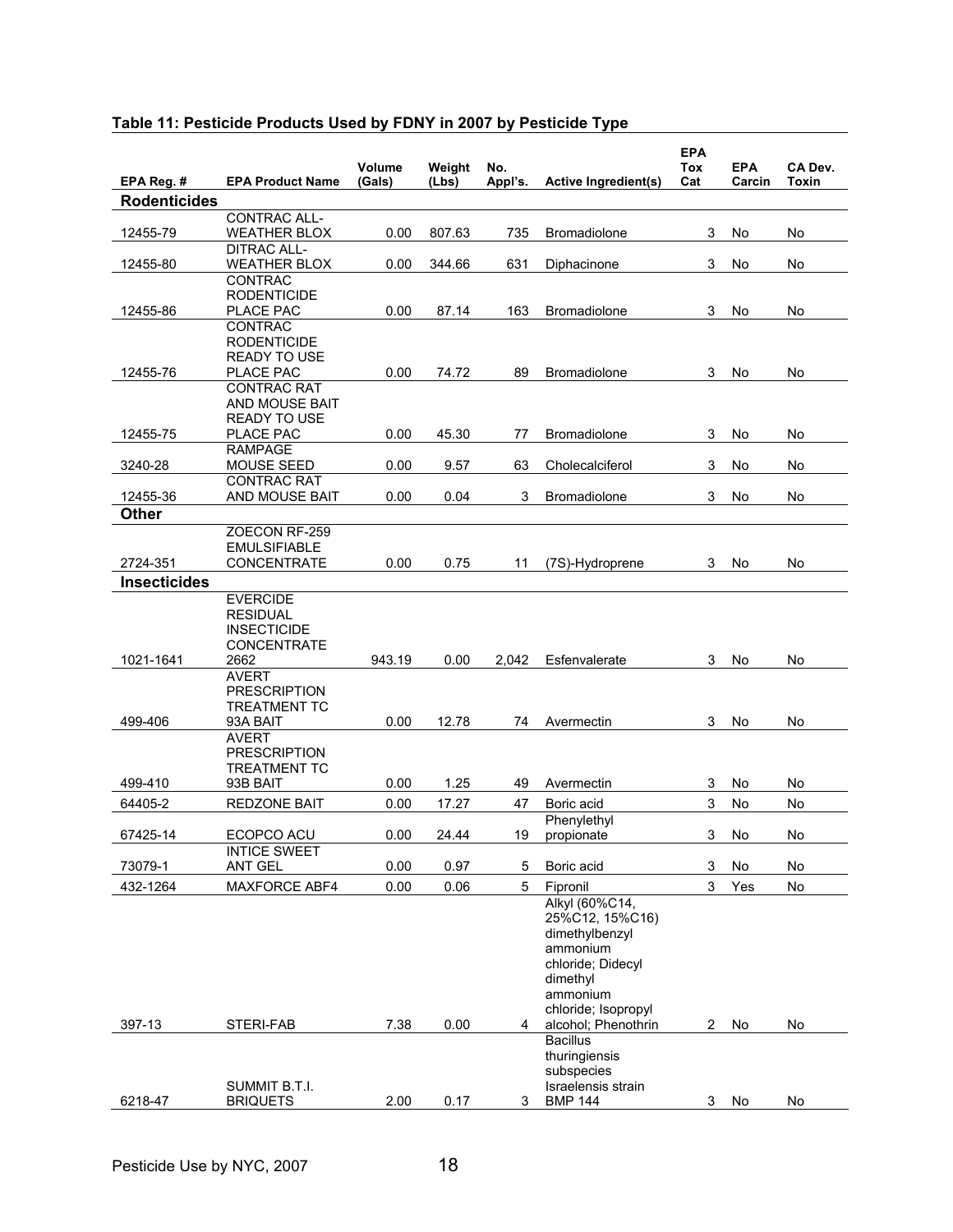## Table 11: Pesticide Products Used by FDNY in 2007 by Pesticide Type

| EPA Reg. # | EPA Product Name | Volume (Gals) | Weight (Lbs) | No. Appl's. | Active Ingredient(s) | EPA Tox Cat | EPA Carcin | CA Dev. Toxin |
|---|---|---|---|---|---|---|---|---|
| **Rodenticides** | | | | | | | | |
| 12455-79 | CONTRAC ALL-WEATHER BLOX | 0.00 | 807.63 | 735 | Bromadiolone | 3 | No | No |
| 12455-80 | DITRAC ALL-WEATHER BLOX | 0.00 | 344.66 | 631 | Diphacinone | 3 | No | No |
| 12455-86 | CONTRAC RODENTICIDE PLACE PAC | 0.00 | 87.14 | 163 | Bromadiolone | 3 | No | No |
| 12455-76 | CONTRAC RODENTICIDE READY TO USE PLACE PAC | 0.00 | 74.72 | 89 | Bromadiolone | 3 | No | No |
| 12455-75 | CONTRAC RAT AND MOUSE BAIT READY TO USE PLACE PAC | 0.00 | 45.30 | 77 | Bromadiolone | 3 | No | No |
| 3240-28 | RAMPAGE MOUSE SEED | 0.00 | 9.57 | 63 | Cholecalciferol | 3 | No | No |
| 12455-36 | CONTRAC RAT AND MOUSE BAIT | 0.00 | 0.04 | 3 | Bromadiolone | 3 | No | No |
| **Other** | | | | | | | | |
| 2724-351 | ZOECON RF-259 EMULSIFIABLE CONCENTRATE | 0.00 | 0.75 | 11 | (7S)-Hydroprene | 3 | No | No |
| **Insecticides** | | | | | | | | |
| 1021-1641 | EVERCIDE RESIDUAL INSECTICIDE CONCENTRATE 2662 | 943.19 | 0.00 | 2,042 | Esfenvalerate | 3 | No | No |
| 499-406 | AVERT PRESCRIPTION TREATMENT TC 93A BAIT | 0.00 | 12.78 | 74 | Avermectin | 3 | No | No |
| 499-410 | AVERT PRESCRIPTION TREATMENT TC 93B BAIT | 0.00 | 1.25 | 49 | Avermectin | 3 | No | No |
| 64405-2 | REDZONE BAIT | 0.00 | 17.27 | 47 | Boric acid | 3 | No | No |
| 67425-14 | ECOPCO ACU | 0.00 | 24.44 | 19 | Phenylethyl propionate | 3 | No | No |
| 73079-1 | INTICE SWEET ANT GEL | 0.00 | 0.97 | 5 | Boric acid | 3 | No | No |
| 432-1264 | MAXFORCE ABF4 | 0.00 | 0.06 | 5 | Fipronil | 3 | Yes | No |
| 397-13 | STERI-FAB | 7.38 | 0.00 | 4 | Alkyl (60%C14, 25%C12, 15%C16) dimethylbenzyl ammonium chloride; Didecyl dimethyl ammonium chloride; Isopropyl alcohol; Phenothrin | 2 | No | No |
| 6218-47 | SUMMIT B.T.I. BRIQUETS | 2.00 | 0.17 | 3 | Bacillus thuringiensis subspecies Israelensis strain BMP 144 | 3 | No | No |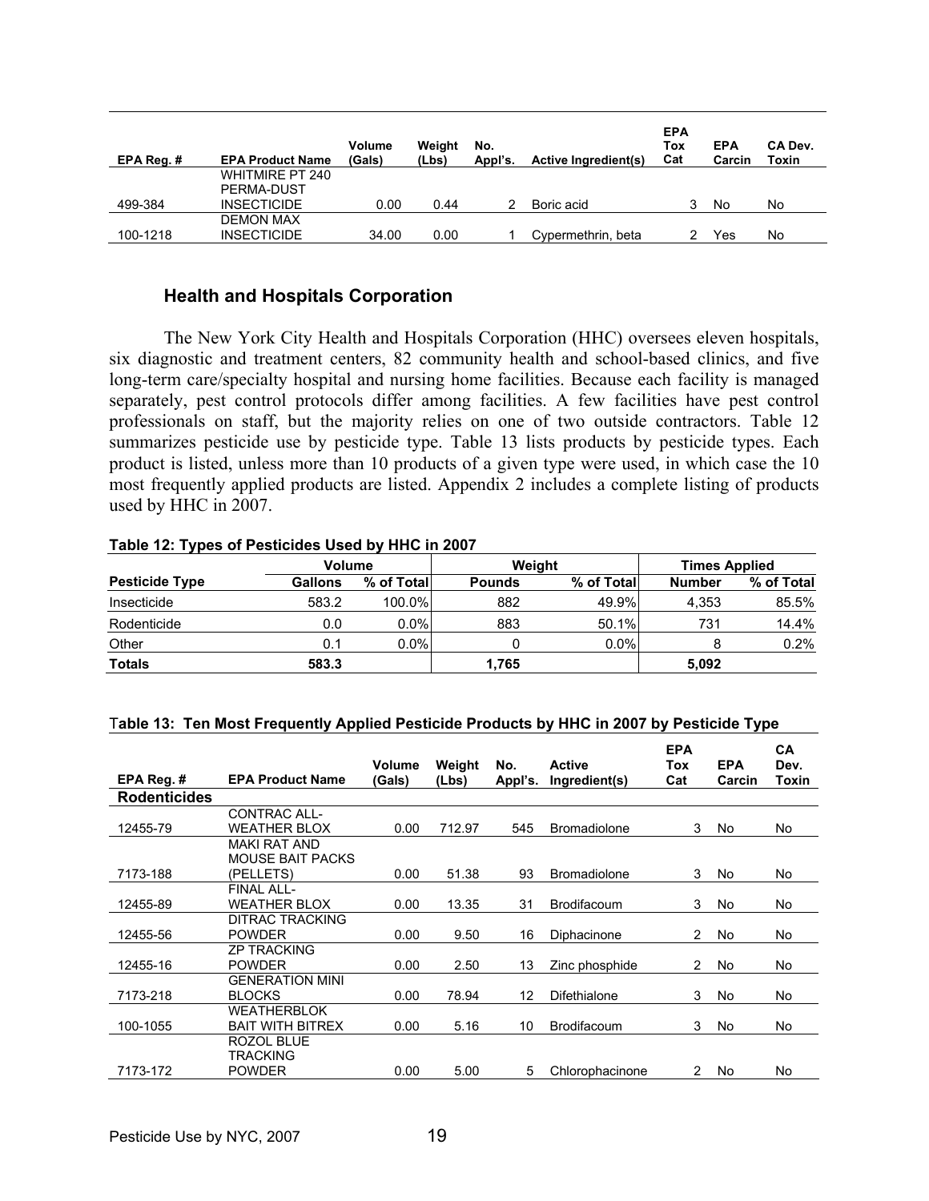| EPA Reg. # | EPA Product Name | Volume (Gals) | Weight (Lbs) | No. Appl's. | Active Ingredient(s) | EPA Tox Cat | EPA Carcin | CA Dev. Toxin |
|---|---|---|---|---|---|---|---|---|
| 499-384 | WHITMIRE PT 240 PERMA-DUST INSECTICIDE | 0.00 | 0.44 | 2 | Boric acid | 3 | No | No |
| 100-1218 | DEMON MAX INSECTICIDE | 34.00 | 0.00 | 1 | Cypermethrin, beta | 2 | Yes | No |

## Health and Hospitals Corporation

The New York City Health and Hospitals Corporation (HHC) oversees eleven hospitals, six diagnostic and treatment centers, 82 community health and school-based clinics, and five long-term care/specialty hospital and nursing home facilities. Because each facility is managed separately, pest control protocols differ among facilities. A few facilities have pest control professionals on staff, but the majority relies on one of two outside contractors. Table 12 summarizes pesticide use by pesticide type. Table 13 lists products by pesticide types. Each product is listed, unless more than 10 products of a given type were used, in which case the 10 most frequently applied products are listed. Appendix 2 includes a complete listing of products used by HHC in 2007.

**Table 12: Types of Pesticides Used by HHC in 2007**

| | Volume | | Weight | | Times Applied | |
|---|---|---|---|---|---|---|
| **Pesticide Type** | **Gallons** | **% of Total** | **Pounds** | **% of Total** | **Number** | **% of Total** |
| Insecticide | 583.2 | 100.0% | 882 | 49.9% | 4,353 | 85.5% |
| Rodenticide | 0.0 | 0.0% | 883 | 50.1% | 731 | 14.4% |
| Other | 0.1 | 0.0% | 0 | 0.0% | 8 | 0.2% |
| **Totals** | **583.3** | | **1,765** | | **5,092** | |

**Table 13: Ten Most Frequently Applied Pesticide Products by HHC in 2007 by Pesticide Type**

| EPA Reg. # | EPA Product Name | Volume (Gals) | Weight (Lbs) | No. Appl's. | Active Ingredient(s) | EPA Tox Cat | EPA Carcin | CA Dev. Toxin |
|---|---|---|---|---|---|---|---|---|
| **Rodenticides** | | | | | | | | |
| 12455-79 | CONTRAC ALL-WEATHER BLOX | 0.00 | 712.97 | 545 | Bromadiolone | 3 | No | No |
| 7173-188 | MAKI RAT AND MOUSE BAIT PACKS (PELLETS) | 0.00 | 51.38 | 93 | Bromadiolone | 3 | No | No |
| 12455-89 | FINAL ALL-WEATHER BLOX | 0.00 | 13.35 | 31 | Brodifacoum | 3 | No | No |
| 12455-56 | DITRAC TRACKING POWDER | 0.00 | 9.50 | 16 | Diphacinone | 2 | No | No |
| 12455-16 | ZP TRACKING POWDER | 0.00 | 2.50 | 13 | Zinc phosphide | 2 | No | No |
| 7173-218 | GENERATION MINI BLOCKS | 0.00 | 78.94 | 12 | Difethialone | 3 | No | No |
| 100-1055 | WEATHERBLOK BAIT WITH BITREX | 0.00 | 5.16 | 10 | Brodifacoum | 3 | No | No |
| 7173-172 | ROZOL BLUE TRACKING POWDER | 0.00 | 5.00 | 5 | Chlorophacinone | 2 | No | No |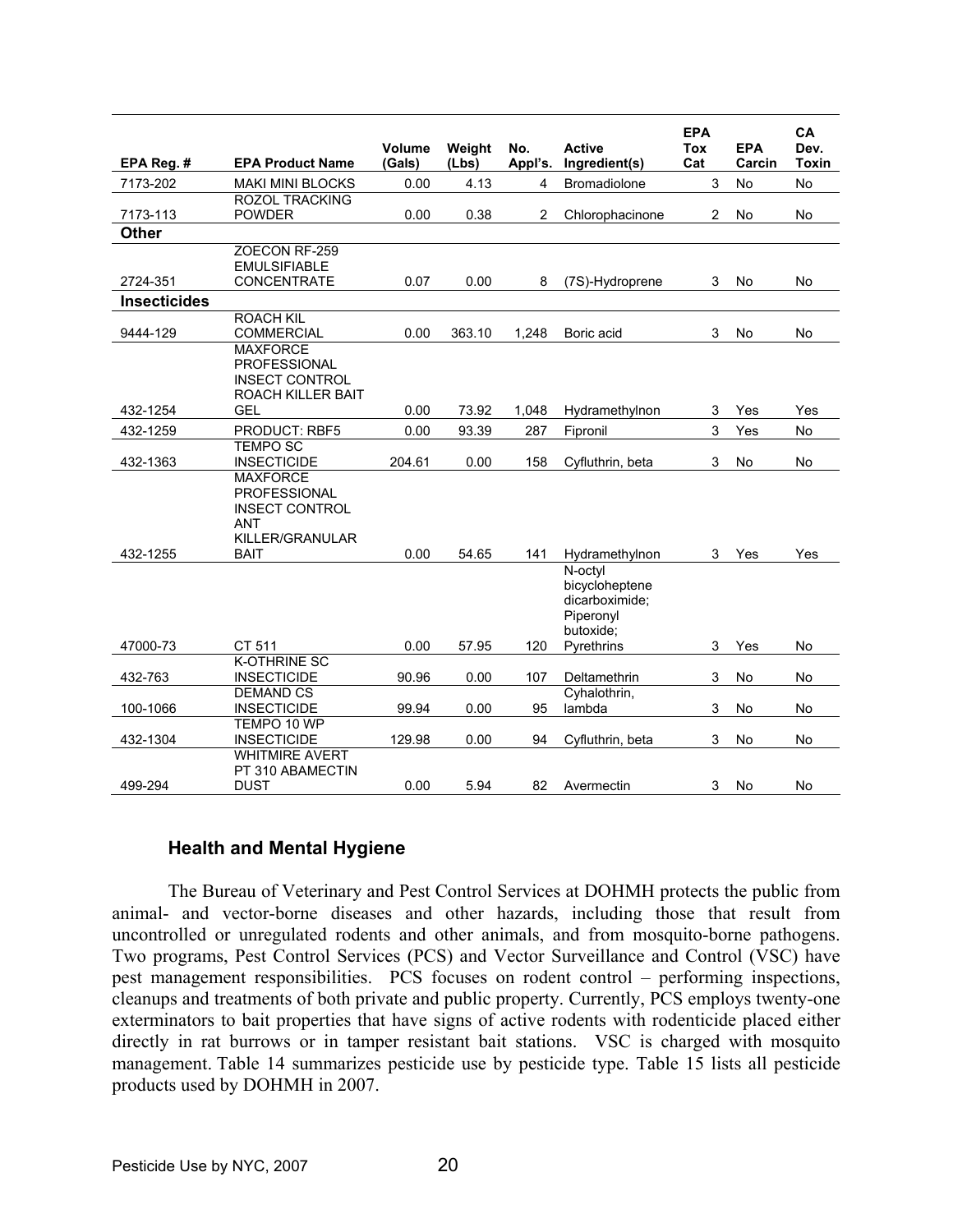| EPA Reg. # | EPA Product Name | Volume (Gals) | Weight (Lbs) | No. Appl's. | Active Ingredient(s) | EPA Tox Cat | EPA Carcin | CA Dev. Toxin |
|---|---|---|---|---|---|---|---|---|
| 7173-202 | MAKI MINI BLOCKS | 0.00 | 4.13 | 4 | Bromadiolone | 3 | No | No |
| 7173-113 | ROZOL TRACKING POWDER | 0.00 | 0.38 | 2 | Chlorophacinone | 2 | No | No |
| **Other** | | | | | | | | |
| 2724-351 | ZOECON RF-259 EMULSIFIABLE CONCENTRATE | 0.07 | 0.00 | 8 | (7S)-Hydroprene | 3 | No | No |
| **Insecticides** | | | | | | | | |
| 9444-129 | ROACH KIL COMMERCIAL | 0.00 | 363.10 | 1,248 | Boric acid | 3 | No | No |
| 432-1254 | MAXFORCE PROFESSIONAL INSECT CONTROL ROACH KILLER BAIT GEL | 0.00 | 73.92 | 1,048 | Hydramethylnon | 3 | Yes | Yes |
| 432-1259 | PRODUCT: RBF5 | 0.00 | 93.39 | 287 | Fipronil | 3 | Yes | No |
| 432-1363 | TEMPO SC INSECTICIDE | 204.61 | 0.00 | 158 | Cyfluthrin, beta | 3 | No | No |
| 432-1255 | MAXFORCE PROFESSIONAL INSECT CONTROL ANT KILLER/GRANULAR BAIT | 0.00 | 54.65 | 141 | Hydramethylnon | 3 | Yes | Yes |
| 47000-73 | CT 511 | 0.00 | 57.95 | 120 | N-octyl bicycloheptene dicarboximide; Piperonyl butoxide; Pyrethrins | 3 | Yes | No |
| 432-763 | K-OTHRINE SC INSECTICIDE | 90.96 | 0.00 | 107 | Deltamethrin | 3 | No | No |
| 100-1066 | DEMAND CS INSECTICIDE | 99.94 | 0.00 | 95 | Cyhalothrin, lambda | 3 | No | No |
| 432-1304 | TEMPO 10 WP INSECTICIDE | 129.98 | 0.00 | 94 | Cyfluthrin, beta | 3 | No | No |
| 499-294 | WHITMIRE AVERT PT 310 ABAMECTIN DUST | 0.00 | 5.94 | 82 | Avermectin | 3 | No | No |

## Health and Mental Hygiene

The Bureau of Veterinary and Pest Control Services at DOHMH protects the public from animal- and vector-borne diseases and other hazards, including those that result from uncontrolled or unregulated rodents and other animals, and from mosquito-borne pathogens. Two programs, Pest Control Services (PCS) and Vector Surveillance and Control (VSC) have pest management responsibilities. PCS focuses on rodent control – performing inspections, cleanups and treatments of both private and public property. Currently, PCS employs twenty-one exterminators to bait properties that have signs of active rodents with rodenticide placed either directly in rat burrows or in tamper resistant bait stations. VSC is charged with mosquito management. Table 14 summarizes pesticide use by pesticide type. Table 15 lists all pesticide products used by DOHMH in 2007.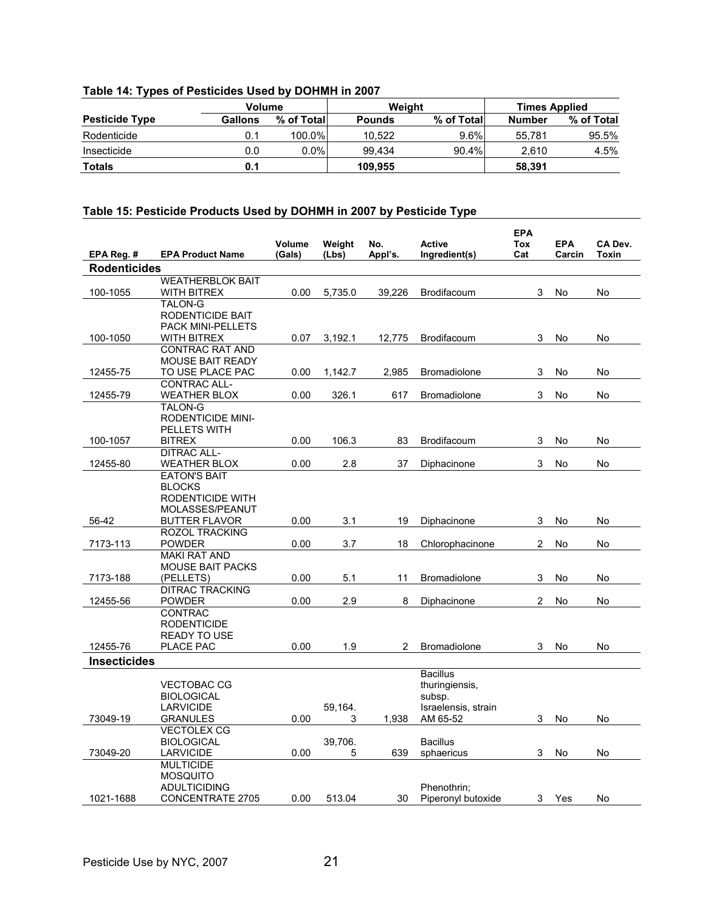**Table 14: Types of Pesticides Used by DOHMH in 2007**

| Pesticide Type | Volume | | Weight | | Times Applied | |
|---|---|---|---|---|---|---|
| | Gallons | % of Total | Pounds | % of Total | Number | % of Total |
| Rodenticide | 0.1 | 100.0% | 10,522 | 9.6% | 55,781 | 95.5% |
| Insecticide | 0.0 | 0.0% | 99,434 | 90.4% | 2,610 | 4.5% |
| **Totals** | **0.1** | | **109,955** | | **58,391** | |

**Table 15: Pesticide Products Used by DOHMH in 2007 by Pesticide Type**

| EPA Reg. # | EPA Product Name | Volume (Gals) | Weight (Lbs) | No. Appl's. | Active Ingredient(s) | EPA Tox Cat | EPA Carcin | CA Dev. Toxin |
|---|---|---|---|---|---|---|---|---|
| **Rodenticides** | | | | | | | | |
| 100-1055 | WEATHERBLOK BAIT WITH BITREX | 0.00 | 5,735.0 | 39,226 | Brodifacoum | 3 | No | No |
| 100-1050 | TALON-G RODENTICIDE BAIT PACK MINI-PELLETS WITH BITREX | 0.07 | 3,192.1 | 12,775 | Brodifacoum | 3 | No | No |
| 12455-75 | CONTRAC RAT AND MOUSE BAIT READY TO USE PLACE PAC | 0.00 | 1,142.7 | 2,985 | Bromadiolone | 3 | No | No |
| 12455-79 | CONTRAC ALL-WEATHER BLOX | 0.00 | 326.1 | 617 | Bromadiolone | 3 | No | No |
| 100-1057 | TALON-G RODENTICIDE MINI-PELLETS WITH BITREX | 0.00 | 106.3 | 83 | Brodifacoum | 3 | No | No |
| 12455-80 | DITRAC ALL-WEATHER BLOX | 0.00 | 2.8 | 37 | Diphacinone | 3 | No | No |
| 56-42 | EATON'S BAIT BLOCKS RODENTICIDE WITH MOLASSES/PEANUT BUTTER FLAVOR | 0.00 | 3.1 | 19 | Diphacinone | 3 | No | No |
| 7173-113 | ROZOL TRACKING POWDER | 0.00 | 3.7 | 18 | Chlorophacinone | 2 | No | No |
| 7173-188 | MAKI RAT AND MOUSE BAIT PACKS (PELLETS) | 0.00 | 5.1 | 11 | Bromadiolone | 3 | No | No |
| 12455-56 | DITRAC TRACKING POWDER | 0.00 | 2.9 | 8 | Diphacinone | 2 | No | No |
| 12455-76 | CONTRAC RODENTICIDE READY TO USE PLACE PAC | 0.00 | 1.9 | 2 | Bromadiolone | 3 | No | No |
| **Insecticides** | | | | | | | | |
| 73049-19 | VECTOBAC CG BIOLOGICAL LARVICIDE GRANULES | 0.00 | 59,164.3 | 1,938 | Bacillus thuringiensis, subsp. Israelensis, strain AM 65-52 | 3 | No | No |
| 73049-20 | VECTOLEX CG BIOLOGICAL LARVICIDE | 0.00 | 39,706.5 | 639 | Bacillus sphaericus | 3 | No | No |
| 1021-1688 | MULTICIDE MOSQUITO ADULTICIDING CONCENTRATE 2705 | 0.00 | 513.04 | 30 | Phenothrin; Piperonyl butoxide | 3 | Yes | No |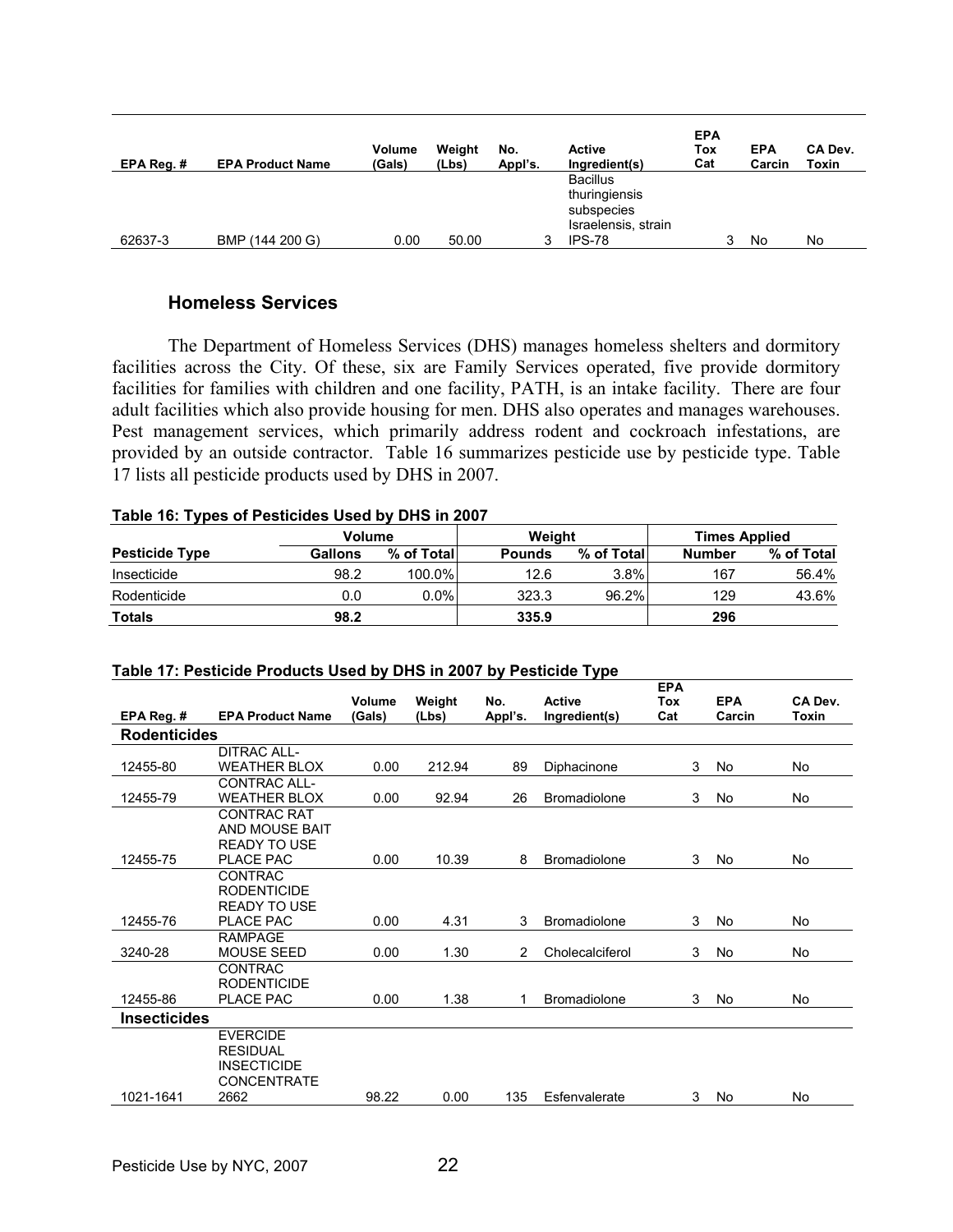| EPA Reg. # | EPA Product Name | Volume (Gals) | Weight (Lbs) | No. Appl's. | Active Ingredient(s) | EPA Tox Cat | EPA Carcin | CA Dev. Toxin |
|---|---|---|---|---|---|---|---|---|
| 62637-3 | BMP (144 200 G) | 0.00 | 50.00 | 3 | Bacillus thuringiensis subspecies Israelensis, strain IPS-78 | 3 | No | No |

### Homeless Services

The Department of Homeless Services (DHS) manages homeless shelters and dormitory facilities across the City. Of these, six are Family Services operated, five provide dormitory facilities for families with children and one facility, PATH, is an intake facility. There are four adult facilities which also provide housing for men. DHS also operates and manages warehouses. Pest management services, which primarily address rodent and cockroach infestations, are provided by an outside contractor. Table 16 summarizes pesticide use by pesticide type. Table 17 lists all pesticide products used by DHS in 2007.

**Table 16: Types of Pesticides Used by DHS in 2007**

| | Volume | | Weight | | Times Applied | |
|---|---|---|---|---|---|---|
| **Pesticide Type** | **Gallons** | **% of Total** | **Pounds** | **% of Total** | **Number** | **% of Total** |
| Insecticide | 98.2 | 100.0% | 12.6 | 3.8% | 167 | 56.4% |
| Rodenticide | 0.0 | 0.0% | 323.3 | 96.2% | 129 | 43.6% |
| **Totals** | **98.2** | | **335.9** | | **296** | |

**Table 17: Pesticide Products Used by DHS in 2007 by Pesticide Type**

| EPA Reg. # | EPA Product Name | Volume (Gals) | Weight (Lbs) | No. Appl's. | Active Ingredient(s) | EPA Tox Cat | EPA Carcin | CA Dev. Toxin |
|---|---|---|---|---|---|---|---|---|
| **Rodenticides** | | | | | | | | |
| 12455-80 | DITRAC ALL-WEATHER BLOX | 0.00 | 212.94 | 89 | Diphacinone | 3 | No | No |
| 12455-79 | CONTRAC ALL-WEATHER BLOX | 0.00 | 92.94 | 26 | Bromadiolone | 3 | No | No |
| 12455-75 | CONTRAC RAT AND MOUSE BAIT READY TO USE PLACE PAC | 0.00 | 10.39 | 8 | Bromadiolone | 3 | No | No |
| 12455-76 | CONTRAC RODENTICIDE READY TO USE PLACE PAC | 0.00 | 4.31 | 3 | Bromadiolone | 3 | No | No |
| 3240-28 | RAMPAGE MOUSE SEED | 0.00 | 1.30 | 2 | Cholecalciferol | 3 | No | No |
| 12455-86 | CONTRAC RODENTICIDE PLACE PAC | 0.00 | 1.38 | 1 | Bromadiolone | 3 | No | No |
| **Insecticides** | | | | | | | | |
| 1021-1641 | EVERCIDE RESIDUAL INSECTICIDE CONCENTRATE 2662 | 98.22 | 0.00 | 135 | Esfenvalerate | 3 | No | No |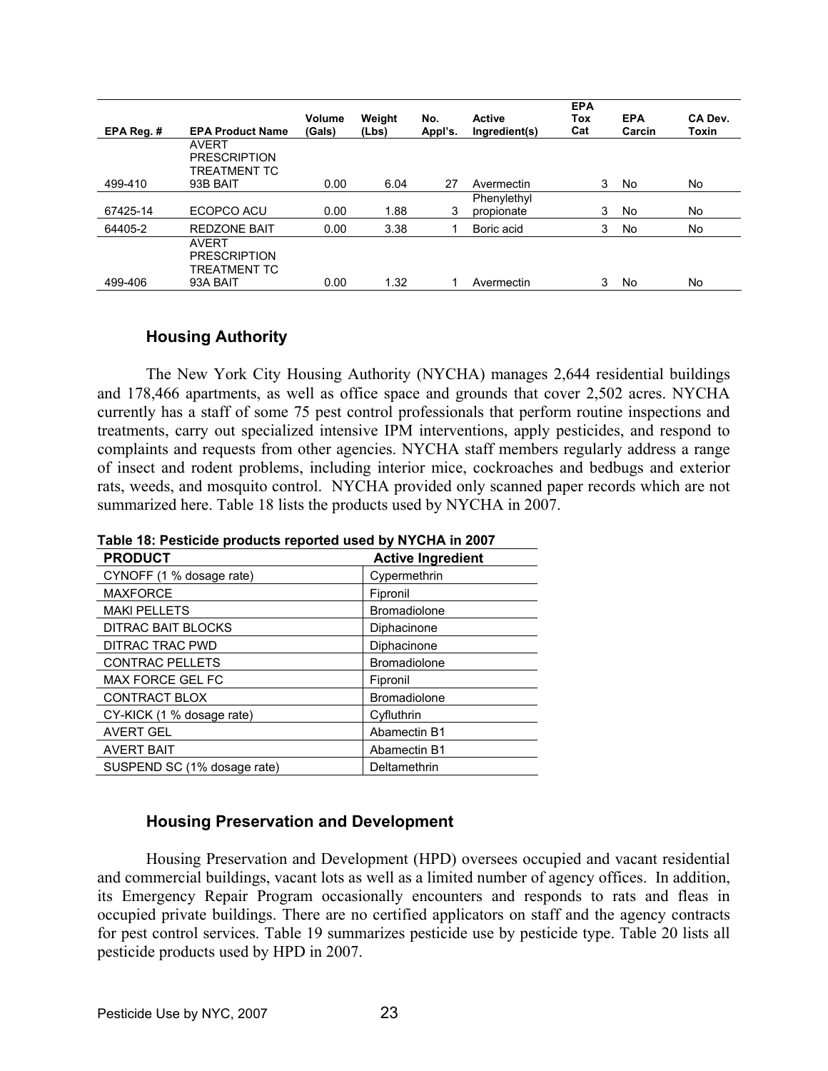| EPA Reg. # | EPA Product Name | Volume (Gals) | Weight (Lbs) | No. Appl's. | Active Ingredient(s) | EPA Tox Cat | EPA Carcin | CA Dev. Toxin |
|---|---|---|---|---|---|---|---|---|
| 499-410 | AVERT PRESCRIPTION TREATMENT TC 93B BAIT | 0.00 | 6.04 | 27 | Avermectin | 3 | No | No |
| 67425-14 | ECOPCO ACU | 0.00 | 1.88 | 3 | Phenylethyl propionate | 3 | No | No |
| 64405-2 | REDZONE BAIT | 0.00 | 3.38 | 1 | Boric acid | 3 | No | No |
| 499-406 | AVERT PRESCRIPTION TREATMENT TC 93A BAIT | 0.00 | 1.32 | 1 | Avermectin | 3 | No | No |

### Housing Authority

The New York City Housing Authority (NYCHA) manages 2,644 residential buildings and 178,466 apartments, as well as office space and grounds that cover 2,502 acres. NYCHA currently has a staff of some 75 pest control professionals that perform routine inspections and treatments, carry out specialized intensive IPM interventions, apply pesticides, and respond to complaints and requests from other agencies. NYCHA staff members regularly address a range of insect and rodent problems, including interior mice, cockroaches and bedbugs and exterior rats, weeds, and mosquito control. NYCHA provided only scanned paper records which are not summarized here. Table 18 lists the products used by NYCHA in 2007.

**Table 18: Pesticide products reported used by NYCHA in 2007**

| PRODUCT | Active Ingredient |
|---|---|
| CYNOFF (1 % dosage rate) | Cypermethrin |
| MAXFORCE | Fipronil |
| MAKI PELLETS | Bromadiolone |
| DITRAC BAIT BLOCKS | Diphacinone |
| DITRAC TRAC PWD | Diphacinone |
| CONTRAC PELLETS | Bromadiolone |
| MAX FORCE GEL FC | Fipronil |
| CONTRACT BLOX | Bromadiolone |
| CY-KICK (1 % dosage rate) | Cyfluthrin |
| AVERT GEL | Abamectin B1 |
| AVERT BAIT | Abamectin B1 |
| SUSPEND SC (1% dosage rate) | Deltamethrin |

### Housing Preservation and Development

Housing Preservation and Development (HPD) oversees occupied and vacant residential and commercial buildings, vacant lots as well as a limited number of agency offices. In addition, its Emergency Repair Program occasionally encounters and responds to rats and fleas in occupied private buildings. There are no certified applicators on staff and the agency contracts for pest control services. Table 19 summarizes pesticide use by pesticide type. Table 20 lists all pesticide products used by HPD in 2007.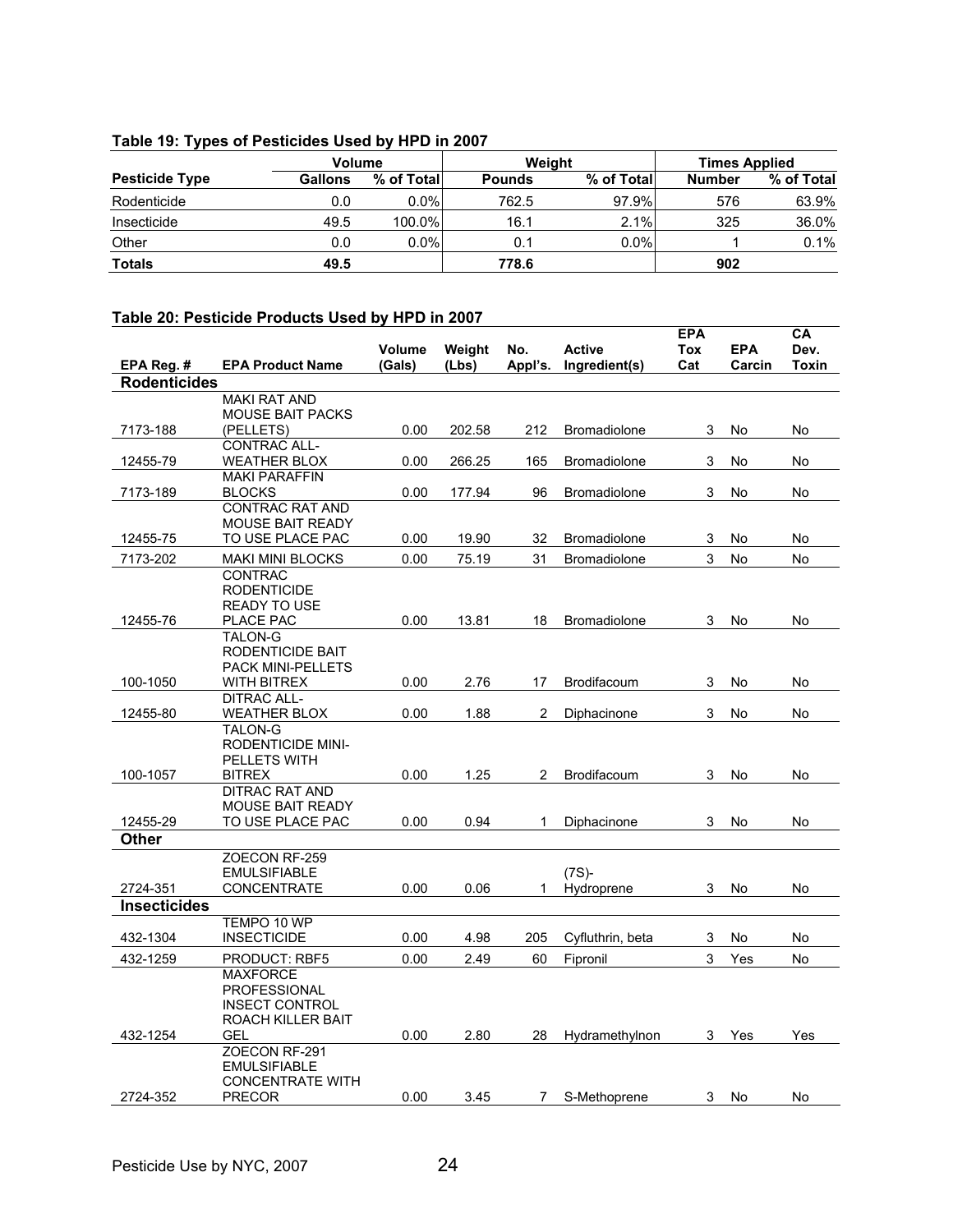**Table 19: Types of Pesticides Used by HPD in 2007**

| Pesticide Type | Volume | | Weight | | Times Applied | |
|---|---|---|---|---|---|---|
| | Gallons | % of Total | Pounds | % of Total | Number | % of Total |
| Rodenticide | 0.0 | 0.0% | 762.5 | 97.9% | 576 | 63.9% |
| Insecticide | 49.5 | 100.0% | 16.1 | 2.1% | 325 | 36.0% |
| Other | 0.0 | 0.0% | 0.1 | 0.0% | 1 | 0.1% |
| **Totals** | **49.5** | | **778.6** | | **902** | |

**Table 20: Pesticide Products Used by HPD in 2007**

| EPA Reg. # | EPA Product Name | Volume (Gals) | Weight (Lbs) | No. Appl's. | Active Ingredient(s) | EPA Tox Cat | EPA Carcin | CA Dev. Toxin |
|---|---|---|---|---|---|---|---|---|
| **Rodenticides** | | | | | | | | |
| 7173-188 | MAKI RAT AND MOUSE BAIT PACKS (PELLETS) | 0.00 | 202.58 | 212 | Bromadiolone | 3 | No | No |
| 12455-79 | CONTRAC ALL-WEATHER BLOX | 0.00 | 266.25 | 165 | Bromadiolone | 3 | No | No |
| 7173-189 | MAKI PARAFFIN BLOCKS | 0.00 | 177.94 | 96 | Bromadiolone | 3 | No | No |
| 12455-75 | CONTRAC RAT AND MOUSE BAIT READY TO USE PLACE PAC | 0.00 | 19.90 | 32 | Bromadiolone | 3 | No | No |
| 7173-202 | MAKI MINI BLOCKS | 0.00 | 75.19 | 31 | Bromadiolone | 3 | No | No |
| 12455-76 | CONTRAC RODENTICIDE READY TO USE PLACE PAC | 0.00 | 13.81 | 18 | Bromadiolone | 3 | No | No |
| 100-1050 | TALON-G RODENTICIDE BAIT PACK MINI-PELLETS WITH BITREX | 0.00 | 2.76 | 17 | Brodifacoum | 3 | No | No |
| 12455-80 | DITRAC ALL-WEATHER BLOX | 0.00 | 1.88 | 2 | Diphacinone | 3 | No | No |
| 100-1057 | TALON-G RODENTICIDE MINI-PELLETS WITH BITREX | 0.00 | 1.25 | 2 | Brodifacoum | 3 | No | No |
| 12455-29 | DITRAC RAT AND MOUSE BAIT READY TO USE PLACE PAC | 0.00 | 0.94 | 1 | Diphacinone | 3 | No | No |
| **Other** | | | | | | | | |
| 2724-351 | ZOECON RF-259 EMULSIFIABLE CONCENTRATE | 0.00 | 0.06 | 1 | (7S)-Hydroprene | 3 | No | No |
| **Insecticides** | | | | | | | | |
| 432-1304 | TEMPO 10 WP INSECTICIDE | 0.00 | 4.98 | 205 | Cyfluthrin, beta | 3 | No | No |
| 432-1259 | PRODUCT: RBF5 | 0.00 | 2.49 | 60 | Fipronil | 3 | Yes | No |
| 432-1254 | MAXFORCE PROFESSIONAL INSECT CONTROL ROACH KILLER BAIT GEL | 0.00 | 2.80 | 28 | Hydramethylnon | 3 | Yes | Yes |
| 2724-352 | ZOECON RF-291 EMULSIFIABLE CONCENTRATE WITH PRECOR | 0.00 | 3.45 | 7 | S-Methoprene | 3 | No | No |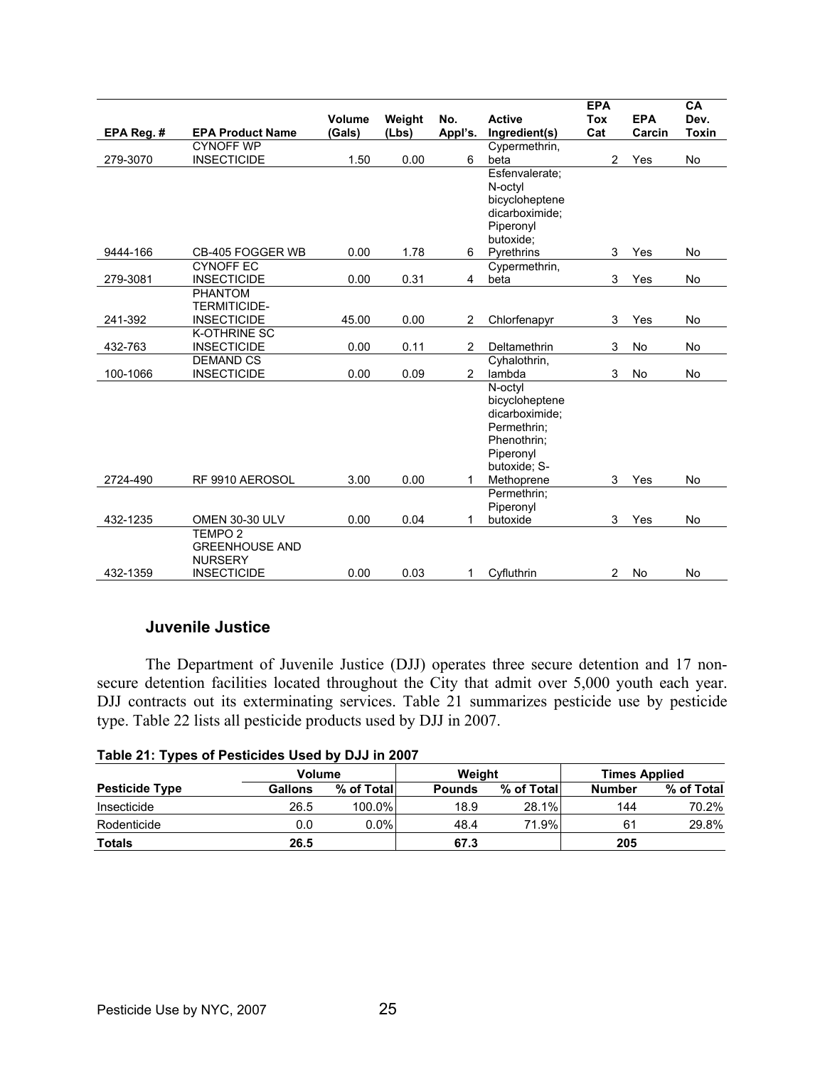| EPA Reg. # | EPA Product Name | Volume (Gals) | Weight (Lbs) | No. Appl's. | Active Ingredient(s) | EPA Tox Cat | EPA Carcin | CA Dev. Toxin |
|---|---|---|---|---|---|---|---|---|
| 279-3070 | CYNOFF WP INSECTICIDE | 1.50 | 0.00 | 6 | Cypermethrin, beta | 2 | Yes | No |
| 9444-166 | CB-405 FOGGER WB | 0.00 | 1.78 | 6 | Esfenvalerate; N-octyl bicycloheptene dicarboximide; Piperonyl butoxide; Pyrethrins | 3 | Yes | No |
| 279-3081 | CYNOFF EC INSECTICIDE | 0.00 | 0.31 | 4 | Cypermethrin, beta | 3 | Yes | No |
| 241-392 | PHANTOM TERMITICIDE-INSECTICIDE | 45.00 | 0.00 | 2 | Chlorfenapyr | 3 | Yes | No |
| 432-763 | K-OTHRINE SC INSECTICIDE | 0.00 | 0.11 | 2 | Deltamethrin | 3 | No | No |
| 100-1066 | DEMAND CS INSECTICIDE | 0.00 | 0.09 | 2 | Cyhalothrin, lambda | 3 | No | No |
| 2724-490 | RF 9910 AEROSOL | 3.00 | 0.00 | 1 | N-octyl bicycloheptene dicarboximide; Permethrin; Phenothrin; Piperonyl butoxide; S-Methoprene | 3 | Yes | No |
| 432-1235 | OMEN 30-30 ULV | 0.00 | 0.04 | 1 | Permethrin; Piperonyl butoxide | 3 | Yes | No |
| 432-1359 | TEMPO 2 GREENHOUSE AND NURSERY INSECTICIDE | 0.00 | 0.03 | 1 | Cyfluthrin | 2 | No | No |

### Juvenile Justice

The Department of Juvenile Justice (DJJ) operates three secure detention and 17 non-secure detention facilities located throughout the City that admit over 5,000 youth each year. DJJ contracts out its exterminating services. Table 21 summarizes pesticide use by pesticide type. Table 22 lists all pesticide products used by DJJ in 2007.

**Table 21: Types of Pesticides Used by DJJ in 2007**

| | Volume | | Weight | | Times Applied | |
|---|---|---|---|---|---|---|
| **Pesticide Type** | **Gallons** | **% of Total** | **Pounds** | **% of Total** | **Number** | **% of Total** |
| Insecticide | 26.5 | 100.0% | 18.9 | 28.1% | 144 | 70.2% |
| Rodenticide | 0.0 | 0.0% | 48.4 | 71.9% | 61 | 29.8% |
| **Totals** | **26.5** | | **67.3** | | **205** | |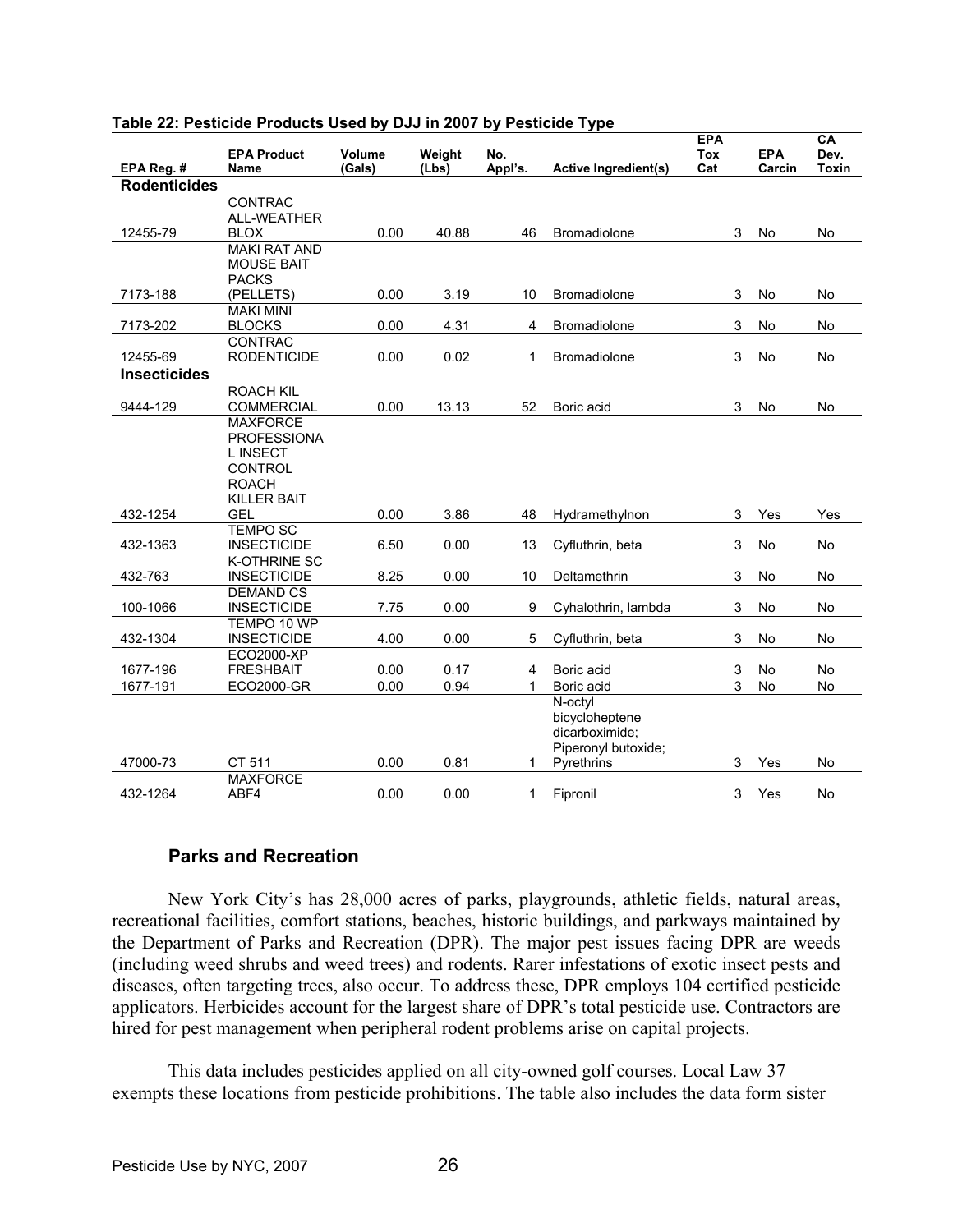**Table 22: Pesticide Products Used by DJJ in 2007 by Pesticide Type**

| EPA Reg. # | EPA Product Name | Volume (Gals) | Weight (Lbs) | No. Appl's. | Active Ingredient(s) | EPA Tox Cat | EPA Carcin | CA Dev. Toxin |
|---|---|---|---|---|---|---|---|---|
| **Rodenticides** | | | | | | | | |
| 12455-79 | CONTRAC ALL-WEATHER BLOX | 0.00 | 40.88 | 46 | Bromadiolone | 3 | No | No |
| 7173-188 | MAKI RAT AND MOUSE BAIT PACKS (PELLETS) | 0.00 | 3.19 | 10 | Bromadiolone | 3 | No | No |
| 7173-202 | MAKI MINI BLOCKS | 0.00 | 4.31 | 4 | Bromadiolone | 3 | No | No |
| 12455-69 | CONTRAC RODENTICIDE | 0.00 | 0.02 | 1 | Bromadiolone | 3 | No | No |
| **Insecticides** | | | | | | | | |
| 9444-129 | ROACH KIL COMMERCIAL | 0.00 | 13.13 | 52 | Boric acid | 3 | No | No |
| 432-1254 | MAXFORCE PROFESSIONAL INSECT CONTROL ROACH KILLER BAIT GEL | 0.00 | 3.86 | 48 | Hydramethylnon | 3 | Yes | Yes |
| 432-1363 | TEMPO SC INSECTICIDE | 6.50 | 0.00 | 13 | Cyfluthrin, beta | 3 | No | No |
| 432-763 | K-OTHRINE SC INSECTICIDE | 8.25 | 0.00 | 10 | Deltamethrin | 3 | No | No |
| 100-1066 | DEMAND CS INSECTICIDE | 7.75 | 0.00 | 9 | Cyhalothrin, lambda | 3 | No | No |
| 432-1304 | TEMPO 10 WP INSECTICIDE | 4.00 | 0.00 | 5 | Cyfluthrin, beta | 3 | No | No |
| 1677-196 | ECO2000-XP FRESHBAIT | 0.00 | 0.17 | 4 | Boric acid | 3 | No | No |
| 1677-191 | ECO2000-GR | 0.00 | 0.94 | 1 | Boric acid | 3 | No | No |
| 47000-73 | CT 511 | 0.00 | 0.81 | 1 | N-octyl bicycloheptene dicarboximide; Piperonyl butoxide; Pyrethrins | 3 | Yes | No |
| 432-1264 | MAXFORCE ABF4 | 0.00 | 0.00 | 1 | Fipronil | 3 | Yes | No |

### Parks and Recreation

New York City's has 28,000 acres of parks, playgrounds, athletic fields, natural areas, recreational facilities, comfort stations, beaches, historic buildings, and parkways maintained by the Department of Parks and Recreation (DPR). The major pest issues facing DPR are weeds (including weed shrubs and weed trees) and rodents. Rarer infestations of exotic insect pests and diseases, often targeting trees, also occur. To address these, DPR employs 104 certified pesticide applicators. Herbicides account for the largest share of DPR's total pesticide use. Contractors are hired for pest management when peripheral rodent problems arise on capital projects.

This data includes pesticides applied on all city-owned golf courses. Local Law 37 exempts these locations from pesticide prohibitions. The table also includes the data form sister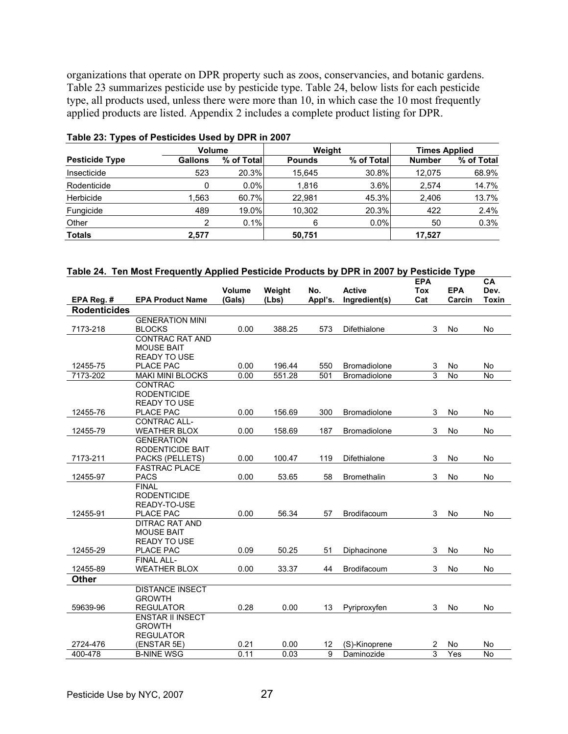organizations that operate on DPR property such as zoos, conservancies, and botanic gardens. Table 23 summarizes pesticide use by pesticide type. Table 24, below lists for each pesticide type, all products used, unless there were more than 10, in which case the 10 most frequently applied products are listed. Appendix 2 includes a complete product listing for DPR.

**Table 23: Types of Pesticides Used by DPR in 2007**

| | Volume | | Weight | | Times Applied | |
|---|---|---|---|---|---|---|
| **Pesticide Type** | **Gallons** | **% of Total** | **Pounds** | **% of Total** | **Number** | **% of Total** |
| Insecticide | 523 | 20.3% | 15,645 | 30.8% | 12,075 | 68.9% |
| Rodenticide | 0 | 0.0% | 1,816 | 3.6% | 2,574 | 14.7% |
| Herbicide | 1,563 | 60.7% | 22,981 | 45.3% | 2,406 | 13.7% |
| Fungicide | 489 | 19.0% | 10,302 | 20.3% | 422 | 2.4% |
| Other | 2 | 0.1% | 6 | 0.0% | 50 | 0.3% |
| **Totals** | **2,577** | | **50,751** | | **17,527** | |

**Table 24. Ten Most Frequently Applied Pesticide Products by DPR in 2007 by Pesticide Type**

| EPA Reg. # | EPA Product Name | Volume (Gals) | Weight (Lbs) | No. Appl's. | Active Ingredient(s) | EPA Tox Cat | EPA Carcin | CA Dev. Toxin |
|---|---|---|---|---|---|---|---|---|
| **Rodenticides** | | | | | | | | |
| 7173-218 | GENERATION MINI BLOCKS | 0.00 | 388.25 | 573 | Difethialone | 3 | No | No |
| 12455-75 | CONTRAC RAT AND MOUSE BAIT READY TO USE PLACE PAC | 0.00 | 196.44 | 550 | Bromadiolone | 3 | No | No |
| 7173-202 | MAKI MINI BLOCKS | 0.00 | 551.28 | 501 | Bromadiolone | 3 | No | No |
| 12455-76 | CONTRAC RODENTICIDE READY TO USE PLACE PAC | 0.00 | 156.69 | 300 | Bromadiolone | 3 | No | No |
| 12455-79 | CONTRAC ALL-WEATHER BLOX | 0.00 | 158.69 | 187 | Bromadiolone | 3 | No | No |
| 7173-211 | GENERATION RODENTICIDE BAIT PACKS (PELLETS) | 0.00 | 100.47 | 119 | Difethialone | 3 | No | No |
| 12455-97 | FASTRAC PLACE PACS | 0.00 | 53.65 | 58 | Bromethalin | 3 | No | No |
| 12455-91 | FINAL RODENTICIDE READY-TO-USE PLACE PAC | 0.00 | 56.34 | 57 | Brodifacoum | 3 | No | No |
| 12455-29 | DITRAC RAT AND MOUSE BAIT READY TO USE PLACE PAC | 0.09 | 50.25 | 51 | Diphacinone | 3 | No | No |
| 12455-89 | FINAL ALL-WEATHER BLOX | 0.00 | 33.37 | 44 | Brodifacoum | 3 | No | No |
| **Other** | | | | | | | | |
| 59639-96 | DISTANCE INSECT GROWTH REGULATOR | 0.28 | 0.00 | 13 | Pyriproxyfen | 3 | No | No |
| 2724-476 | ENSTAR II INSECT GROWTH REGULATOR (ENSTAR 5E) | 0.21 | 0.00 | 12 | (S)-Kinoprene | 2 | No | No |
| 400-478 | B-NINE WSG | 0.11 | 0.03 | 9 | Daminozide | 3 | Yes | No |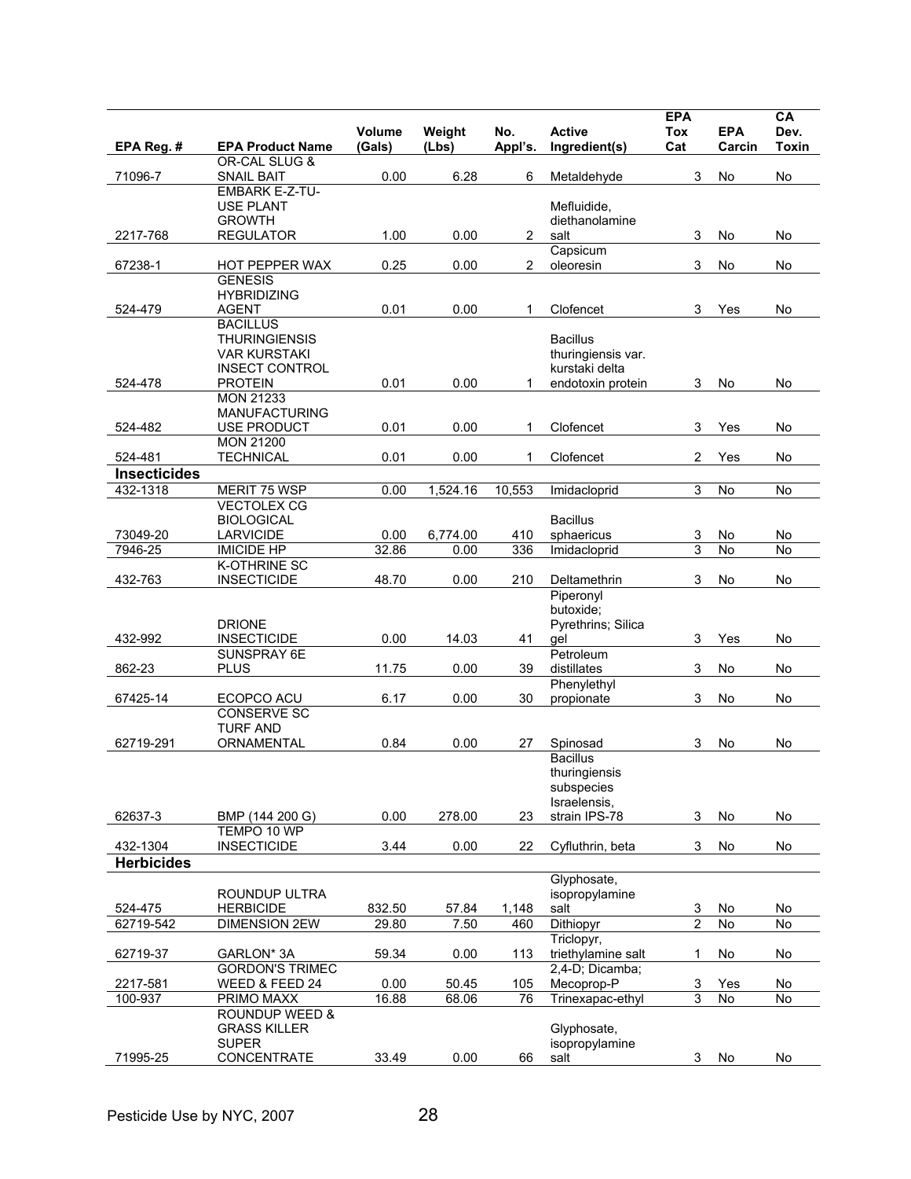| EPA Reg. # | EPA Product Name | Volume (Gals) | Weight (Lbs) | No. Appl's. | Active Ingredient(s) | EPA Tox Cat | EPA Carcin | CA Dev. Toxin |
|---|---|---|---|---|---|---|---|---|
| 71096-7 | OR-CAL SLUG & SNAIL BAIT | 0.00 | 6.28 | 6 | Metaldehyde | 3 | No | No |
| 2217-768 | EMBARK E-Z-TU-USE PLANT GROWTH REGULATOR | 1.00 | 0.00 | 2 | Mefluidide, diethanolamine salt | 3 | No | No |
| 67238-1 | HOT PEPPER WAX | 0.25 | 0.00 | 2 | Capsicum oleoresin | 3 | No | No |
| 524-479 | GENESIS HYBRIDIZING AGENT | 0.01 | 0.00 | 1 | Clofencet | 3 | Yes | No |
| 524-478 | BACILLUS THURINGIENSIS VAR KURSTAKI INSECT CONTROL PROTEIN | 0.01 | 0.00 | 1 | Bacillus thuringiensis var. kurstaki delta endotoxin protein | 3 | No | No |
| 524-482 | MON 21233 MANUFACTURING USE PRODUCT | 0.01 | 0.00 | 1 | Clofencet | 3 | Yes | No |
| 524-481 | MON 21200 TECHNICAL | 0.01 | 0.00 | 1 | Clofencet | 2 | Yes | No |
| **Insecticides** | | | | | | | | |
| 432-1318 | MERIT 75 WSP | 0.00 | 1,524.16 | 10,553 | Imidacloprid | 3 | No | No |
| 73049-20 | VECTOLEX CG BIOLOGICAL LARVICIDE | 0.00 | 6,774.00 | 410 | Bacillus sphaericus | 3 | No | No |
| 7946-25 | IMICIDE HP | 32.86 | 0.00 | 336 | Imidacloprid | 3 | No | No |
| 432-763 | K-OTHRINE SC INSECTICIDE | 48.70 | 0.00 | 210 | Deltamethrin | 3 | No | No |
| 432-992 | DRIONE INSECTICIDE | 0.00 | 14.03 | 41 | Piperonyl butoxide; Pyrethrins; Silica gel | 3 | Yes | No |
| 862-23 | SUNSPRAY 6E PLUS | 11.75 | 0.00 | 39 | Petroleum distillates | 3 | No | No |
| 67425-14 | ECOPCO ACU | 6.17 | 0.00 | 30 | Phenylethyl propionate | 3 | No | No |
| 62719-291 | CONSERVE SC TURF AND ORNAMENTAL | 0.84 | 0.00 | 27 | Spinosad | 3 | No | No |
| 62637-3 | BMP (144 200 G) | 0.00 | 278.00 | 23 | Bacillus thuringiensis subspecies Israelensis, strain IPS-78 | 3 | No | No |
| 432-1304 | TEMPO 10 WP INSECTICIDE | 3.44 | 0.00 | 22 | Cyfluthrin, beta | 3 | No | No |
| **Herbicides** | | | | | | | | |
| 524-475 | ROUNDUP ULTRA HERBICIDE | 832.50 | 57.84 | 1,148 | Glyphosate, isopropylamine salt | 3 | No | No |
| 62719-542 | DIMENSION 2EW | 29.80 | 7.50 | 460 | Dithiopyr | 2 | No | No |
| 62719-37 | GARLON* 3A | 59.34 | 0.00 | 113 | Triclopyr, triethylamine salt | 1 | No | No |
| 2217-581 | GORDON'S TRIMEC WEED & FEED 24 | 0.00 | 50.45 | 105 | 2,4-D; Dicamba; Mecoprop-P | 3 | Yes | No |
| 100-937 | PRIMO MAXX | 16.88 | 68.06 | 76 | Trinexapac-ethyl | 3 | No | No |
| 71995-25 | ROUNDUP WEED & GRASS KILLER SUPER CONCENTRATE | 33.49 | 0.00 | 66 | Glyphosate, isopropylamine salt | 3 | No | No |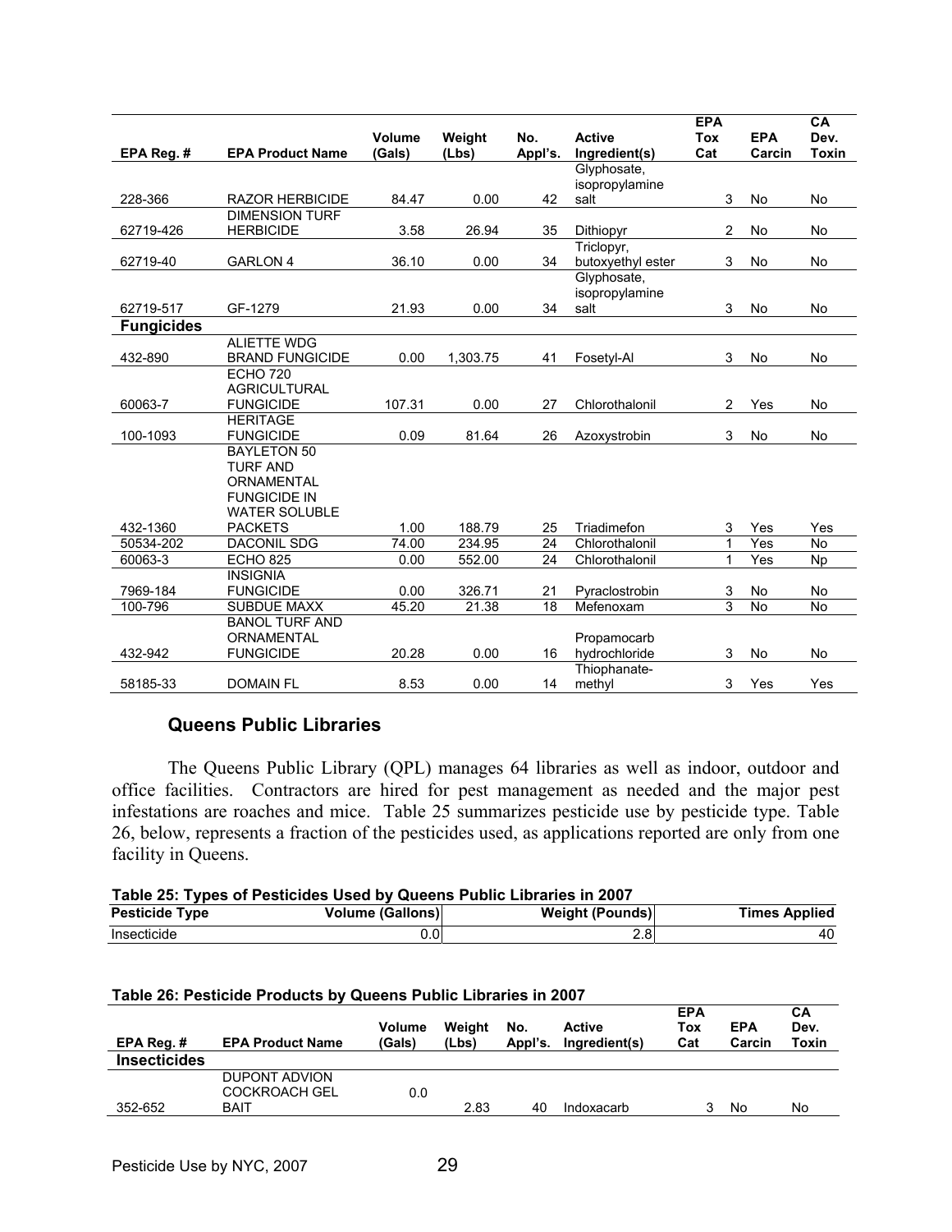| EPA Reg. # | EPA Product Name | Volume (Gals) | Weight (Lbs) | No. Appl's. | Active Ingredient(s) | EPA Tox Cat | EPA Carcin | CA Dev. Toxin |
|---|---|---|---|---|---|---|---|---|
| 228-366 | RAZOR HERBICIDE | 84.47 | 0.00 | 42 | Glyphosate, isopropylamine salt | 3 | No | No |
| 62719-426 | DIMENSION TURF HERBICIDE | 3.58 | 26.94 | 35 | Dithiopyr | 2 | No | No |
| 62719-40 | GARLON 4 | 36.10 | 0.00 | 34 | Triclopyr, butoxyethyl ester | 3 | No | No |
| 62719-517 | GF-1279 | 21.93 | 0.00 | 34 | Glyphosate, isopropylamine salt | 3 | No | No |
| **Fungicides** | | | | | | | | |
| 432-890 | ALIETTE WDG BRAND FUNGICIDE | 0.00 | 1,303.75 | 41 | Fosetyl-Al | 3 | No | No |
| 60063-7 | ECHO 720 AGRICULTURAL FUNGICIDE | 107.31 | 0.00 | 27 | Chlorothalonil | 2 | Yes | No |
| 100-1093 | HERITAGE FUNGICIDE | 0.09 | 81.64 | 26 | Azoxystrobin | 3 | No | No |
| 432-1360 | BAYLETON 50 TURF AND ORNAMENTAL FUNGICIDE IN WATER SOLUBLE PACKETS | 1.00 | 188.79 | 25 | Triadimefon | 3 | Yes | Yes |
| 50534-202 | DACONIL SDG | 74.00 | 234.95 | 24 | Chlorothalonil | 1 | Yes | No |
| 60063-3 | ECHO 825 | 0.00 | 552.00 | 24 | Chlorothalonil | 1 | Yes | Np |
| 7969-184 | INSIGNIA FUNGICIDE | 0.00 | 326.71 | 21 | Pyraclostrobin | 3 | No | No |
| 100-796 | SUBDUE MAXX | 45.20 | 21.38 | 18 | Mefenoxam | 3 | No | No |
| 432-942 | BANOL TURF AND ORNAMENTAL FUNGICIDE | 20.28 | 0.00 | 16 | Propamocarb hydrochloride | 3 | No | No |
| 58185-33 | DOMAIN FL | 8.53 | 0.00 | 14 | Thiophanate-methyl | 3 | Yes | Yes |

### Queens Public Libraries

The Queens Public Library (QPL) manages 64 libraries as well as indoor, outdoor and office facilities. Contractors are hired for pest management as needed and the major pest infestations are roaches and mice. Table 25 summarizes pesticide use by pesticide type. Table 26, below, represents a fraction of the pesticides used, as applications reported are only from one facility in Queens.

**Table 25: Types of Pesticides Used by Queens Public Libraries in 2007**

| Pesticide Type | Volume (Gallons) | Weight (Pounds) | Times Applied |
|---|---|---|---|
| Insecticide | 0.0 | 2.8 | 40 |

**Table 26: Pesticide Products by Queens Public Libraries in 2007**

| EPA Reg. # | EPA Product Name | Volume (Gals) | Weight (Lbs) | No. Appl's. | Active Ingredient(s) | EPA Tox Cat | EPA Carcin | CA Dev. Toxin |
|---|---|---|---|---|---|---|---|---|
| **Insecticides** | | | | | | | | |
| 352-652 | DUPONT ADVION COCKROACH GEL BAIT | 0.0 | 2.83 | 40 | Indoxacarb | 3 | No | No |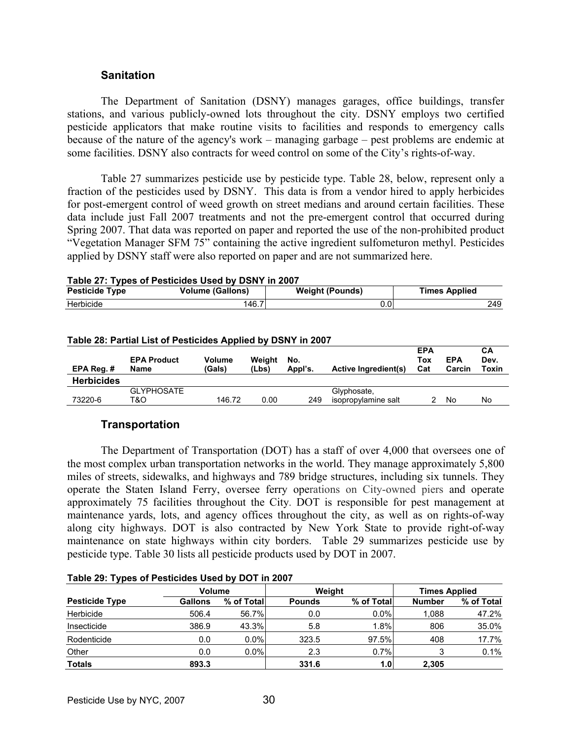## Sanitation

The Department of Sanitation (DSNY) manages garages, office buildings, transfer stations, and various publicly-owned lots throughout the city. DSNY employs two certified pesticide applicators that make routine visits to facilities and responds to emergency calls because of the nature of the agency's work – managing garbage – pest problems are endemic at some facilities. DSNY also contracts for weed control on some of the City's rights-of-way.

Table 27 summarizes pesticide use by pesticide type. Table 28, below, represent only a fraction of the pesticides used by DSNY. This data is from a vendor hired to apply herbicides for post-emergent control of weed growth on street medians and around certain facilities. These data include just Fall 2007 treatments and not the pre-emergent control that occurred during Spring 2007. That data was reported on paper and reported the use of the non-prohibited product "Vegetation Manager SFM 75" containing the active ingredient sulfometuron methyl. Pesticides applied by DSNY staff were also reported on paper and are not summarized here.

**Table 27: Types of Pesticides Used by DSNY in 2007**

| Pesticide Type | Volume (Gallons) | Weight (Pounds) | Times Applied |
|---|---|---|---|
| Herbicide | 146.7 | 0.0 | 249 |

**Table 28: Partial List of Pesticides Applied by DSNY in 2007**

| EPA Reg. # | EPA Product Name | Volume (Gals) | Weight (Lbs) | No. Appl's. | Active Ingredient(s) | EPA Tox Cat | EPA Carcin | CA Dev. Toxin |
|---|---|---|---|---|---|---|---|---|
| **Herbicides** | | | | | | | | |
| 73220-6 | GLYPHOSATE T&O | 146.72 | 0.00 | 249 | Glyphosate, isopropylamine salt | 2 | No | No |

## Transportation

The Department of Transportation (DOT) has a staff of over 4,000 that oversees one of the most complex urban transportation networks in the world. They manage approximately 5,800 miles of streets, sidewalks, and highways and 789 bridge structures, including six tunnels. They operate the Staten Island Ferry, oversee ferry operations on City-owned piers and operate approximately 75 facilities throughout the City. DOT is responsible for pest management at maintenance yards, lots, and agency offices throughout the city, as well as on rights-of-way along city highways. DOT is also contracted by New York State to provide right-of-way maintenance on state highways within city borders. Table 29 summarizes pesticide use by pesticide type. Table 30 lists all pesticide products used by DOT in 2007.

**Table 29: Types of Pesticides Used by DOT in 2007**

| | Volume | | Weight | | Times Applied | |
|---|---|---|---|---|---|---|
| **Pesticide Type** | **Gallons** | **% of Total** | **Pounds** | **% of Total** | **Number** | **% of Total** |
| Herbicide | 506.4 | 56.7% | 0.0 | 0.0% | 1,088 | 47.2% |
| Insecticide | 386.9 | 43.3% | 5.8 | 1.8% | 806 | 35.0% |
| Rodenticide | 0.0 | 0.0% | 323.5 | 97.5% | 408 | 17.7% |
| Other | 0.0 | 0.0% | 2.3 | 0.7% | 3 | 0.1% |
| **Totals** | **893.3** | | **331.6** | **1.0** | **2,305** | |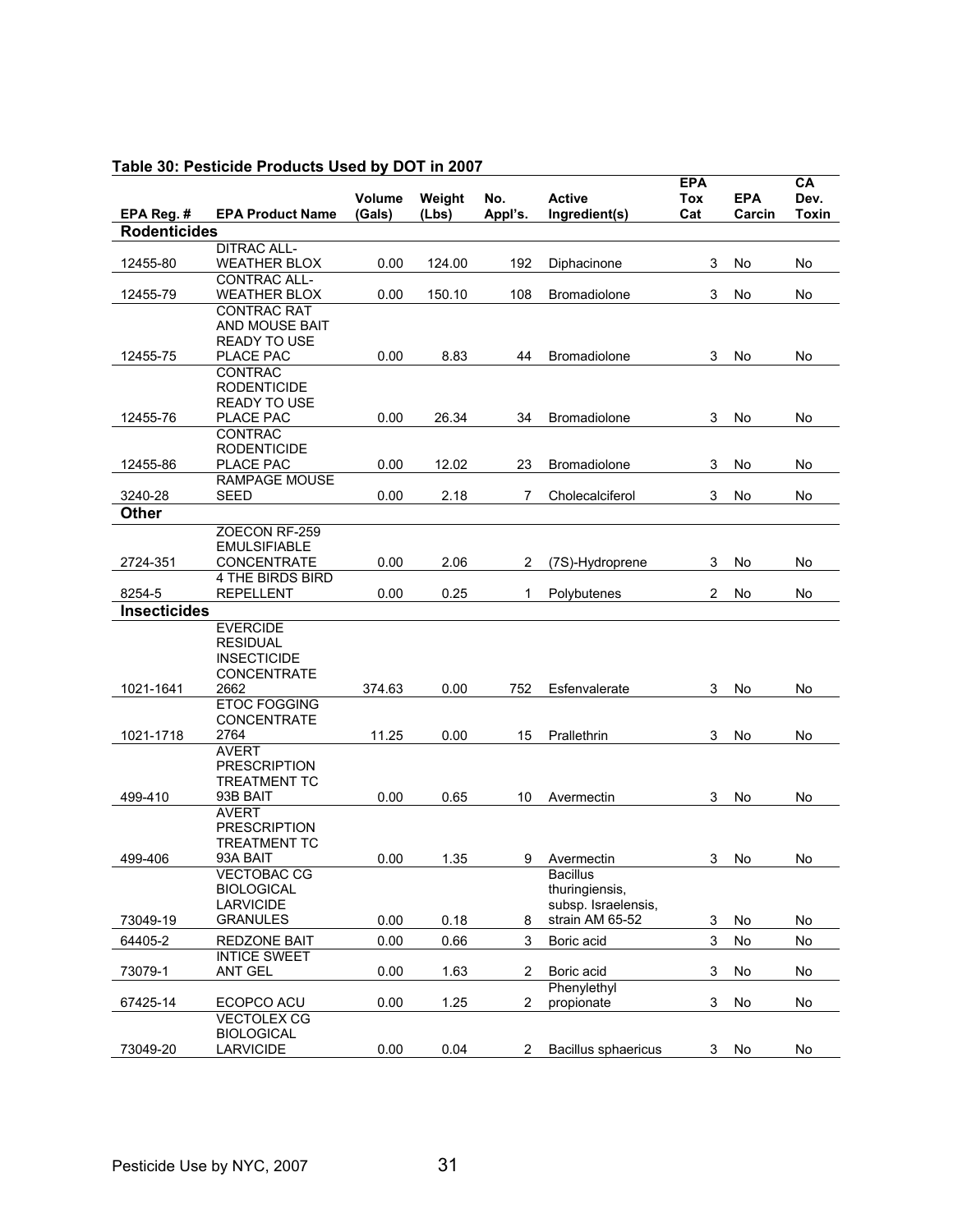**Table 30: Pesticide Products Used by DOT in 2007**

| EPA Reg. # | EPA Product Name | Volume (Gals) | Weight (Lbs) | No. Appl's. | Active Ingredient(s) | EPA Tox Cat | EPA Carcin | CA Dev. Toxin |
|---|---|---|---|---|---|---|---|---|
| **Rodenticides** | | | | | | | | |
| 12455-80 | DITRAC ALL-WEATHER BLOX | 0.00 | 124.00 | 192 | Diphacinone | 3 | No | No |
| 12455-79 | CONTRAC ALL-WEATHER BLOX | 0.00 | 150.10 | 108 | Bromadiolone | 3 | No | No |
| 12455-75 | CONTRAC RAT AND MOUSE BAIT READY TO USE PLACE PAC | 0.00 | 8.83 | 44 | Bromadiolone | 3 | No | No |
| 12455-76 | CONTRAC RODENTICIDE READY TO USE PLACE PAC | 0.00 | 26.34 | 34 | Bromadiolone | 3 | No | No |
| 12455-86 | CONTRAC RODENTICIDE PLACE PAC | 0.00 | 12.02 | 23 | Bromadiolone | 3 | No | No |
| 3240-28 | RAMPAGE MOUSE SEED | 0.00 | 2.18 | 7 | Cholecalciferol | 3 | No | No |
| **Other** | | | | | | | | |
| 2724-351 | ZOECON RF-259 EMULSIFIABLE CONCENTRATE | 0.00 | 2.06 | 2 | (7S)-Hydroprene | 3 | No | No |
| 8254-5 | 4 THE BIRDS BIRD REPELLENT | 0.00 | 0.25 | 1 | Polybutenes | 2 | No | No |
| **Insecticides** | | | | | | | | |
| 1021-1641 | EVERCIDE RESIDUAL INSECTICIDE CONCENTRATE 2662 | 374.63 | 0.00 | 752 | Esfenvalerate | 3 | No | No |
| 1021-1718 | ETOC FOGGING CONCENTRATE 2764 | 11.25 | 0.00 | 15 | Prallethrin | 3 | No | No |
| 499-410 | AVERT PRESCRIPTION TREATMENT TC 93B BAIT | 0.00 | 0.65 | 10 | Avermectin | 3 | No | No |
| 499-406 | AVERT PRESCRIPTION TREATMENT TC 93A BAIT | 0.00 | 1.35 | 9 | Avermectin | 3 | No | No |
| 73049-19 | VECTOBAC CG BIOLOGICAL LARVICIDE GRANULES | 0.00 | 0.18 | 8 | Bacillus thuringiensis, subsp. Israelensis, strain AM 65-52 | 3 | No | No |
| 64405-2 | REDZONE BAIT | 0.00 | 0.66 | 3 | Boric acid | 3 | No | No |
| 73079-1 | INTICE SWEET ANT GEL | 0.00 | 1.63 | 2 | Boric acid | 3 | No | No |
| 67425-14 | ECOPCO ACU | 0.00 | 1.25 | 2 | Phenylethyl propionate | 3 | No | No |
| 73049-20 | VECTOLEX CG BIOLOGICAL LARVICIDE | 0.00 | 0.04 | 2 | Bacillus sphaericus | 3 | No | No |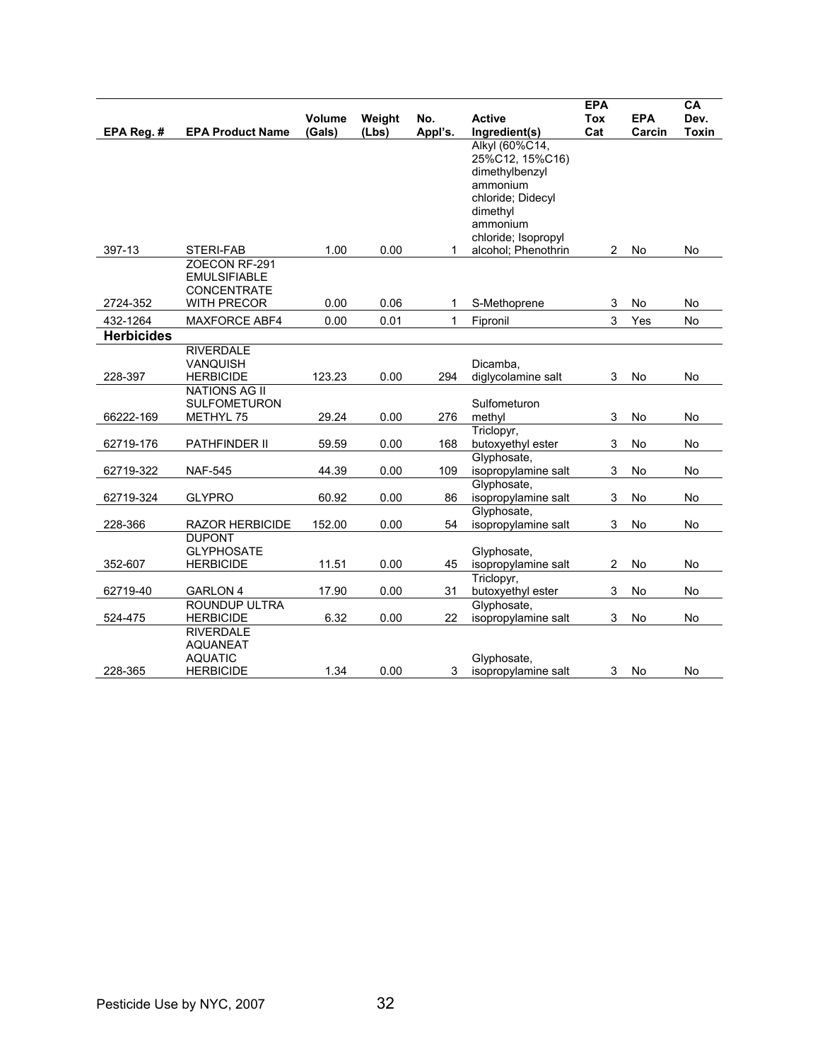| EPA Reg. # | EPA Product Name | Volume (Gals) | Weight (Lbs) | No. Appl's. | Active Ingredient(s) | EPA Tox Cat | EPA Carcin | CA Dev. Toxin |
|---|---|---|---|---|---|---|---|---|
| 397-13 | STERI-FAB | 1.00 | 0.00 | 1 | Alkyl (60%C14, 25%C12, 15%C16) dimethylbenzyl ammonium chloride; Didecyl dimethyl ammonium chloride; Isopropyl alcohol; Phenothrin | 2 | No | No |
| 2724-352 | ZOECON RF-291 EMULSIFIABLE CONCENTRATE WITH PRECOR | 0.00 | 0.06 | 1 | S-Methoprene | 3 | No | No |
| 432-1264 | MAXFORCE ABF4 | 0.00 | 0.01 | 1 | Fipronil | 3 | Yes | No |
| **Herbicides** | | | | | | | | |
| 228-397 | RIVERDALE VANQUISH HERBICIDE | 123.23 | 0.00 | 294 | Dicamba, diglycolamine salt | 3 | No | No |
| 66222-169 | NATIONS AG II SULFOMETURON METHYL 75 | 29.24 | 0.00 | 276 | Sulfometuron methyl | 3 | No | No |
| 62719-176 | PATHFINDER II | 59.59 | 0.00 | 168 | Triclopyr, butoxyethyl ester | 3 | No | No |
| 62719-322 | NAF-545 | 44.39 | 0.00 | 109 | Glyphosate, isopropylamine salt | 3 | No | No |
| 62719-324 | GLYPRO | 60.92 | 0.00 | 86 | Glyphosate, isopropylamine salt | 3 | No | No |
| 228-366 | RAZOR HERBICIDE | 152.00 | 0.00 | 54 | Glyphosate, isopropylamine salt | 3 | No | No |
| 352-607 | DUPONT GLYPHOSATE HERBICIDE | 11.51 | 0.00 | 45 | Glyphosate, isopropylamine salt | 2 | No | No |
| 62719-40 | GARLON 4 | 17.90 | 0.00 | 31 | Triclopyr, butoxyethyl ester | 3 | No | No |
| 524-475 | ROUNDUP ULTRA HERBICIDE | 6.32 | 0.00 | 22 | Glyphosate, isopropylamine salt | 3 | No | No |
| 228-365 | RIVERDALE AQUANEAT AQUATIC HERBICIDE | 1.34 | 0.00 | 3 | Glyphosate, isopropylamine salt | 3 | No | No |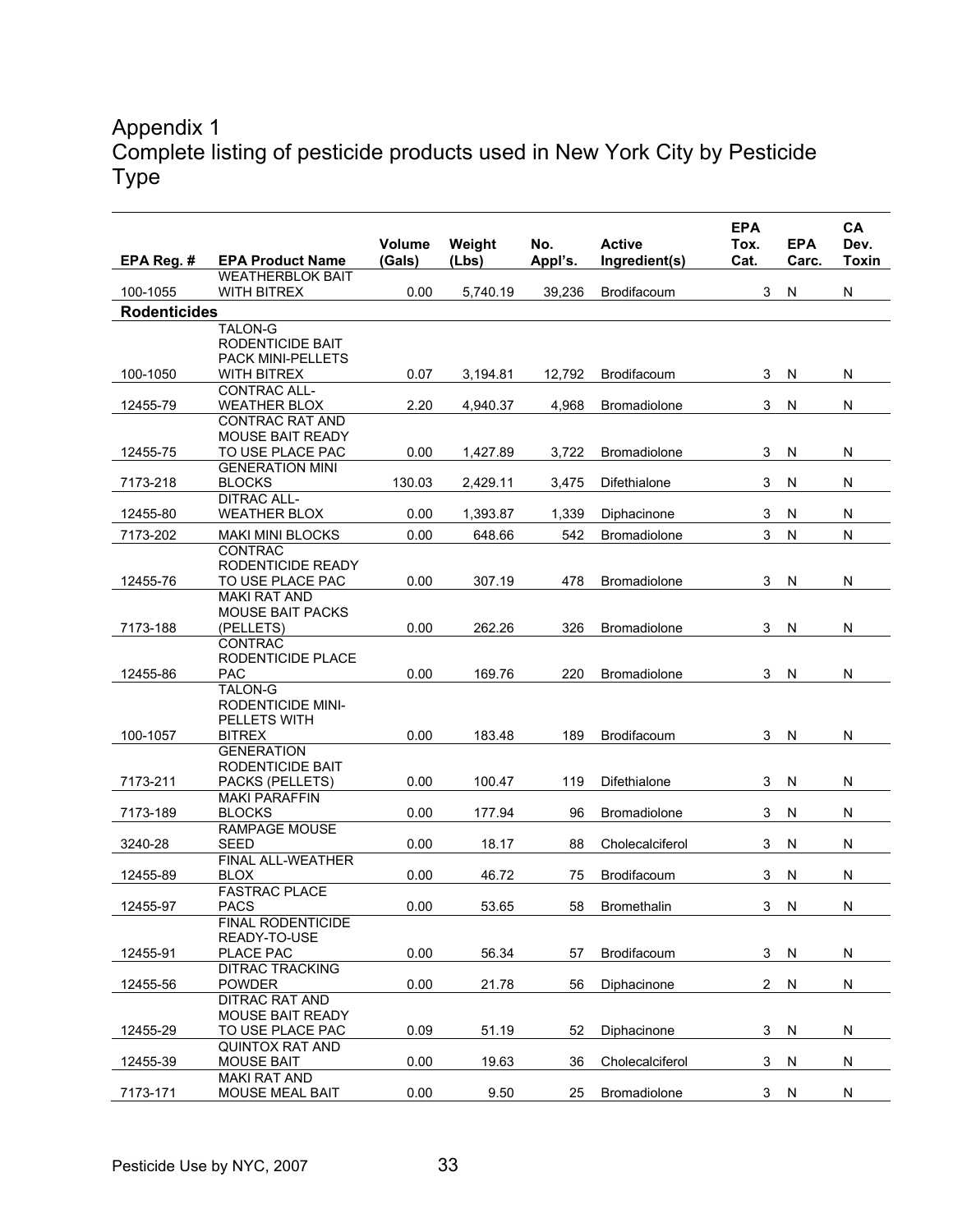# Appendix 1
# Complete listing of pesticide products used in New York City by Pesticide Type

| EPA Reg. # | EPA Product Name | Volume (Gals) | Weight (Lbs) | No. Appl's. | Active Ingredient(s) | EPA Tox. Cat. | EPA Carc. | CA Dev. Toxin |
|---|---|---|---|---|---|---|---|---|
| 100-1055 | WEATHERBLOK BAIT WITH BITREX | 0.00 | 5,740.19 | 39,236 | Brodifacoum | 3 | N | N |
| **Rodenticides** | | | | | | | | |
| 100-1050 | TALON-G RODENTICIDE BAIT PACK MINI-PELLETS WITH BITREX | 0.07 | 3,194.81 | 12,792 | Brodifacoum | 3 | N | N |
| 12455-79 | CONTRAC ALL-WEATHER BLOX | 2.20 | 4,940.37 | 4,968 | Bromadiolone | 3 | N | N |
| 12455-75 | CONTRAC RAT AND MOUSE BAIT READY TO USE PLACE PAC | 0.00 | 1,427.89 | 3,722 | Bromadiolone | 3 | N | N |
| 7173-218 | GENERATION MINI BLOCKS | 130.03 | 2,429.11 | 3,475 | Difethialone | 3 | N | N |
| 12455-80 | DITRAC ALL-WEATHER BLOX | 0.00 | 1,393.87 | 1,339 | Diphacinone | 3 | N | N |
| 7173-202 | MAKI MINI BLOCKS | 0.00 | 648.66 | 542 | Bromadiolone | 3 | N | N |
| 12455-76 | CONTRAC RODENTICIDE READY TO USE PLACE PAC | 0.00 | 307.19 | 478 | Bromadiolone | 3 | N | N |
| 7173-188 | MAKI RAT AND MOUSE BAIT PACKS (PELLETS) | 0.00 | 262.26 | 326 | Bromadiolone | 3 | N | N |
| 12455-86 | CONTRAC RODENTICIDE PLACE PAC | 0.00 | 169.76 | 220 | Bromadiolone | 3 | N | N |
| 100-1057 | TALON-G RODENTICIDE MINI-PELLETS WITH BITREX | 0.00 | 183.48 | 189 | Brodifacoum | 3 | N | N |
| 7173-211 | GENERATION RODENTICIDE BAIT PACKS (PELLETS) | 0.00 | 100.47 | 119 | Difethialone | 3 | N | N |
| 7173-189 | MAKI PARAFFIN BLOCKS | 0.00 | 177.94 | 96 | Bromadiolone | 3 | N | N |
| 3240-28 | RAMPAGE MOUSE SEED | 0.00 | 18.17 | 88 | Cholecalciferol | 3 | N | N |
| 12455-89 | FINAL ALL-WEATHER BLOX | 0.00 | 46.72 | 75 | Brodifacoum | 3 | N | N |
| 12455-97 | FASTRAC PLACE PACS | 0.00 | 53.65 | 58 | Bromethalin | 3 | N | N |
| 12455-91 | FINAL RODENTICIDE READY-TO-USE PLACE PAC | 0.00 | 56.34 | 57 | Brodifacoum | 3 | N | N |
| 12455-56 | DITRAC TRACKING POWDER | 0.00 | 21.78 | 56 | Diphacinone | 2 | N | N |
| 12455-29 | DITRAC RAT AND MOUSE BAIT READY TO USE PLACE PAC | 0.09 | 51.19 | 52 | Diphacinone | 3 | N | N |
| 12455-39 | QUINTOX RAT AND MOUSE BAIT | 0.00 | 19.63 | 36 | Cholecalciferol | 3 | N | N |
| 7173-171 | MAKI RAT AND MOUSE MEAL BAIT | 0.00 | 9.50 | 25 | Bromadiolone | 3 | N | N |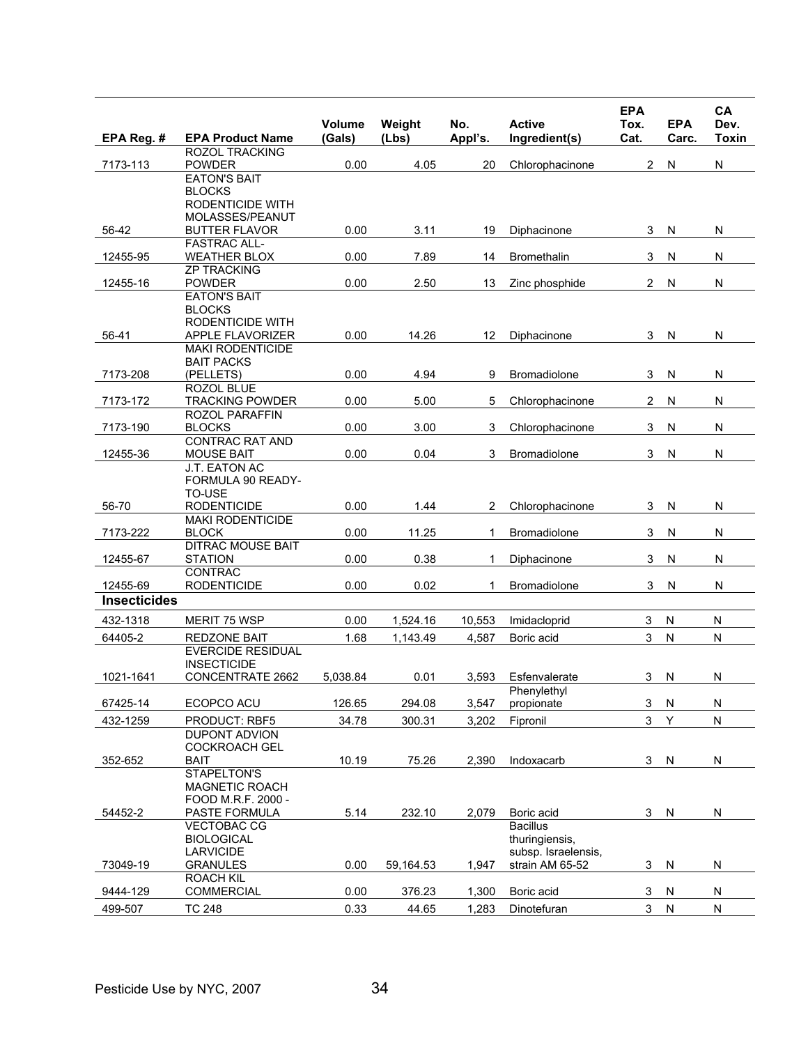| EPA Reg. # | EPA Product Name | Volume (Gals) | Weight (Lbs) | No. Appl's. | Active Ingredient(s) | EPA Tox. Cat. | EPA Carc. | CA Dev. Toxin |
|---|---|---|---|---|---|---|---|---|
| 7173-113 | ROZOL TRACKING POWDER | 0.00 | 4.05 | 20 | Chlorophacinone | 2 | N | N |
| 56-42 | EATON'S BAIT BLOCKS RODENTICIDE WITH MOLASSES/PEANUT BUTTER FLAVOR | 0.00 | 3.11 | 19 | Diphacinone | 3 | N | N |
| 12455-95 | FASTRAC ALL-WEATHER BLOX | 0.00 | 7.89 | 14 | Bromethalin | 3 | N | N |
| 12455-16 | ZP TRACKING POWDER | 0.00 | 2.50 | 13 | Zinc phosphide | 2 | N | N |
| 56-41 | EATON'S BAIT BLOCKS RODENTICIDE WITH APPLE FLAVORIZER | 0.00 | 14.26 | 12 | Diphacinone | 3 | N | N |
| 7173-208 | MAKI RODENTICIDE BAIT PACKS (PELLETS) | 0.00 | 4.94 | 9 | Bromadiolone | 3 | N | N |
| 7173-172 | ROZOL BLUE TRACKING POWDER | 0.00 | 5.00 | 5 | Chlorophacinone | 2 | N | N |
| 7173-190 | ROZOL PARAFFIN BLOCKS | 0.00 | 3.00 | 3 | Chlorophacinone | 3 | N | N |
| 12455-36 | CONTRAC RAT AND MOUSE BAIT | 0.00 | 0.04 | 3 | Bromadiolone | 3 | N | N |
| 56-70 | J.T. EATON AC FORMULA 90 READY-TO-USE RODENTICIDE | 0.00 | 1.44 | 2 | Chlorophacinone | 3 | N | N |
| 7173-222 | MAKI RODENTICIDE BLOCK | 0.00 | 11.25 | 1 | Bromadiolone | 3 | N | N |
| 12455-67 | DITRAC MOUSE BAIT STATION | 0.00 | 0.38 | 1 | Diphacinone | 3 | N | N |
| 12455-69 | CONTRAC RODENTICIDE | 0.00 | 0.02 | 1 | Bromadiolone | 3 | N | N |
| **Insecticides** | | | | | | | | |
| 432-1318 | MERIT 75 WSP | 0.00 | 1,524.16 | 10,553 | Imidacloprid | 3 | N | N |
| 64405-2 | REDZONE BAIT | 1.68 | 1,143.49 | 4,587 | Boric acid | 3 | N | N |
| 1021-1641 | EVERCIDE RESIDUAL INSECTICIDE CONCENTRATE 2662 | 5,038.84 | 0.01 | 3,593 | Esfenvalerate | 3 | N | N |
| 67425-14 | ECOPCO ACU | 126.65 | 294.08 | 3,547 | Phenylethyl propionate | 3 | N | N |
| 432-1259 | PRODUCT: RBF5 | 34.78 | 300.31 | 3,202 | Fipronil | 3 | Y | N |
| 352-652 | DUPONT ADVION COCKROACH GEL BAIT | 10.19 | 75.26 | 2,390 | Indoxacarb | 3 | N | N |
| 54452-2 | STAPELTON'S MAGNETIC ROACH FOOD M.R.F. 2000 - PASTE FORMULA | 5.14 | 232.10 | 2,079 | Boric acid | 3 | N | N |
| 73049-19 | VECTOBAC CG BIOLOGICAL LARVICIDE GRANULES | 0.00 | 59,164.53 | 1,947 | Bacillus thuringiensis, subsp. Israelensis, strain AM 65-52 | 3 | N | N |
| 9444-129 | ROACH KIL COMMERCIAL | 0.00 | 376.23 | 1,300 | Boric acid | 3 | N | N |
| 499-507 | TC 248 | 0.33 | 44.65 | 1,283 | Dinotefuran | 3 | N | N |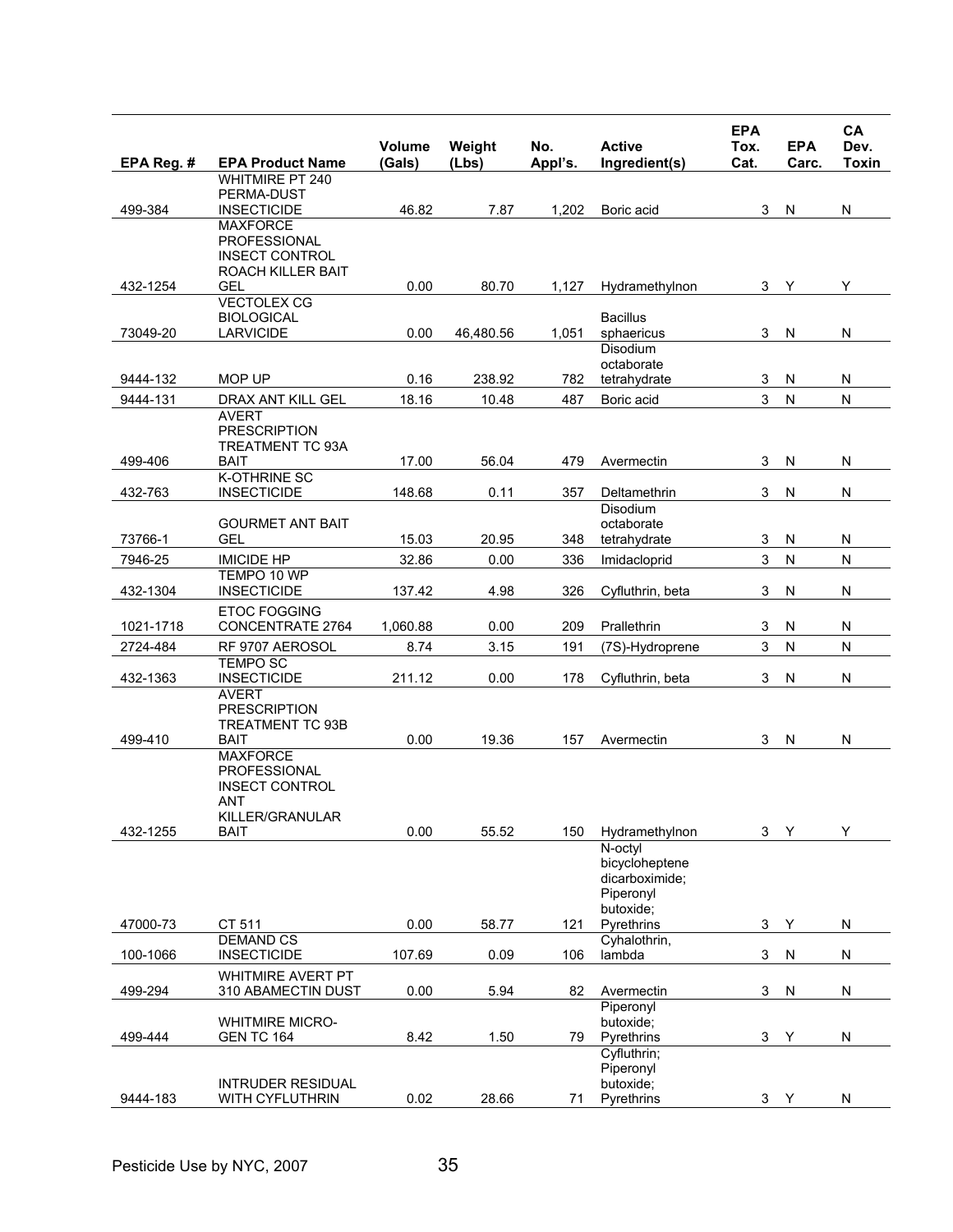| EPA Reg. # | EPA Product Name | Volume (Gals) | Weight (Lbs) | No. Appl's. | Active Ingredient(s) | EPA Tox. Cat. | EPA Carc. | CA Dev. Toxin |
|---|---|---|---|---|---|---|---|---|
| 499-384 | WHITMIRE PT 240 PERMA-DUST INSECTICIDE | 46.82 | 7.87 | 1,202 | Boric acid | 3 | N | N |
| 432-1254 | MAXFORCE PROFESSIONAL INSECT CONTROL ROACH KILLER BAIT GEL | 0.00 | 80.70 | 1,127 | Hydramethylnon | 3 | Y | Y |
| 73049-20 | VECTOLEX CG BIOLOGICAL LARVICIDE | 0.00 | 46,480.56 | 1,051 | Bacillus sphaericus | 3 | N | N |
| 9444-132 | MOP UP | 0.16 | 238.92 | 782 | Disodium octaborate tetrahydrate | 3 | N | N |
| 9444-131 | DRAX ANT KILL GEL | 18.16 | 10.48 | 487 | Boric acid | 3 | N | N |
| 499-406 | AVERT PRESCRIPTION TREATMENT TC 93A BAIT | 17.00 | 56.04 | 479 | Avermectin | 3 | N | N |
| 432-763 | K-OTHRINE SC INSECTICIDE | 148.68 | 0.11 | 357 | Deltamethrin | 3 | N | N |
| 73766-1 | GOURMET ANT BAIT GEL | 15.03 | 20.95 | 348 | Disodium octaborate tetrahydrate | 3 | N | N |
| 7946-25 | IMICIDE HP | 32.86 | 0.00 | 336 | Imidacloprid | 3 | N | N |
| 432-1304 | TEMPO 10 WP INSECTICIDE | 137.42 | 4.98 | 326 | Cyfluthrin, beta | 3 | N | N |
| 1021-1718 | ETOC FOGGING CONCENTRATE 2764 | 1,060.88 | 0.00 | 209 | Prallethrin | 3 | N | N |
| 2724-484 | RF 9707 AEROSOL | 8.74 | 3.15 | 191 | (7S)-Hydroprene | 3 | N | N |
| 432-1363 | TEMPO SC INSECTICIDE | 211.12 | 0.00 | 178 | Cyfluthrin, beta | 3 | N | N |
| 499-410 | AVERT PRESCRIPTION TREATMENT TC 93B BAIT | 0.00 | 19.36 | 157 | Avermectin | 3 | N | N |
| 432-1255 | MAXFORCE PROFESSIONAL INSECT CONTROL ANT KILLER/GRANULAR BAIT | 0.00 | 55.52 | 150 | Hydramethylnon | 3 | Y | Y |
| 47000-73 | CT 511 | 0.00 | 58.77 | 121 | N-octyl bicycloheptene dicarboximide; Piperonyl butoxide; Pyrethrins | 3 | Y | N |
| 100-1066 | DEMAND CS INSECTICIDE | 107.69 | 0.09 | 106 | Cyhalothrin, lambda | 3 | N | N |
| 499-294 | WHITMIRE AVERT PT 310 ABAMECTIN DUST | 0.00 | 5.94 | 82 | Avermectin | 3 | N | N |
| 499-444 | WHITMIRE MICRO-GEN TC 164 | 8.42 | 1.50 | 79 | Piperonyl butoxide; Pyrethrins | 3 | Y | N |
| 9444-183 | INTRUDER RESIDUAL WITH CYFLUTHRIN | 0.02 | 28.66 | 71 | Cyfluthrin; Piperonyl butoxide; Pyrethrins | 3 | Y | N |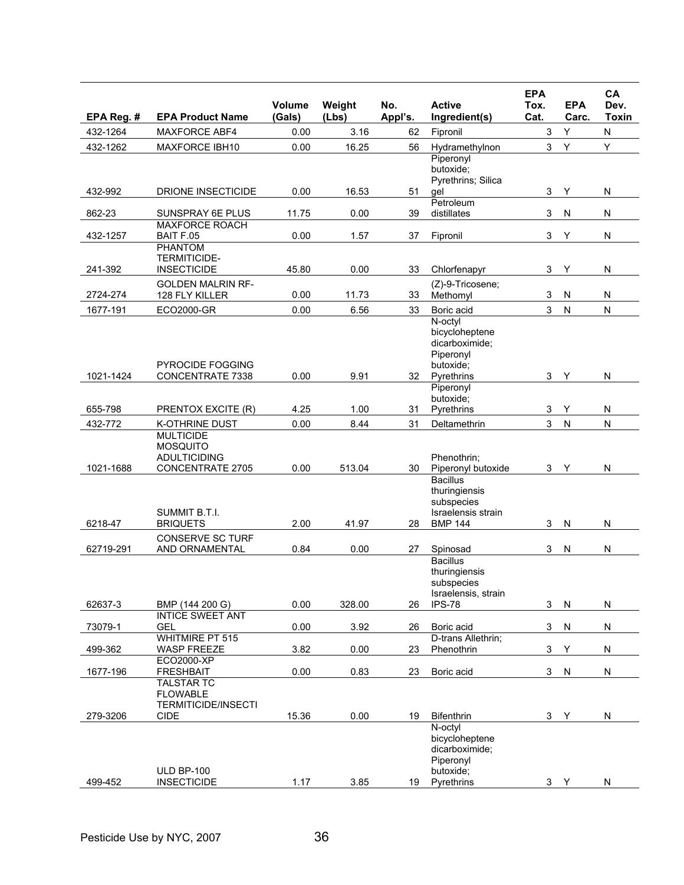| EPA Reg. # | EPA Product Name | Volume (Gals) | Weight (Lbs) | No. Appl's. | Active Ingredient(s) | EPA Tox. Cat. | EPA Carc. | CA Dev. Toxin |
|---|---|---|---|---|---|---|---|---|
| 432-1264 | MAXFORCE ABF4 | 0.00 | 3.16 | 62 | Fipronil | 3 | Y | N |
| 432-1262 | MAXFORCE IBH10 | 0.00 | 16.25 | 56 | Hydramethylnon | 3 | Y | Y |
| 432-992 | DRIONE INSECTICIDE | 0.00 | 16.53 | 51 | Piperonyl butoxide; Pyrethrins; Silica gel | 3 | Y | N |
| 862-23 | SUNSPRAY 6E PLUS | 11.75 | 0.00 | 39 | Petroleum distillates | 3 | N | N |
| 432-1257 | MAXFORCE ROACH BAIT F.05 | 0.00 | 1.57 | 37 | Fipronil | 3 | Y | N |
| 241-392 | PHANTOM TERMITICIDE-INSECTICIDE | 45.80 | 0.00 | 33 | Chlorfenapyr | 3 | Y | N |
| 2724-274 | GOLDEN MALRIN RF-128 FLY KILLER | 0.00 | 11.73 | 33 | (Z)-9-Tricosene; Methomyl | 3 | N | N |
| 1677-191 | ECO2000-GR | 0.00 | 6.56 | 33 | Boric acid | 3 | N | N |
| 1021-1424 | PYROCIDE FOGGING CONCENTRATE 7338 | 0.00 | 9.91 | 32 | N-octyl bicycloheptene dicarboximide; Piperonyl butoxide; Pyrethrins | 3 | Y | N |
| 655-798 | PRENTOX EXCITE (R) | 4.25 | 1.00 | 31 | Piperonyl butoxide; Pyrethrins | 3 | Y | N |
| 432-772 | K-OTHRINE DUST | 0.00 | 8.44 | 31 | Deltamethrin | 3 | N | N |
| 1021-1688 | MULTICIDE MOSQUITO ADULTICIDING CONCENTRATE 2705 | 0.00 | 513.04 | 30 | Phenothrin; Piperonyl butoxide | 3 | Y | N |
| 6218-47 | SUMMIT B.T.I. BRIQUETS | 2.00 | 41.97 | 28 | Bacillus thuringiensis subspecies Israelensis strain BMP 144 | 3 | N | N |
| 62719-291 | CONSERVE SC TURF AND ORNAMENTAL | 0.84 | 0.00 | 27 | Spinosad | 3 | N | N |
| 62637-3 | BMP (144 200 G) | 0.00 | 328.00 | 26 | Bacillus thuringiensis subspecies Israelensis, strain IPS-78 | 3 | N | N |
| 73079-1 | INTICE SWEET ANT GEL | 0.00 | 3.92 | 26 | Boric acid | 3 | N | N |
| 499-362 | WHITMIRE PT 515 WASP FREEZE | 3.82 | 0.00 | 23 | D-trans Allethrin; Phenothrin | 3 | Y | N |
| 1677-196 | ECO2000-XP FRESHBAIT | 0.00 | 0.83 | 23 | Boric acid | 3 | N | N |
| 279-3206 | TALSTAR TC FLOWABLE TERMITICIDE/INSECTICIDE | 15.36 | 0.00 | 19 | Bifenthrin | 3 | Y | N |
| 499-452 | ULD BP-100 INSECTICIDE | 1.17 | 3.85 | 19 | N-octyl bicycloheptene dicarboximide; Piperonyl butoxide; Pyrethrins | 3 | Y | N |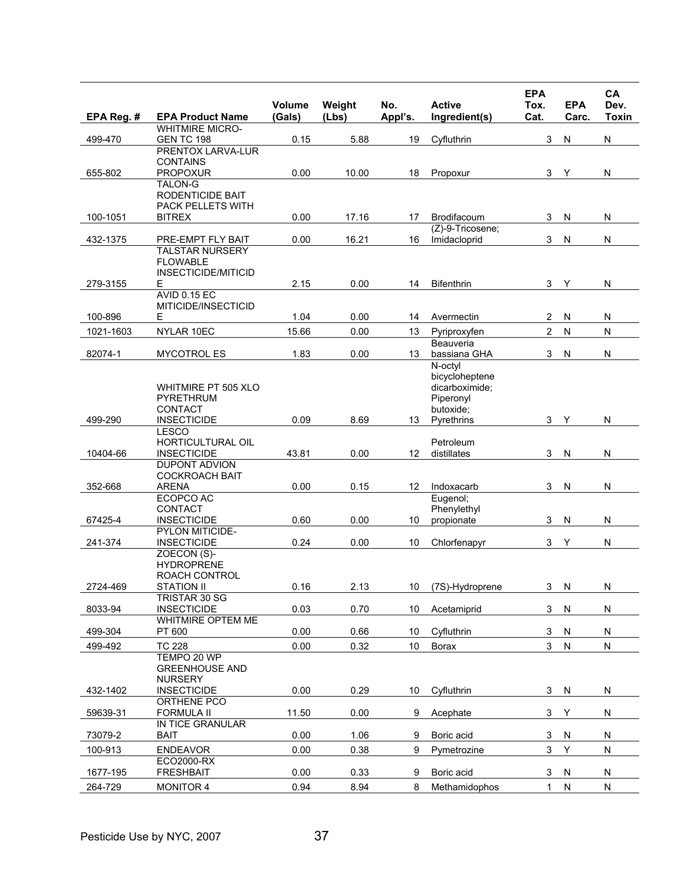| EPA Reg. # | EPA Product Name | Volume (Gals) | Weight (Lbs) | No. Appl's. | Active Ingredient(s) | EPA Tox. Cat. | EPA Carc. | CA Dev. Toxin |
|---|---|---|---|---|---|---|---|---|
| 499-470 | WHITMIRE MICRO-GEN TC 198 | 0.15 | 5.88 | 19 | Cyfluthrin | 3 | N | N |
| 655-802 | PRENTOX LARVA-LUR CONTAINS PROPOXUR | 0.00 | 10.00 | 18 | Propoxur | 3 | Y | N |
| 100-1051 | TALON-G RODENTICIDE BAIT PACK PELLETS WITH BITREX | 0.00 | 17.16 | 17 | Brodifacoum | 3 | N | N |
| 432-1375 | PRE-EMPT FLY BAIT | 0.00 | 16.21 | 16 | (Z)-9-Tricosene; Imidacloprid | 3 | N | N |
| 279-3155 | TALSTAR NURSERY FLOWABLE INSECTICIDE/MITICIDE | 2.15 | 0.00 | 14 | Bifenthrin | 3 | Y | N |
| 100-896 | AVID 0.15 EC MITICIDE/INSECTICIDE | 1.04 | 0.00 | 14 | Avermectin | 2 | N | N |
| 1021-1603 | NYLAR 10EC | 15.66 | 0.00 | 13 | Pyriproxyfen | 2 | N | N |
| 82074-1 | MYCOTROL ES | 1.83 | 0.00 | 13 | Beauveria bassiana GHA | 3 | N | N |
| 499-290 | WHITMIRE PT 505 XLO PYRETHRUM CONTACT INSECTICIDE | 0.09 | 8.69 | 13 | N-octyl bicycloheptene dicarboximide; Piperonyl butoxide; Pyrethrins | 3 | Y | N |
| 10404-66 | LESCO HORTICULTURAL OIL INSECTICIDE | 43.81 | 0.00 | 12 | Petroleum distillates | 3 | N | N |
| 352-668 | DUPONT ADVION COCKROACH BAIT ARENA | 0.00 | 0.15 | 12 | Indoxacarb | 3 | N | N |
| 67425-4 | ECOPCO AC CONTACT INSECTICIDE | 0.60 | 0.00 | 10 | Eugenol; Phenylethyl propionate | 3 | N | N |
| 241-374 | PYLON MITICIDE-INSECTICIDE | 0.24 | 0.00 | 10 | Chlorfenapyr | 3 | Y | N |
| 2724-469 | ZOECON (S)-HYDROPRENE ROACH CONTROL STATION II | 0.16 | 2.13 | 10 | (7S)-Hydroprene | 3 | N | N |
| 8033-94 | TRISTAR 30 SG INSECTICIDE | 0.03 | 0.70 | 10 | Acetamiprid | 3 | N | N |
| 499-304 | WHITMIRE OPTEM ME PT 600 | 0.00 | 0.66 | 10 | Cyfluthrin | 3 | N | N |
| 499-492 | TC 228 | 0.00 | 0.32 | 10 | Borax | 3 | N | N |
| 432-1402 | TEMPO 20 WP GREENHOUSE AND NURSERY INSECTICIDE | 0.00 | 0.29 | 10 | Cyfluthrin | 3 | N | N |
| 59639-31 | ORTHENE PCO FORMULA II | 11.50 | 0.00 | 9 | Acephate | 3 | Y | N |
| 73079-2 | IN TICE GRANULAR BAIT | 0.00 | 1.06 | 9 | Boric acid | 3 | N | N |
| 100-913 | ENDEAVOR | 0.00 | 0.38 | 9 | Pymetrozine | 3 | Y | N |
| 1677-195 | ECO2000-RX FRESHBAIT | 0.00 | 0.33 | 9 | Boric acid | 3 | N | N |
| 264-729 | MONITOR 4 | 0.94 | 8.94 | 8 | Methamidophos | 1 | N | N |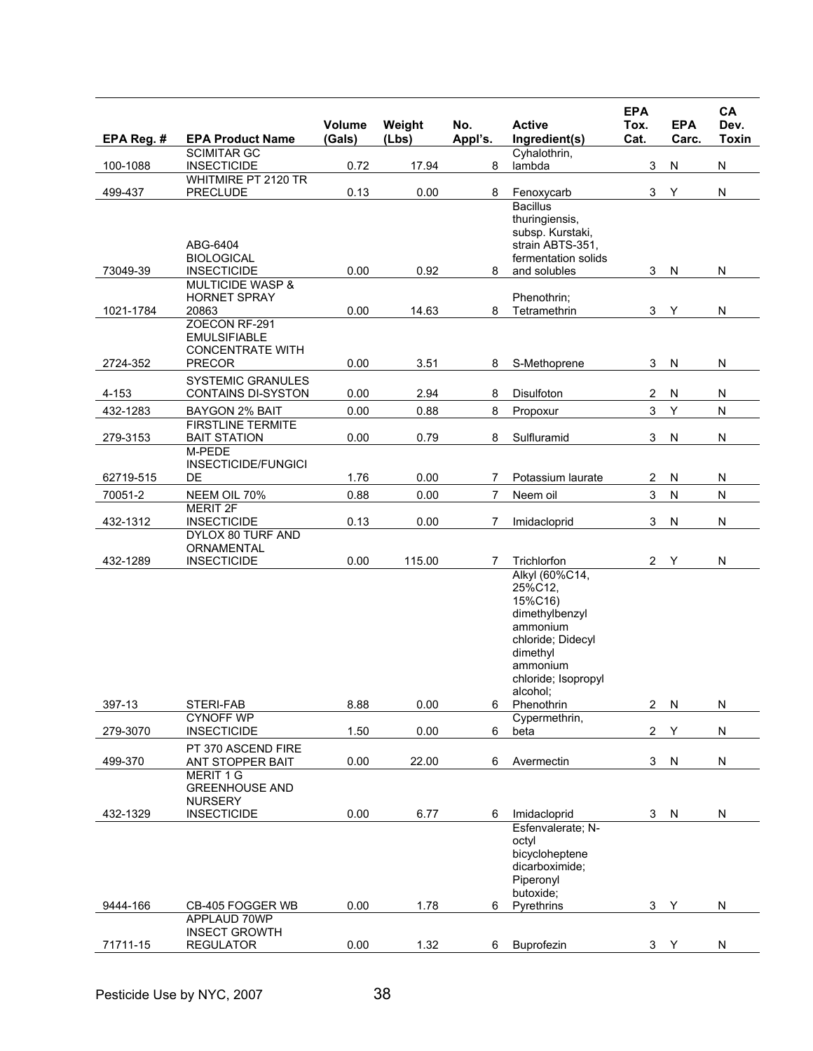| EPA Reg. # | EPA Product Name | Volume (Gals) | Weight (Lbs) | No. Appl's. | Active Ingredient(s) | EPA Tox. Cat. | EPA Carc. | CA Dev. Toxin |
|---|---|---|---|---|---|---|---|---|
| 100-1088 | SCIMITAR GC INSECTICIDE | 0.72 | 17.94 | 8 | Cyhalothrin, lambda | 3 | N | N |
| 499-437 | WHITMIRE PT 2120 TR PRECLUDE | 0.13 | 0.00 | 8 | Fenoxycarb | 3 | Y | N |
| 73049-39 | ABG-6404 BIOLOGICAL INSECTICIDE | 0.00 | 0.92 | 8 | Bacillus thuringiensis, subsp. Kurstaki, strain ABTS-351, fermentation solids and solubles | 3 | N | N |
| 1021-1784 | MULTICIDE WASP & HORNET SPRAY 20863 | 0.00 | 14.63 | 8 | Phenothrin; Tetramethrin | 3 | Y | N |
| 2724-352 | ZOECON RF-291 EMULSIFIABLE CONCENTRATE WITH PRECOR | 0.00 | 3.51 | 8 | S-Methoprene | 3 | N | N |
| 4-153 | SYSTEMIC GRANULES CONTAINS DI-SYSTON | 0.00 | 2.94 | 8 | Disulfoton | 2 | N | N |
| 432-1283 | BAYGON 2% BAIT | 0.00 | 0.88 | 8 | Propoxur | 3 | Y | N |
| 279-3153 | FIRSTLINE TERMITE BAIT STATION | 0.00 | 0.79 | 8 | Sulfluramid | 3 | N | N |
| 62719-515 | M-PEDE INSECTICIDE/FUNGICIDE | 1.76 | 0.00 | 7 | Potassium laurate | 2 | N | N |
| 70051-2 | NEEM OIL 70% | 0.88 | 0.00 | 7 | Neem oil | 3 | N | N |
| 432-1312 | MERIT 2F INSECTICIDE | 0.13 | 0.00 | 7 | Imidacloprid | 3 | N | N |
| 432-1289 | DYLOX 80 TURF AND ORNAMENTAL INSECTICIDE | 0.00 | 115.00 | 7 | Trichlorfon | 2 | Y | N |
| 397-13 | STERI-FAB | 8.88 | 0.00 | 6 | Alkyl (60%C14, 25%C12, 15%C16) dimethylbenzyl ammonium chloride; Didecyl dimethyl ammonium chloride; Isopropyl alcohol; Phenothrin | 2 | N | N |
| 279-3070 | CYNOFF WP INSECTICIDE | 1.50 | 0.00 | 6 | Cypermethrin, beta | 2 | Y | N |
| 499-370 | PT 370 ASCEND FIRE ANT STOPPER BAIT | 0.00 | 22.00 | 6 | Avermectin | 3 | N | N |
| 432-1329 | MERIT 1 G GREENHOUSE AND NURSERY INSECTICIDE | 0.00 | 6.77 | 6 | Imidacloprid | 3 | N | N |
| 9444-166 | CB-405 FOGGER WB | 0.00 | 1.78 | 6 | Esfenvalerate; N-octyl bicycloheptene dicarboximide; Piperonyl butoxide; Pyrethrins | 3 | Y | N |
| 71711-15 | APPLAUD 70WP INSECT GROWTH REGULATOR | 0.00 | 1.32 | 6 | Buprofezin | 3 | Y | N |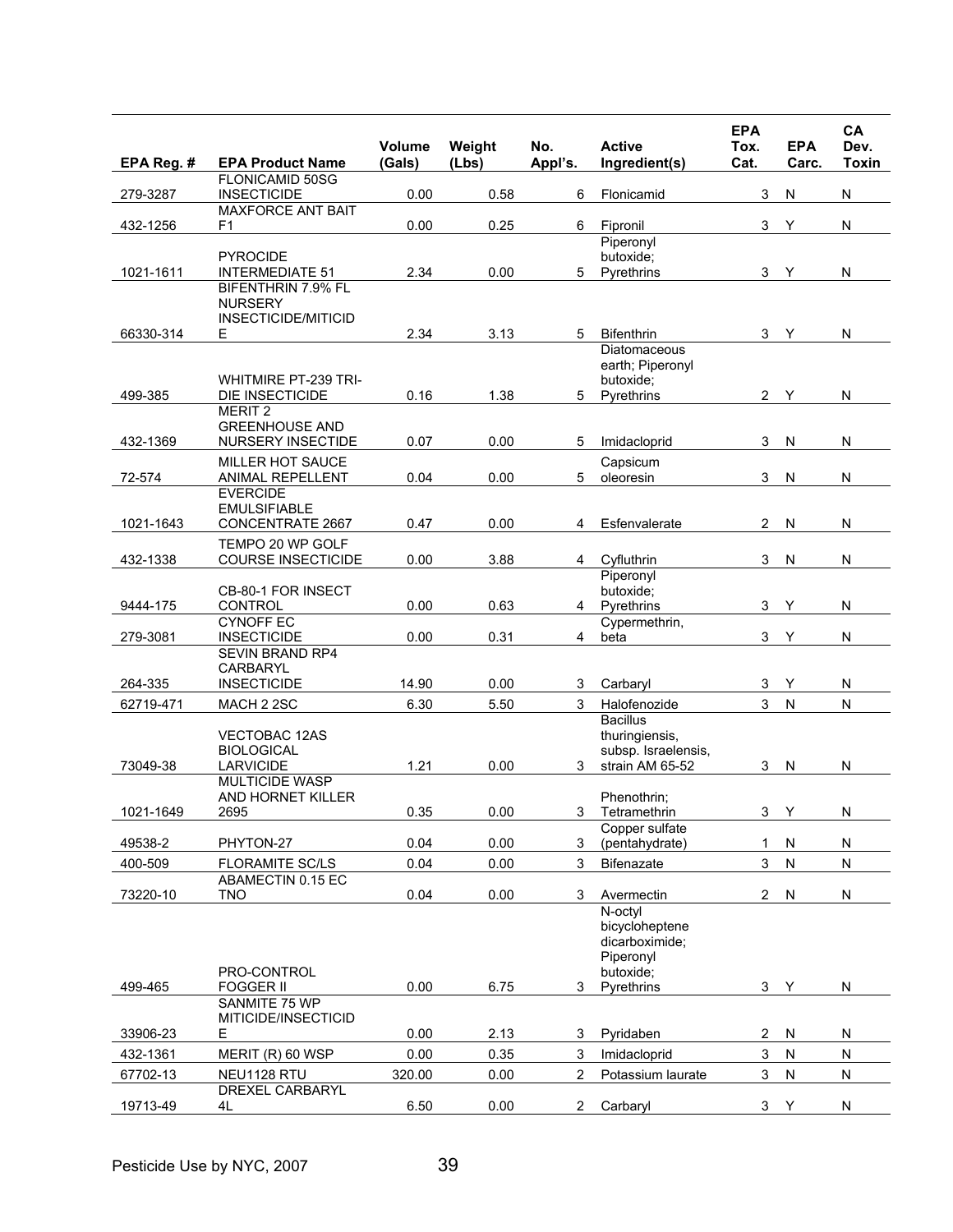| EPA Reg. # | EPA Product Name | Volume (Gals) | Weight (Lbs) | No. Appl's. | Active Ingredient(s) | EPA Tox. Cat. | EPA Carc. | CA Dev. Toxin |
|---|---|---|---|---|---|---|---|---|
| 279-3287 | FLONICAMID 50SG INSECTICIDE | 0.00 | 0.58 | 6 | Flonicamid | 3 | N | N |
| 432-1256 | MAXFORCE ANT BAIT F1 | 0.00 | 0.25 | 6 | Fipronil | 3 | Y | N |
| 1021-1611 | PYROCIDE INTERMEDIATE 51 | 2.34 | 0.00 | 5 | Piperonyl butoxide; Pyrethrins | 3 | Y | N |
| 66330-314 | BIFENTHRIN 7.9% FL NURSERY INSECTICIDE/MITICIDE | 2.34 | 3.13 | 5 | Bifenthrin | 3 | Y | N |
| 499-385 | WHITMIRE PT-239 TRI-DIE INSECTICIDE | 0.16 | 1.38 | 5 | Diatomaceous earth; Piperonyl butoxide; Pyrethrins | 2 | Y | N |
| 432-1369 | MERIT 2 GREENHOUSE AND NURSERY INSECTIDE | 0.07 | 0.00 | 5 | Imidacloprid | 3 | N | N |
| 72-574 | MILLER HOT SAUCE ANIMAL REPELLENT | 0.04 | 0.00 | 5 | Capsicum oleoresin | 3 | N | N |
| 1021-1643 | EVERCIDE EMULSIFIABLE CONCENTRATE 2667 | 0.47 | 0.00 | 4 | Esfenvalerate | 2 | N | N |
| 432-1338 | TEMPO 20 WP GOLF COURSE INSECTICIDE | 0.00 | 3.88 | 4 | Cyfluthrin | 3 | N | N |
| 9444-175 | CB-80-1 FOR INSECT CONTROL | 0.00 | 0.63 | 4 | Piperonyl butoxide; Pyrethrins | 3 | Y | N |
| 279-3081 | CYNOFF EC INSECTICIDE | 0.00 | 0.31 | 4 | Cypermethrin, beta | 3 | Y | N |
| 264-335 | SEVIN BRAND RP4 CARBARYL INSECTICIDE | 14.90 | 0.00 | 3 | Carbaryl | 3 | Y | N |
| 62719-471 | MACH 2 2SC | 6.30 | 5.50 | 3 | Halofenozide | 3 | N | N |
| 73049-38 | VECTOBAC 12AS BIOLOGICAL LARVICIDE | 1.21 | 0.00 | 3 | Bacillus thuringiensis, subsp. Israelensis, strain AM 65-52 | 3 | N | N |
| 1021-1649 | MULTICIDE WASP AND HORNET KILLER 2695 | 0.35 | 0.00 | 3 | Phenothrin; Tetramethrin | 3 | Y | N |
| 49538-2 | PHYTON-27 | 0.04 | 0.00 | 3 | Copper sulfate (pentahydrate) | 1 | N | N |
| 400-509 | FLORAMITE SC/LS | 0.04 | 0.00 | 3 | Bifenazate | 3 | N | N |
| 73220-10 | ABAMECTIN 0.15 EC TNO | 0.04 | 0.00 | 3 | Avermectin | 2 | N | N |
| 499-465 | PRO-CONTROL FOGGER II | 0.00 | 6.75 | 3 | N-octyl bicycloheptene dicarboximide; Piperonyl butoxide; Pyrethrins | 3 | Y | N |
| 33906-23 | SANMITE 75 WP MITICIDE/INSECTICIDE | 0.00 | 2.13 | 3 | Pyridaben | 2 | N | N |
| 432-1361 | MERIT (R) 60 WSP | 0.00 | 0.35 | 3 | Imidacloprid | 3 | N | N |
| 67702-13 | NEU1128 RTU | 320.00 | 0.00 | 2 | Potassium laurate | 3 | N | N |
| 19713-49 | DREXEL CARBARYL 4L | 6.50 | 0.00 | 2 | Carbaryl | 3 | Y | N |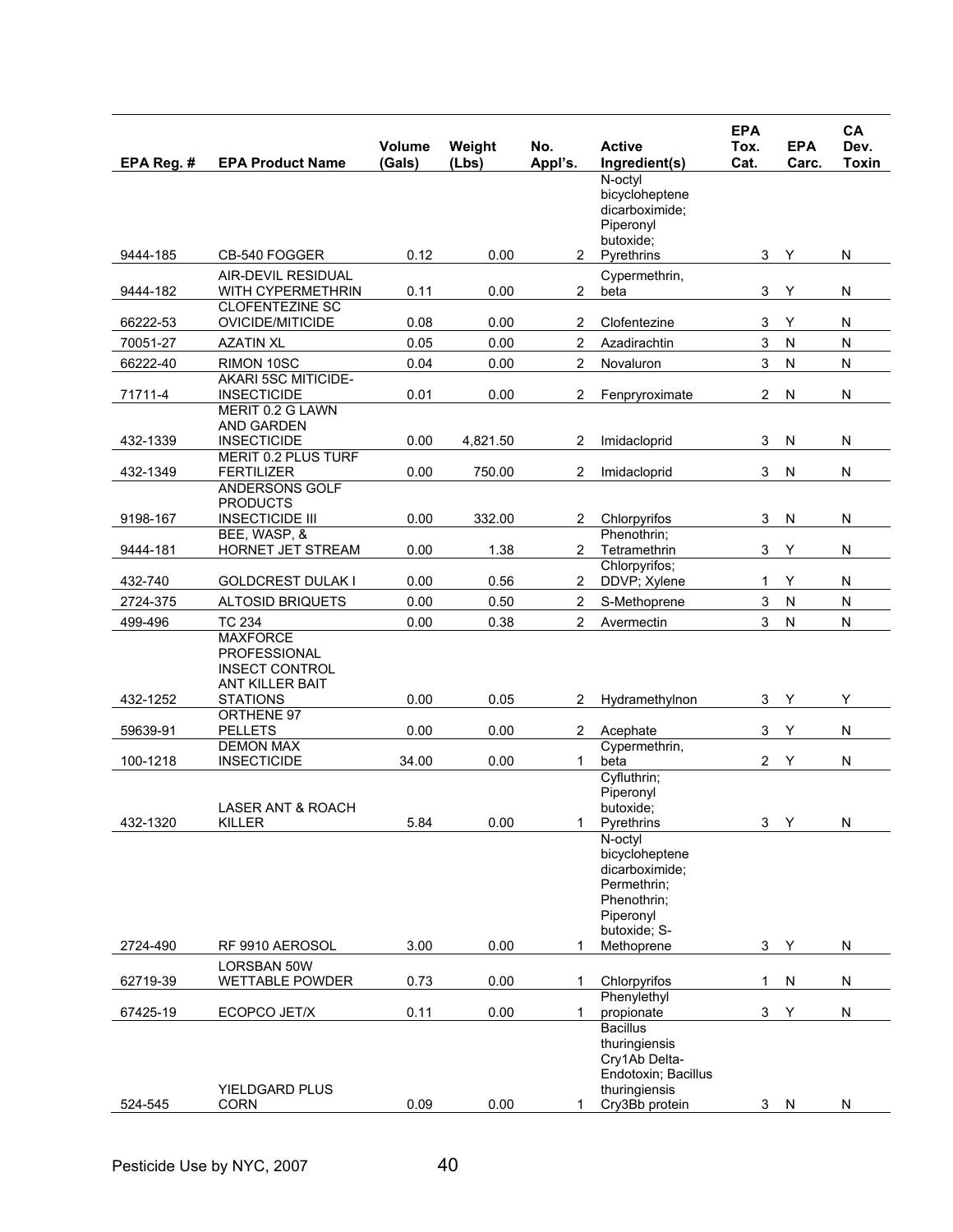| EPA Reg. # | EPA Product Name | Volume (Gals) | Weight (Lbs) | No. Appl's. | Active Ingredient(s) | EPA Tox. Cat. | EPA Carc. | CA Dev. Toxin |
|---|---|---|---|---|---|---|---|---|
| 9444-185 | CB-540 FOGGER | 0.12 | 0.00 | 2 | N-octyl bicycloheptene dicarboximide; Piperonyl butoxide; Pyrethrins | 3 | Y | N |
| 9444-182 | AIR-DEVIL RESIDUAL WITH CYPERMETHRIN | 0.11 | 0.00 | 2 | Cypermethrin, beta | 3 | Y | N |
| 66222-53 | CLOFENTEZINE SC OVICIDE/MITICIDE | 0.08 | 0.00 | 2 | Clofentezine | 3 | Y | N |
| 70051-27 | AZATIN XL | 0.05 | 0.00 | 2 | Azadirachtin | 3 | N | N |
| 66222-40 | RIMON 10SC | 0.04 | 0.00 | 2 | Novaluron | 3 | N | N |
| 71711-4 | AKARI 5SC MITICIDE-INSECTICIDE | 0.01 | 0.00 | 2 | Fenpryroximate | 2 | N | N |
| 432-1339 | MERIT 0.2 G LAWN AND GARDEN INSECTICIDE | 0.00 | 4,821.50 | 2 | Imidacloprid | 3 | N | N |
| 432-1349 | MERIT 0.2 PLUS TURF FERTILIZER | 0.00 | 750.00 | 2 | Imidacloprid | 3 | N | N |
| 9198-167 | ANDERSONS GOLF PRODUCTS INSECTICIDE III | 0.00 | 332.00 | 2 | Chlorpyrifos | 3 | N | N |
| 9444-181 | BEE, WASP, & HORNET JET STREAM | 0.00 | 1.38 | 2 | Phenothrin; Tetramethrin | 3 | Y | N |
| 432-740 | GOLDCREST DULAK I | 0.00 | 0.56 | 2 | Chlorpyrifos; DDVP; Xylene | 1 | Y | N |
| 2724-375 | ALTOSID BRIQUETS | 0.00 | 0.50 | 2 | S-Methoprene | 3 | N | N |
| 499-496 | TC 234 | 0.00 | 0.38 | 2 | Avermectin | 3 | N | N |
| 432-1252 | MAXFORCE PROFESSIONAL INSECT CONTROL ANT KILLER BAIT STATIONS | 0.00 | 0.05 | 2 | Hydramethylnon | 3 | Y | Y |
| 59639-91 | ORTHENE 97 PELLETS | 0.00 | 0.00 | 2 | Acephate | 3 | Y | N |
| 100-1218 | DEMON MAX INSECTICIDE | 34.00 | 0.00 | 1 | Cypermethrin, beta | 2 | Y | N |
| 432-1320 | LASER ANT & ROACH KILLER | 5.84 | 0.00 | 1 | Cyfluthrin; Piperonyl butoxide; Pyrethrins | 3 | Y | N |
| 2724-490 | RF 9910 AEROSOL | 3.00 | 0.00 | 1 | N-octyl bicycloheptene dicarboximide; Permethrin; Phenothrin; Piperonyl butoxide; S-Methoprene | 3 | Y | N |
| 62719-39 | LORSBAN 50W WETTABLE POWDER | 0.73 | 0.00 | 1 | Chlorpyrifos | 1 | N | N |
| 67425-19 | ECOPCO JET/X | 0.11 | 0.00 | 1 | Phenylethyl propionate | 3 | Y | N |
| 524-545 | YIELDGARD PLUS CORN | 0.09 | 0.00 | 1 | Bacillus thuringiensis Cry1Ab Delta-Endotoxin; Bacillus thuringiensis Cry3Bb protein | 3 | N | N |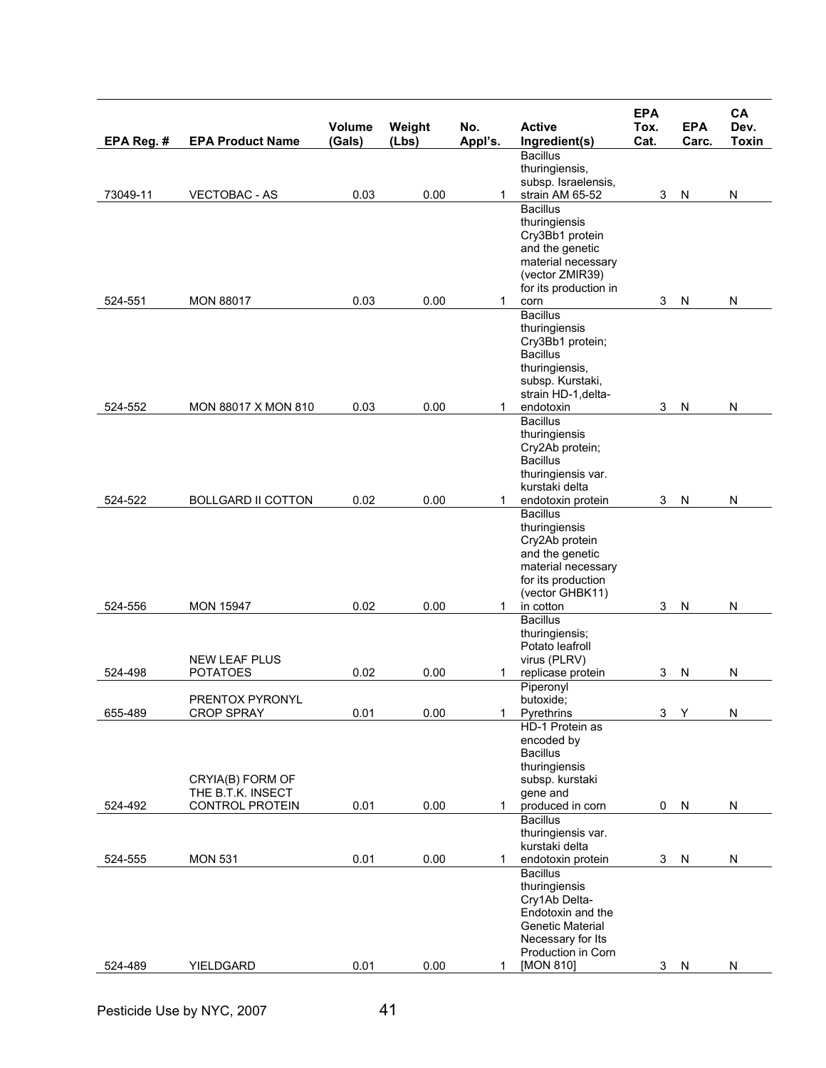| EPA Reg. # | EPA Product Name | Volume (Gals) | Weight (Lbs) | No. Appl's. | Active Ingredient(s) | EPA Tox. Cat. | EPA Carc. | CA Dev. Toxin |
|---|---|---|---|---|---|---|---|---|
| 73049-11 | VECTOBAC - AS | 0.03 | 0.00 | 1 | Bacillus thuringiensis, subsp. Israelensis, strain AM 65-52 | 3 | N | N |
| 524-551 | MON 88017 | 0.03 | 0.00 | 1 | Bacillus thuringiensis Cry3Bb1 protein and the genetic material necessary (vector ZMIR39) for its production in corn | 3 | N | N |
| 524-552 | MON 88017 X MON 810 | 0.03 | 0.00 | 1 | Bacillus thuringiensis Cry3Bb1 protein; Bacillus thuringiensis, subsp. Kurstaki, strain HD-1,delta-endotoxin | 3 | N | N |
| 524-522 | BOLLGARD II COTTON | 0.02 | 0.00 | 1 | Bacillus thuringiensis Cry2Ab protein; Bacillus thuringiensis var. kurstaki delta endotoxin protein | 3 | N | N |
| 524-556 | MON 15947 | 0.02 | 0.00 | 1 | Bacillus thuringiensis Cry2Ab protein and the genetic material necessary for its production (vector GHBK11) in cotton | 3 | N | N |
| 524-498 | NEW LEAF PLUS POTATOES | 0.02 | 0.00 | 1 | Bacillus thuringiensis; Potato leafroll virus (PLRV) replicase protein | 3 | N | N |
| 655-489 | PRENTOX PYRONYL CROP SPRAY | 0.01 | 0.00 | 1 | Piperonyl butoxide; Pyrethrins | 3 | Y | N |
| 524-492 | CRYIA(B) FORM OF THE B.T.K. INSECT CONTROL PROTEIN | 0.01 | 0.00 | 1 | HD-1 Protein as encoded by Bacillus thuringiensis subsp. kurstaki gene and produced in corn | 0 | N | N |
| 524-555 | MON 531 | 0.01 | 0.00 | 1 | Bacillus thuringiensis var. kurstaki delta endotoxin protein | 3 | N | N |
| 524-489 | YIELDGARD | 0.01 | 0.00 | 1 | Bacillus thuringiensis Cry1Ab Delta-Endotoxin and the Genetic Material Necessary for Its Production in Corn [MON 810] | 3 | N | N |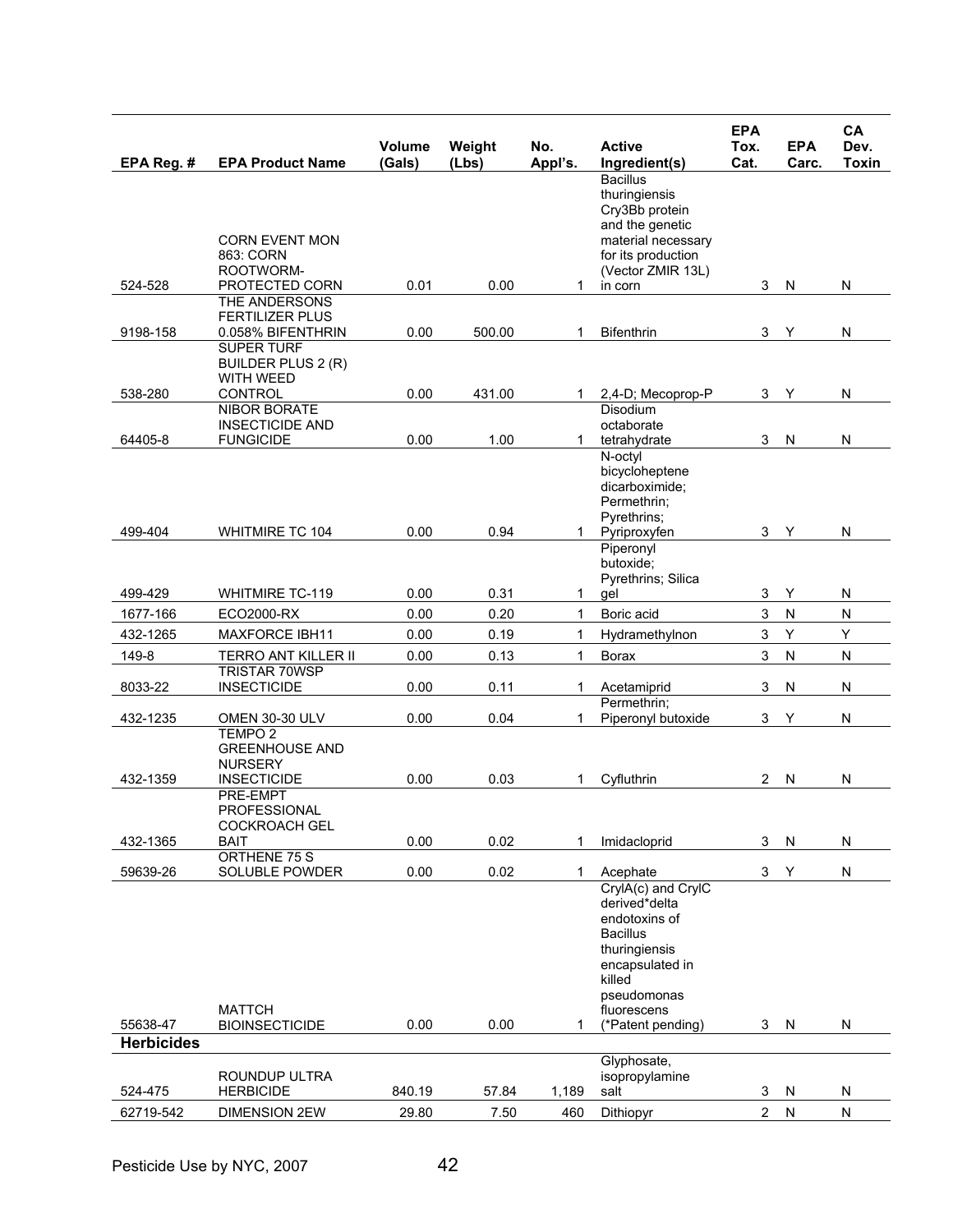| EPA Reg. # | EPA Product Name | Volume (Gals) | Weight (Lbs) | No. Appl's. | Active Ingredient(s) | EPA Tox. Cat. | EPA Carc. | CA Dev. Toxin |
|---|---|---|---|---|---|---|---|---|
| 524-528 | CORN EVENT MON 863: CORN ROOTWORM-PROTECTED CORN | 0.01 | 0.00 | 1 | Bacillus thuringiensis Cry3Bb protein and the genetic material necessary for its production (Vector ZMIR 13L) in corn | 3 | N | N |
| 9198-158 | THE ANDERSONS FERTILIZER PLUS 0.058% BIFENTHRIN | 0.00 | 500.00 | 1 | Bifenthrin | 3 | Y | N |
| 538-280 | SUPER TURF BUILDER PLUS 2 (R) WITH WEED CONTROL | 0.00 | 431.00 | 1 | 2,4-D; Mecoprop-P | 3 | Y | N |
| 64405-8 | NIBOR BORATE INSECTICIDE AND FUNGICIDE | 0.00 | 1.00 | 1 | Disodium octaborate tetrahydrate | 3 | N | N |
| 499-404 | WHITMIRE TC 104 | 0.00 | 0.94 | 1 | N-octyl bicycloheptene dicarboximide; Permethrin; Pyrethrins; Pyriproxyfen | 3 | Y | N |
| 499-429 | WHITMIRE TC-119 | 0.00 | 0.31 | 1 | Piperonyl butoxide; Pyrethrins; Silica gel | 3 | Y | N |
| 1677-166 | ECO2000-RX | 0.00 | 0.20 | 1 | Boric acid | 3 | N | N |
| 432-1265 | MAXFORCE IBH11 | 0.00 | 0.19 | 1 | Hydramethylnon | 3 | Y | Y |
| 149-8 | TERRO ANT KILLER II | 0.00 | 0.13 | 1 | Borax | 3 | N | N |
| 8033-22 | TRISTAR 70WSP INSECTICIDE | 0.00 | 0.11 | 1 | Acetamiprid | 3 | N | N |
| 432-1235 | OMEN 30-30 ULV | 0.00 | 0.04 | 1 | Permethrin; Piperonyl butoxide | 3 | Y | N |
| 432-1359 | TEMPO 2 GREENHOUSE AND NURSERY INSECTICIDE | 0.00 | 0.03 | 1 | Cyfluthrin | 2 | N | N |
| 432-1365 | PRE-EMPT PROFESSIONAL COCKROACH GEL BAIT | 0.00 | 0.02 | 1 | Imidacloprid | 3 | N | N |
| 59639-26 | ORTHENE 75 S SOLUBLE POWDER | 0.00 | 0.02 | 1 | Acephate | 3 | Y | N |
| 55638-47 | MATTCH BIOINSECTICIDE | 0.00 | 0.00 | 1 | CryIA(c) and CryIC derived*delta endotoxins of Bacillus thuringiensis encapsulated in killed pseudomonas fluorescens (*Patent pending) | 3 | N | N |
| **Herbicides** | | | | | | | | |
| 524-475 | ROUNDUP ULTRA HERBICIDE | 840.19 | 57.84 | 1,189 | Glyphosate, isopropylamine salt | 3 | N | N |
| 62719-542 | DIMENSION 2EW | 29.80 | 7.50 | 460 | Dithiopyr | 2 | N | N |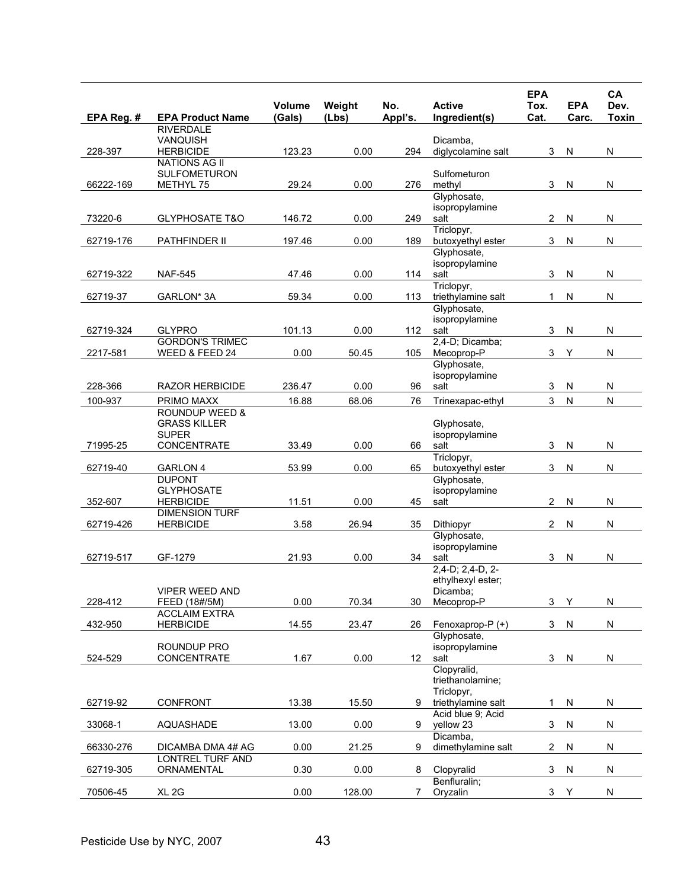| EPA Reg. # | EPA Product Name | Volume (Gals) | Weight (Lbs) | No. Appl's. | Active Ingredient(s) | EPA Tox. Cat. | EPA Carc. | CA Dev. Toxin |
|---|---|---|---|---|---|---|---|---|
| 228-397 | RIVERDALE VANQUISH HERBICIDE | 123.23 | 0.00 | 294 | Dicamba, diglycolamine salt | 3 | N | N |
| 66222-169 | NATIONS AG II SULFOMETURON METHYL 75 | 29.24 | 0.00 | 276 | Sulfometuron methyl | 3 | N | N |
| 73220-6 | GLYPHOSATE T&O | 146.72 | 0.00 | 249 | Glyphosate, isopropylamine salt | 2 | N | N |
| 62719-176 | PATHFINDER II | 197.46 | 0.00 | 189 | Triclopyr, butoxyethyl ester | 3 | N | N |
| 62719-322 | NAF-545 | 47.46 | 0.00 | 114 | Glyphosate, isopropylamine salt | 3 | N | N |
| 62719-37 | GARLON* 3A | 59.34 | 0.00 | 113 | Triclopyr, triethylamine salt | 1 | N | N |
| 62719-324 | GLYPRO | 101.13 | 0.00 | 112 | Glyphosate, isopropylamine salt | 3 | N | N |
| 2217-581 | GORDON'S TRIMEC WEED & FEED 24 | 0.00 | 50.45 | 105 | 2,4-D; Dicamba; Mecoprop-P | 3 | Y | N |
| 228-366 | RAZOR HERBICIDE | 236.47 | 0.00 | 96 | Glyphosate, isopropylamine salt | 3 | N | N |
| 100-937 | PRIMO MAXX | 16.88 | 68.06 | 76 | Trinexapac-ethyl | 3 | N | N |
| 71995-25 | ROUNDUP WEED & GRASS KILLER SUPER CONCENTRATE | 33.49 | 0.00 | 66 | Glyphosate, isopropylamine salt | 3 | N | N |
| 62719-40 | GARLON 4 | 53.99 | 0.00 | 65 | Triclopyr, butoxyethyl ester | 3 | N | N |
| 352-607 | DUPONT GLYPHOSATE HERBICIDE | 11.51 | 0.00 | 45 | Glyphosate, isopropylamine salt | 2 | N | N |
| 62719-426 | DIMENSION TURF HERBICIDE | 3.58 | 26.94 | 35 | Dithiopyr | 2 | N | N |
| 62719-517 | GF-1279 | 21.93 | 0.00 | 34 | Glyphosate, isopropylamine salt | 3 | N | N |
| 228-412 | VIPER WEED AND FEED (18#/5M) | 0.00 | 70.34 | 30 | 2,4-D; 2,4-D, 2-ethylhexyl ester; Dicamba; Mecoprop-P | 3 | Y | N |
| 432-950 | ACCLAIM EXTRA HERBICIDE | 14.55 | 23.47 | 26 | Fenoxaprop-P (+) | 3 | N | N |
| 524-529 | ROUNDUP PRO CONCENTRATE | 1.67 | 0.00 | 12 | Glyphosate, isopropylamine salt | 3 | N | N |
| 62719-92 | CONFRONT | 13.38 | 15.50 | 9 | Clopyralid, triethanolamine; Triclopyr, triethylamine salt | 1 | N | N |
| 33068-1 | AQUASHADE | 13.00 | 0.00 | 9 | Acid blue 9; Acid yellow 23 | 3 | N | N |
| 66330-276 | DICAMBA DMA 4# AG | 0.00 | 21.25 | 9 | Dicamba, dimethylamine salt | 2 | N | N |
| 62719-305 | LONTREL TURF AND ORNAMENTAL | 0.30 | 0.00 | 8 | Clopyralid | 3 | N | N |
| 70506-45 | XL 2G | 0.00 | 128.00 | 7 | Benfluralin; Oryzalin | 3 | Y | N |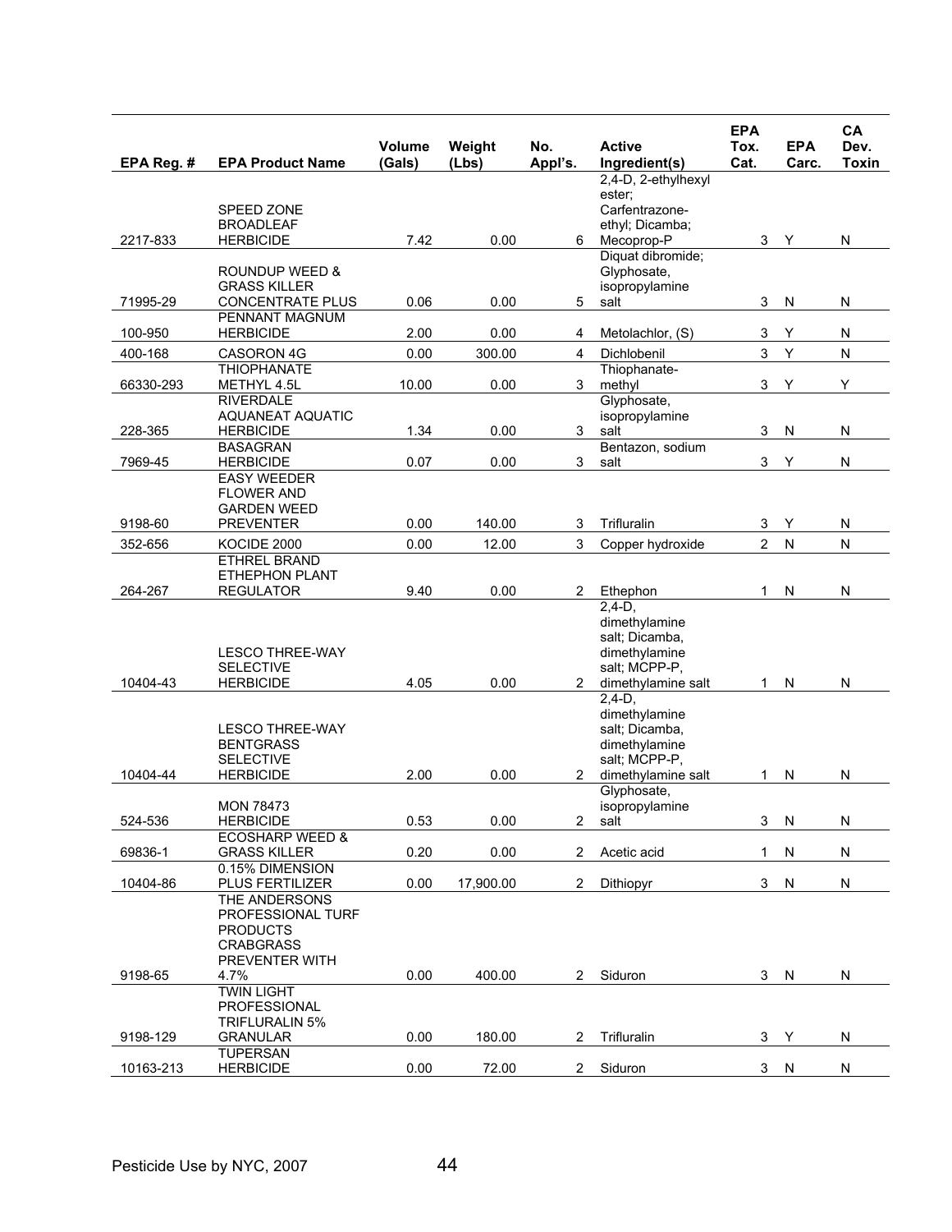| EPA Reg. # | EPA Product Name | Volume (Gals) | Weight (Lbs) | No. Appl's. | Active Ingredient(s) | EPA Tox. Cat. | EPA Carc. | CA Dev. Toxin |
|---|---|---|---|---|---|---|---|---|
| 2217-833 | SPEED ZONE BROADLEAF HERBICIDE | 7.42 | 0.00 | 6 | 2,4-D, 2-ethylhexyl ester; Carfentrazone-ethyl; Dicamba; Mecoprop-P | 3 | Y | N |
| 71995-29 | ROUNDUP WEED & GRASS KILLER CONCENTRATE PLUS | 0.06 | 0.00 | 5 | Diquat dibromide; Glyphosate, isopropylamine salt | 3 | N | N |
| 100-950 | PENNANT MAGNUM HERBICIDE | 2.00 | 0.00 | 4 | Metolachlor, (S) | 3 | Y | N |
| 400-168 | CASORON 4G | 0.00 | 300.00 | 4 | Dichlobenil | 3 | Y | N |
| 66330-293 | THIOPHANATE METHYL 4.5L | 10.00 | 0.00 | 3 | Thiophanate-methyl | 3 | Y | Y |
| 228-365 | RIVERDALE AQUANEAT AQUATIC HERBICIDE | 1.34 | 0.00 | 3 | Glyphosate, isopropylamine salt | 3 | N | N |
| 7969-45 | BASAGRAN HERBICIDE | 0.07 | 0.00 | 3 | Bentazon, sodium salt | 3 | Y | N |
| 9198-60 | EASY WEEDER FLOWER AND GARDEN WEED PREVENTER | 0.00 | 140.00 | 3 | Trifluralin | 3 | Y | N |
| 352-656 | KOCIDE 2000 | 0.00 | 12.00 | 3 | Copper hydroxide | 2 | N | N |
| 264-267 | ETHREL BRAND ETHEPHON PLANT REGULATOR | 9.40 | 0.00 | 2 | Ethephon | 1 | N | N |
| 10404-43 | LESCO THREE-WAY SELECTIVE HERBICIDE | 4.05 | 0.00 | 2 | 2,4-D, dimethylamine salt; Dicamba, dimethylamine salt; MCPP-P, dimethylamine salt | 1 | N | N |
| 10404-44 | LESCO THREE-WAY BENTGRASS SELECTIVE HERBICIDE | 2.00 | 0.00 | 2 | 2,4-D, dimethylamine salt; Dicamba, dimethylamine salt; MCPP-P, dimethylamine salt | 1 | N | N |
| 524-536 | MON 78473 HERBICIDE | 0.53 | 0.00 | 2 | Glyphosate, isopropylamine salt | 3 | N | N |
| 69836-1 | ECOSHARP WEED & GRASS KILLER | 0.20 | 0.00 | 2 | Acetic acid | 1 | N | N |
| 10404-86 | 0.15% DIMENSION PLUS FERTILIZER | 0.00 | 17,900.00 | 2 | Dithiopyr | 3 | N | N |
| 9198-65 | THE ANDERSONS PROFESSIONAL TURF PRODUCTS CRABGRASS PREVENTER WITH 4.7% | 0.00 | 400.00 | 2 | Siduron | 3 | N | N |
| 9198-129 | TWIN LIGHT PROFESSIONAL TRIFLURALIN 5% GRANULAR | 0.00 | 180.00 | 2 | Trifluralin | 3 | Y | N |
| 10163-213 | TUPERSAN HERBICIDE | 0.00 | 72.00 | 2 | Siduron | 3 | N | N |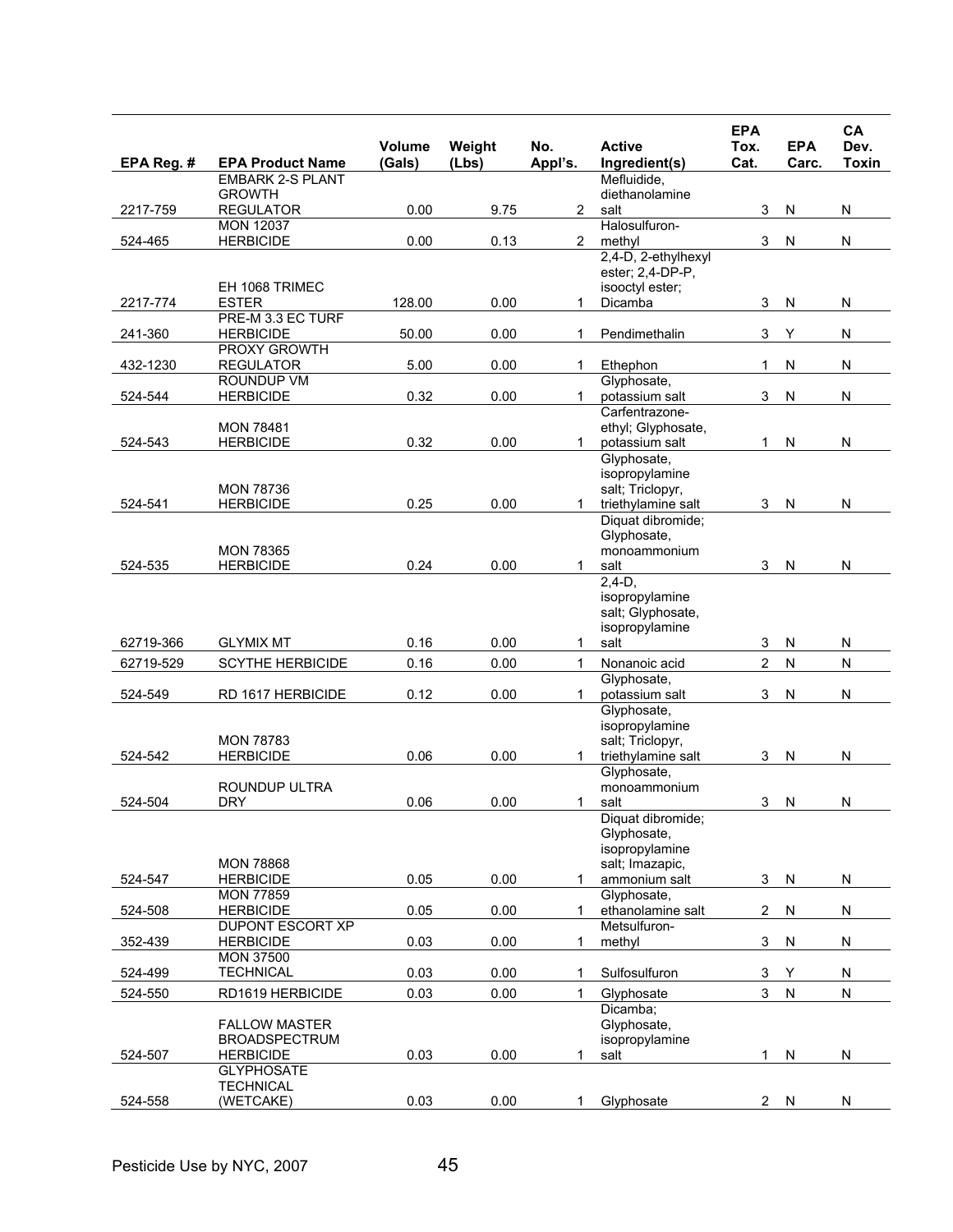| EPA Reg. # | EPA Product Name | Volume (Gals) | Weight (Lbs) | No. Appl's. | Active Ingredient(s) | EPA Tox. Cat. | EPA Carc. | CA Dev. Toxin |
|---|---|---|---|---|---|---|---|---|
| 2217-759 | EMBARK 2-S PLANT GROWTH REGULATOR | 0.00 | 9.75 | 2 | Mefluidide, diethanolamine salt | 3 | N | N |
| 524-465 | MON 12037 HERBICIDE | 0.00 | 0.13 | 2 | Halosulfuron-methyl | 3 | N | N |
| 2217-774 | EH 1068 TRIMEC ESTER | 128.00 | 0.00 | 1 | 2,4-D, 2-ethylhexyl ester; 2,4-DP-P, isooctyl ester; Dicamba | 3 | N | N |
| 241-360 | PRE-M 3.3 EC TURF HERBICIDE | 50.00 | 0.00 | 1 | Pendimethalin | 3 | Y | N |
| 432-1230 | PROXY GROWTH REGULATOR | 5.00 | 0.00 | 1 | Ethephon | 1 | N | N |
| 524-544 | ROUNDUP VM HERBICIDE | 0.32 | 0.00 | 1 | Glyphosate, potassium salt | 3 | N | N |
| 524-543 | MON 78481 HERBICIDE | 0.32 | 0.00 | 1 | Carfentrazone-ethyl; Glyphosate, potassium salt | 1 | N | N |
| 524-541 | MON 78736 HERBICIDE | 0.25 | 0.00 | 1 | Glyphosate, isopropylamine salt; Triclopyr, triethylamine salt | 3 | N | N |
| 524-535 | MON 78365 HERBICIDE | 0.24 | 0.00 | 1 | Diquat dibromide; Glyphosate, monoammonium salt | 3 | N | N |
| 62719-366 | GLYMIX MT | 0.16 | 0.00 | 1 | 2,4-D, isopropylamine salt; Glyphosate, isopropylamine salt | 3 | N | N |
| 62719-529 | SCYTHE HERBICIDE | 0.16 | 0.00 | 1 | Nonanoic acid | 2 | N | N |
| 524-549 | RD 1617 HERBICIDE | 0.12 | 0.00 | 1 | Glyphosate, potassium salt | 3 | N | N |
| 524-542 | MON 78783 HERBICIDE | 0.06 | 0.00 | 1 | Glyphosate, isopropylamine salt; Triclopyr, triethylamine salt | 3 | N | N |
| 524-504 | ROUNDUP ULTRA DRY | 0.06 | 0.00 | 1 | Glyphosate, monoammonium salt | 3 | N | N |
| 524-547 | MON 78868 HERBICIDE | 0.05 | 0.00 | 1 | Diquat dibromide; Glyphosate, isopropylamine salt; Imazapic, ammonium salt | 3 | N | N |
| 524-508 | MON 77859 HERBICIDE | 0.05 | 0.00 | 1 | Glyphosate, ethanolamine salt | 2 | N | N |
| 352-439 | DUPONT ESCORT XP HERBICIDE | 0.03 | 0.00 | 1 | Metsulfuron-methyl | 3 | N | N |
| 524-499 | MON 37500 TECHNICAL | 0.03 | 0.00 | 1 | Sulfosulfuron | 3 | Y | N |
| 524-550 | RD1619 HERBICIDE | 0.03 | 0.00 | 1 | Glyphosate | 3 | N | N |
| 524-507 | FALLOW MASTER BROADSPECTRUM HERBICIDE | 0.03 | 0.00 | 1 | Dicamba; Glyphosate, isopropylamine salt | 1 | N | N |
| 524-558 | GLYPHOSATE TECHNICAL (WETCAKE) | 0.03 | 0.00 | 1 | Glyphosate | 2 | N | N |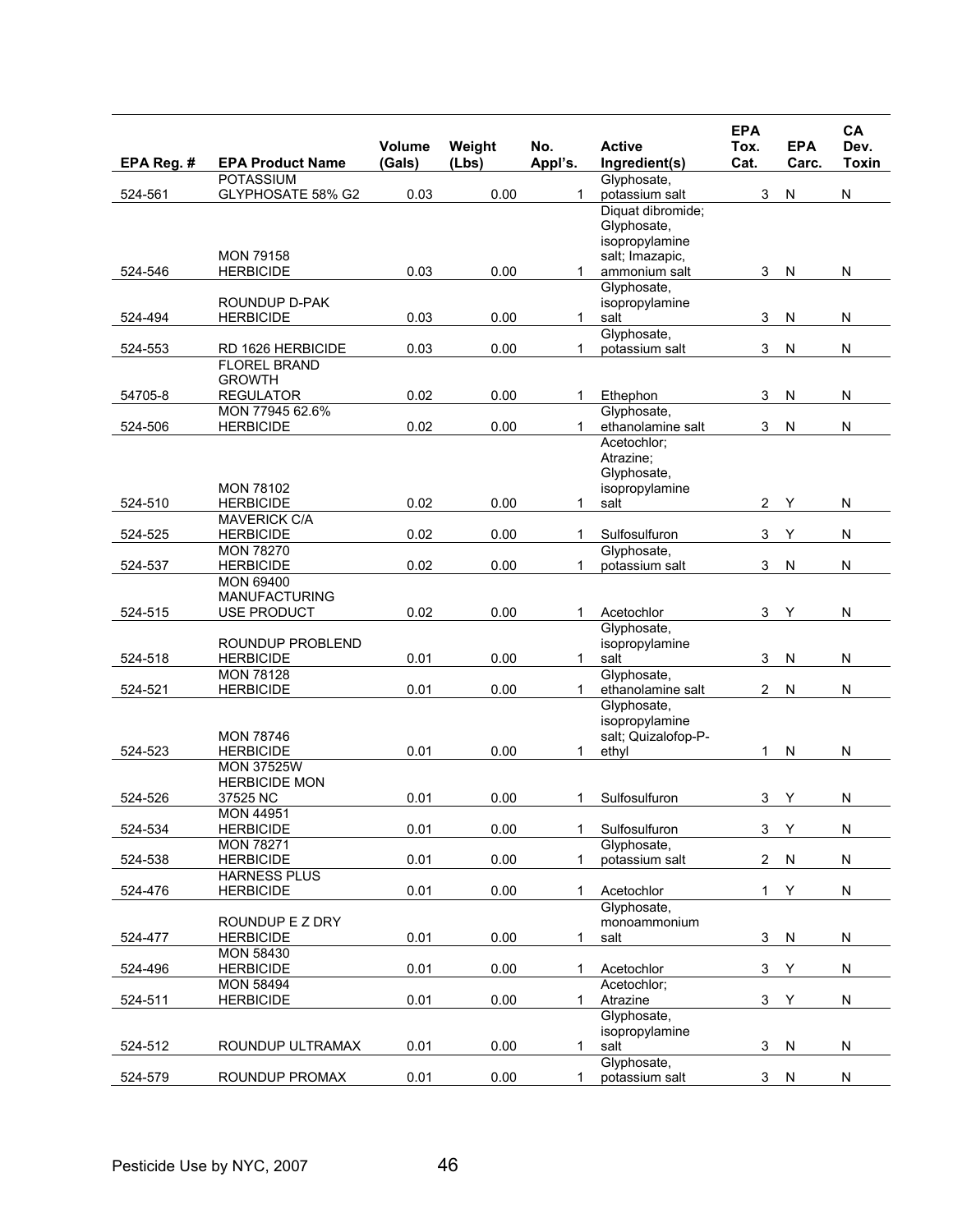| EPA Reg. # | EPA Product Name | Volume (Gals) | Weight (Lbs) | No. Appl's. | Active Ingredient(s) | EPA Tox. Cat. | EPA Carc. | CA Dev. Toxin |
|---|---|---|---|---|---|---|---|---|
| 524-561 | POTASSIUM GLYPHOSATE 58% G2 | 0.03 | 0.00 | 1 | Glyphosate, potassium salt | 3 | N | N |
| 524-546 | MON 79158 HERBICIDE | 0.03 | 0.00 | 1 | Diquat dibromide; Glyphosate, isopropylamine salt; Imazapic, ammonium salt | 3 | N | N |
| 524-494 | ROUNDUP D-PAK HERBICIDE | 0.03 | 0.00 | 1 | Glyphosate, isopropylamine salt | 3 | N | N |
| 524-553 | RD 1626 HERBICIDE | 0.03 | 0.00 | 1 | Glyphosate, potassium salt | 3 | N | N |
| 54705-8 | FLOREL BRAND GROWTH REGULATOR | 0.02 | 0.00 | 1 | Ethephon | 3 | N | N |
| 524-506 | MON 77945 62.6% HERBICIDE | 0.02 | 0.00 | 1 | Glyphosate, ethanolamine salt | 3 | N | N |
| 524-510 | MON 78102 HERBICIDE | 0.02 | 0.00 | 1 | Acetochlor; Atrazine; Glyphosate, isopropylamine salt | 2 | Y | N |
| 524-525 | MAVERICK C/A HERBICIDE | 0.02 | 0.00 | 1 | Sulfosulfuron | 3 | Y | N |
| 524-537 | MON 78270 HERBICIDE | 0.02 | 0.00 | 1 | Glyphosate, potassium salt | 3 | N | N |
| 524-515 | MON 69400 MANUFACTURING USE PRODUCT | 0.02 | 0.00 | 1 | Acetochlor | 3 | Y | N |
| 524-518 | ROUNDUP PROBLEND HERBICIDE | 0.01 | 0.00 | 1 | Glyphosate, isopropylamine salt | 3 | N | N |
| 524-521 | MON 78128 HERBICIDE | 0.01 | 0.00 | 1 | Glyphosate, ethanolamine salt | 2 | N | N |
| 524-523 | MON 78746 HERBICIDE | 0.01 | 0.00 | 1 | Glyphosate, isopropylamine salt; Quizalofop-P-ethyl | 1 | N | N |
| 524-526 | MON 37525W HERBICIDE MON 37525 NC | 0.01 | 0.00 | 1 | Sulfosulfuron | 3 | Y | N |
| 524-534 | MON 44951 HERBICIDE | 0.01 | 0.00 | 1 | Sulfosulfuron | 3 | Y | N |
| 524-538 | MON 78271 HERBICIDE | 0.01 | 0.00 | 1 | Glyphosate, potassium salt | 2 | N | N |
| 524-476 | HARNESS PLUS HERBICIDE | 0.01 | 0.00 | 1 | Acetochlor | 1 | Y | N |
| 524-477 | ROUNDUP E Z DRY HERBICIDE | 0.01 | 0.00 | 1 | Glyphosate, monoammonium salt | 3 | N | N |
| 524-496 | MON 58430 HERBICIDE | 0.01 | 0.00 | 1 | Acetochlor | 3 | Y | N |
| 524-511 | MON 58494 HERBICIDE | 0.01 | 0.00 | 1 | Acetochlor; Atrazine | 3 | Y | N |
| 524-512 | ROUNDUP ULTRAMAX | 0.01 | 0.00 | 1 | Glyphosate, isopropylamine salt | 3 | N | N |
| 524-579 | ROUNDUP PROMAX | 0.01 | 0.00 | 1 | Glyphosate, potassium salt | 3 | N | N |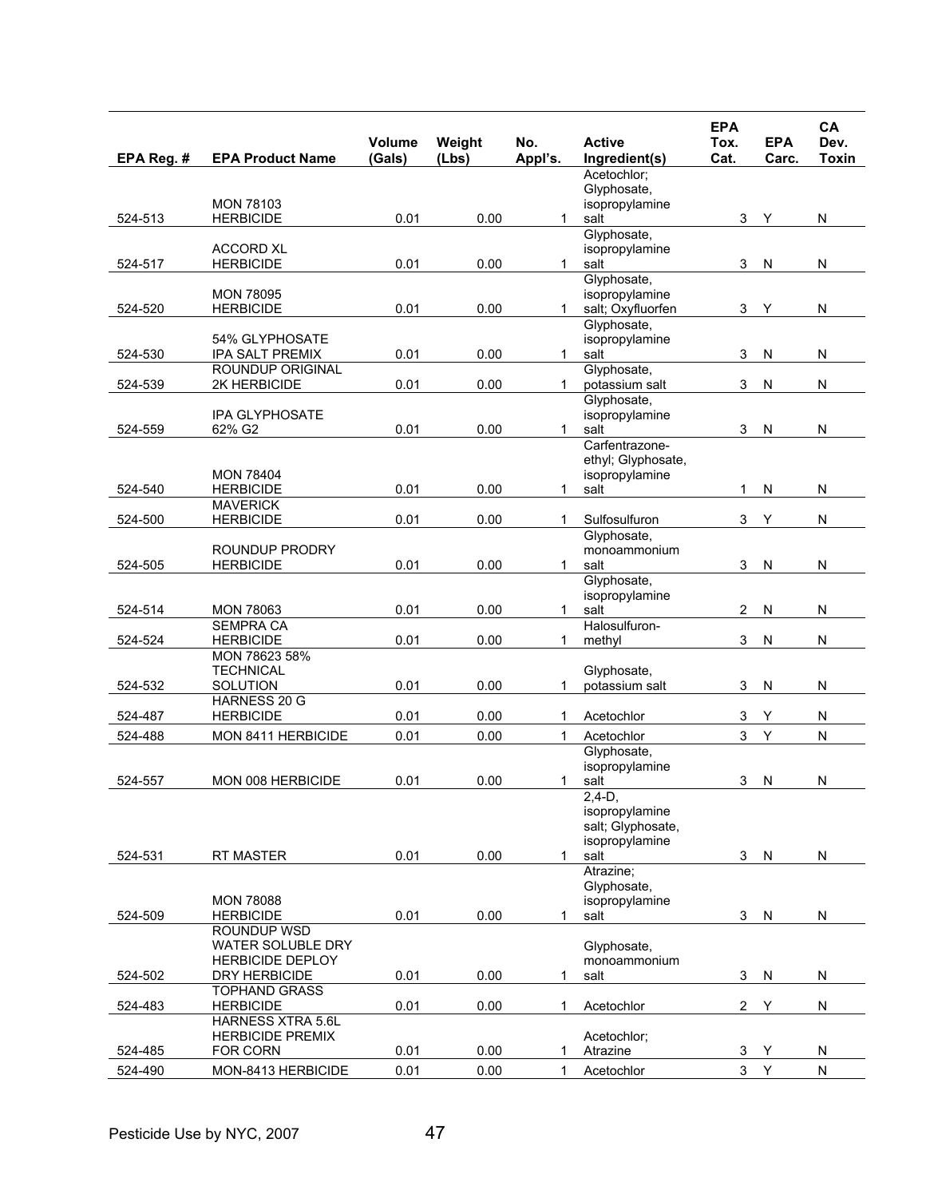| EPA Reg. # | EPA Product Name | Volume (Gals) | Weight (Lbs) | No. Appl's. | Active Ingredient(s) | EPA Tox. Cat. | EPA Carc. | CA Dev. Toxin |
|---|---|---|---|---|---|---|---|---|
| 524-513 | MON 78103 HERBICIDE | 0.01 | 0.00 | 1 | Acetochlor; Glyphosate, isopropylamine salt | 3 | Y | N |
| 524-517 | ACCORD XL HERBICIDE | 0.01 | 0.00 | 1 | Glyphosate, isopropylamine salt | 3 | N | N |
| 524-520 | MON 78095 HERBICIDE | 0.01 | 0.00 | 1 | Glyphosate, isopropylamine salt; Oxyfluorfen | 3 | Y | N |
| 524-530 | 54% GLYPHOSATE IPA SALT PREMIX | 0.01 | 0.00 | 1 | Glyphosate, isopropylamine salt | 3 | N | N |
| 524-539 | ROUNDUP ORIGINAL 2K HERBICIDE | 0.01 | 0.00 | 1 | Glyphosate, potassium salt | 3 | N | N |
| 524-559 | IPA GLYPHOSATE 62% G2 | 0.01 | 0.00 | 1 | Glyphosate, isopropylamine salt | 3 | N | N |
| 524-540 | MON 78404 HERBICIDE | 0.01 | 0.00 | 1 | Carfentrazone-ethyl; Glyphosate, isopropylamine salt | 1 | N | N |
| 524-500 | MAVERICK HERBICIDE | 0.01 | 0.00 | 1 | Sulfosulfuron | 3 | Y | N |
| 524-505 | ROUNDUP PRODRY HERBICIDE | 0.01 | 0.00 | 1 | Glyphosate, monoammonium salt | 3 | N | N |
| 524-514 | MON 78063 | 0.01 | 0.00 | 1 | Glyphosate, isopropylamine salt | 2 | N | N |
| 524-524 | SEMPRA CA HERBICIDE | 0.01 | 0.00 | 1 | Halosulfuron-methyl | 3 | N | N |
| 524-532 | MON 78623 58% TECHNICAL SOLUTION | 0.01 | 0.00 | 1 | Glyphosate, potassium salt | 3 | N | N |
| 524-487 | HARNESS 20 G HERBICIDE | 0.01 | 0.00 | 1 | Acetochlor | 3 | Y | N |
| 524-488 | MON 8411 HERBICIDE | 0.01 | 0.00 | 1 | Acetochlor | 3 | Y | N |
| 524-557 | MON 008 HERBICIDE | 0.01 | 0.00 | 1 | Glyphosate, isopropylamine salt | 3 | N | N |
| 524-531 | RT MASTER | 0.01 | 0.00 | 1 | 2,4-D, isopropylamine salt; Glyphosate, isopropylamine salt | 3 | N | N |
| 524-509 | MON 78088 HERBICIDE | 0.01 | 0.00 | 1 | Atrazine; Glyphosate, isopropylamine salt | 3 | N | N |
| 524-502 | ROUNDUP WSD WATER SOLUBLE DRY HERBICIDE DEPLOY DRY HERBICIDE | 0.01 | 0.00 | 1 | Glyphosate, monoammonium salt | 3 | N | N |
| 524-483 | TOPHAND GRASS HERBICIDE | 0.01 | 0.00 | 1 | Acetochlor | 2 | Y | N |
| 524-485 | HARNESS XTRA 5.6L HERBICIDE PREMIX FOR CORN | 0.01 | 0.00 | 1 | Acetochlor; Atrazine | 3 | Y | N |
| 524-490 | MON-8413 HERBICIDE | 0.01 | 0.00 | 1 | Acetochlor | 3 | Y | N |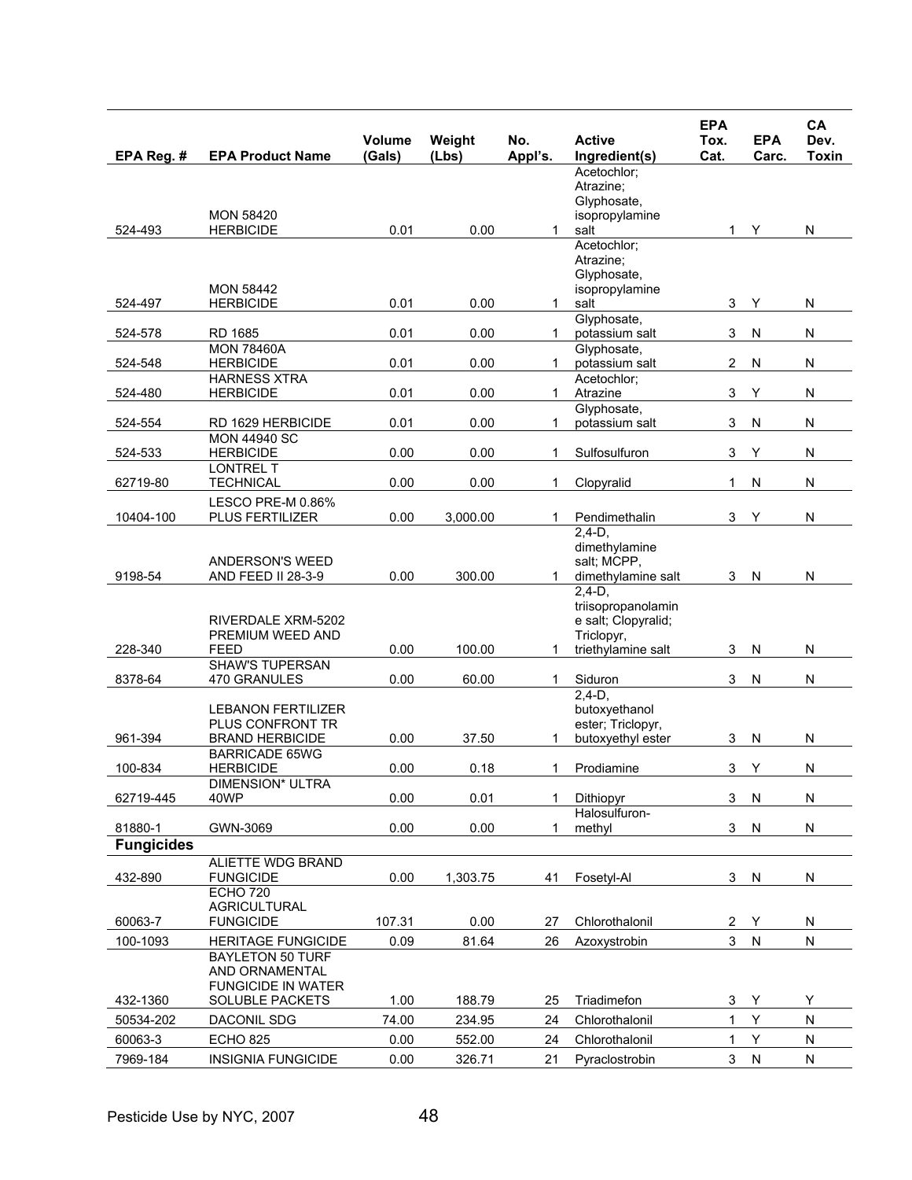| EPA Reg. # | EPA Product Name | Volume (Gals) | Weight (Lbs) | No. Appl's. | Active Ingredient(s) | EPA Tox. Cat. | EPA Carc. | CA Dev. Toxin |
|---|---|---|---|---|---|---|---|---|
| 524-493 | MON 58420 HERBICIDE | 0.01 | 0.00 | 1 | Acetochlor; Atrazine; Glyphosate, isopropylamine salt | 1 | Y | N |
| 524-497 | MON 58442 HERBICIDE | 0.01 | 0.00 | 1 | Acetochlor; Atrazine; Glyphosate, isopropylamine salt | 3 | Y | N |
| 524-578 | RD 1685 | 0.01 | 0.00 | 1 | Glyphosate, potassium salt | 3 | N | N |
| 524-548 | MON 78460A HERBICIDE | 0.01 | 0.00 | 1 | Glyphosate, potassium salt | 2 | N | N |
| 524-480 | HARNESS XTRA HERBICIDE | 0.01 | 0.00 | 1 | Acetochlor; Atrazine | 3 | Y | N |
| 524-554 | RD 1629 HERBICIDE | 0.01 | 0.00 | 1 | Glyphosate, potassium salt | 3 | N | N |
| 524-533 | MON 44940 SC HERBICIDE | 0.00 | 0.00 | 1 | Sulfosulfuron | 3 | Y | N |
| 62719-80 | LONTREL T TECHNICAL | 0.00 | 0.00 | 1 | Clopyralid | 1 | N | N |
| 10404-100 | LESCO PRE-M 0.86% PLUS FERTILIZER | 0.00 | 3,000.00 | 1 | Pendimethalin | 3 | Y | N |
| 9198-54 | ANDERSON'S WEED AND FEED II 28-3-9 | 0.00 | 300.00 | 1 | 2,4-D, dimethylamine salt; MCPP, dimethylamine salt | 3 | N | N |
| 228-340 | RIVERDALE XRM-5202 PREMIUM WEED AND FEED | 0.00 | 100.00 | 1 | 2,4-D, triisopropanolamine salt; Clopyralid; Triclopyr, triethylamine salt | 3 | N | N |
| 8378-64 | SHAW'S TUPERSAN 470 GRANULES | 0.00 | 60.00 | 1 | Siduron | 3 | N | N |
| 961-394 | LEBANON FERTILIZER PLUS CONFRONT TR BRAND HERBICIDE | 0.00 | 37.50 | 1 | 2,4-D, butoxyethanol ester; Triclopyr, butoxyethyl ester | 3 | N | N |
| 100-834 | BARRICADE 65WG HERBICIDE | 0.00 | 0.18 | 1 | Prodiamine | 3 | Y | N |
| 62719-445 | DIMENSION* ULTRA 40WP | 0.00 | 0.01 | 1 | Dithiopyr | 3 | N | N |
| 81880-1 | GWN-3069 | 0.00 | 0.00 | 1 | Halosulfuron-methyl | 3 | N | N |
| **Fungicides** | | | | | | | | |
| 432-890 | ALIETTE WDG BRAND FUNGICIDE | 0.00 | 1,303.75 | 41 | Fosetyl-Al | 3 | N | N |
| 60063-7 | ECHO 720 AGRICULTURAL FUNGICIDE | 107.31 | 0.00 | 27 | Chlorothalonil | 2 | Y | N |
| 100-1093 | HERITAGE FUNGICIDE | 0.09 | 81.64 | 26 | Azoxystrobin | 3 | N | N |
| 432-1360 | BAYLETON 50 TURF AND ORNAMENTAL FUNGICIDE IN WATER SOLUBLE PACKETS | 1.00 | 188.79 | 25 | Triadimefon | 3 | Y | Y |
| 50534-202 | DACONIL SDG | 74.00 | 234.95 | 24 | Chlorothalonil | 1 | Y | N |
| 60063-3 | ECHO 825 | 0.00 | 552.00 | 24 | Chlorothalonil | 1 | Y | N |
| 7969-184 | INSIGNIA FUNGICIDE | 0.00 | 326.71 | 21 | Pyraclostrobin | 3 | N | N |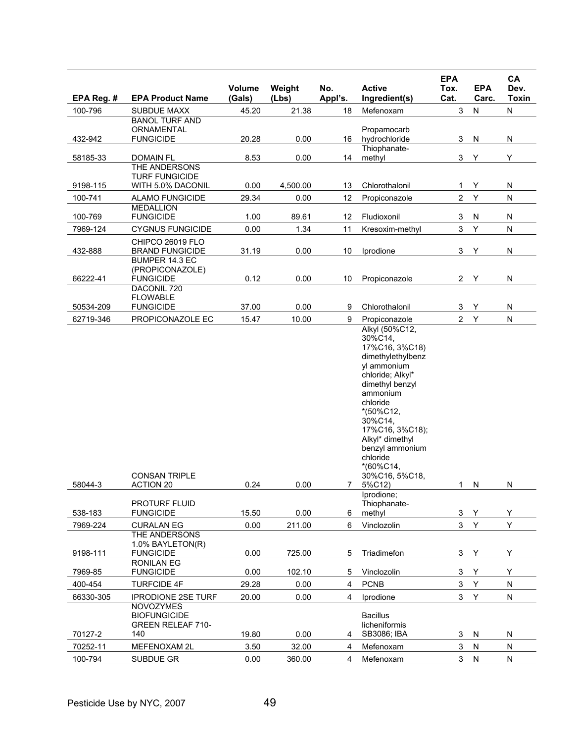| EPA Reg. # | EPA Product Name | Volume (Gals) | Weight (Lbs) | No. Appl's. | Active Ingredient(s) | EPA Tox. Cat. | EPA Carc. | CA Dev. Toxin |
|---|---|---|---|---|---|---|---|---|
| 100-796 | SUBDUE MAXX | 45.20 | 21.38 | 18 | Mefenoxam | 3 | N | N |
| 432-942 | BANOL TURF AND ORNAMENTAL FUNGICIDE | 20.28 | 0.00 | 16 | Propamocarb hydrochloride | 3 | N | N |
| 58185-33 | DOMAIN FL | 8.53 | 0.00 | 14 | Thiophanate-methyl | 3 | Y | Y |
| 9198-115 | THE ANDERSONS TURF FUNGICIDE WITH 5.0% DACONIL | 0.00 | 4,500.00 | 13 | Chlorothalonil | 1 | Y | N |
| 100-741 | ALAMO FUNGICIDE | 29.34 | 0.00 | 12 | Propiconazole | 2 | Y | N |
| 100-769 | MEDALLION FUNGICIDE | 1.00 | 89.61 | 12 | Fludioxonil | 3 | N | N |
| 7969-124 | CYGNUS FUNGICIDE | 0.00 | 1.34 | 11 | Kresoxim-methyl | 3 | Y | N |
| 432-888 | CHIPCO 26019 FLO BRAND FUNGICIDE | 31.19 | 0.00 | 10 | Iprodione | 3 | Y | N |
| 66222-41 | BUMPER 14.3 EC (PROPICONAZOLE) FUNGICIDE | 0.12 | 0.00 | 10 | Propiconazole | 2 | Y | N |
| 50534-209 | DACONIL 720 FLOWABLE FUNGICIDE | 37.00 | 0.00 | 9 | Chlorothalonil | 3 | Y | N |
| 62719-346 | PROPICONAZOLE EC | 15.47 | 10.00 | 9 | Propiconazole | 2 | Y | N |
| 58044-3 | CONSAN TRIPLE ACTION 20 | 0.24 | 0.00 | 7 | Alkyl (50%C12, 30%C14, 17%C16, 3%C18) dimethylethylbenzyl ammonium chloride; Alkyl* dimethyl benzyl ammonium chloride *(50%C12, 30%C14, 17%C16, 3%C18); Alkyl* dimethyl benzyl ammonium chloride *(60%C14, 30%C16, 5%C18, 5%C12) | 1 | N | N |
| 538-183 | PROTURF FLUID FUNGICIDE | 15.50 | 0.00 | 6 | Iprodione; Thiophanate-methyl | 3 | Y | Y |
| 7969-224 | CURALAN EG | 0.00 | 211.00 | 6 | Vinclozolin | 3 | Y | Y |
| 9198-111 | THE ANDERSONS 1.0% BAYLETON(R) FUNGICIDE | 0.00 | 725.00 | 5 | Triadimefon | 3 | Y | Y |
| 7969-85 | RONILAN EG FUNGICIDE | 0.00 | 102.10 | 5 | Vinclozolin | 3 | Y | Y |
| 400-454 | TURFCIDE 4F | 29.28 | 0.00 | 4 | PCNB | 3 | Y | N |
| 66330-305 | IPRODIONE 2SE TURF | 20.00 | 0.00 | 4 | Iprodione | 3 | Y | N |
| 70127-2 | NOVOZYMES BIOFUNGICIDE GREEN RELEAF 710-140 | 19.80 | 0.00 | 4 | Bacillus licheniformis SB3086; IBA | 3 | N | N |
| 70252-11 | MEFENOXAM 2L | 3.50 | 32.00 | 4 | Mefenoxam | 3 | N | N |
| 100-794 | SUBDUE GR | 0.00 | 360.00 | 4 | Mefenoxam | 3 | N | N |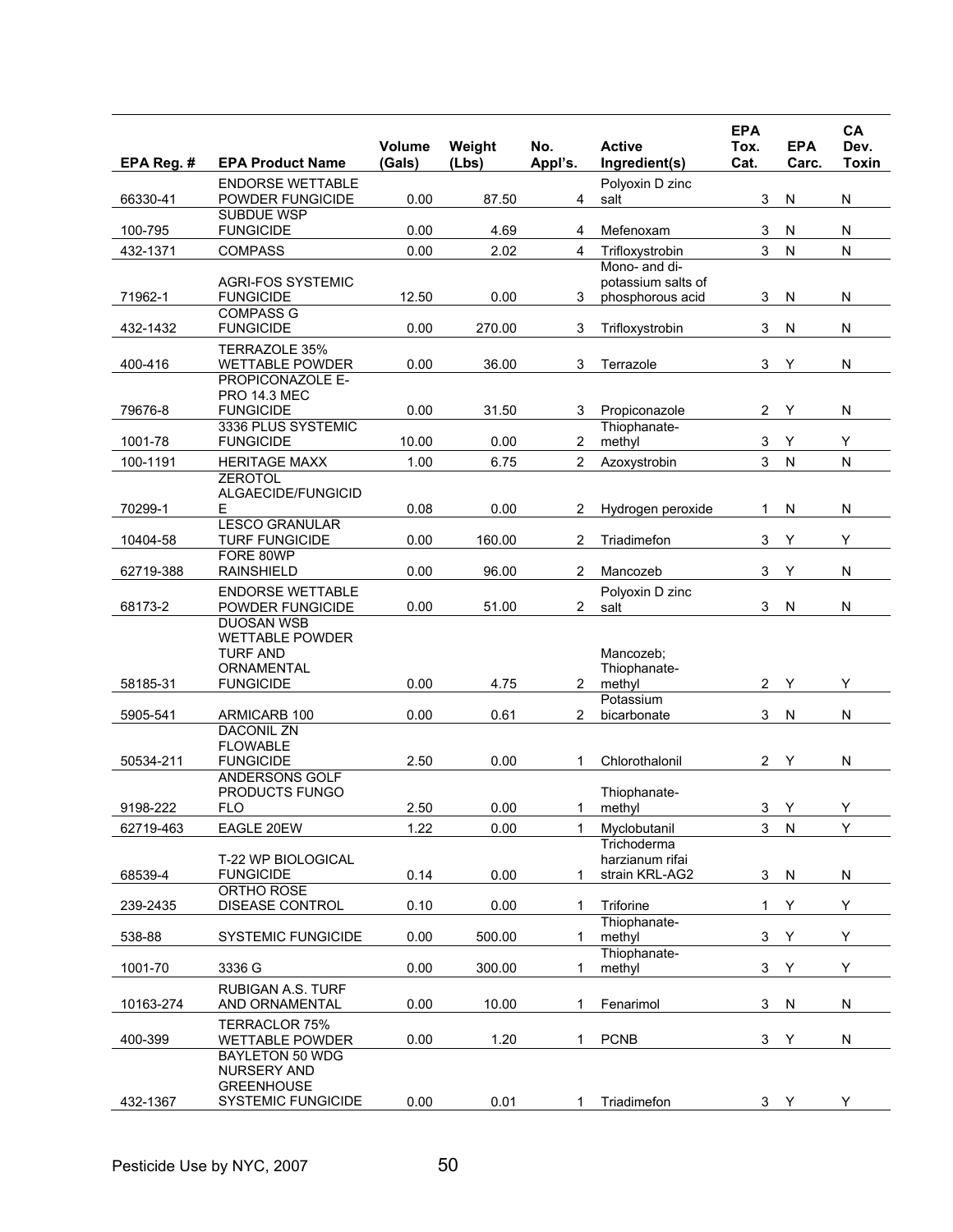| EPA Reg. # | EPA Product Name | Volume (Gals) | Weight (Lbs) | No. Appl's. | Active Ingredient(s) | EPA Tox. Cat. | EPA Carc. | CA Dev. Toxin |
|---|---|---|---|---|---|---|---|---|
| 66330-41 | ENDORSE WETTABLE POWDER FUNGICIDE | 0.00 | 87.50 | 4 | Polyoxin D zinc salt | 3 | N | N |
| 100-795 | SUBDUE WSP FUNGICIDE | 0.00 | 4.69 | 4 | Mefenoxam | 3 | N | N |
| 432-1371 | COMPASS | 0.00 | 2.02 | 4 | Trifloxystrobin | 3 | N | N |
| 71962-1 | AGRI-FOS SYSTEMIC FUNGICIDE | 12.50 | 0.00 | 3 | Mono- and di-potassium salts of phosphorous acid | 3 | N | N |
| 432-1432 | COMPASS G FUNGICIDE | 0.00 | 270.00 | 3 | Trifloxystrobin | 3 | N | N |
| 400-416 | TERRAZOLE 35% WETTABLE POWDER | 0.00 | 36.00 | 3 | Terrazole | 3 | Y | N |
| 79676-8 | PROPICONAZOLE E-PRO 14.3 MEC FUNGICIDE | 0.00 | 31.50 | 3 | Propiconazole | 2 | Y | N |
| 1001-78 | 3336 PLUS SYSTEMIC FUNGICIDE | 10.00 | 0.00 | 2 | Thiophanate-methyl | 3 | Y | Y |
| 100-1191 | HERITAGE MAXX | 1.00 | 6.75 | 2 | Azoxystrobin | 3 | N | N |
| 70299-1 | ZEROTOL ALGAECIDE/FUNGICIDE | 0.08 | 0.00 | 2 | Hydrogen peroxide | 1 | N | N |
| 10404-58 | LESCO GRANULAR TURF FUNGICIDE | 0.00 | 160.00 | 2 | Triadimefon | 3 | Y | Y |
| 62719-388 | FORE 80WP RAINSHIELD | 0.00 | 96.00 | 2 | Mancozeb | 3 | Y | N |
| 68173-2 | ENDORSE WETTABLE POWDER FUNGICIDE | 0.00 | 51.00 | 2 | Polyoxin D zinc salt | 3 | N | N |
| 58185-31 | DUOSAN WSB WETTABLE POWDER TURF AND ORNAMENTAL FUNGICIDE | 0.00 | 4.75 | 2 | Mancozeb; Thiophanate-methyl | 2 | Y | Y |
| 5905-541 | ARMICARB 100 | 0.00 | 0.61 | 2 | Potassium bicarbonate | 3 | N | N |
| 50534-211 | DACONIL ZN FLOWABLE FUNGICIDE | 2.50 | 0.00 | 1 | Chlorothalonil | 2 | Y | N |
| 9198-222 | ANDERSONS GOLF PRODUCTS FUNGO FLO | 2.50 | 0.00 | 1 | Thiophanate-methyl | 3 | Y | Y |
| 62719-463 | EAGLE 20EW | 1.22 | 0.00 | 1 | Myclobutanil | 3 | N | Y |
| 68539-4 | T-22 WP BIOLOGICAL FUNGICIDE | 0.14 | 0.00 | 1 | Trichoderma harzianum rifai strain KRL-AG2 | 3 | N | N |
| 239-2435 | ORTHO ROSE DISEASE CONTROL | 0.10 | 0.00 | 1 | Triforine | 1 | Y | Y |
| 538-88 | SYSTEMIC FUNGICIDE | 0.00 | 500.00 | 1 | Thiophanate-methyl | 3 | Y | Y |
| 1001-70 | 3336 G | 0.00 | 300.00 | 1 | Thiophanate-methyl | 3 | Y | Y |
| 10163-274 | RUBIGAN A.S. TURF AND ORNAMENTAL | 0.00 | 10.00 | 1 | Fenarimol | 3 | N | N |
| 400-399 | TERRACLOR 75% WETTABLE POWDER | 0.00 | 1.20 | 1 | PCNB | 3 | Y | N |
| 432-1367 | BAYLETON 50 WDG NURSERY AND GREENHOUSE SYSTEMIC FUNGICIDE | 0.00 | 0.01 | 1 | Triadimefon | 3 | Y | Y |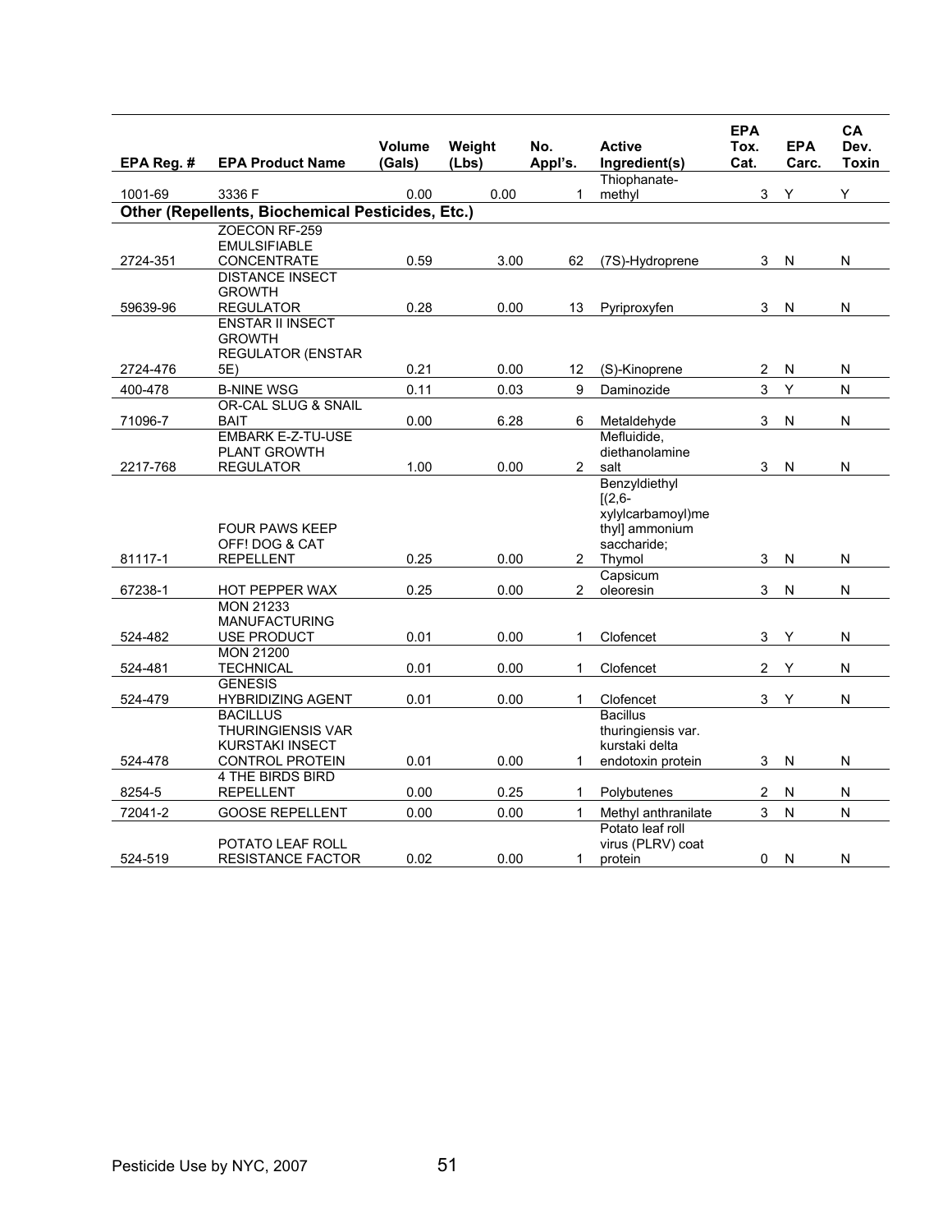| EPA Reg. # | EPA Product Name | Volume (Gals) | Weight (Lbs) | No. Appl's. | Active Ingredient(s) | EPA Tox. Cat. | EPA Carc. | CA Dev. Toxin |
|---|---|---|---|---|---|---|---|---|
| 1001-69 | 3336 F | 0.00 | 0.00 | 1 | Thiophanate-methyl | 3 | Y | Y |
| **Other (Repellents, Biochemical Pesticides, Etc.)** | | | | | | | | |
| 2724-351 | ZOECON RF-259 EMULSIFIABLE CONCENTRATE | 0.59 | 3.00 | 62 | (7S)-Hydroprene | 3 | N | N |
| 59639-96 | DISTANCE INSECT GROWTH REGULATOR | 0.28 | 0.00 | 13 | Pyriproxyfen | 3 | N | N |
| 2724-476 | ENSTAR II INSECT GROWTH REGULATOR (ENSTAR 5E) | 0.21 | 0.00 | 12 | (S)-Kinoprene | 2 | N | N |
| 400-478 | B-NINE WSG | 0.11 | 0.03 | 9 | Daminozide | 3 | Y | N |
| 71096-7 | OR-CAL SLUG & SNAIL BAIT | 0.00 | 6.28 | 6 | Metaldehyde | 3 | N | N |
| 2217-768 | EMBARK E-Z-TU-USE PLANT GROWTH REGULATOR | 1.00 | 0.00 | 2 | Mefluidide, diethanolamine salt | 3 | N | N |
| 81117-1 | FOUR PAWS KEEP OFF! DOG & CAT REPELLENT | 0.25 | 0.00 | 2 | Benzyldiethyl [(2,6-xylylcarbamoyl)methyl] ammonium saccharide; Thymol | 3 | N | N |
| 67238-1 | HOT PEPPER WAX | 0.25 | 0.00 | 2 | Capsicum oleoresin | 3 | N | N |
| 524-482 | MON 21233 MANUFACTURING USE PRODUCT | 0.01 | 0.00 | 1 | Clofencet | 3 | Y | N |
| 524-481 | MON 21200 TECHNICAL | 0.01 | 0.00 | 1 | Clofencet | 2 | Y | N |
| 524-479 | GENESIS HYBRIDIZING AGENT | 0.01 | 0.00 | 1 | Clofencet | 3 | Y | N |
| 524-478 | BACILLUS THURINGIENSIS VAR KURSTAKI INSECT CONTROL PROTEIN | 0.01 | 0.00 | 1 | Bacillus thuringiensis var. kurstaki delta endotoxin protein | 3 | N | N |
| 8254-5 | 4 THE BIRDS BIRD REPELLENT | 0.00 | 0.25 | 1 | Polybutenes | 2 | N | N |
| 72041-2 | GOOSE REPELLENT | 0.00 | 0.00 | 1 | Methyl anthranilate | 3 | N | N |
| 524-519 | POTATO LEAF ROLL RESISTANCE FACTOR | 0.02 | 0.00 | 1 | Potato leaf roll virus (PLRV) coat protein | 0 | N | N |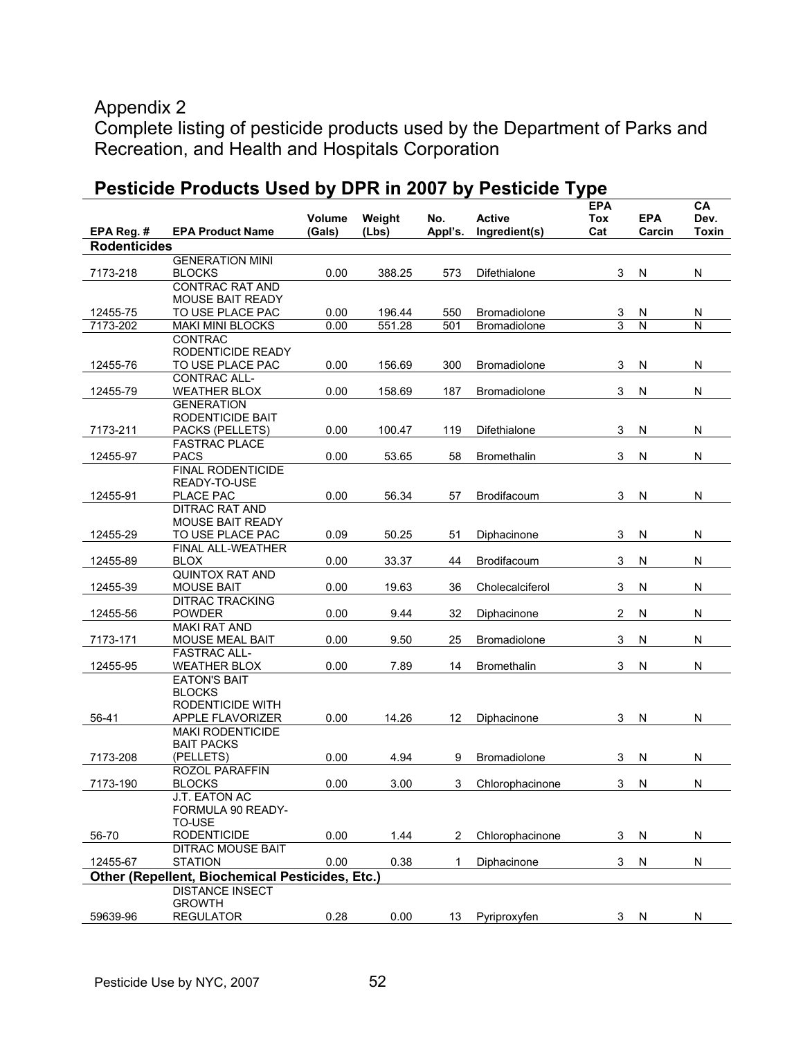# Appendix 2

Complete listing of pesticide products used by the Department of Parks and Recreation, and Health and Hospitals Corporation

## Pesticide Products Used by DPR in 2007 by Pesticide Type

| EPA Reg. # | EPA Product Name | Volume (Gals) | Weight (Lbs) | No. Appl's. | Active Ingredient(s) | EPA Tox Cat | EPA Carcin | CA Dev. Toxin |
|---|---|---|---|---|---|---|---|---|
| **Rodenticides** | | | | | | | | |
| 7173-218 | GENERATION MINI BLOCKS | 0.00 | 388.25 | 573 | Difethialone | 3 | N | N |
| 12455-75 | CONTRAC RAT AND MOUSE BAIT READY TO USE PLACE PAC | 0.00 | 196.44 | 550 | Bromadiolone | 3 | N | N |
| 7173-202 | MAKI MINI BLOCKS | 0.00 | 551.28 | 501 | Bromadiolone | 3 | N | N |
| 12455-76 | CONTRAC RODENTICIDE READY TO USE PLACE PAC | 0.00 | 156.69 | 300 | Bromadiolone | 3 | N | N |
| 12455-79 | CONTRAC ALL-WEATHER BLOX | 0.00 | 158.69 | 187 | Bromadiolone | 3 | N | N |
| 7173-211 | GENERATION RODENTICIDE BAIT PACKS (PELLETS) | 0.00 | 100.47 | 119 | Difethialone | 3 | N | N |
| 12455-97 | FASTRAC PLACE PACS | 0.00 | 53.65 | 58 | Bromethalin | 3 | N | N |
| 12455-91 | FINAL RODENTICIDE READY-TO-USE PLACE PAC | 0.00 | 56.34 | 57 | Brodifacoum | 3 | N | N |
| 12455-29 | DITRAC RAT AND MOUSE BAIT READY TO USE PLACE PAC | 0.09 | 50.25 | 51 | Diphacinone | 3 | N | N |
| 12455-89 | FINAL ALL-WEATHER BLOX | 0.00 | 33.37 | 44 | Brodifacoum | 3 | N | N |
| 12455-39 | QUINTOX RAT AND MOUSE BAIT | 0.00 | 19.63 | 36 | Cholecalciferol | 3 | N | N |
| 12455-56 | DITRAC TRACKING POWDER | 0.00 | 9.44 | 32 | Diphacinone | 2 | N | N |
| 7173-171 | MAKI RAT AND MOUSE MEAL BAIT | 0.00 | 9.50 | 25 | Bromadiolone | 3 | N | N |
| 12455-95 | FASTRAC ALL-WEATHER BLOX | 0.00 | 7.89 | 14 | Bromethalin | 3 | N | N |
| 56-41 | EATON'S BAIT BLOCKS RODENTICIDE WITH APPLE FLAVORIZER | 0.00 | 14.26 | 12 | Diphacinone | 3 | N | N |
| 7173-208 | MAKI RODENTICIDE BAIT PACKS (PELLETS) | 0.00 | 4.94 | 9 | Bromadiolone | 3 | N | N |
| 7173-190 | ROZOL PARAFFIN BLOCKS | 0.00 | 3.00 | 3 | Chlorophacinone | 3 | N | N |
| 56-70 | J.T. EATON AC FORMULA 90 READY-TO-USE RODENTICIDE | 0.00 | 1.44 | 2 | Chlorophacinone | 3 | N | N |
| 12455-67 | DITRAC MOUSE BAIT STATION | 0.00 | 0.38 | 1 | Diphacinone | 3 | N | N |
| **Other (Repellent, Biochemical Pesticides, Etc.)** | | | | | | | | |
| 59639-96 | DISTANCE INSECT GROWTH REGULATOR | 0.28 | 0.00 | 13 | Pyriproxyfen | 3 | N | N |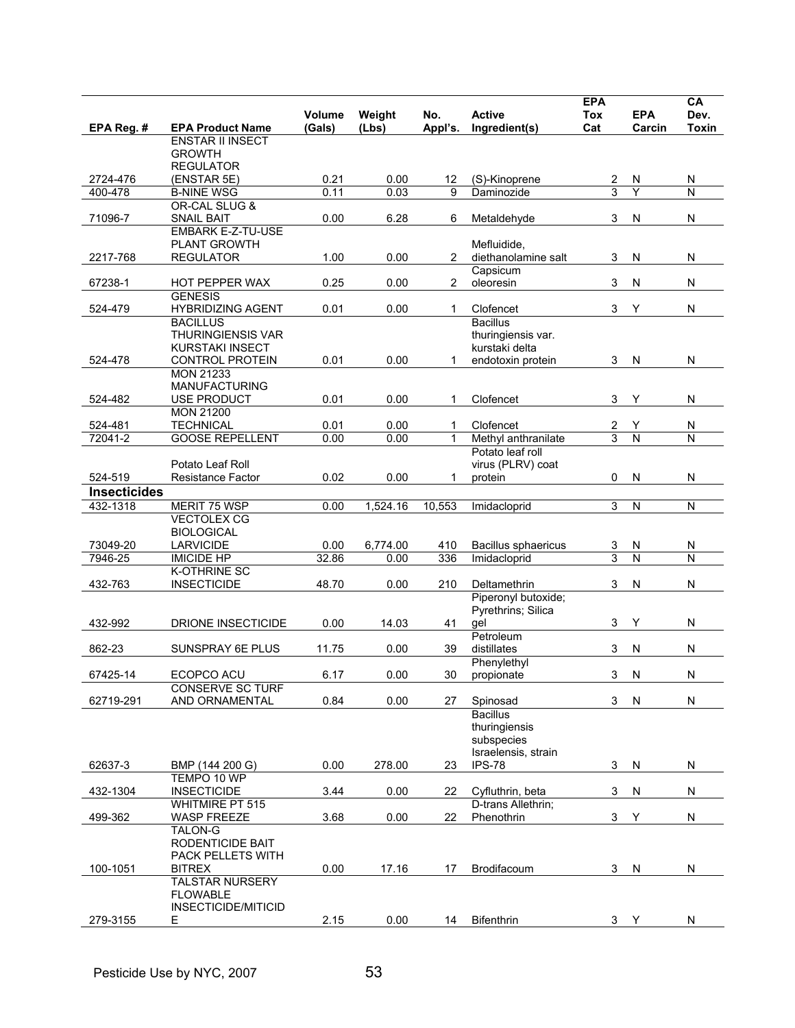| EPA Reg. # | EPA Product Name | Volume (Gals) | Weight (Lbs) | No. Appl's. | Active Ingredient(s) | EPA Tox Cat | EPA Carcin | CA Dev. Toxin |
|---|---|---|---|---|---|---|---|---|
| 2724-476 | ENSTAR II INSECT GROWTH REGULATOR (ENSTAR 5E) | 0.21 | 0.00 | 12 | (S)-Kinoprene | 2 | N | N |
| 400-478 | B-NINE WSG | 0.11 | 0.03 | 9 | Daminozide | 3 | Y | N |
| 71096-7 | OR-CAL SLUG & SNAIL BAIT | 0.00 | 6.28 | 6 | Metaldehyde | 3 | N | N |
| 2217-768 | EMBARK E-Z-TU-USE PLANT GROWTH REGULATOR | 1.00 | 0.00 | 2 | Mefluidide, diethanolamine salt | 3 | N | N |
| 67238-1 | HOT PEPPER WAX | 0.25 | 0.00 | 2 | Capsicum oleoresin | 3 | N | N |
| 524-479 | GENESIS HYBRIDIZING AGENT | 0.01 | 0.00 | 1 | Clofencet | 3 | Y | N |
| 524-478 | BACILLUS THURINGIENSIS VAR KURSTAKI INSECT CONTROL PROTEIN | 0.01 | 0.00 | 1 | Bacillus thuringiensis var. kurstaki delta endotoxin protein | 3 | N | N |
| 524-482 | MON 21233 MANUFACTURING USE PRODUCT | 0.01 | 0.00 | 1 | Clofencet | 3 | Y | N |
| 524-481 | MON 21200 TECHNICAL | 0.01 | 0.00 | 1 | Clofencet | 2 | Y | N |
| 72041-2 | GOOSE REPELLENT | 0.00 | 0.00 | 1 | Methyl anthranilate | 3 | N | N |
| 524-519 | Potato Leaf Roll Resistance Factor | 0.02 | 0.00 | 1 | Potato leaf roll virus (PLRV) coat protein | 0 | N | N |
| **Insecticides** | | | | | | | | |
| 432-1318 | MERIT 75 WSP | 0.00 | 1,524.16 | 10,553 | Imidacloprid | 3 | N | N |
| 73049-20 | VECTOLEX CG BIOLOGICAL LARVICIDE | 0.00 | 6,774.00 | 410 | Bacillus sphaericus | 3 | N | N |
| 7946-25 | IMICIDE HP | 32.86 | 0.00 | 336 | Imidacloprid | 3 | N | N |
| 432-763 | K-OTHRINE SC INSECTICIDE | 48.70 | 0.00 | 210 | Deltamethrin | 3 | N | N |
| 432-992 | DRIONE INSECTICIDE | 0.00 | 14.03 | 41 | Piperonyl butoxide; Pyrethrins; Silica gel | 3 | Y | N |
| 862-23 | SUNSPRAY 6E PLUS | 11.75 | 0.00 | 39 | Petroleum distillates | 3 | N | N |
| 67425-14 | ECOPCO ACU | 6.17 | 0.00 | 30 | Phenylethyl propionate | 3 | N | N |
| 62719-291 | CONSERVE SC TURF AND ORNAMENTAL | 0.84 | 0.00 | 27 | Spinosad | 3 | N | N |
| 62637-3 | BMP (144 200 G) | 0.00 | 278.00 | 23 | Bacillus thuringiensis subspecies Israelensis, strain IPS-78 | 3 | N | N |
| 432-1304 | TEMPO 10 WP INSECTICIDE | 3.44 | 0.00 | 22 | Cyfluthrin, beta | 3 | N | N |
| 499-362 | WHITMIRE PT 515 WASP FREEZE | 3.68 | 0.00 | 22 | D-trans Allethrin; Phenothrin | 3 | Y | N |
| 100-1051 | TALON-G RODENTICIDE BAIT PACK PELLETS WITH BITREX | 0.00 | 17.16 | 17 | Brodifacoum | 3 | N | N |
| 279-3155 | TALSTAR NURSERY FLOWABLE INSECTICIDE/MITICIDE | 2.15 | 0.00 | 14 | Bifenthrin | 3 | Y | N |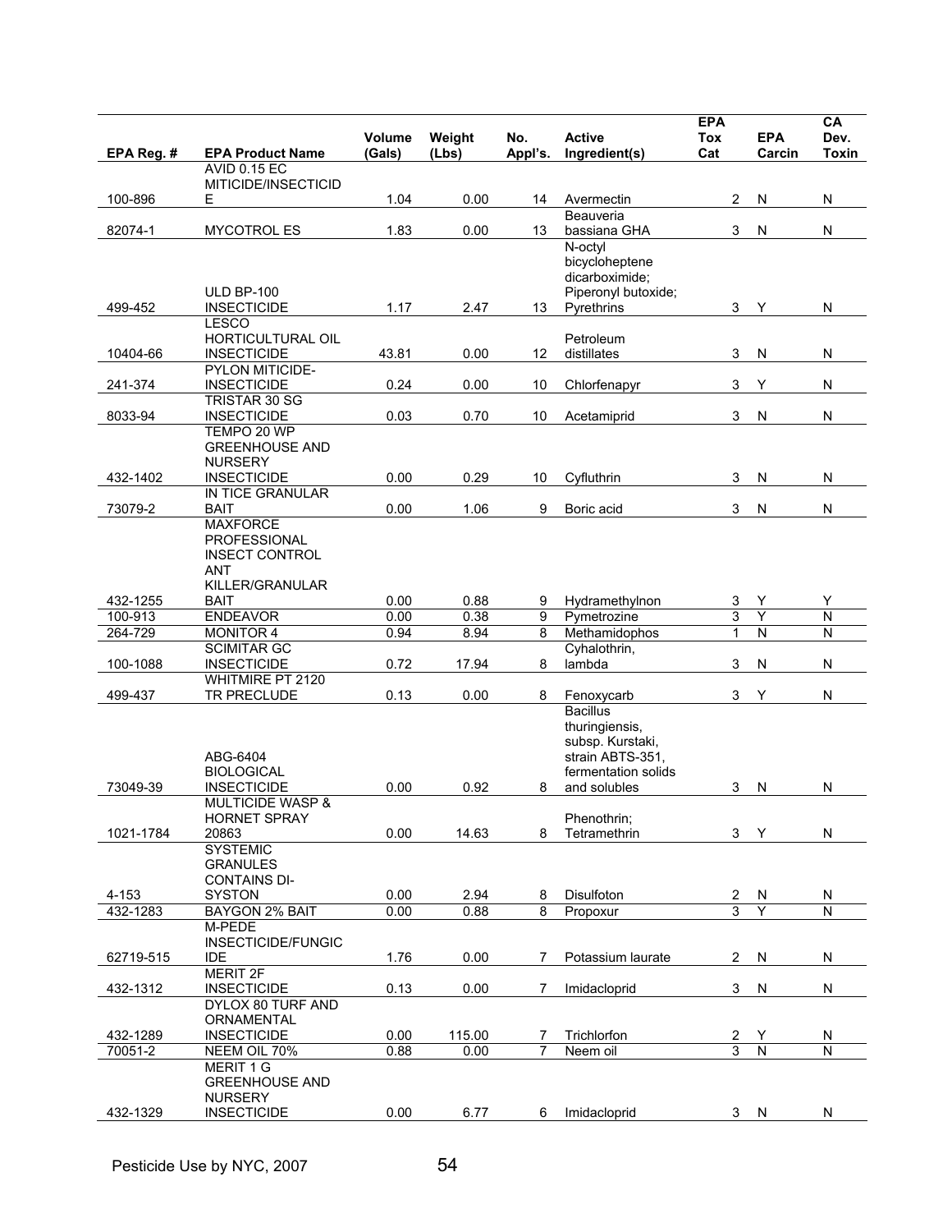| EPA Reg. # | EPA Product Name | Volume (Gals) | Weight (Lbs) | No. Appl's. | Active Ingredient(s) | EPA Tox Cat | EPA Carcin | CA Dev. Toxin |
|---|---|---|---|---|---|---|---|---|
| 100-896 | AVID 0.15 EC MITICIDE/INSECTICIDE | 1.04 | 0.00 | 14 | Avermectin | 2 | N | N |
| 82074-1 | MYCOTROL ES | 1.83 | 0.00 | 13 | Beauveria bassiana GHA | 3 | N | N |
| 499-452 | ULD BP-100 INSECTICIDE | 1.17 | 2.47 | 13 | N-octyl bicycloheptene dicarboximide; Piperonyl butoxide; Pyrethrins | 3 | Y | N |
| 10404-66 | LESCO HORTICULTURAL OIL INSECTICIDE | 43.81 | 0.00 | 12 | Petroleum distillates | 3 | N | N |
| 241-374 | PYLON MITICIDE-INSECTICIDE | 0.24 | 0.00 | 10 | Chlorfenapyr | 3 | Y | N |
| 8033-94 | TRISTAR 30 SG INSECTICIDE | 0.03 | 0.70 | 10 | Acetamiprid | 3 | N | N |
| 432-1402 | TEMPO 20 WP GREENHOUSE AND NURSERY INSECTICIDE | 0.00 | 0.29 | 10 | Cyfluthrin | 3 | N | N |
| 73079-2 | IN TICE GRANULAR BAIT | 0.00 | 1.06 | 9 | Boric acid | 3 | N | N |
| 432-1255 | MAXFORCE PROFESSIONAL INSECT CONTROL ANT KILLER/GRANULAR BAIT | 0.00 | 0.88 | 9 | Hydramethylnon | 3 | Y | Y |
| 100-913 | ENDEAVOR | 0.00 | 0.38 | 9 | Pymetrozine | 3 | Y | N |
| 264-729 | MONITOR 4 | 0.94 | 8.94 | 8 | Methamidophos | 1 | N | N |
| 100-1088 | SCIMITAR GC INSECTICIDE | 0.72 | 17.94 | 8 | Cyhalothrin, lambda | 3 | N | N |
| 499-437 | WHITMIRE PT 2120 TR PRECLUDE | 0.13 | 0.00 | 8 | Fenoxycarb | 3 | Y | N |
| 73049-39 | ABG-6404 BIOLOGICAL INSECTICIDE | 0.00 | 0.92 | 8 | Bacillus thuringiensis, subsp. Kurstaki, strain ABTS-351, fermentation solids and solubles | 3 | N | N |
| 1021-1784 | MULTICIDE WASP & HORNET SPRAY 20863 | 0.00 | 14.63 | 8 | Phenothrin; Tetramethrin | 3 | Y | N |
| 4-153 | SYSTEMIC GRANULES CONTAINS DI-SYSTON | 0.00 | 2.94 | 8 | Disulfoton | 2 | N | N |
| 432-1283 | BAYGON 2% BAIT | 0.00 | 0.88 | 8 | Propoxur | 3 | Y | N |
| 62719-515 | M-PEDE INSECTICIDE/FUNGICIDE | 1.76 | 0.00 | 7 | Potassium laurate | 2 | N | N |
| 432-1312 | MERIT 2F INSECTICIDE | 0.13 | 0.00 | 7 | Imidacloprid | 3 | N | N |
| 432-1289 | DYLOX 80 TURF AND ORNAMENTAL INSECTICIDE | 0.00 | 115.00 | 7 | Trichlorfon | 2 | Y | N |
| 70051-2 | NEEM OIL 70% | 0.88 | 0.00 | 7 | Neem oil | 3 | N | N |
| 432-1329 | MERIT 1 G GREENHOUSE AND NURSERY INSECTICIDE | 0.00 | 6.77 | 6 | Imidacloprid | 3 | N | N |

Pesticide Use by NYC, 2007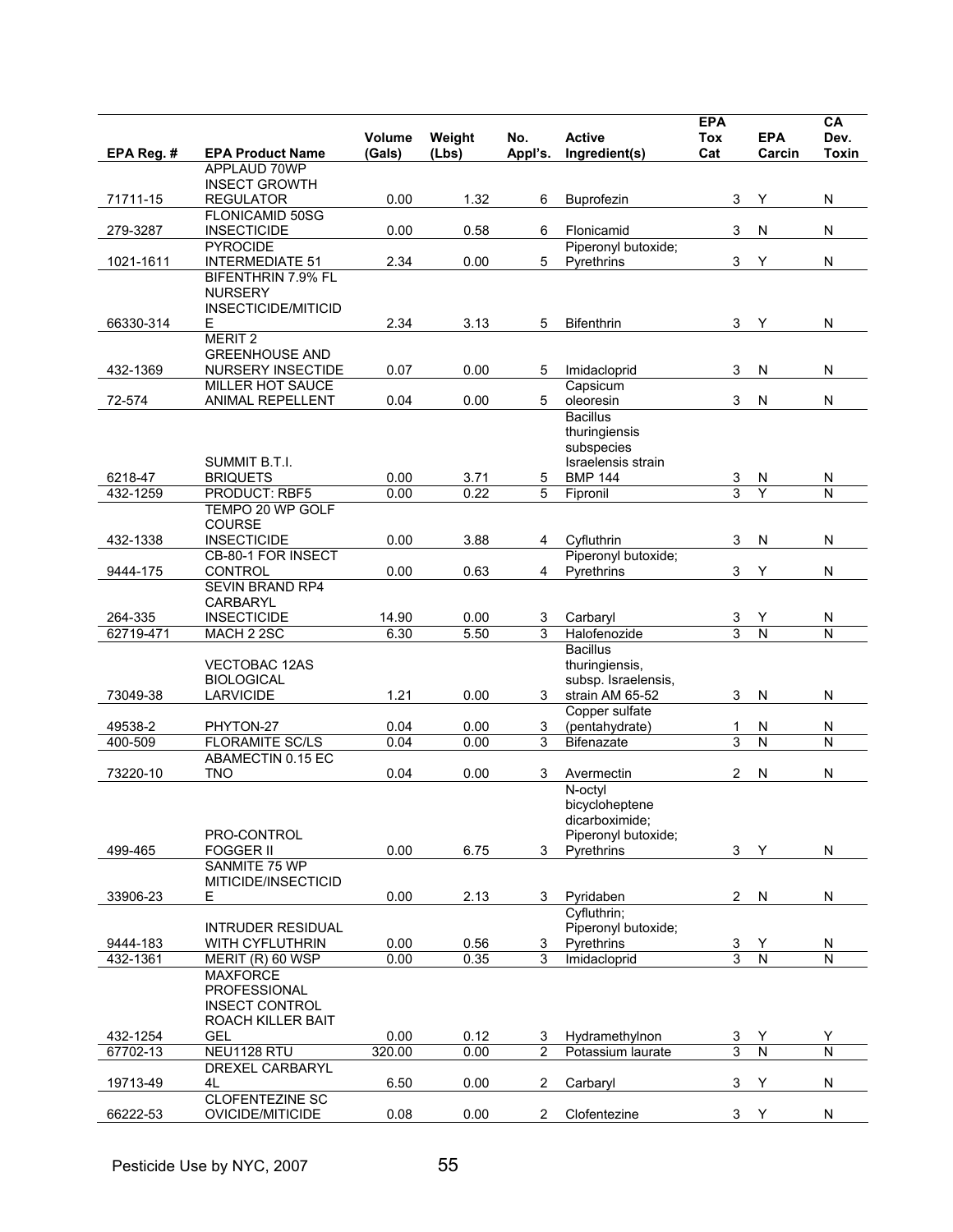| EPA Reg. # | EPA Product Name | Volume (Gals) | Weight (Lbs) | No. Appl's. | Active Ingredient(s) | EPA Tox Cat | EPA Carcin | CA Dev. Toxin |
|---|---|---|---|---|---|---|---|---|
| 71711-15 | APPLAUD 70WP INSECT GROWTH REGULATOR | 0.00 | 1.32 | 6 | Buprofezin | 3 | Y | N |
| 279-3287 | FLONICAMID 50SG INSECTICIDE | 0.00 | 0.58 | 6 | Flonicamid | 3 | N | N |
| 1021-1611 | PYROCIDE INTERMEDIATE 51 | 2.34 | 0.00 | 5 | Piperonyl butoxide; Pyrethrins | 3 | Y | N |
| 66330-314 | BIFENTHRIN 7.9% FL NURSERY INSECTICIDE/MITICIDE | 2.34 | 3.13 | 5 | Bifenthrin | 3 | Y | N |
| 432-1369 | MERIT 2 GREENHOUSE AND NURSERY INSECTIDE | 0.07 | 0.00 | 5 | Imidacloprid | 3 | N | N |
| 72-574 | MILLER HOT SAUCE ANIMAL REPELLENT | 0.04 | 0.00 | 5 | Capsicum oleoresin | 3 | N | N |
| 6218-47 | SUMMIT B.T.I. BRIQUETS | 0.00 | 3.71 | 5 | Bacillus thuringiensis subspecies Israelensis strain BMP 144 | 3 | N | N |
| 432-1259 | PRODUCT: RBF5 | 0.00 | 0.22 | 5 | Fipronil | 3 | Y | N |
| 432-1338 | TEMPO 20 WP GOLF COURSE INSECTICIDE | 0.00 | 3.88 | 4 | Cyfluthrin | 3 | N | N |
| 9444-175 | CB-80-1 FOR INSECT CONTROL | 0.00 | 0.63 | 4 | Piperonyl butoxide; Pyrethrins | 3 | Y | N |
| 264-335 | SEVIN BRAND RP4 CARBARYL INSECTICIDE | 14.90 | 0.00 | 3 | Carbaryl | 3 | Y | N |
| 62719-471 | MACH 2 2SC | 6.30 | 5.50 | 3 | Halofenozide | 3 | N | N |
| 73049-38 | VECTOBAC 12AS BIOLOGICAL LARVICIDE | 1.21 | 0.00 | 3 | Bacillus thuringiensis, subsp. Israelensis, strain AM 65-52 | 3 | N | N |
| 49538-2 | PHYTON-27 | 0.04 | 0.00 | 3 | Copper sulfate (pentahydrate) | 1 | N | N |
| 400-509 | FLORAMITE SC/LS | 0.04 | 0.00 | 3 | Bifenazate | 3 | N | N |
| 73220-10 | ABAMECTIN 0.15 EC TNO | 0.04 | 0.00 | 3 | Avermectin | 2 | N | N |
| 499-465 | PRO-CONTROL FOGGER II | 0.00 | 6.75 | 3 | N-octyl bicycloheptene dicarboximide; Piperonyl butoxide; Pyrethrins | 3 | Y | N |
| 33906-23 | SANMITE 75 WP MITICIDE/INSECTICIDE | 0.00 | 2.13 | 3 | Pyridaben | 2 | N | N |
| 9444-183 | INTRUDER RESIDUAL WITH CYFLUTHRIN | 0.00 | 0.56 | 3 | Cyfluthrin; Piperonyl butoxide; Pyrethrins | 3 | Y | N |
| 432-1361 | MERIT (R) 60 WSP | 0.00 | 0.35 | 3 | Imidacloprid | 3 | N | N |
| 432-1254 | MAXFORCE PROFESSIONAL INSECT CONTROL ROACH KILLER BAIT GEL | 0.00 | 0.12 | 3 | Hydramethylnon | 3 | Y | Y |
| 67702-13 | NEU1128 RTU | 320.00 | 0.00 | 2 | Potassium laurate | 3 | N | N |
| 19713-49 | DREXEL CARBARYL 4L | 6.50 | 0.00 | 2 | Carbaryl | 3 | Y | N |
| 66222-53 | CLOFENTEZINE SC OVICIDE/MITICIDE | 0.08 | 0.00 | 2 | Clofentezine | 3 | Y | N |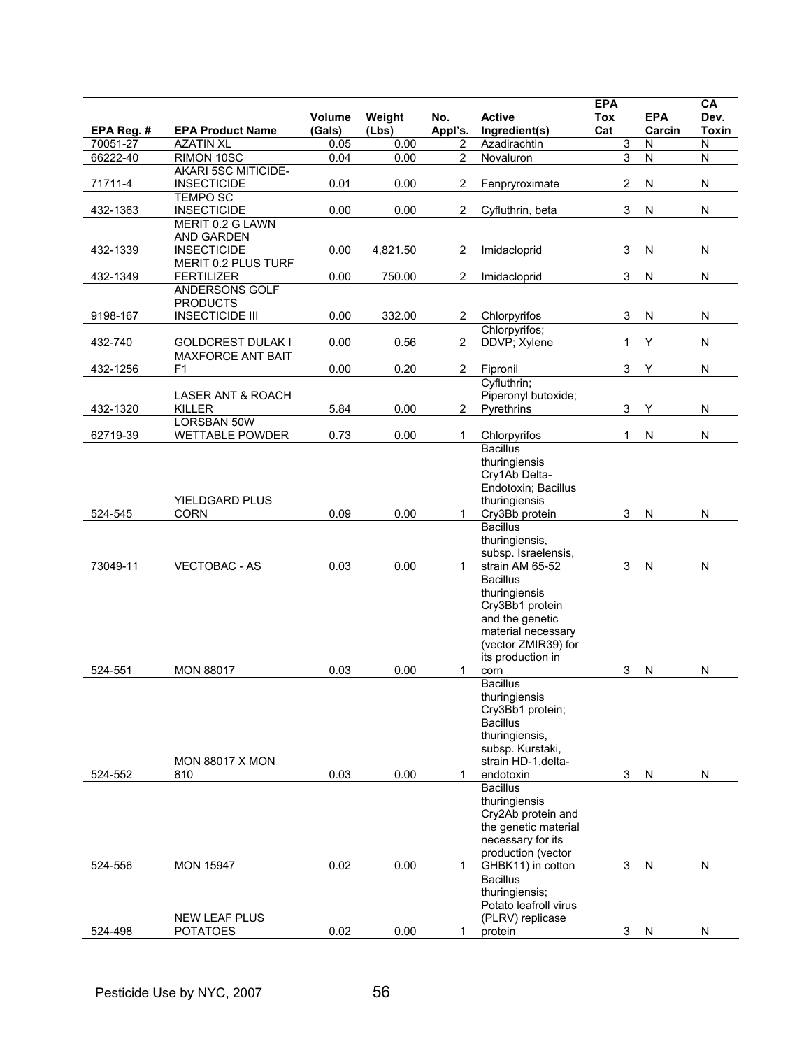| EPA Reg. # | EPA Product Name | Volume (Gals) | Weight (Lbs) | No. Appl's. | Active Ingredient(s) | EPA Tox Cat | EPA Carcin | CA Dev. Toxin |
|---|---|---|---|---|---|---|---|---|
| 70051-27 | AZATIN XL | 0.05 | 0.00 | 2 | Azadirachtin | 3 | N | N |
| 66222-40 | RIMON 10SC | 0.04 | 0.00 | 2 | Novaluron | 3 | N | N |
| 71711-4 | AKARI 5SC MITICIDE-INSECTICIDE | 0.01 | 0.00 | 2 | Fenpryroximate | 2 | N | N |
| 432-1363 | TEMPO SC INSECTICIDE | 0.00 | 0.00 | 2 | Cyfluthrin, beta | 3 | N | N |
| 432-1339 | MERIT 0.2 G LAWN AND GARDEN INSECTICIDE | 0.00 | 4,821.50 | 2 | Imidacloprid | 3 | N | N |
| 432-1349 | MERIT 0.2 PLUS TURF FERTILIZER | 0.00 | 750.00 | 2 | Imidacloprid | 3 | N | N |
| 9198-167 | ANDERSONS GOLF PRODUCTS INSECTICIDE III | 0.00 | 332.00 | 2 | Chlorpyrifos | 3 | N | N |
| 432-740 | GOLDCREST DULAK I | 0.00 | 0.56 | 2 | Chlorpyrifos; DDVP; Xylene | 1 | Y | N |
| 432-1256 | MAXFORCE ANT BAIT F1 | 0.00 | 0.20 | 2 | Fipronil | 3 | Y | N |
| 432-1320 | LASER ANT & ROACH KILLER | 5.84 | 0.00 | 2 | Cyfluthrin; Piperonyl butoxide; Pyrethrins | 3 | Y | N |
| 62719-39 | LORSBAN 50W WETTABLE POWDER | 0.73 | 0.00 | 1 | Chlorpyrifos | 1 | N | N |
| 524-545 | YIELDGARD PLUS CORN | 0.09 | 0.00 | 1 | Bacillus thuringiensis Cry1Ab Delta-Endotoxin; Bacillus thuringiensis Cry3Bb protein | 3 | N | N |
| 73049-11 | VECTOBAC - AS | 0.03 | 0.00 | 1 | Bacillus thuringiensis, subsp. Israelensis, strain AM 65-52 | 3 | N | N |
| 524-551 | MON 88017 | 0.03 | 0.00 | 1 | Bacillus thuringiensis Cry3Bb1 protein and the genetic material necessary (vector ZMIR39) for its production in corn | 3 | N | N |
| 524-552 | MON 88017 X MON 810 | 0.03 | 0.00 | 1 | Bacillus thuringiensis Cry3Bb1 protein; Bacillus thuringiensis, subsp. Kurstaki, strain HD-1,delta-endotoxin | 3 | N | N |
| 524-556 | MON 15947 | 0.02 | 0.00 | 1 | Bacillus thuringiensis Cry2Ab protein and the genetic material necessary for its production (vector GHBK11) in cotton | 3 | N | N |
| 524-498 | NEW LEAF PLUS POTATOES | 0.02 | 0.00 | 1 | Bacillus thuringiensis; Potato leafroll virus (PLRV) replicase protein | 3 | N | N |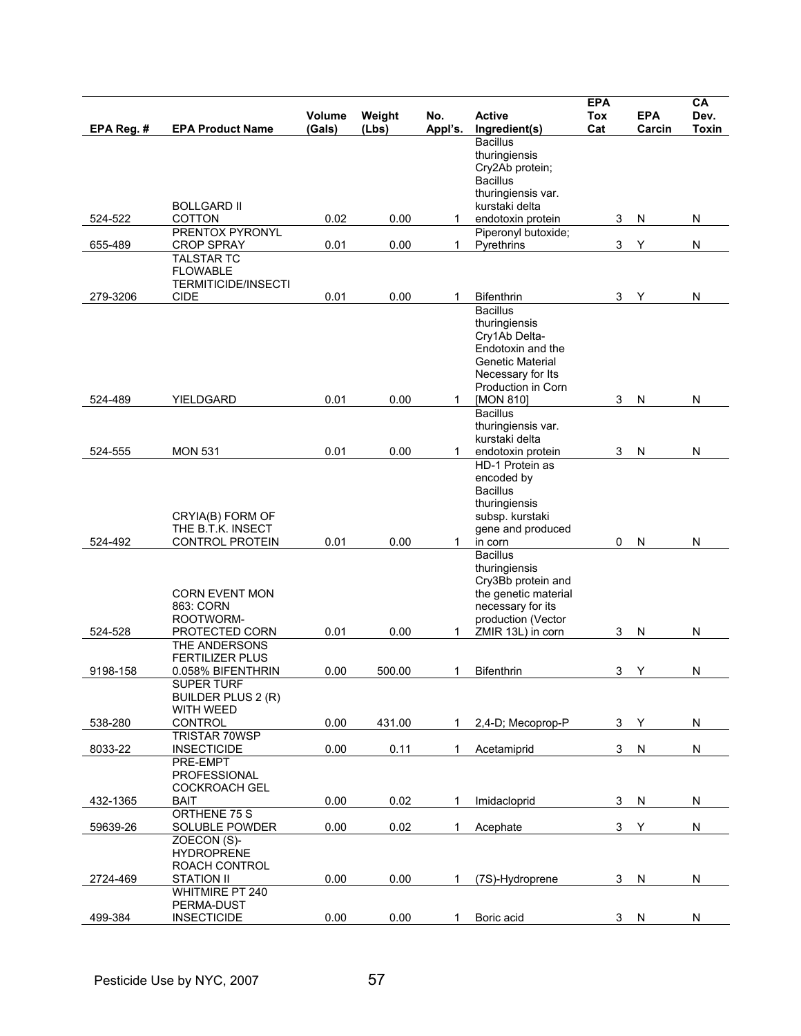| EPA Reg. # | EPA Product Name | Volume (Gals) | Weight (Lbs) | No. Appl's. | Active Ingredient(s) | EPA Tox Cat | EPA Carcin | CA Dev. Toxin |
|---|---|---|---|---|---|---|---|---|
| 524-522 | BOLLGARD II COTTON | 0.02 | 0.00 | 1 | Bacillus thuringiensis Cry2Ab protein; Bacillus thuringiensis var. kurstaki delta endotoxin protein | 3 | N | N |
| 655-489 | PRENTOX PYRONYL CROP SPRAY | 0.01 | 0.00 | 1 | Piperonyl butoxide; Pyrethrins | 3 | Y | N |
| 279-3206 | TALSTAR TC FLOWABLE TERMITICIDE/INSECTICIDE | 0.01 | 0.00 | 1 | Bifenthrin | 3 | Y | N |
| 524-489 | YIELDGARD | 0.01 | 0.00 | 1 | Bacillus thuringiensis Cry1Ab Delta-Endotoxin and the Genetic Material Necessary for Its Production in Corn [MON 810] | 3 | N | N |
| 524-555 | MON 531 | 0.01 | 0.00 | 1 | Bacillus thuringiensis var. kurstaki delta endotoxin protein | 3 | N | N |
| 524-492 | CRYIA(B) FORM OF THE B.T.K. INSECT CONTROL PROTEIN | 0.01 | 0.00 | 1 | HD-1 Protein as encoded by Bacillus thuringiensis subsp. kurstaki gene and produced in corn | 0 | N | N |
| 524-528 | CORN EVENT MON 863: CORN ROOTWORM-PROTECTED CORN | 0.01 | 0.00 | 1 | Bacillus thuringiensis Cry3Bb protein and the genetic material necessary for its production (Vector ZMIR 13L) in corn | 3 | N | N |
| 9198-158 | THE ANDERSONS FERTILIZER PLUS 0.058% BIFENTHRIN | 0.00 | 500.00 | 1 | Bifenthrin | 3 | Y | N |
| 538-280 | SUPER TURF BUILDER PLUS 2 (R) WITH WEED CONTROL | 0.00 | 431.00 | 1 | 2,4-D; Mecoprop-P | 3 | Y | N |
| 8033-22 | TRISTAR 70WSP INSECTICIDE | 0.00 | 0.11 | 1 | Acetamiprid | 3 | N | N |
| 432-1365 | PRE-EMPT PROFESSIONAL COCKROACH GEL BAIT | 0.00 | 0.02 | 1 | Imidacloprid | 3 | N | N |
| 59639-26 | ORTHENE 75 S SOLUBLE POWDER | 0.00 | 0.02 | 1 | Acephate | 3 | Y | N |
| 2724-469 | ZOECON (S)-HYDROPRENE ROACH CONTROL STATION II | 0.00 | 0.00 | 1 | (7S)-Hydroprene | 3 | N | N |
| 499-384 | WHITMIRE PT 240 PERMA-DUST INSECTICIDE | 0.00 | 0.00 | 1 | Boric acid | 3 | N | N |

Pesticide Use by NYC, 2007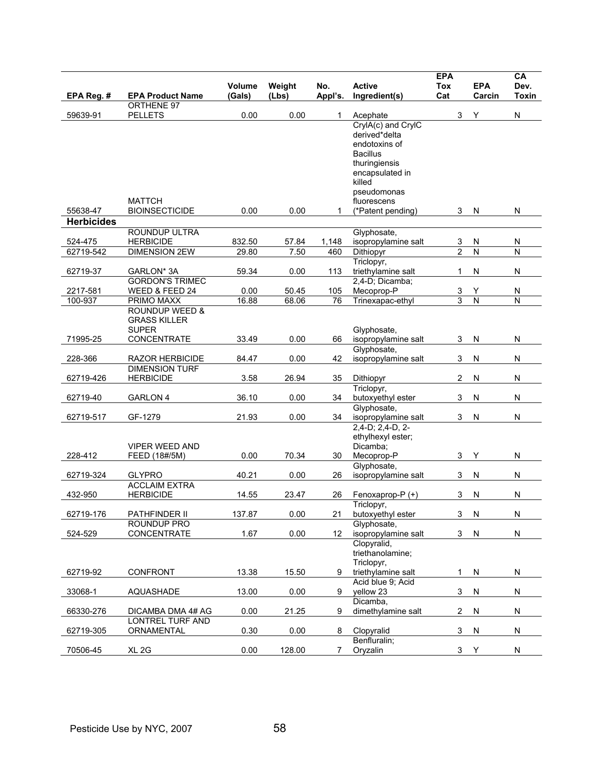| EPA Reg. # | EPA Product Name | Volume (Gals) | Weight (Lbs) | No. Appl's. | Active Ingredient(s) | EPA Tox Cat | EPA Carcin | CA Dev. Toxin |
|---|---|---|---|---|---|---|---|---|
| 59639-91 | ORTHENE 97 PELLETS | 0.00 | 0.00 | 1 | Acephate | 3 | Y | N |
| 55638-47 | MATTCH BIOINSECTICIDE | 0.00 | 0.00 | 1 | CrylA(c) and CrylC derived*delta endotoxins of Bacillus thuringiensis encapsulated in killed pseudomonas fluorescens (*Patent pending) | 3 | N | N |
| **Herbicides** | | | | | | | | |
| 524-475 | ROUNDUP ULTRA HERBICIDE | 832.50 | 57.84 | 1,148 | Glyphosate, isopropylamine salt | 3 | N | N |
| 62719-542 | DIMENSION 2EW | 29.80 | 7.50 | 460 | Dithiopyr | 2 | N | N |
| 62719-37 | GARLON* 3A | 59.34 | 0.00 | 113 | Triclopyr, triethylamine salt | 1 | N | N |
| 2217-581 | GORDON'S TRIMEC WEED & FEED 24 | 0.00 | 50.45 | 105 | 2,4-D; Dicamba; Mecoprop-P | 3 | Y | N |
| 100-937 | PRIMO MAXX | 16.88 | 68.06 | 76 | Trinexapac-ethyl | 3 | N | N |
| 71995-25 | ROUNDUP WEED & GRASS KILLER SUPER CONCENTRATE | 33.49 | 0.00 | 66 | Glyphosate, isopropylamine salt | 3 | N | N |
| 228-366 | RAZOR HERBICIDE | 84.47 | 0.00 | 42 | Glyphosate, isopropylamine salt | 3 | N | N |
| 62719-426 | DIMENSION TURF HERBICIDE | 3.58 | 26.94 | 35 | Dithiopyr | 2 | N | N |
| 62719-40 | GARLON 4 | 36.10 | 0.00 | 34 | Triclopyr, butoxyethyl ester | 3 | N | N |
| 62719-517 | GF-1279 | 21.93 | 0.00 | 34 | Glyphosate, isopropylamine salt | 3 | N | N |
| 228-412 | VIPER WEED AND FEED (18#/5M) | 0.00 | 70.34 | 30 | 2,4-D; 2,4-D, 2-ethylhexyl ester; Dicamba; Mecoprop-P | 3 | Y | N |
| 62719-324 | GLYPRO | 40.21 | 0.00 | 26 | Glyphosate, isopropylamine salt | 3 | N | N |
| 432-950 | ACCLAIM EXTRA HERBICIDE | 14.55 | 23.47 | 26 | Fenoxaprop-P (+) | 3 | N | N |
| 62719-176 | PATHFINDER II | 137.87 | 0.00 | 21 | Triclopyr, butoxyethyl ester | 3 | N | N |
| 524-529 | ROUNDUP PRO CONCENTRATE | 1.67 | 0.00 | 12 | Glyphosate, isopropylamine salt | 3 | N | N |
| 62719-92 | CONFRONT | 13.38 | 15.50 | 9 | Clopyralid, triethanolamine; Triclopyr, triethylamine salt | 1 | N | N |
| 33068-1 | AQUASHADE | 13.00 | 0.00 | 9 | Acid blue 9; Acid yellow 23 | 3 | N | N |
| 66330-276 | DICAMBA DMA 4# AG | 0.00 | 21.25 | 9 | Dicamba, dimethylamine salt | 2 | N | N |
| 62719-305 | LONTREL TURF AND ORNAMENTAL | 0.30 | 0.00 | 8 | Clopyralid | 3 | N | N |
| 70506-45 | XL 2G | 0.00 | 128.00 | 7 | Benfluralin; Oryzalin | 3 | Y | N |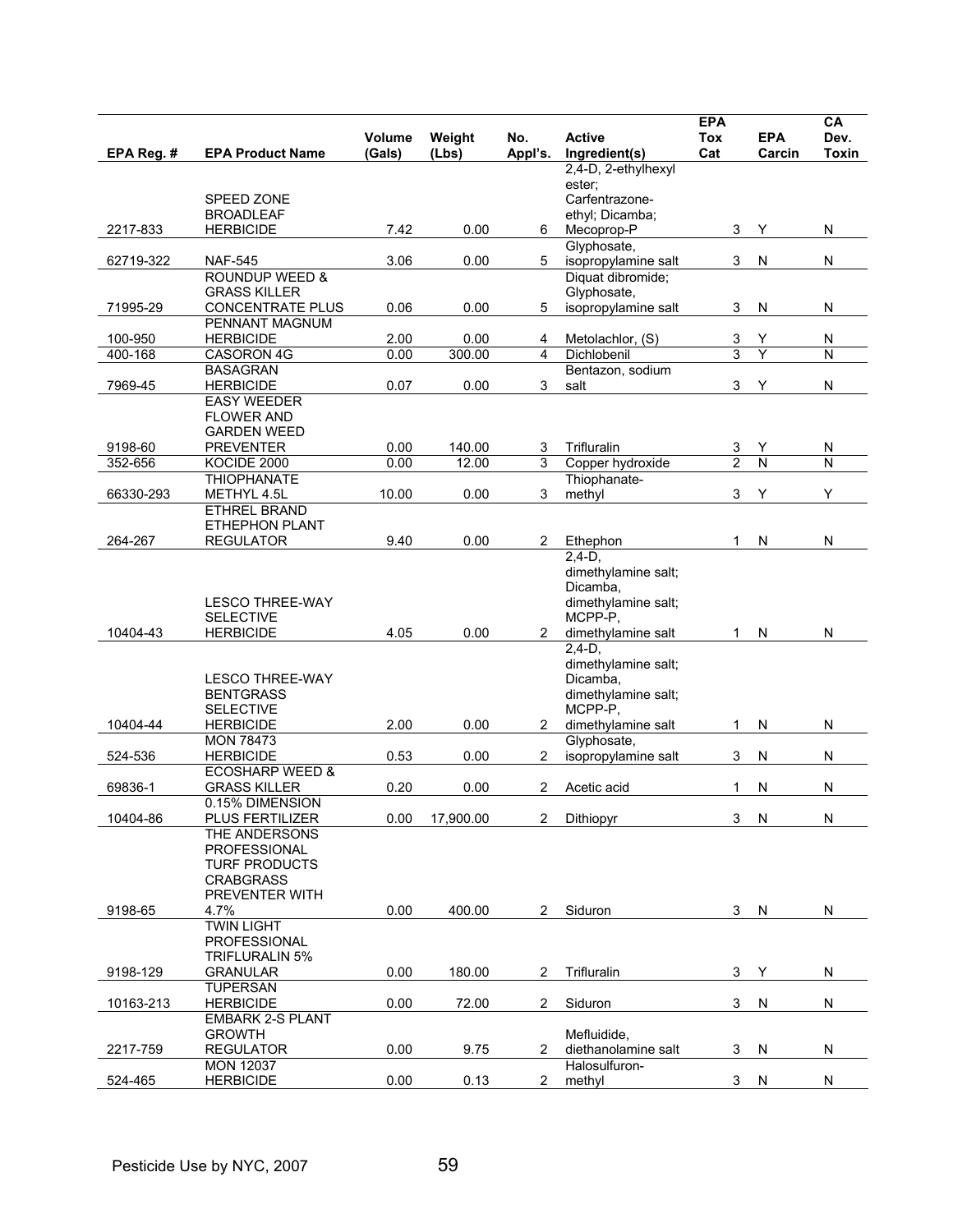| EPA Reg. # | EPA Product Name | Volume (Gals) | Weight (Lbs) | No. Appl's. | Active Ingredient(s) | EPA Tox Cat | EPA Carcin | CA Dev. Toxin |
|---|---|---|---|---|---|---|---|---|
| 2217-833 | SPEED ZONE BROADLEAF HERBICIDE | 7.42 | 0.00 | 6 | 2,4-D, 2-ethylhexyl ester; Carfentrazone-ethyl; Dicamba; Mecoprop-P | 3 | Y | N |
| 62719-322 | NAF-545 | 3.06 | 0.00 | 5 | Glyphosate, isopropylamine salt | 3 | N | N |
| 71995-29 | ROUNDUP WEED & GRASS KILLER CONCENTRATE PLUS | 0.06 | 0.00 | 5 | Diquat dibromide; Glyphosate, isopropylamine salt | 3 | N | N |
| 100-950 | PENNANT MAGNUM HERBICIDE | 2.00 | 0.00 | 4 | Metolachlor, (S) | 3 | Y | N |
| 400-168 | CASORON 4G | 0.00 | 300.00 | 4 | Dichlobenil | 3 | Y | N |
| 7969-45 | BASAGRAN HERBICIDE | 0.07 | 0.00 | 3 | Bentazon, sodium salt | 3 | Y | N |
| 9198-60 | EASY WEEDER FLOWER AND GARDEN WEED PREVENTER | 0.00 | 140.00 | 3 | Trifluralin | 3 | Y | N |
| 352-656 | KOCIDE 2000 | 0.00 | 12.00 | 3 | Copper hydroxide | 2 | N | N |
| 66330-293 | THIOPHANATE METHYL 4.5L | 10.00 | 0.00 | 3 | Thiophanate-methyl | 3 | Y | Y |
| 264-267 | ETHREL BRAND ETHEPHON PLANT REGULATOR | 9.40 | 0.00 | 2 | Ethephon | 1 | N | N |
| 10404-43 | LESCO THREE-WAY SELECTIVE HERBICIDE | 4.05 | 0.00 | 2 | 2,4-D, dimethylamine salt; Dicamba, dimethylamine salt; MCPP-P, dimethylamine salt | 1 | N | N |
| 10404-44 | LESCO THREE-WAY BENTGRASS SELECTIVE HERBICIDE | 2.00 | 0.00 | 2 | 2,4-D, dimethylamine salt; Dicamba, dimethylamine salt; MCPP-P, dimethylamine salt | 1 | N | N |
| 524-536 | MON 78473 HERBICIDE | 0.53 | 0.00 | 2 | Glyphosate, isopropylamine salt | 3 | N | N |
| 69836-1 | ECOSHARP WEED & GRASS KILLER | 0.20 | 0.00 | 2 | Acetic acid | 1 | N | N |
| 10404-86 | 0.15% DIMENSION PLUS FERTILIZER | 0.00 | 17,900.00 | 2 | Dithiopyr | 3 | N | N |
| 9198-65 | THE ANDERSONS PROFESSIONAL TURF PRODUCTS CRABGRASS PREVENTER WITH 4.7% | 0.00 | 400.00 | 2 | Siduron | 3 | N | N |
| 9198-129 | TWIN LIGHT PROFESSIONAL TRIFLURALIN 5% GRANULAR | 0.00 | 180.00 | 2 | Trifluralin | 3 | Y | N |
| 10163-213 | TUPERSAN HERBICIDE | 0.00 | 72.00 | 2 | Siduron | 3 | N | N |
| 2217-759 | EMBARK 2-S PLANT GROWTH REGULATOR | 0.00 | 9.75 | 2 | Mefluidide, diethanolamine salt | 3 | N | N |
| 524-465 | MON 12037 HERBICIDE | 0.00 | 0.13 | 2 | Halosulfuron-methyl | 3 | N | N |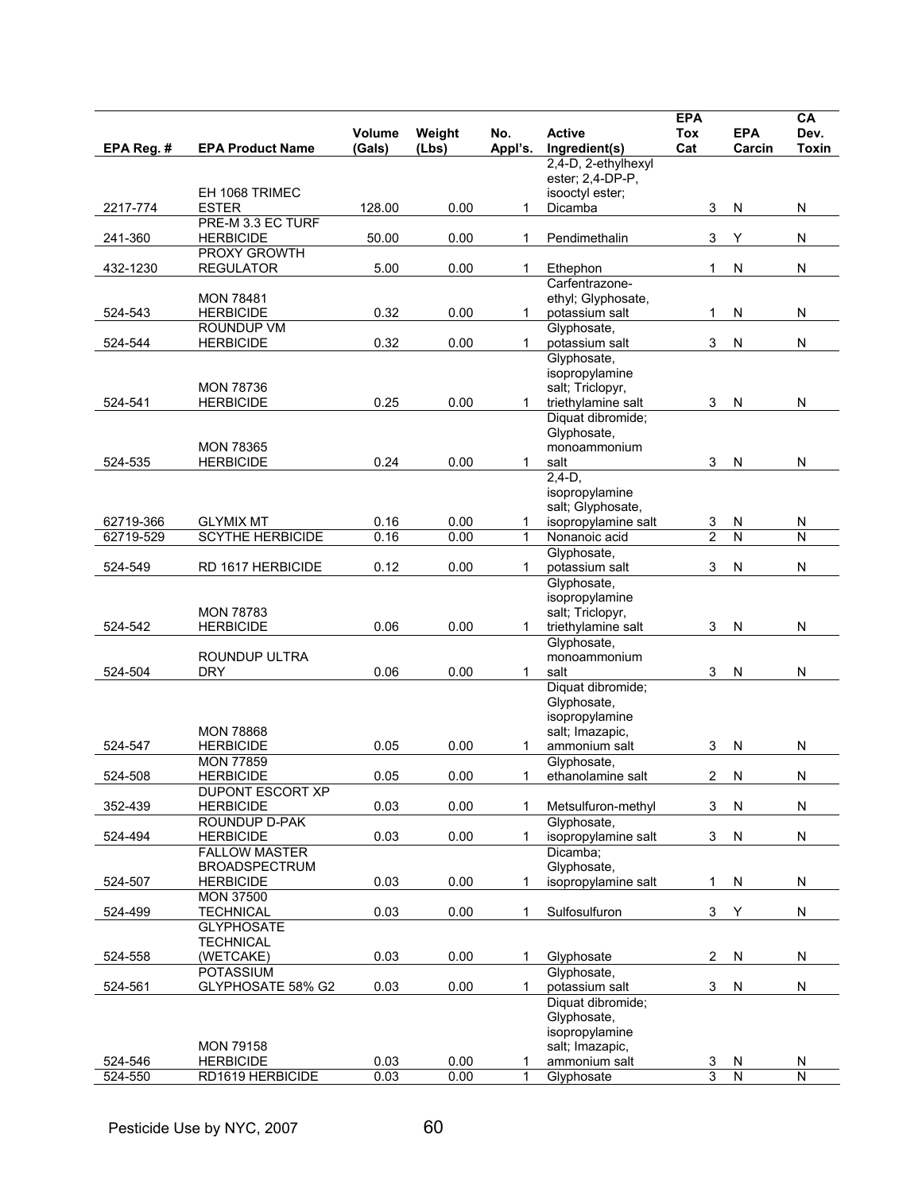| EPA Reg. # | EPA Product Name | Volume (Gals) | Weight (Lbs) | No. Appl's. | Active Ingredient(s) | EPA Tox Cat | EPA Carcin | CA Dev. Toxin |
|---|---|---|---|---|---|---|---|---|
| 2217-774 | EH 1068 TRIMEC ESTER | 128.00 | 0.00 | 1 | 2,4-D, 2-ethylhexyl ester; 2,4-DP-P, isooctyl ester; Dicamba | 3 | N | N |
| 241-360 | PRE-M 3.3 EC TURF HERBICIDE | 50.00 | 0.00 | 1 | Pendimethalin | 3 | Y | N |
| 432-1230 | PROXY GROWTH REGULATOR | 5.00 | 0.00 | 1 | Ethephon | 1 | N | N |
| 524-543 | MON 78481 HERBICIDE | 0.32 | 0.00 | 1 | Carfentrazone-ethyl; Glyphosate, potassium salt | 1 | N | N |
| 524-544 | ROUNDUP VM HERBICIDE | 0.32 | 0.00 | 1 | Glyphosate, potassium salt | 3 | N | N |
| 524-541 | MON 78736 HERBICIDE | 0.25 | 0.00 | 1 | Glyphosate, isopropylamine salt; Triclopyr, triethylamine salt | 3 | N | N |
| 524-535 | MON 78365 HERBICIDE | 0.24 | 0.00 | 1 | Diquat dibromide; Glyphosate, monoammonium salt | 3 | N | N |
| 62719-366 | GLYMIX MT | 0.16 | 0.00 | 1 | 2,4-D, isopropylamine salt; Glyphosate, isopropylamine salt | 3 | N | N |
| 62719-529 | SCYTHE HERBICIDE | 0.16 | 0.00 | 1 | Nonanoic acid | 2 | N | N |
| 524-549 | RD 1617 HERBICIDE | 0.12 | 0.00 | 1 | Glyphosate, potassium salt | 3 | N | N |
| 524-542 | MON 78783 HERBICIDE | 0.06 | 0.00 | 1 | Glyphosate, isopropylamine salt; Triclopyr, triethylamine salt | 3 | N | N |
| 524-504 | ROUNDUP ULTRA DRY | 0.06 | 0.00 | 1 | Glyphosate, monoammonium salt | 3 | N | N |
| 524-547 | MON 78868 HERBICIDE | 0.05 | 0.00 | 1 | Diquat dibromide; Glyphosate, isopropylamine salt; Imazapic, ammonium salt | 3 | N | N |
| 524-508 | MON 77859 HERBICIDE | 0.05 | 0.00 | 1 | Glyphosate, ethanolamine salt | 2 | N | N |
| 352-439 | DUPONT ESCORT XP HERBICIDE | 0.03 | 0.00 | 1 | Metsulfuron-methyl | 3 | N | N |
| 524-494 | ROUNDUP D-PAK HERBICIDE | 0.03 | 0.00 | 1 | Glyphosate, isopropylamine salt | 3 | N | N |
| 524-507 | FALLOW MASTER BROADSPECTRUM HERBICIDE | 0.03 | 0.00 | 1 | Dicamba; Glyphosate, isopropylamine salt | 1 | N | N |
| 524-499 | MON 37500 TECHNICAL | 0.03 | 0.00 | 1 | Sulfosulfuron | 3 | Y | N |
| 524-558 | GLYPHOSATE TECHNICAL (WETCAKE) | 0.03 | 0.00 | 1 | Glyphosate | 2 | N | N |
| 524-561 | POTASSIUM GLYPHOSATE 58% G2 | 0.03 | 0.00 | 1 | Glyphosate, potassium salt | 3 | N | N |
| 524-546 | MON 79158 HERBICIDE | 0.03 | 0.00 | 1 | Diquat dibromide; Glyphosate, isopropylamine salt; Imazapic, ammonium salt | 3 | N | N |
| 524-550 | RD1619 HERBICIDE | 0.03 | 0.00 | 1 | Glyphosate | 3 | N | N |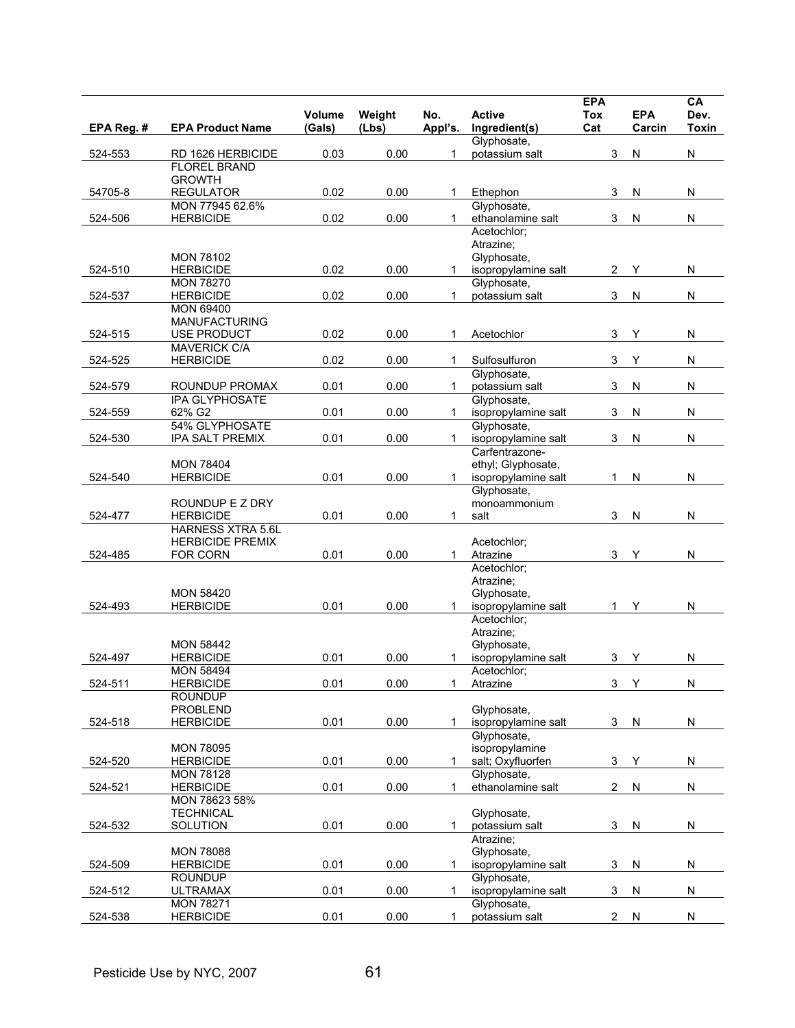| EPA Reg. # | EPA Product Name | Volume (Gals) | Weight (Lbs) | No. Appl's. | Active Ingredient(s) | EPA Tox Cat | EPA Carcin | CA Dev. Toxin |
|---|---|---|---|---|---|---|---|---|
| 524-553 | RD 1626 HERBICIDE | 0.03 | 0.00 | 1 | Glyphosate, potassium salt | 3 | N | N |
| 54705-8 | FLOREL BRAND GROWTH REGULATOR | 0.02 | 0.00 | 1 | Ethephon | 3 | N | N |
| 524-506 | MON 77945 62.6% HERBICIDE | 0.02 | 0.00 | 1 | Glyphosate, ethanolamine salt | 3 | N | N |
| 524-510 | MON 78102 HERBICIDE | 0.02 | 0.00 | 1 | Acetochlor; Atrazine; Glyphosate, isopropylamine salt | 2 | Y | N |
| 524-537 | MON 78270 HERBICIDE | 0.02 | 0.00 | 1 | Glyphosate, potassium salt | 3 | N | N |
| 524-515 | MON 69400 MANUFACTURING USE PRODUCT | 0.02 | 0.00 | 1 | Acetochlor | 3 | Y | N |
| 524-525 | MAVERICK C/A HERBICIDE | 0.02 | 0.00 | 1 | Sulfosulfuron | 3 | Y | N |
| 524-579 | ROUNDUP PROMAX | 0.01 | 0.00 | 1 | Glyphosate, potassium salt | 3 | N | N |
| 524-559 | IPA GLYPHOSATE 62% G2 | 0.01 | 0.00 | 1 | Glyphosate, isopropylamine salt | 3 | N | N |
| 524-530 | 54% GLYPHOSATE IPA SALT PREMIX | 0.01 | 0.00 | 1 | Glyphosate, isopropylamine salt | 3 | N | N |
| 524-540 | MON 78404 HERBICIDE | 0.01 | 0.00 | 1 | Carfentrazone-ethyl; Glyphosate, isopropylamine salt | 1 | N | N |
| 524-477 | ROUNDUP E Z DRY HERBICIDE | 0.01 | 0.00 | 1 | Glyphosate, monoammonium salt | 3 | N | N |
| 524-485 | HARNESS XTRA 5.6L HERBICIDE PREMIX FOR CORN | 0.01 | 0.00 | 1 | Acetochlor; Atrazine | 3 | Y | N |
| 524-493 | MON 58420 HERBICIDE | 0.01 | 0.00 | 1 | Acetochlor; Atrazine; Glyphosate, isopropylamine salt | 1 | Y | N |
| 524-497 | MON 58442 HERBICIDE | 0.01 | 0.00 | 1 | Acetochlor; Atrazine; Glyphosate, isopropylamine salt | 3 | Y | N |
| 524-511 | MON 58494 HERBICIDE | 0.01 | 0.00 | 1 | Acetochlor; Atrazine | 3 | Y | N |
| 524-518 | ROUNDUP PROBLEND HERBICIDE | 0.01 | 0.00 | 1 | Glyphosate, isopropylamine salt | 3 | N | N |
| 524-520 | MON 78095 HERBICIDE | 0.01 | 0.00 | 1 | Glyphosate, isopropylamine salt; Oxyfluorfen | 3 | Y | N |
| 524-521 | MON 78128 HERBICIDE | 0.01 | 0.00 | 1 | Glyphosate, ethanolamine salt | 2 | N | N |
| 524-532 | MON 78623 58% TECHNICAL SOLUTION | 0.01 | 0.00 | 1 | Glyphosate, potassium salt | 3 | N | N |
| 524-509 | MON 78088 HERBICIDE | 0.01 | 0.00 | 1 | Atrazine; Glyphosate, isopropylamine salt | 3 | N | N |
| 524-512 | ROUNDUP ULTRAMAX | 0.01 | 0.00 | 1 | Glyphosate, isopropylamine salt | 3 | N | N |
| 524-538 | MON 78271 HERBICIDE | 0.01 | 0.00 | 1 | Glyphosate, potassium salt | 2 | N | N |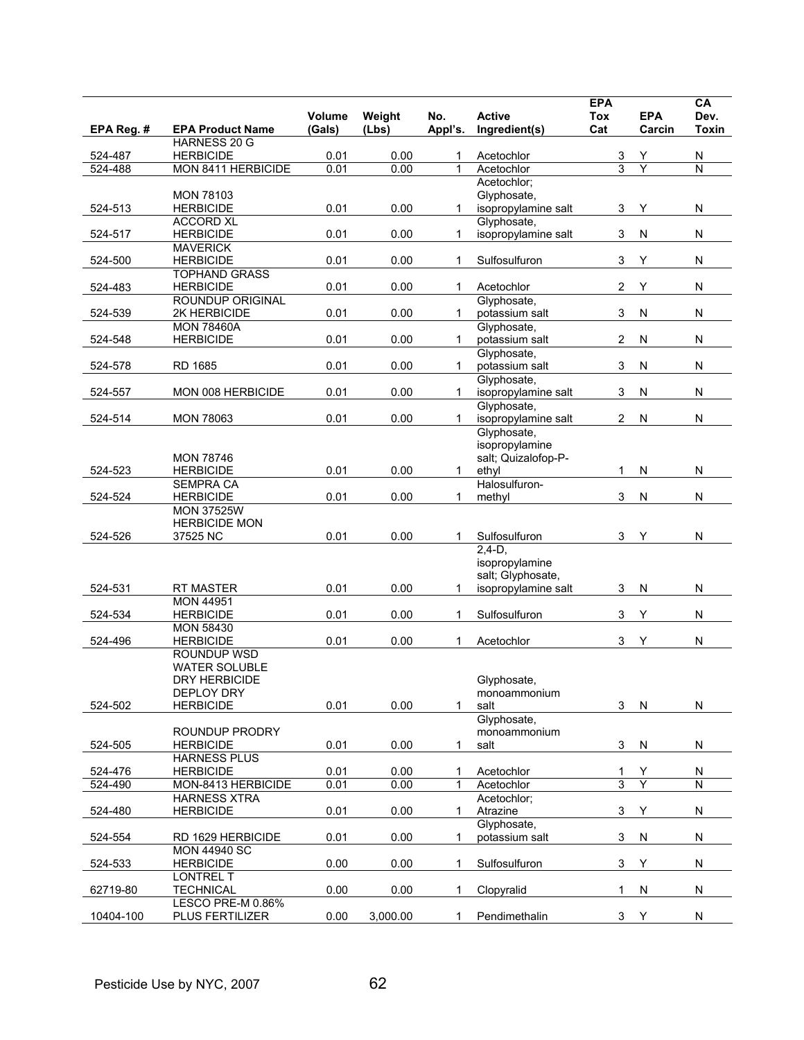| EPA Reg. # | EPA Product Name | Volume (Gals) | Weight (Lbs) | No. Appl's. | Active Ingredient(s) | EPA Tox Cat | EPA Carcin | CA Dev. Toxin |
|---|---|---|---|---|---|---|---|---|
| 524-487 | HARNESS 20 G HERBICIDE | 0.01 | 0.00 | 1 | Acetochlor | 3 | Y | N |
| 524-488 | MON 8411 HERBICIDE | 0.01 | 0.00 | 1 | Acetochlor | 3 | Y | N |
| 524-513 | MON 78103 HERBICIDE | 0.01 | 0.00 | 1 | Acetochlor; Glyphosate, isopropylamine salt | 3 | Y | N |
| 524-517 | ACCORD XL HERBICIDE | 0.01 | 0.00 | 1 | Glyphosate, isopropylamine salt | 3 | N | N |
| 524-500 | MAVERICK HERBICIDE | 0.01 | 0.00 | 1 | Sulfosulfuron | 3 | Y | N |
| 524-483 | TOPHAND GRASS HERBICIDE | 0.01 | 0.00 | 1 | Acetochlor | 2 | Y | N |
| 524-539 | ROUNDUP ORIGINAL 2K HERBICIDE | 0.01 | 0.00 | 1 | Glyphosate, potassium salt | 3 | N | N |
| 524-548 | MON 78460A HERBICIDE | 0.01 | 0.00 | 1 | Glyphosate, potassium salt | 2 | N | N |
| 524-578 | RD 1685 | 0.01 | 0.00 | 1 | Glyphosate, potassium salt | 3 | N | N |
| 524-557 | MON 008 HERBICIDE | 0.01 | 0.00 | 1 | Glyphosate, isopropylamine salt | 3 | N | N |
| 524-514 | MON 78063 | 0.01 | 0.00 | 1 | Glyphosate, isopropylamine salt | 2 | N | N |
| 524-523 | MON 78746 HERBICIDE | 0.01 | 0.00 | 1 | Glyphosate, isopropylamine salt; Quizalofop-P-ethyl | 1 | N | N |
| 524-524 | SEMPRA CA HERBICIDE | 0.01 | 0.00 | 1 | Halosulfuron-methyl | 3 | N | N |
| 524-526 | MON 37525W HERBICIDE MON 37525 NC | 0.01 | 0.00 | 1 | Sulfosulfuron | 3 | Y | N |
| 524-531 | RT MASTER | 0.01 | 0.00 | 1 | 2,4-D, isopropylamine salt; Glyphosate, isopropylamine salt | 3 | N | N |
| 524-534 | MON 44951 HERBICIDE | 0.01 | 0.00 | 1 | Sulfosulfuron | 3 | Y | N |
| 524-496 | MON 58430 HERBICIDE | 0.01 | 0.00 | 1 | Acetochlor | 3 | Y | N |
| 524-502 | ROUNDUP WSD WATER SOLUBLE DRY HERBICIDE DEPLOY DRY HERBICIDE | 0.01 | 0.00 | 1 | Glyphosate, monoammonium salt | 3 | N | N |
| 524-505 | ROUNDUP PRODRY HERBICIDE | 0.01 | 0.00 | 1 | Glyphosate, monoammonium salt | 3 | N | N |
| 524-476 | HARNESS PLUS HERBICIDE | 0.01 | 0.00 | 1 | Acetochlor | 1 | Y | N |
| 524-490 | MON-8413 HERBICIDE | 0.01 | 0.00 | 1 | Acetochlor | 3 | Y | N |
| 524-480 | HARNESS XTRA HERBICIDE | 0.01 | 0.00 | 1 | Acetochlor; Atrazine | 3 | Y | N |
| 524-554 | RD 1629 HERBICIDE | 0.01 | 0.00 | 1 | Glyphosate, potassium salt | 3 | N | N |
| 524-533 | MON 44940 SC HERBICIDE | 0.00 | 0.00 | 1 | Sulfosulfuron | 3 | Y | N |
| 62719-80 | LONTREL T TECHNICAL | 0.00 | 0.00 | 1 | Clopyralid | 1 | N | N |
| 10404-100 | LESCO PRE-M 0.86% PLUS FERTILIZER | 0.00 | 3,000.00 | 1 | Pendimethalin | 3 | Y | N |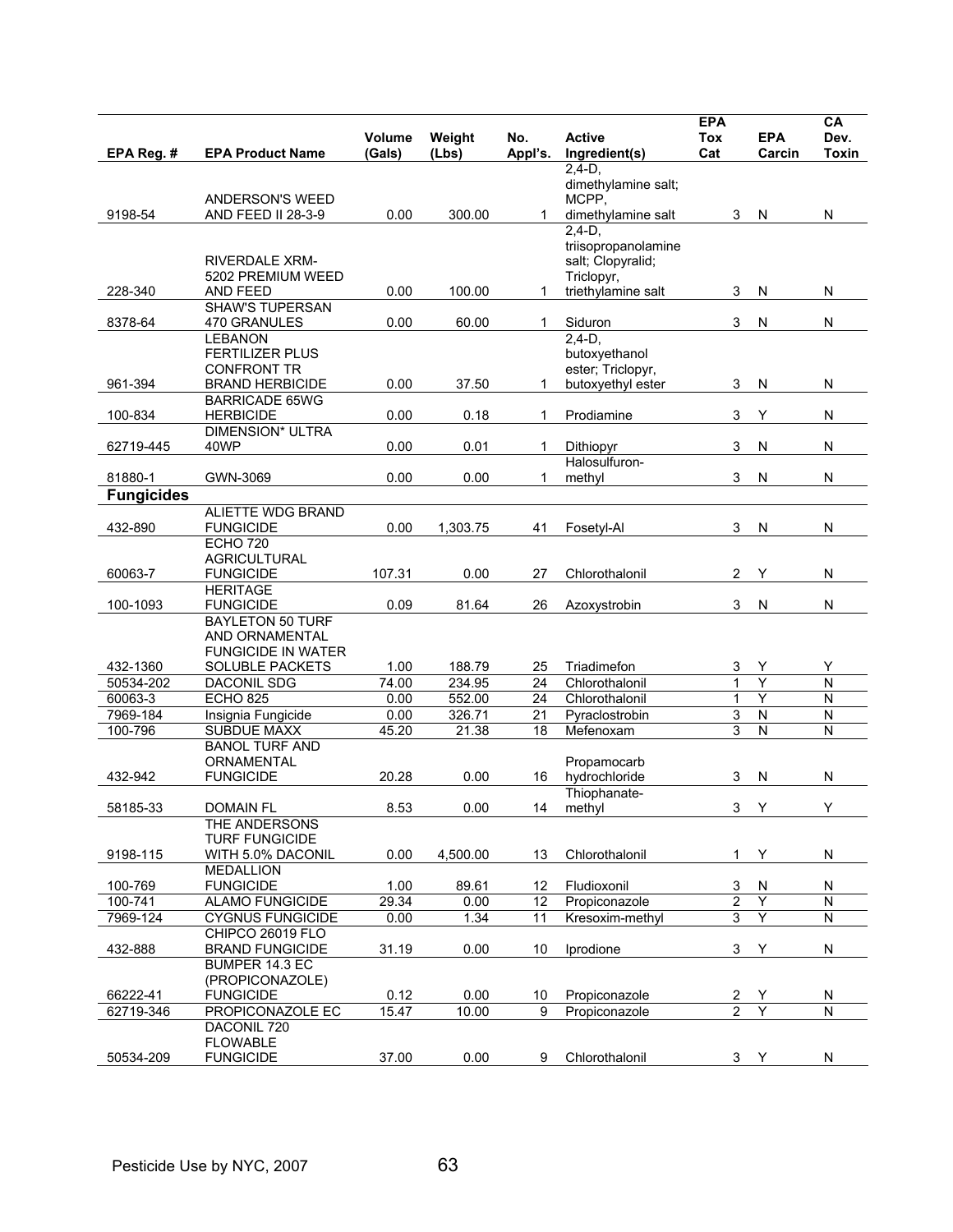| EPA Reg. # | EPA Product Name | Volume (Gals) | Weight (Lbs) | No. Appl's. | Active Ingredient(s) | EPA Tox Cat | EPA Carcin | CA Dev. Toxin |
|---|---|---|---|---|---|---|---|---|
| 9198-54 | ANDERSON'S WEED AND FEED II 28-3-9 | 0.00 | 300.00 | 1 | 2,4-D, dimethylamine salt; MCPP, dimethylamine salt | 3 | N | N |
| 228-340 | RIVERDALE XRM-5202 PREMIUM WEED AND FEED | 0.00 | 100.00 | 1 | 2,4-D, triisopropanolamine salt; Clopyralid; Triclopyr, triethylamine salt | 3 | N | N |
| 8378-64 | SHAW'S TUPERSAN 470 GRANULES | 0.00 | 60.00 | 1 | Siduron | 3 | N | N |
| 961-394 | LEBANON FERTILIZER PLUS CONFRONT TR BRAND HERBICIDE | 0.00 | 37.50 | 1 | 2,4-D, butoxyethanol ester; Triclopyr, butoxyethyl ester | 3 | N | N |
| 100-834 | BARRICADE 65WG HERBICIDE | 0.00 | 0.18 | 1 | Prodiamine | 3 | Y | N |
| 62719-445 | DIMENSION* ULTRA 40WP | 0.00 | 0.01 | 1 | Dithiopyr | 3 | N | N |
| 81880-1 | GWN-3069 | 0.00 | 0.00 | 1 | Halosulfuron-methyl | 3 | N | N |
| **Fungicides** | | | | | | | | |
| 432-890 | ALIETTE WDG BRAND FUNGICIDE | 0.00 | 1,303.75 | 41 | Fosetyl-Al | 3 | N | N |
| 60063-7 | ECHO 720 AGRICULTURAL FUNGICIDE | 107.31 | 0.00 | 27 | Chlorothalonil | 2 | Y | N |
| 100-1093 | HERITAGE FUNGICIDE | 0.09 | 81.64 | 26 | Azoxystrobin | 3 | N | N |
| 432-1360 | BAYLETON 50 TURF AND ORNAMENTAL FUNGICIDE IN WATER SOLUBLE PACKETS | 1.00 | 188.79 | 25 | Triadimefon | 3 | Y | Y |
| 50534-202 | DACONIL SDG | 74.00 | 234.95 | 24 | Chlorothalonil | 1 | Y | N |
| 60063-3 | ECHO 825 | 0.00 | 552.00 | 24 | Chlorothalonil | 1 | Y | N |
| 7969-184 | Insignia Fungicide | 0.00 | 326.71 | 21 | Pyraclostrobin | 3 | N | N |
| 100-796 | SUBDUE MAXX | 45.20 | 21.38 | 18 | Mefenoxam | 3 | N | N |
| 432-942 | BANOL TURF AND ORNAMENTAL FUNGICIDE | 20.28 | 0.00 | 16 | Propamocarb hydrochloride | 3 | N | N |
| 58185-33 | DOMAIN FL | 8.53 | 0.00 | 14 | Thiophanate-methyl | 3 | Y | Y |
| 9198-115 | THE ANDERSONS TURF FUNGICIDE WITH 5.0% DACONIL | 0.00 | 4,500.00 | 13 | Chlorothalonil | 1 | Y | N |
| 100-769 | MEDALLION FUNGICIDE | 1.00 | 89.61 | 12 | Fludioxonil | 3 | N | N |
| 100-741 | ALAMO FUNGICIDE | 29.34 | 0.00 | 12 | Propiconazole | 2 | Y | N |
| 7969-124 | CYGNUS FUNGICIDE | 0.00 | 1.34 | 11 | Kresoxim-methyl | 3 | Y | N |
| 432-888 | CHIPCO 26019 FLO BRAND FUNGICIDE | 31.19 | 0.00 | 10 | Iprodione | 3 | Y | N |
| 66222-41 | BUMPER 14.3 EC (PROPICONAZOLE) FUNGICIDE | 0.12 | 0.00 | 10 | Propiconazole | 2 | Y | N |
| 62719-346 | PROPICONAZOLE EC | 15.47 | 10.00 | 9 | Propiconazole | 2 | Y | N |
| 50534-209 | DACONIL 720 FLOWABLE FUNGICIDE | 37.00 | 0.00 | 9 | Chlorothalonil | 3 | Y | N |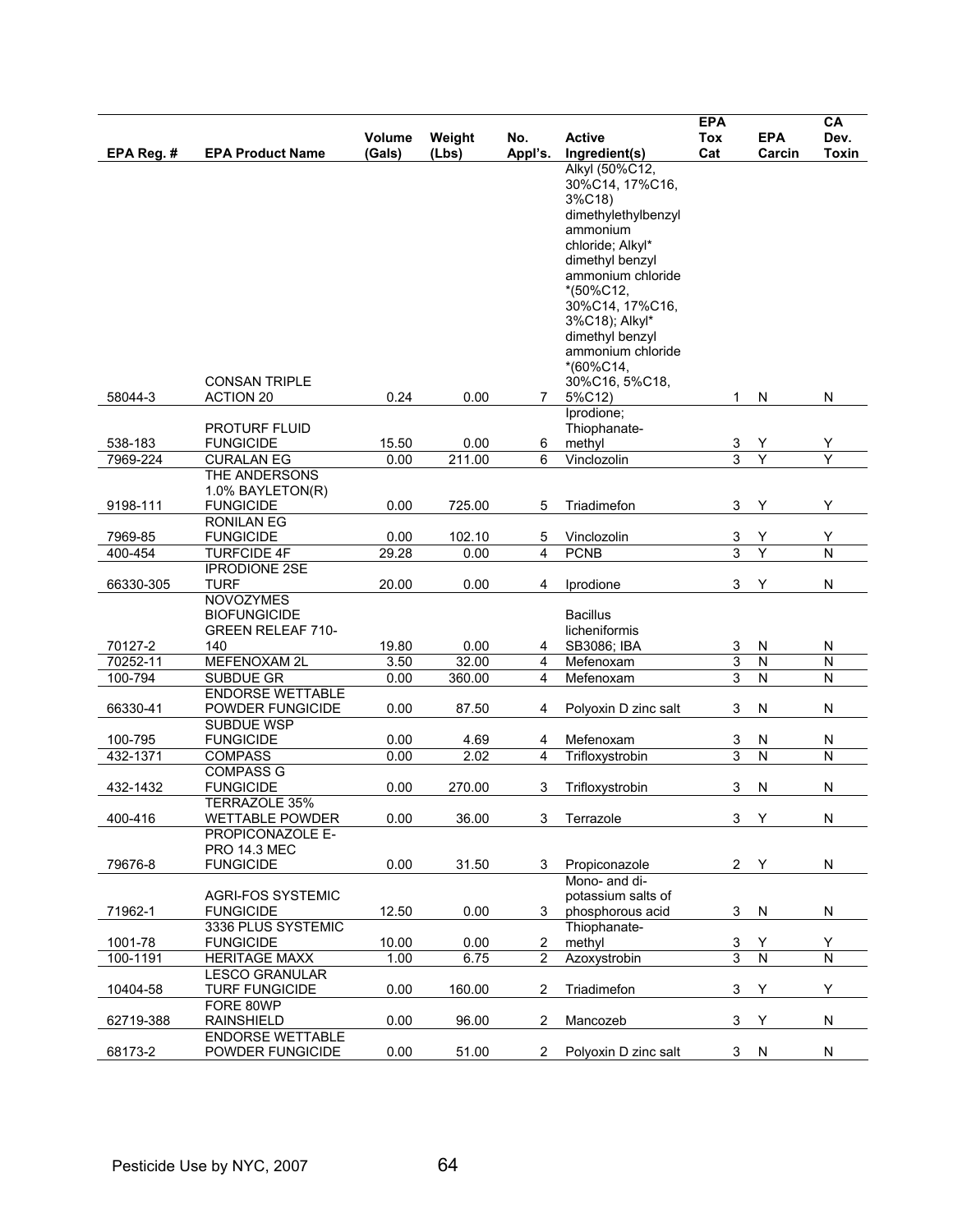| EPA Reg. # | EPA Product Name | Volume (Gals) | Weight (Lbs) | No. Appl's. | Active Ingredient(s) | EPA Tox Cat | EPA Carcin | CA Dev. Toxin |
|---|---|---|---|---|---|---|---|---|
| 58044-3 | CONSAN TRIPLE ACTION 20 | 0.24 | 0.00 | 7 | Alkyl (50%C12, 30%C14, 17%C16, 3%C18) dimethylethylbenzyl ammonium chloride; Alkyl* dimethyl benzyl ammonium chloride *(50%C12, 30%C14, 17%C16, 3%C18); Alkyl* dimethyl benzyl ammonium chloride *(60%C14, 30%C16, 5%C18, 5%C12) | 1 | N | N |
| 538-183 | PROTURF FLUID FUNGICIDE | 15.50 | 0.00 | 6 | Iprodione; Thiophanate-methyl | 3 | Y | Y |
| 7969-224 | CURALAN EG | 0.00 | 211.00 | 6 | Vinclozolin | 3 | Y | Y |
| 9198-111 | THE ANDERSONS 1.0% BAYLETON(R) FUNGICIDE | 0.00 | 725.00 | 5 | Triadimefon | 3 | Y | Y |
| 7969-85 | RONILAN EG FUNGICIDE | 0.00 | 102.10 | 5 | Vinclozolin | 3 | Y | Y |
| 400-454 | TURFCIDE 4F | 29.28 | 0.00 | 4 | PCNB | 3 | Y | N |
| 66330-305 | IPRODIONE 2SE TURF | 20.00 | 0.00 | 4 | Iprodione | 3 | Y | N |
| 70127-2 | NOVOZYMES BIOFUNGICIDE GREEN RELEAF 710-140 | 19.80 | 0.00 | 4 | Bacillus licheniformis SB3086; IBA | 3 | N | N |
| 70252-11 | MEFENOXAM 2L | 3.50 | 32.00 | 4 | Mefenoxam | 3 | N | N |
| 100-794 | SUBDUE GR | 0.00 | 360.00 | 4 | Mefenoxam | 3 | N | N |
| 66330-41 | ENDORSE WETTABLE POWDER FUNGICIDE | 0.00 | 87.50 | 4 | Polyoxin D zinc salt | 3 | N | N |
| 100-795 | SUBDUE WSP FUNGICIDE | 0.00 | 4.69 | 4 | Mefenoxam | 3 | N | N |
| 432-1371 | COMPASS | 0.00 | 2.02 | 4 | Trifloxystrobin | 3 | N | N |
| 432-1432 | COMPASS G FUNGICIDE | 0.00 | 270.00 | 3 | Trifloxystrobin | 3 | N | N |
| 400-416 | TERRAZOLE 35% WETTABLE POWDER | 0.00 | 36.00 | 3 | Terrazole | 3 | Y | N |
| 79676-8 | PROPICONAZOLE E-PRO 14.3 MEC FUNGICIDE | 0.00 | 31.50 | 3 | Propiconazole | 2 | Y | N |
| 71962-1 | AGRI-FOS SYSTEMIC FUNGICIDE | 12.50 | 0.00 | 3 | Mono- and di-potassium salts of phosphorous acid | 3 | N | N |
| 1001-78 | 3336 PLUS SYSTEMIC FUNGICIDE | 10.00 | 0.00 | 2 | Thiophanate-methyl | 3 | Y | Y |
| 100-1191 | HERITAGE MAXX | 1.00 | 6.75 | 2 | Azoxystrobin | 3 | N | N |
| 10404-58 | LESCO GRANULAR TURF FUNGICIDE | 0.00 | 160.00 | 2 | Triadimefon | 3 | Y | Y |
| 62719-388 | FORE 80WP RAINSHIELD | 0.00 | 96.00 | 2 | Mancozeb | 3 | Y | N |
| 68173-2 | ENDORSE WETTABLE POWDER FUNGICIDE | 0.00 | 51.00 | 2 | Polyoxin D zinc salt | 3 | N | N |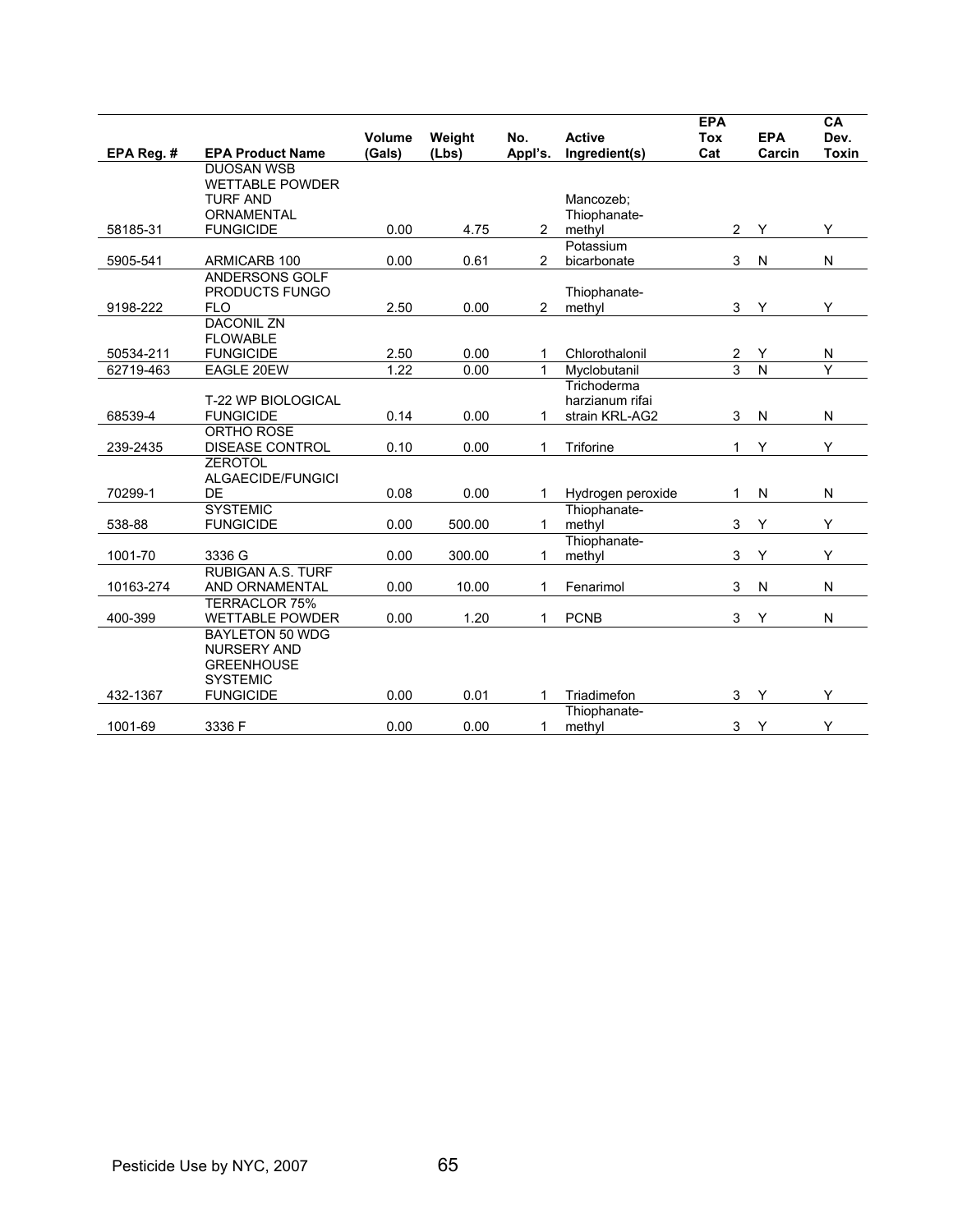| EPA Reg. # | EPA Product Name | Volume (Gals) | Weight (Lbs) | No. Appl's. | Active Ingredient(s) | EPA Tox Cat | EPA Carcin | CA Dev. Toxin |
|---|---|---|---|---|---|---|---|---|
| 58185-31 | DUOSAN WSB WETTABLE POWDER TURF AND ORNAMENTAL FUNGICIDE | 0.00 | 4.75 | 2 | Mancozeb; Thiophanate-methyl | 2 | Y | Y |
| 5905-541 | ARMICARB 100 | 0.00 | 0.61 | 2 | Potassium bicarbonate | 3 | N | N |
| 9198-222 | ANDERSONS GOLF PRODUCTS FUNGO FLO | 2.50 | 0.00 | 2 | Thiophanate-methyl | 3 | Y | Y |
| 50534-211 | DACONIL ZN FLOWABLE FUNGICIDE | 2.50 | 0.00 | 1 | Chlorothalonil | 2 | Y | N |
| 62719-463 | EAGLE 20EW | 1.22 | 0.00 | 1 | Myclobutanil | 3 | N | Y |
| 68539-4 | T-22 WP BIOLOGICAL FUNGICIDE | 0.14 | 0.00 | 1 | Trichoderma harzianum rifai strain KRL-AG2 | 3 | N | N |
| 239-2435 | ORTHO ROSE DISEASE CONTROL | 0.10 | 0.00 | 1 | Triforine | 1 | Y | Y |
| 70299-1 | ZEROTOL ALGAECIDE/FUNGICIDE | 0.08 | 0.00 | 1 | Hydrogen peroxide | 1 | N | N |
| 538-88 | SYSTEMIC FUNGICIDE | 0.00 | 500.00 | 1 | Thiophanate-methyl | 3 | Y | Y |
| 1001-70 | 3336 G | 0.00 | 300.00 | 1 | Thiophanate-methyl | 3 | Y | Y |
| 10163-274 | RUBIGAN A.S. TURF AND ORNAMENTAL | 0.00 | 10.00 | 1 | Fenarimol | 3 | N | N |
| 400-399 | TERRACLOR 75% WETTABLE POWDER | 0.00 | 1.20 | 1 | PCNB | 3 | Y | N |
| 432-1367 | BAYLETON 50 WDG NURSERY AND GREENHOUSE SYSTEMIC FUNGICIDE | 0.00 | 0.01 | 1 | Triadimefon | 3 | Y | Y |
| 1001-69 | 3336 F | 0.00 | 0.00 | 1 | Thiophanate-methyl | 3 | Y | Y |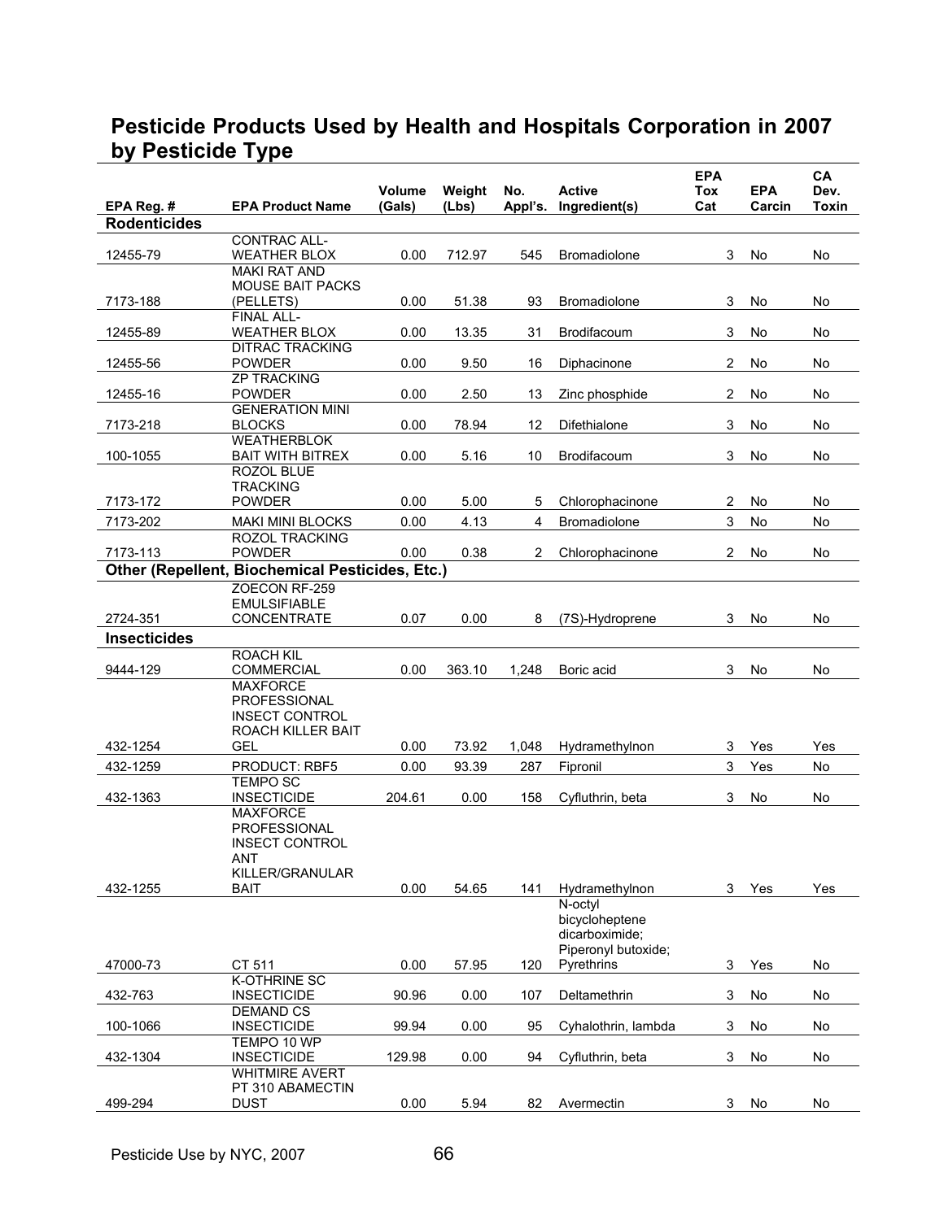## Pesticide Products Used by Health and Hospitals Corporation in 2007 by Pesticide Type

| EPA Reg. # | EPA Product Name | Volume (Gals) | Weight (Lbs) | No. Appl's. | Active Ingredient(s) | EPA Tox Cat | EPA Carcin | CA Dev. Toxin |
|---|---|---|---|---|---|---|---|---|
| **Rodenticides** | | | | | | | | |
| 12455-79 | CONTRAC ALL-WEATHER BLOX | 0.00 | 712.97 | 545 | Bromadiolone | 3 | No | No |
| 7173-188 | MAKI RAT AND MOUSE BAIT PACKS (PELLETS) | 0.00 | 51.38 | 93 | Bromadiolone | 3 | No | No |
| 12455-89 | FINAL ALL-WEATHER BLOX | 0.00 | 13.35 | 31 | Brodifacoum | 3 | No | No |
| 12455-56 | DITRAC TRACKING POWDER | 0.00 | 9.50 | 16 | Diphacinone | 2 | No | No |
| 12455-16 | ZP TRACKING POWDER | 0.00 | 2.50 | 13 | Zinc phosphide | 2 | No | No |
| 7173-218 | GENERATION MINI BLOCKS | 0.00 | 78.94 | 12 | Difethialone | 3 | No | No |
| 100-1055 | WEATHERBLOK BAIT WITH BITREX | 0.00 | 5.16 | 10 | Brodifacoum | 3 | No | No |
| 7173-172 | ROZOL BLUE TRACKING POWDER | 0.00 | 5.00 | 5 | Chlorophacinone | 2 | No | No |
| 7173-202 | MAKI MINI BLOCKS | 0.00 | 4.13 | 4 | Bromadiolone | 3 | No | No |
| 7173-113 | ROZOL TRACKING POWDER | 0.00 | 0.38 | 2 | Chlorophacinone | 2 | No | No |
| **Other (Repellent, Biochemical Pesticides, Etc.)** | | | | | | | | |
| 2724-351 | ZOECON RF-259 EMULSIFIABLE CONCENTRATE | 0.07 | 0.00 | 8 | (7S)-Hydroprene | 3 | No | No |
| **Insecticides** | | | | | | | | |
| 9444-129 | ROACH KIL COMMERCIAL | 0.00 | 363.10 | 1,248 | Boric acid | 3 | No | No |
| 432-1254 | MAXFORCE PROFESSIONAL INSECT CONTROL ROACH KILLER BAIT GEL | 0.00 | 73.92 | 1,048 | Hydramethylnon | 3 | Yes | Yes |
| 432-1259 | PRODUCT: RBF5 | 0.00 | 93.39 | 287 | Fipronil | 3 | Yes | No |
| 432-1363 | TEMPO SC INSECTICIDE | 204.61 | 0.00 | 158 | Cyfluthrin, beta | 3 | No | No |
| 432-1255 | MAXFORCE PROFESSIONAL INSECT CONTROL ANT KILLER/GRANULAR BAIT | 0.00 | 54.65 | 141 | Hydramethylnon | 3 | Yes | Yes |
| 47000-73 | CT 511 | 0.00 | 57.95 | 120 | N-octyl bicycloheptene dicarboximide; Piperonyl butoxide; Pyrethrins | 3 | Yes | No |
| 432-763 | K-OTHRINE SC INSECTICIDE | 90.96 | 0.00 | 107 | Deltamethrin | 3 | No | No |
| 100-1066 | DEMAND CS INSECTICIDE | 99.94 | 0.00 | 95 | Cyhalothrin, lambda | 3 | No | No |
| 432-1304 | TEMPO 10 WP INSECTICIDE | 129.98 | 0.00 | 94 | Cyfluthrin, beta | 3 | No | No |
| 499-294 | WHITMIRE AVERT PT 310 ABAMECTIN DUST | 0.00 | 5.94 | 82 | Avermectin | 3 | No | No |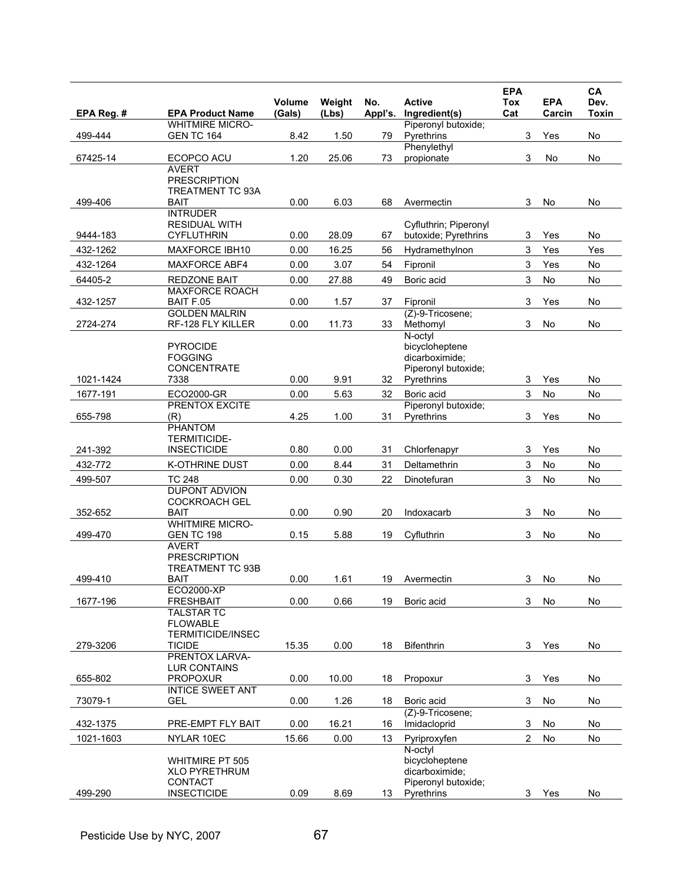| EPA Reg. # | EPA Product Name | Volume (Gals) | Weight (Lbs) | No. Appl's. | Active Ingredient(s) | EPA Tox Cat | EPA Carcin | CA Dev. Toxin |
|---|---|---|---|---|---|---|---|---|
| 499-444 | WHITMIRE MICRO-GEN TC 164 | 8.42 | 1.50 | 79 | Piperonyl butoxide; Pyrethrins | 3 | Yes | No |
| 67425-14 | ECOPCO ACU | 1.20 | 25.06 | 73 | Phenylethyl propionate | 3 | No | No |
| 499-406 | AVERT PRESCRIPTION TREATMENT TC 93A BAIT | 0.00 | 6.03 | 68 | Avermectin | 3 | No | No |
| 9444-183 | INTRUDER RESIDUAL WITH CYFLUTHRIN | 0.00 | 28.09 | 67 | Cyfluthrin; Piperonyl butoxide; Pyrethrins | 3 | Yes | No |
| 432-1262 | MAXFORCE IBH10 | 0.00 | 16.25 | 56 | Hydramethylnon | 3 | Yes | Yes |
| 432-1264 | MAXFORCE ABF4 | 0.00 | 3.07 | 54 | Fipronil | 3 | Yes | No |
| 64405-2 | REDZONE BAIT | 0.00 | 27.88 | 49 | Boric acid | 3 | No | No |
| 432-1257 | MAXFORCE ROACH BAIT F.05 | 0.00 | 1.57 | 37 | Fipronil | 3 | Yes | No |
| 2724-274 | GOLDEN MALRIN RF-128 FLY KILLER | 0.00 | 11.73 | 33 | (Z)-9-Tricosene; Methomyl | 3 | No | No |
| 1021-1424 | PYROCIDE FOGGING CONCENTRATE 7338 | 0.00 | 9.91 | 32 | N-octyl bicycloheptene dicarboximide; Piperonyl butoxide; Pyrethrins | 3 | Yes | No |
| 1677-191 | ECO2000-GR | 0.00 | 5.63 | 32 | Boric acid | 3 | No | No |
| 655-798 | PRENTOX EXCITE (R) | 4.25 | 1.00 | 31 | Piperonyl butoxide; Pyrethrins | 3 | Yes | No |
| 241-392 | PHANTOM TERMITICIDE-INSECTICIDE | 0.80 | 0.00 | 31 | Chlorfenapyr | 3 | Yes | No |
| 432-772 | K-OTHRINE DUST | 0.00 | 8.44 | 31 | Deltamethrin | 3 | No | No |
| 499-507 | TC 248 | 0.00 | 0.30 | 22 | Dinotefuran | 3 | No | No |
| 352-652 | DUPONT ADVION COCKROACH GEL BAIT | 0.00 | 0.90 | 20 | Indoxacarb | 3 | No | No |
| 499-470 | WHITMIRE MICRO-GEN TC 198 | 0.15 | 5.88 | 19 | Cyfluthrin | 3 | No | No |
| 499-410 | AVERT PRESCRIPTION TREATMENT TC 93B BAIT | 0.00 | 1.61 | 19 | Avermectin | 3 | No | No |
| 1677-196 | ECO2000-XP FRESHBAIT | 0.00 | 0.66 | 19 | Boric acid | 3 | No | No |
| 279-3206 | TALSTAR TC FLOWABLE TERMITICIDE/INSECTICIDE | 15.35 | 0.00 | 18 | Bifenthrin | 3 | Yes | No |
| 655-802 | PRENTOX LARVA-LUR CONTAINS PROPOXUR | 0.00 | 10.00 | 18 | Propoxur | 3 | Yes | No |
| 73079-1 | INTICE SWEET ANT GEL | 0.00 | 1.26 | 18 | Boric acid | 3 | No | No |
| 432-1375 | PRE-EMPT FLY BAIT | 0.00 | 16.21 | 16 | (Z)-9-Tricosene; Imidacloprid | 3 | No | No |
| 1021-1603 | NYLAR 10EC | 15.66 | 0.00 | 13 | Pyriproxyfen | 2 | No | No |
| 499-290 | WHITMIRE PT 505 XLO PYRETHRUM CONTACT INSECTICIDE | 0.09 | 8.69 | 13 | N-octyl bicycloheptene dicarboximide; Piperonyl butoxide; Pyrethrins | 3 | Yes | No |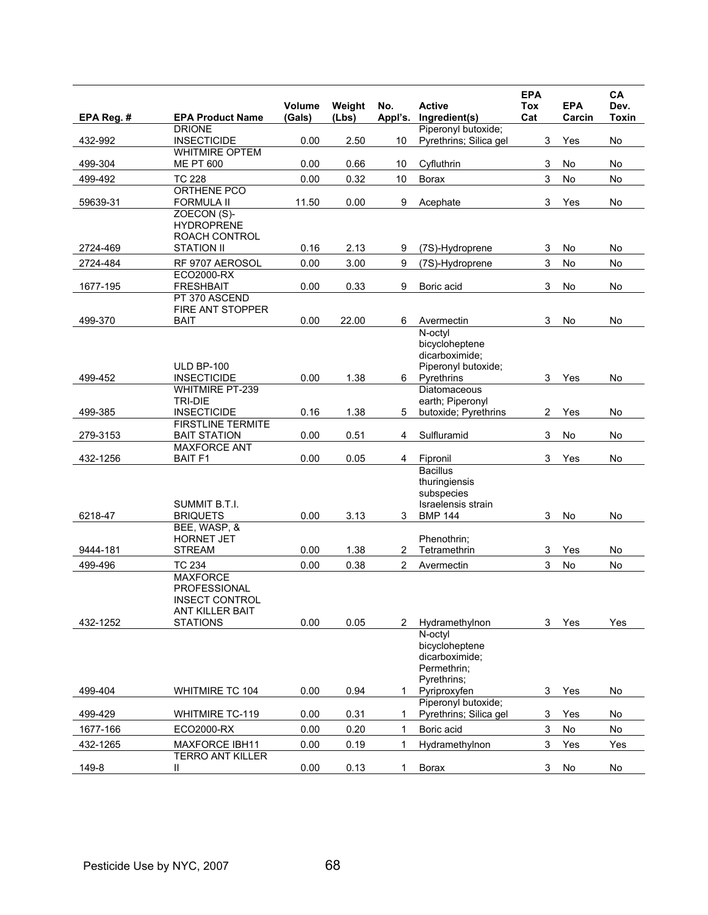| EPA Reg. # | EPA Product Name | Volume (Gals) | Weight (Lbs) | No. Appl's. | Active Ingredient(s) | EPA Tox Cat | EPA Carcin | CA Dev. Toxin |
|---|---|---|---|---|---|---|---|---|
| 432-992 | DRIONE INSECTICIDE | 0.00 | 2.50 | 10 | Piperonyl butoxide; Pyrethrins; Silica gel | 3 | Yes | No |
| 499-304 | WHITMIRE OPTEM ME PT 600 | 0.00 | 0.66 | 10 | Cyfluthrin | 3 | No | No |
| 499-492 | TC 228 | 0.00 | 0.32 | 10 | Borax | 3 | No | No |
| 59639-31 | ORTHENE PCO FORMULA II | 11.50 | 0.00 | 9 | Acephate | 3 | Yes | No |
| 2724-469 | ZOECON (S)-HYDROPRENE ROACH CONTROL STATION II | 0.16 | 2.13 | 9 | (7S)-Hydroprene | 3 | No | No |
| 2724-484 | RF 9707 AEROSOL | 0.00 | 3.00 | 9 | (7S)-Hydroprene | 3 | No | No |
| 1677-195 | ECO2000-RX FRESHBAIT | 0.00 | 0.33 | 9 | Boric acid | 3 | No | No |
| 499-370 | PT 370 ASCEND FIRE ANT STOPPER BAIT | 0.00 | 22.00 | 6 | Avermectin | 3 | No | No |
| 499-452 | ULD BP-100 INSECTICIDE | 0.00 | 1.38 | 6 | N-octyl bicycloheptene dicarboximide; Piperonyl butoxide; Pyrethrins | 3 | Yes | No |
| 499-385 | WHITMIRE PT-239 TRI-DIE INSECTICIDE | 0.16 | 1.38 | 5 | Diatomaceous earth; Piperonyl butoxide; Pyrethrins | 2 | Yes | No |
| 279-3153 | FIRSTLINE TERMITE BAIT STATION | 0.00 | 0.51 | 4 | Sulfluramid | 3 | No | No |
| 432-1256 | MAXFORCE ANT BAIT F1 | 0.00 | 0.05 | 4 | Fipronil | 3 | Yes | No |
| 6218-47 | SUMMIT B.T.I. BRIQUETS | 0.00 | 3.13 | 3 | Bacillus thuringiensis subspecies Israelensis strain BMP 144 | 3 | No | No |
| 9444-181 | BEE, WASP, & HORNET JET STREAM | 0.00 | 1.38 | 2 | Phenothrin; Tetramethrin | 3 | Yes | No |
| 499-496 | TC 234 | 0.00 | 0.38 | 2 | Avermectin | 3 | No | No |
| 432-1252 | MAXFORCE PROFESSIONAL INSECT CONTROL ANT KILLER BAIT STATIONS | 0.00 | 0.05 | 2 | Hydramethylnon | 3 | Yes | Yes |
| 499-404 | WHITMIRE TC 104 | 0.00 | 0.94 | 1 | N-octyl bicycloheptene dicarboximide; Permethrin; Pyrethrins; Pyriproxyfen | 3 | Yes | No |
| 499-429 | WHITMIRE TC-119 | 0.00 | 0.31 | 1 | Piperonyl butoxide; Pyrethrins; Silica gel | 3 | Yes | No |
| 1677-166 | ECO2000-RX | 0.00 | 0.20 | 1 | Boric acid | 3 | No | No |
| 432-1265 | MAXFORCE IBH11 | 0.00 | 0.19 | 1 | Hydramethylnon | 3 | Yes | Yes |
| 149-8 | TERRO ANT KILLER II | 0.00 | 0.13 | 1 | Borax | 3 | No | No |